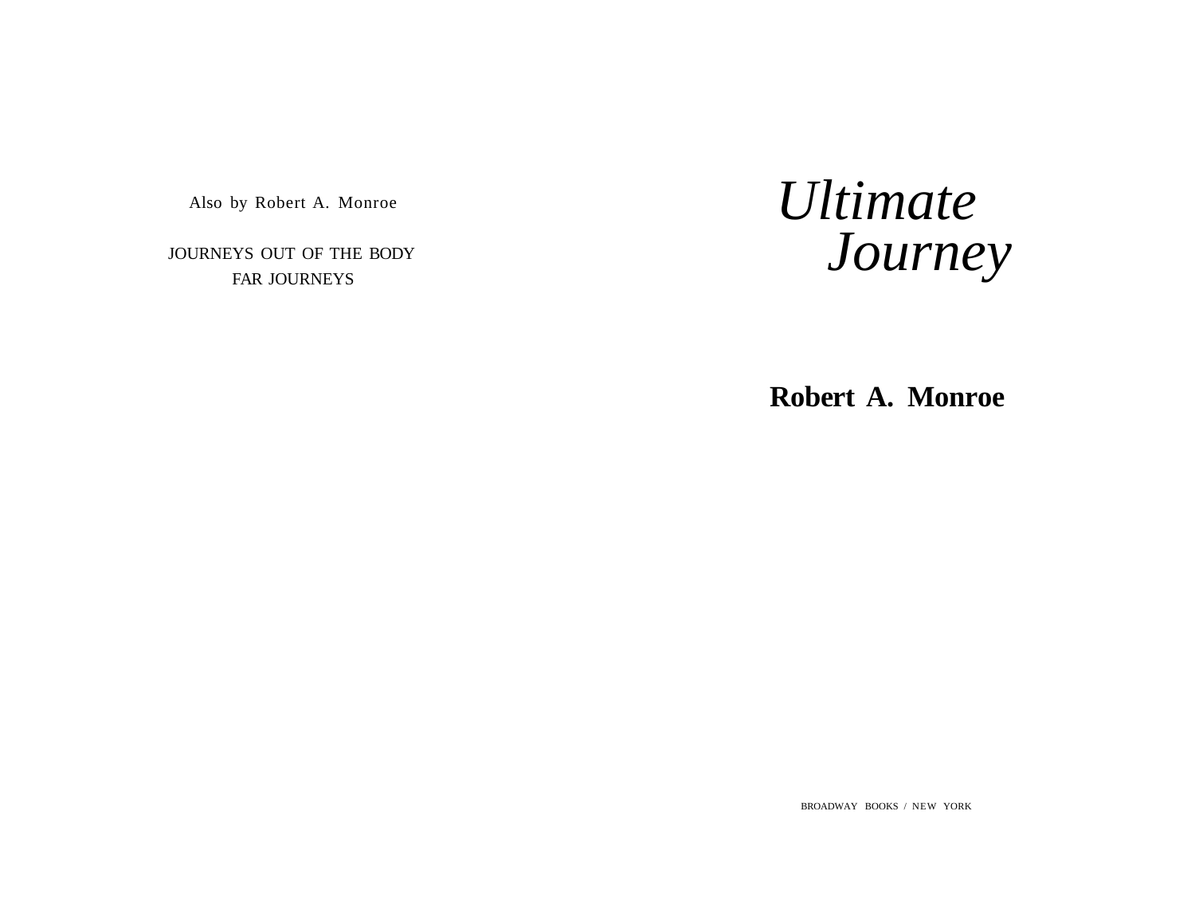Also by Robert A. Monroe

JOURNEYS OUT OF THE BODY
FAR JOURNEYS

# *Ultimate Journey*

**Robert A. Monroe**

BROADWAY BOOKS / NEW YORK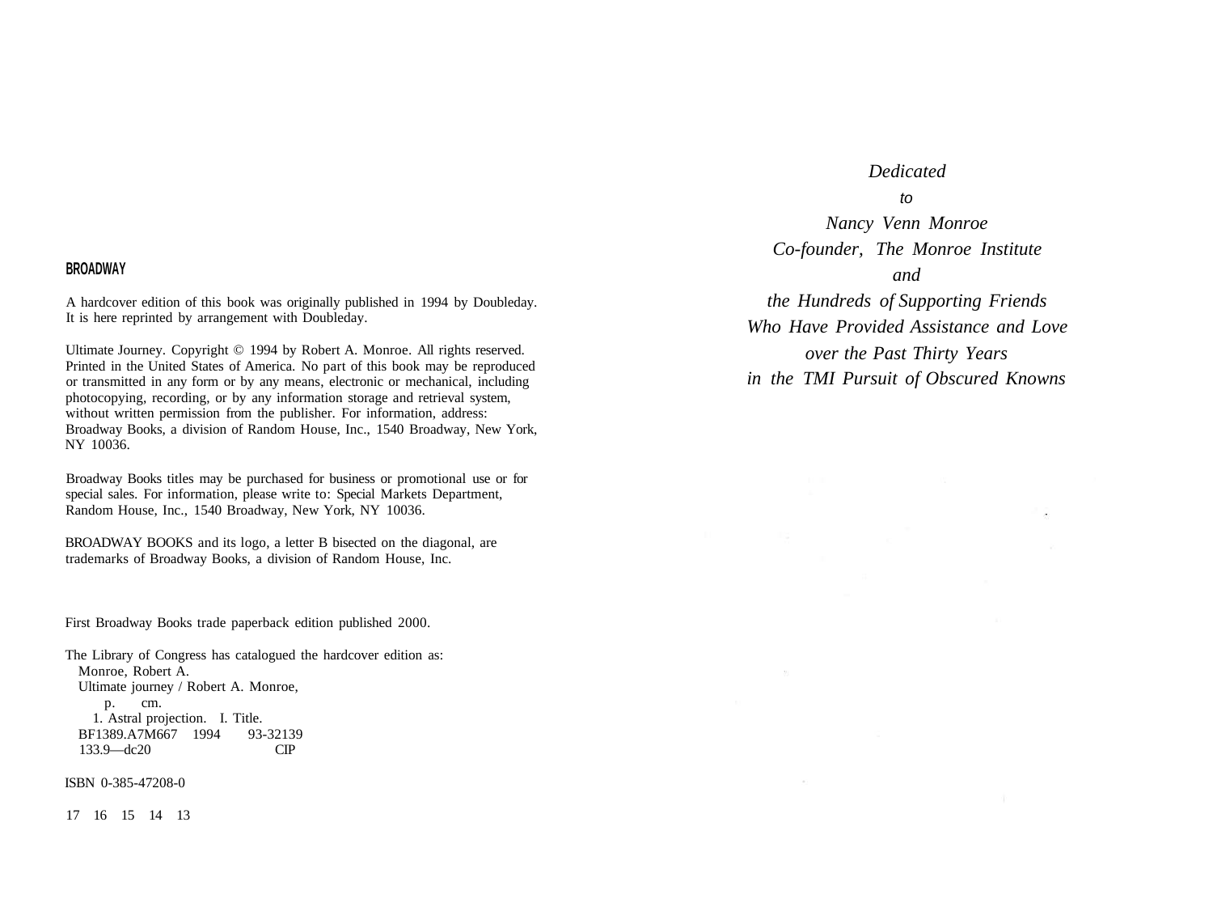**BROADWAY**

A hardcover edition of this book was originally published in 1994 by Doubleday. It is here reprinted by arrangement with Doubleday.

Ultimate Journey. Copyright © 1994 by Robert A. Monroe. All rights reserved. Printed in the United States of America. No part of this book may be reproduced or transmitted in any form or by any means, electronic or mechanical, including photocopying, recording, or by any information storage and retrieval system, without written permission from the publisher. For information, address: Broadway Books, a division of Random House, Inc., 1540 Broadway, New York, NY 10036.

Broadway Books titles may be purchased for business or promotional use or for special sales. For information, please write to: Special Markets Department, Random House, Inc., 1540 Broadway, New York, NY 10036.

BROADWAY BOOKS and its logo, a letter B bisected on the diagonal, are trademarks of Broadway Books, a division of Random House, Inc.

First Broadway Books trade paperback edition published 2000.

The Library of Congress has catalogued the hardcover edition as:
Monroe, Robert A.
Ultimate journey / Robert A. Monroe,
p. cm.
1. Astral projection. I. Title.
BF1389.A7M667 1994 93-32139
133.9—dc20 CIP

ISBN 0-385-47208-0

17 16 15 14 13

*Dedicated*
*to*
*Nancy Venn Monroe*
*Co-founder, The Monroe Institute*
*and*
*the Hundreds of Supporting Friends*
*Who Have Provided Assistance and Love*
*over the Past Thirty Years*
*in the TMI Pursuit of Obscured Knowns*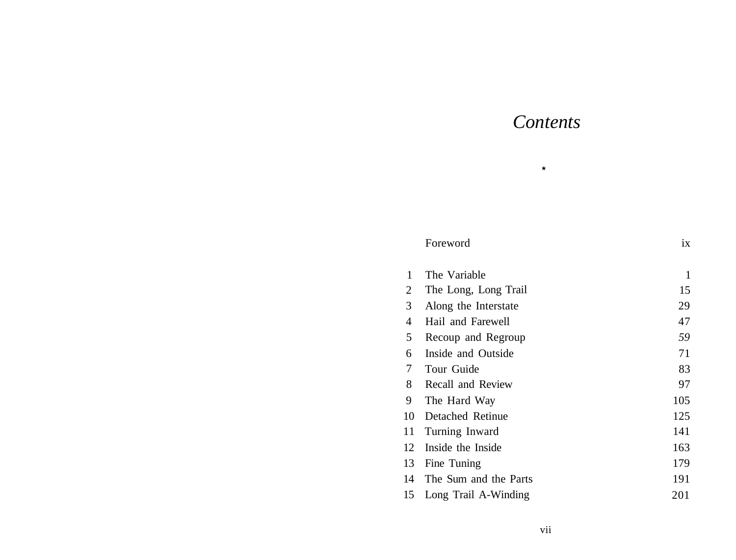# *Contents*

\*

| | | |
|---|---|---|
| | Foreword | ix |
| 1 | The Variable | 1 |
| 2 | The Long, Long Trail | 15 |
| 3 | Along the Interstate | 29 |
| 4 | Hail and Farewell | 47 |
| 5 | Recoup and Regroup | *59* |
| 6 | Inside and Outside | 71 |
| 7 | Tour Guide | 83 |
| 8 | Recall and Review | 97 |
| 9 | The Hard Way | 105 |
| 10 | Detached Retinue | 125 |
| 11 | Turning Inward | 141 |
| 12 | Inside the Inside | 163 |
| 13 | Fine Tuning | 179 |
| 14 | The Sum and the Parts | 191 |
| 15 | Long Trail A-Winding | 201 |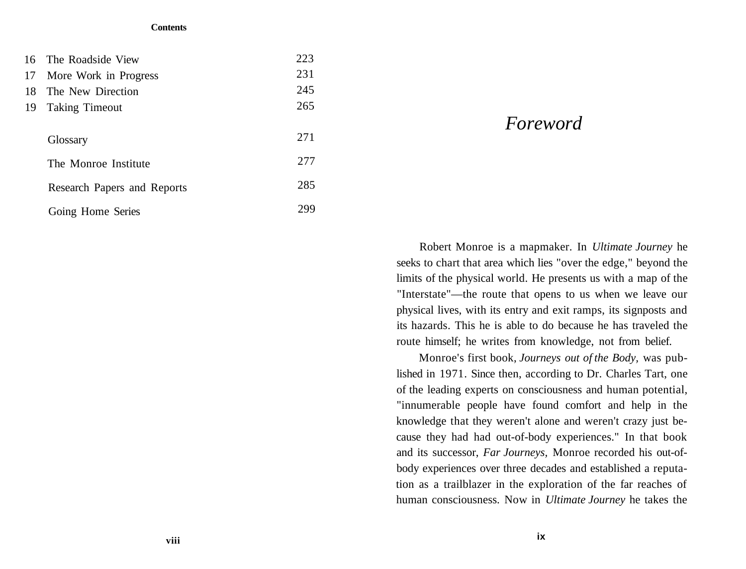**Contents**

| | | |
|---|---|---|
| 16 | The Roadside View | 223 |
| 17 | More Work in Progress | 231 |
| 18 | The New Direction | 245 |
| 19 | Taking Timeout | 265 |
| | Glossary | 271 |
| | The Monroe Institute | 277 |
| | Research Papers and Reports | 285 |
| | Going Home Series | 299 |

# *Foreword*

Robert Monroe is a mapmaker. In *Ultimate Journey* he seeks to chart that area which lies "over the edge," beyond the limits of the physical world. He presents us with a map of the "Interstate"—the route that opens to us when we leave our physical lives, with its entry and exit ramps, its signposts and its hazards. This he is able to do because he has traveled the route himself; he writes from knowledge, not from belief.

Monroe's first book, *Journeys out of the Body*, was published in 1971. Since then, according to Dr. Charles Tart, one of the leading experts on consciousness and human potential, "innumerable people have found comfort and help in the knowledge that they weren't alone and weren't crazy just because they had had out-of-body experiences." In that book and its successor, *Far Journeys*, Monroe recorded his out-of-body experiences over three decades and established a reputation as a trailblazer in the exploration of the far reaches of human consciousness. Now in *Ultimate Journey* he takes the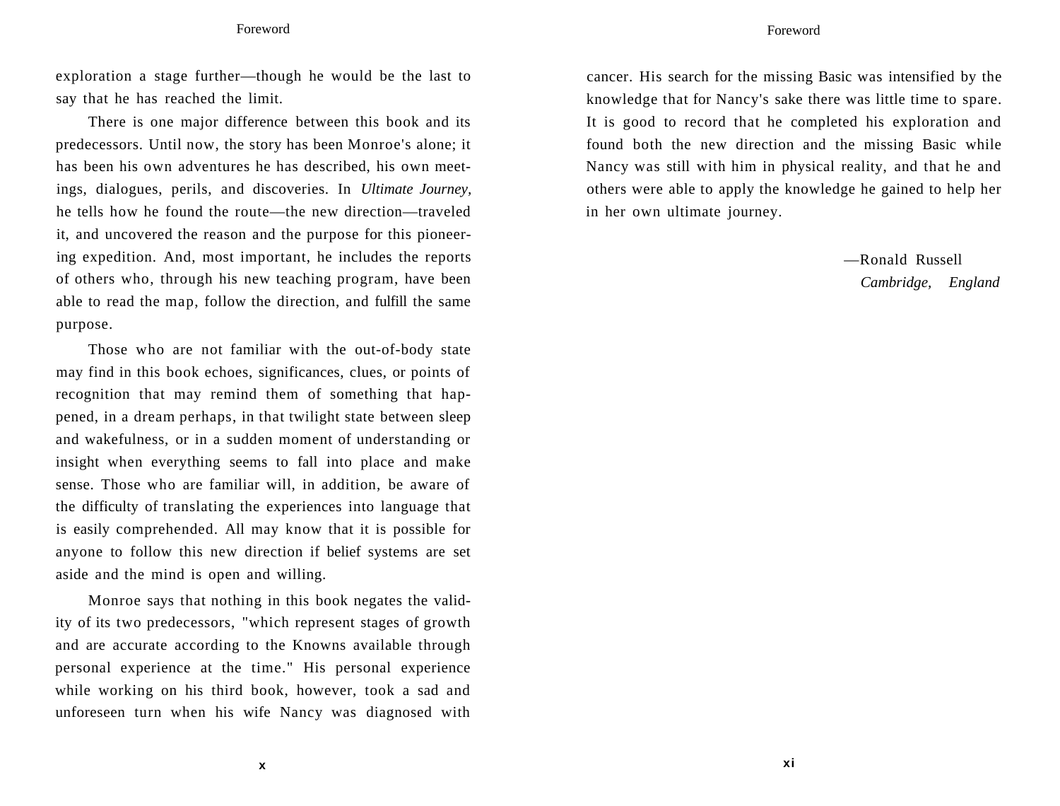exploration a stage further—though he would be the last to say that he has reached the limit.

There is one major difference between this book and its predecessors. Until now, the story has been Monroe's alone; it has been his own adventures he has described, his own meetings, dialogues, perils, and discoveries. In *Ultimate Journey,* he tells how he found the route—the new direction—traveled it, and uncovered the reason and the purpose for this pioneering expedition. And, most important, he includes the reports of others who, through his new teaching program, have been able to read the map, follow the direction, and fulfill the same purpose.

Those who are not familiar with the out-of-body state may find in this book echoes, significances, clues, or points of recognition that may remind them of something that happened, in a dream perhaps, in that twilight state between sleep and wakefulness, or in a sudden moment of understanding or insight when everything seems to fall into place and make sense. Those who are familiar will, in addition, be aware of the difficulty of translating the experiences into language that is easily comprehended. All may know that it is possible for anyone to follow this new direction if belief systems are set aside and the mind is open and willing.

Monroe says that nothing in this book negates the validity of its two predecessors, "which represent stages of growth and are accurate according to the Knowns available through personal experience at the time." His personal experience while working on his third book, however, took a sad and unforeseen turn when his wife Nancy was diagnosed with cancer. His search for the missing Basic was intensified by the knowledge that for Nancy's sake there was little time to spare. It is good to record that he completed his exploration and found both the new direction and the missing Basic while Nancy was still with him in physical reality, and that he and others were able to apply the knowledge he gained to help her in her own ultimate journey.

—Ronald Russell
*Cambridge, England*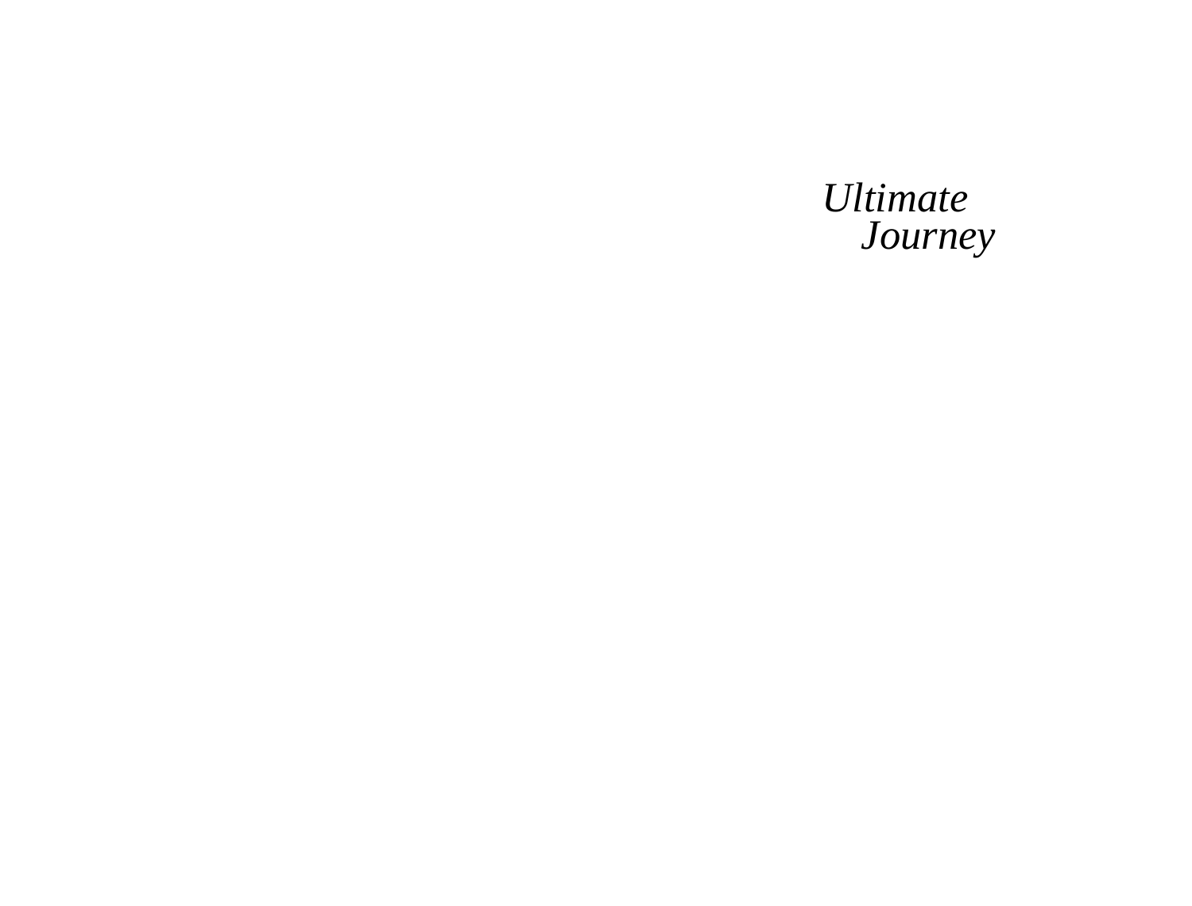*Ultimate*
*Journey*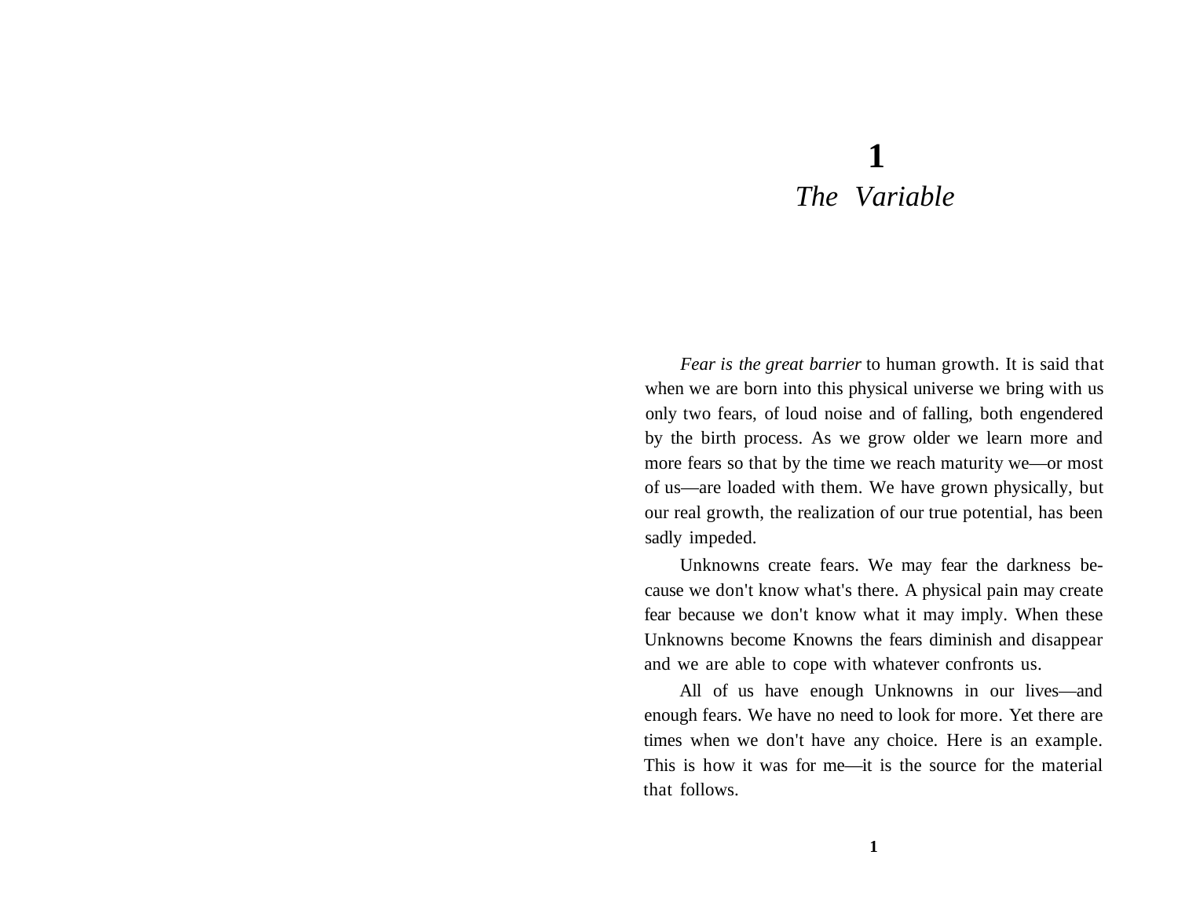# 1
## *The Variable*

*Fear is the great barrier* to human growth. It is said that when we are born into this physical universe we bring with us only two fears, of loud noise and of falling, both engendered by the birth process. As we grow older we learn more and more fears so that by the time we reach maturity we—or most of us—are loaded with them. We have grown physically, but our real growth, the realization of our true potential, has been sadly impeded.

Unknowns create fears. We may fear the darkness because we don't know what's there. A physical pain may create fear because we don't know what it may imply. When these Unknowns become Knowns the fears diminish and disappear and we are able to cope with whatever confronts us.

All of us have enough Unknowns in our lives—and enough fears. We have no need to look for more. Yet there are times when we don't have any choice. Here is an example. This is how it was for me—it is the source for the material that follows.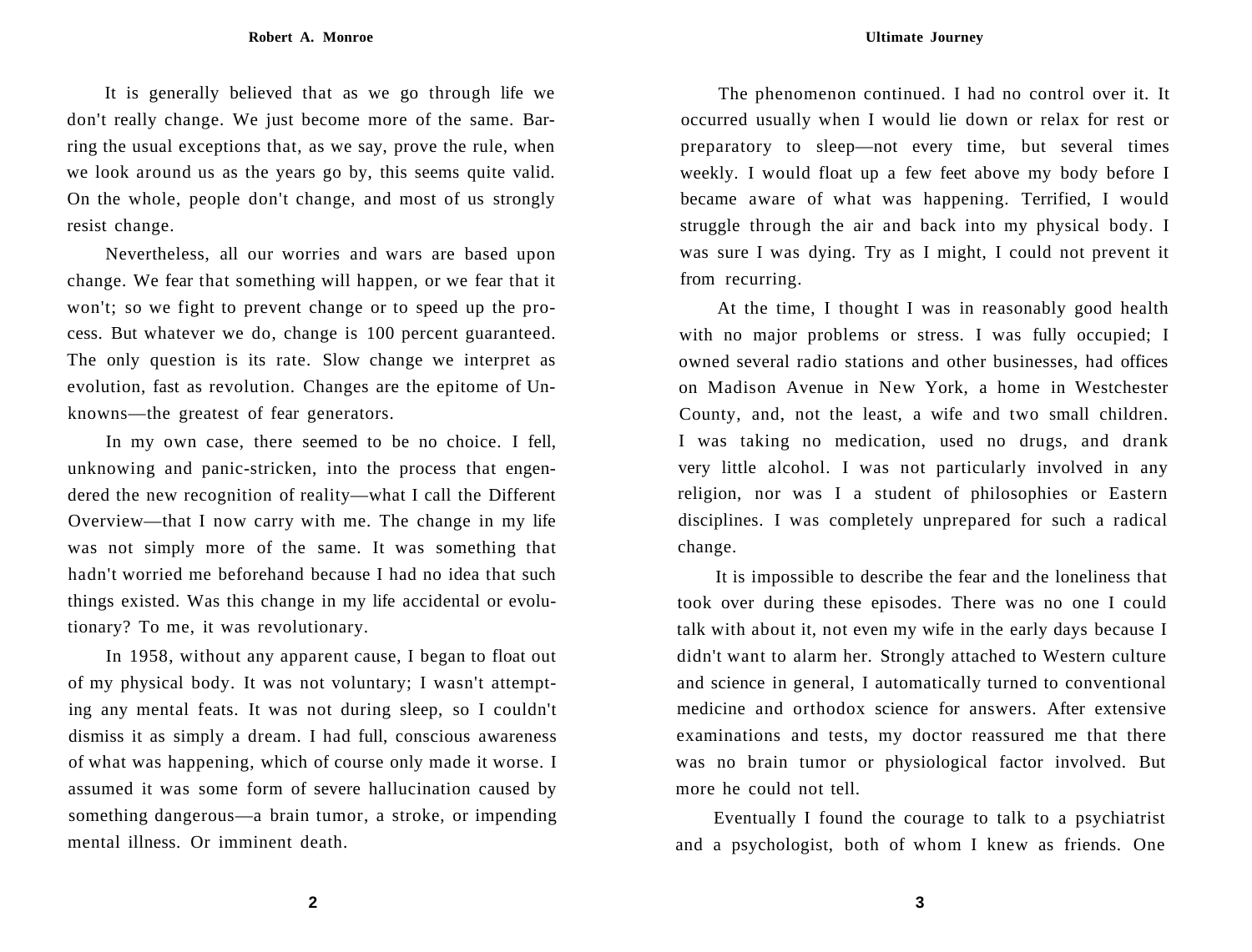It is generally believed that as we go through life we don't really change. We just become more of the same. Barring the usual exceptions that, as we say, prove the rule, when we look around us as the years go by, this seems quite valid. On the whole, people don't change, and most of us strongly resist change.

Nevertheless, all our worries and wars are based upon change. We fear that something will happen, or we fear that it won't; so we fight to prevent change or to speed up the process. But whatever we do, change is 100 percent guaranteed. The only question is its rate. Slow change we interpret as evolution, fast as revolution. Changes are the epitome of Unknowns—the greatest of fear generators.

In my own case, there seemed to be no choice. I fell, unknowing and panic-stricken, into the process that engendered the new recognition of reality—what I call the Different Overview—that I now carry with me. The change in my life was not simply more of the same. It was something that hadn't worried me beforehand because I had no idea that such things existed. Was this change in my life accidental or evolutionary? To me, it was revolutionary.

In 1958, without any apparent cause, I began to float out of my physical body. It was not voluntary; I wasn't attempting any mental feats. It was not during sleep, so I couldn't dismiss it as simply a dream. I had full, conscious awareness of what was happening, which of course only made it worse. I assumed it was some form of severe hallucination caused by something dangerous—a brain tumor, a stroke, or impending mental illness. Or imminent death.

The phenomenon continued. I had no control over it. It occurred usually when I would lie down or relax for rest or preparatory to sleep—not every time, but several times weekly. I would float up a few feet above my body before I became aware of what was happening. Terrified, I would struggle through the air and back into my physical body. I was sure I was dying. Try as I might, I could not prevent it from recurring.

At the time, I thought I was in reasonably good health with no major problems or stress. I was fully occupied; I owned several radio stations and other businesses, had offices on Madison Avenue in New York, a home in Westchester County, and, not the least, a wife and two small children. I was taking no medication, used no drugs, and drank very little alcohol. I was not particularly involved in any religion, nor was I a student of philosophies or Eastern disciplines. I was completely unprepared for such a radical change.

It is impossible to describe the fear and the loneliness that took over during these episodes. There was no one I could talk with about it, not even my wife in the early days because I didn't want to alarm her. Strongly attached to Western culture and science in general, I automatically turned to conventional medicine and orthodox science for answers. After extensive examinations and tests, my doctor reassured me that there was no brain tumor or physiological factor involved. But more he could not tell.

Eventually I found the courage to talk to a psychiatrist and a psychologist, both of whom I knew as friends. One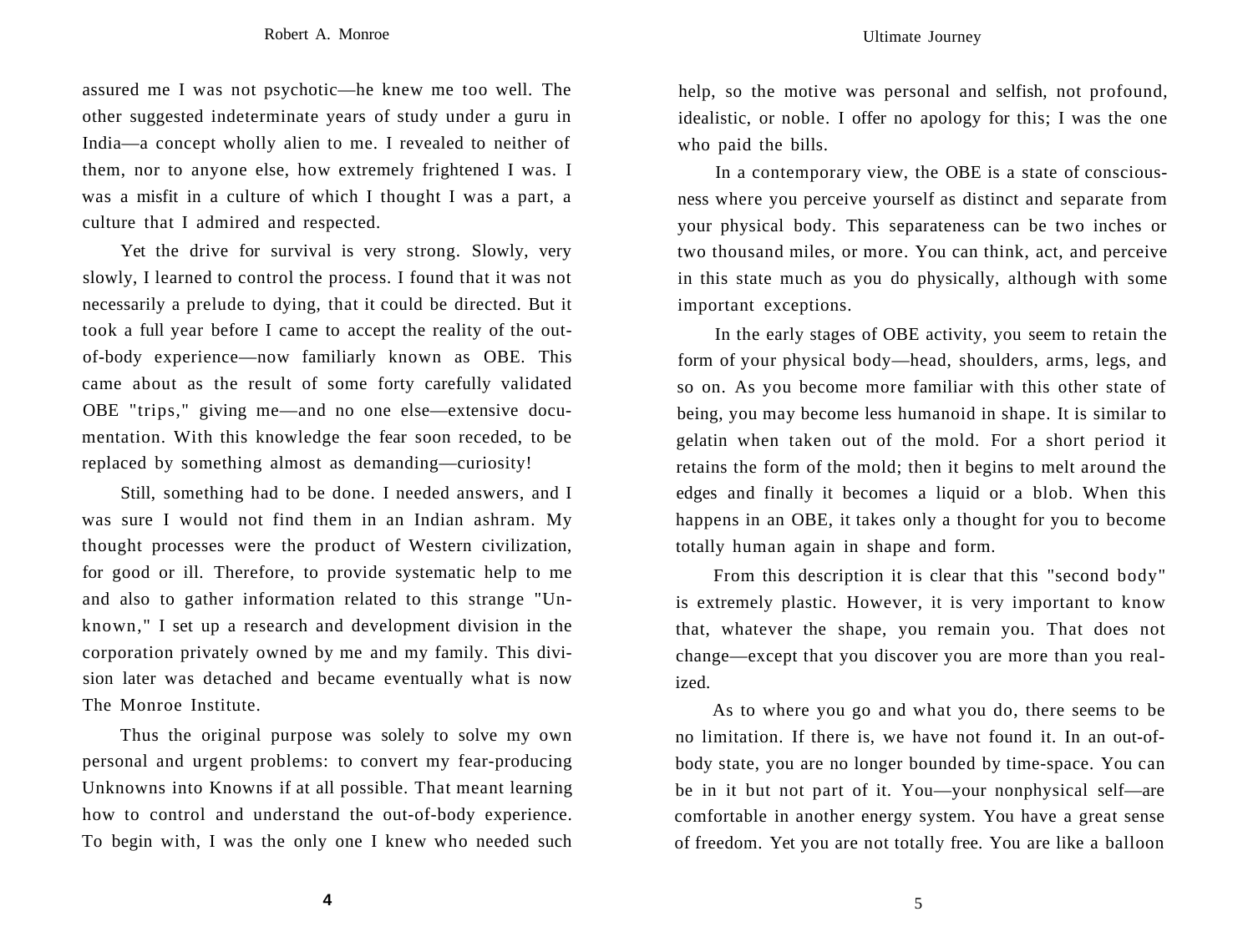assured me I was not psychotic—he knew me too well. The other suggested indeterminate years of study under a guru in India—a concept wholly alien to me. I revealed to neither of them, nor to anyone else, how extremely frightened I was. I was a misfit in a culture of which I thought I was a part, a culture that I admired and respected.

Yet the drive for survival is very strong. Slowly, very slowly, I learned to control the process. I found that it was not necessarily a prelude to dying, that it could be directed. But it took a full year before I came to accept the reality of the out-of-body experience—now familiarly known as OBE. This came about as the result of some forty carefully validated OBE "trips," giving me—and no one else—extensive documentation. With this knowledge the fear soon receded, to be replaced by something almost as demanding—curiosity!

Still, something had to be done. I needed answers, and I was sure I would not find them in an Indian ashram. My thought processes were the product of Western civilization, for good or ill. Therefore, to provide systematic help to me and also to gather information related to this strange "Unknown," I set up a research and development division in the corporation privately owned by me and my family. This division later was detached and became eventually what is now The Monroe Institute.

Thus the original purpose was solely to solve my own personal and urgent problems: to convert my fear-producing Unknowns into Knowns if at all possible. That meant learning how to control and understand the out-of-body experience. To begin with, I was the only one I knew who needed such help, so the motive was personal and selfish, not profound, idealistic, or noble. I offer no apology for this; I was the one who paid the bills.

In a contemporary view, the OBE is a state of consciousness where you perceive yourself as distinct and separate from your physical body. This separateness can be two inches or two thousand miles, or more. You can think, act, and perceive in this state much as you do physically, although with some important exceptions.

In the early stages of OBE activity, you seem to retain the form of your physical body—head, shoulders, arms, legs, and so on. As you become more familiar with this other state of being, you may become less humanoid in shape. It is similar to gelatin when taken out of the mold. For a short period it retains the form of the mold; then it begins to melt around the edges and finally it becomes a liquid or a blob. When this happens in an OBE, it takes only a thought for you to become totally human again in shape and form.

From this description it is clear that this "second body" is extremely plastic. However, it is very important to know that, whatever the shape, you remain you. That does not change—except that you discover you are more than you realized.

As to where you go and what you do, there seems to be no limitation. If there is, we have not found it. In an out-of-body state, you are no longer bounded by time-space. You can be in it but not part of it. You—your nonphysical self—are comfortable in another energy system. You have a great sense of freedom. Yet you are not totally free. You are like a balloon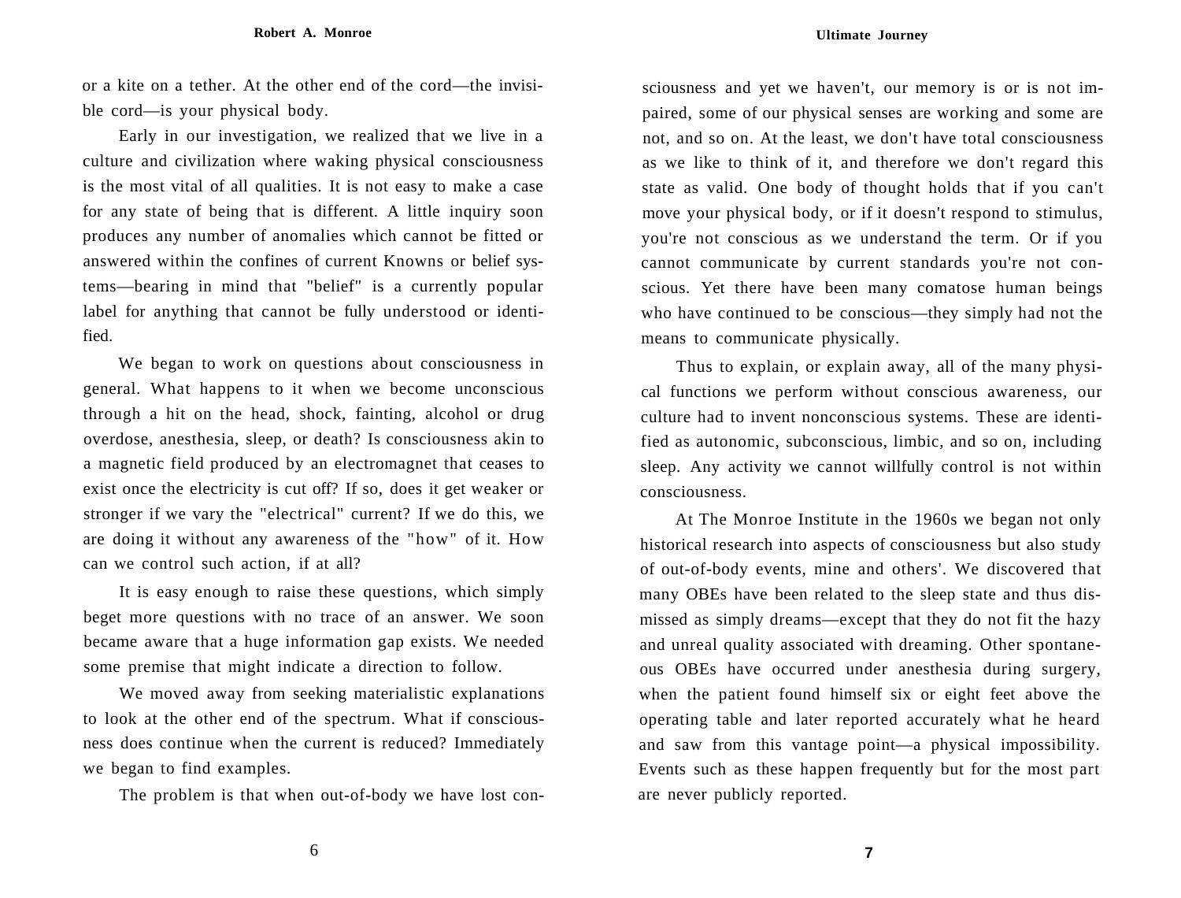or a kite on a tether. At the other end of the cord—the invisible cord—is your physical body.

Early in our investigation, we realized that we live in a culture and civilization where waking physical consciousness is the most vital of all qualities. It is not easy to make a case for any state of being that is different. A little inquiry soon produces any number of anomalies which cannot be fitted or answered within the confines of current Knowns or belief systems—bearing in mind that "belief" is a currently popular label for anything that cannot be fully understood or identified.

We began to work on questions about consciousness in general. What happens to it when we become unconscious through a hit on the head, shock, fainting, alcohol or drug overdose, anesthesia, sleep, or death? Is consciousness akin to a magnetic field produced by an electromagnet that ceases to exist once the electricity is cut off? If so, does it get weaker or stronger if we vary the "electrical" current? If we do this, we are doing it without any awareness of the "how" of it. How can we control such action, if at all?

It is easy enough to raise these questions, which simply beget more questions with no trace of an answer. We soon became aware that a huge information gap exists. We needed some premise that might indicate a direction to follow.

We moved away from seeking materialistic explanations to look at the other end of the spectrum. What if consciousness does continue when the current is reduced? Immediately we began to find examples.

The problem is that when out-of-body we have lost consciousness and yet we haven't, our memory is or is not impaired, some of our physical senses are working and some are not, and so on. At the least, we don't have total consciousness as we like to think of it, and therefore we don't regard this state as valid. One body of thought holds that if you can't move your physical body, or if it doesn't respond to stimulus, you're not conscious as we understand the term. Or if you cannot communicate by current standards you're not conscious. Yet there have been many comatose human beings who have continued to be conscious—they simply had not the means to communicate physically.

Thus to explain, or explain away, all of the many physical functions we perform without conscious awareness, our culture had to invent nonconscious systems. These are identified as autonomic, subconscious, limbic, and so on, including sleep. Any activity we cannot willfully control is not within consciousness.

At The Monroe Institute in the 1960s we began not only historical research into aspects of consciousness but also study of out-of-body events, mine and others'. We discovered that many OBEs have been related to the sleep state and thus dismissed as simply dreams—except that they do not fit the hazy and unreal quality associated with dreaming. Other spontaneous OBEs have occurred under anesthesia during surgery, when the patient found himself six or eight feet above the operating table and later reported accurately what he heard and saw from this vantage point—a physical impossibility. Events such as these happen frequently but for the most part are never publicly reported.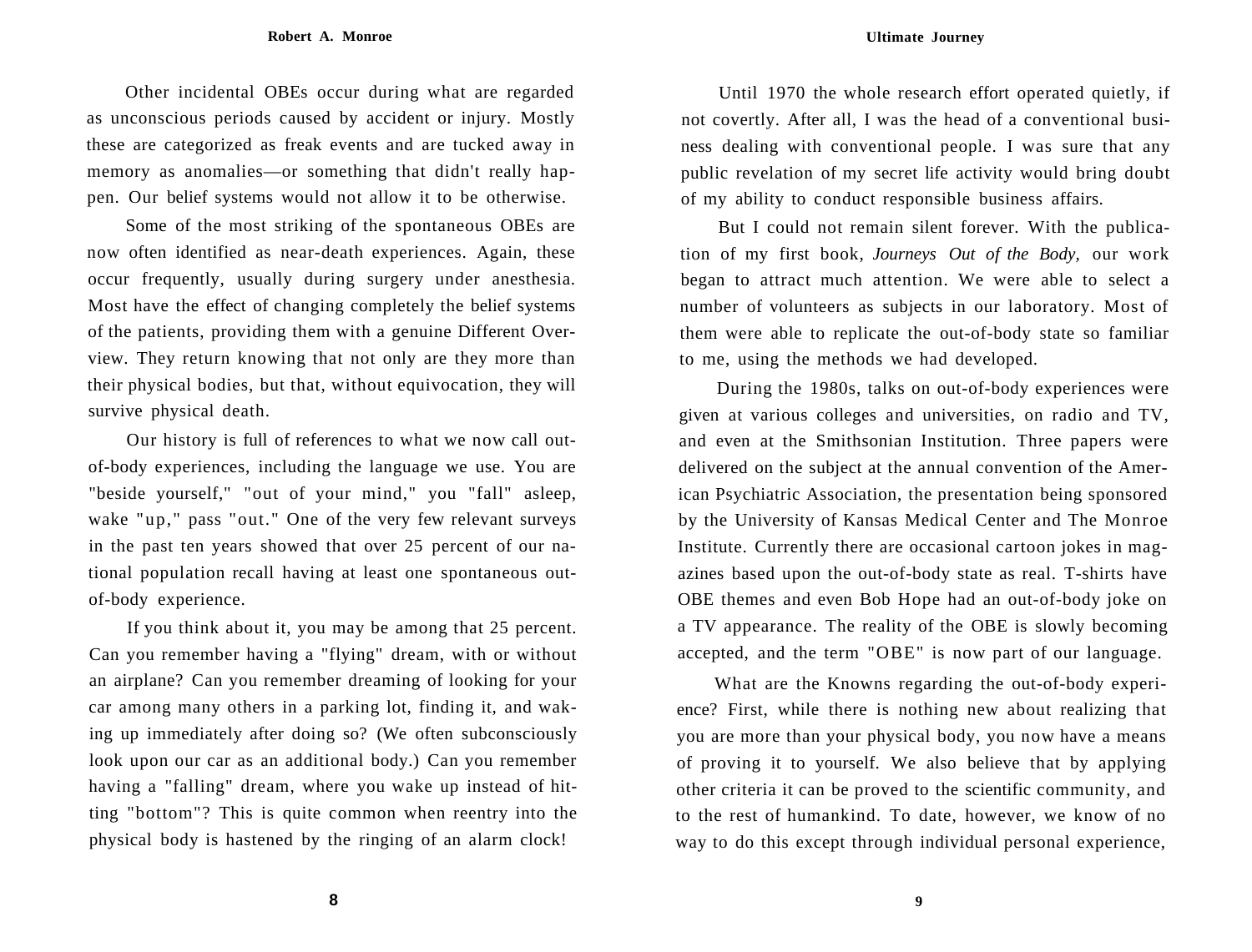Other incidental OBEs occur during what are regarded as unconscious periods caused by accident or injury. Mostly these are categorized as freak events and are tucked away in memory as anomalies—or something that didn't really happen. Our belief systems would not allow it to be otherwise.

Some of the most striking of the spontaneous OBEs are now often identified as near-death experiences. Again, these occur frequently, usually during surgery under anesthesia. Most have the effect of changing completely the belief systems of the patients, providing them with a genuine Different Overview. They return knowing that not only are they more than their physical bodies, but that, without equivocation, they will survive physical death.

Our history is full of references to what we now call out-of-body experiences, including the language we use. You are "beside yourself," "out of your mind," you "fall" asleep, wake "up," pass "out." One of the very few relevant surveys in the past ten years showed that over 25 percent of our national population recall having at least one spontaneous out-of-body experience.

If you think about it, you may be among that 25 percent. Can you remember having a "flying" dream, with or without an airplane? Can you remember dreaming of looking for your car among many others in a parking lot, finding it, and waking up immediately after doing so? (We often subconsciously look upon our car as an additional body.) Can you remember having a "falling" dream, where you wake up instead of hitting "bottom"? This is quite common when reentry into the physical body is hastened by the ringing of an alarm clock!

Until 1970 the whole research effort operated quietly, if not covertly. After all, I was the head of a conventional business dealing with conventional people. I was sure that any public revelation of my secret life activity would bring doubt of my ability to conduct responsible business affairs.

But I could not remain silent forever. With the publication of my first book, *Journeys Out of the Body,* our work began to attract much attention. We were able to select a number of volunteers as subjects in our laboratory. Most of them were able to replicate the out-of-body state so familiar to me, using the methods we had developed.

During the 1980s, talks on out-of-body experiences were given at various colleges and universities, on radio and TV, and even at the Smithsonian Institution. Three papers were delivered on the subject at the annual convention of the American Psychiatric Association, the presentation being sponsored by the University of Kansas Medical Center and The Monroe Institute. Currently there are occasional cartoon jokes in magazines based upon the out-of-body state as real. T-shirts have OBE themes and even Bob Hope had an out-of-body joke on a TV appearance. The reality of the OBE is slowly becoming accepted, and the term "OBE" is now part of our language.

What are the Knowns regarding the out-of-body experience? First, while there is nothing new about realizing that you are more than your physical body, you now have a means of proving it to yourself. We also believe that by applying other criteria it can be proved to the scientific community, and to the rest of humankind. To date, however, we know of no way to do this except through individual personal experience,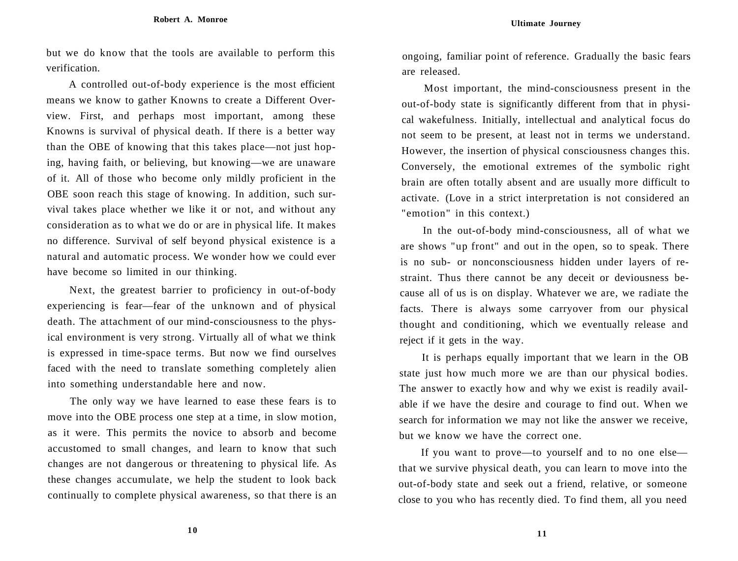but we do know that the tools are available to perform this verification.

A controlled out-of-body experience is the most efficient means we know to gather Knowns to create a Different Overview. First, and perhaps most important, among these Knowns is survival of physical death. If there is a better way than the OBE of knowing that this takes place—not just hoping, having faith, or believing, but knowing—we are unaware of it. All of those who become only mildly proficient in the OBE soon reach this stage of knowing. In addition, such survival takes place whether we like it or not, and without any consideration as to what we do or are in physical life. It makes no difference. Survival of self beyond physical existence is a natural and automatic process. We wonder how we could ever have become so limited in our thinking.

Next, the greatest barrier to proficiency in out-of-body experiencing is fear—fear of the unknown and of physical death. The attachment of our mind-consciousness to the physical environment is very strong. Virtually all of what we think is expressed in time-space terms. But now we find ourselves faced with the need to translate something completely alien into something understandable here and now.

The only way we have learned to ease these fears is to move into the OBE process one step at a time, in slow motion, as it were. This permits the novice to absorb and become accustomed to small changes, and learn to know that such changes are not dangerous or threatening to physical life. As these changes accumulate, we help the student to look back continually to complete physical awareness, so that there is an ongoing, familiar point of reference. Gradually the basic fears are released.

Most important, the mind-consciousness present in the out-of-body state is significantly different from that in physical wakefulness. Initially, intellectual and analytical focus do not seem to be present, at least not in terms we understand. However, the insertion of physical consciousness changes this. Conversely, the emotional extremes of the symbolic right brain are often totally absent and are usually more difficult to activate. (Love in a strict interpretation is not considered an "emotion" in this context.)

In the out-of-body mind-consciousness, all of what we are shows "up front" and out in the open, so to speak. There is no sub- or nonconsciousness hidden under layers of restraint. Thus there cannot be any deceit or deviousness because all of us is on display. Whatever we are, we radiate the facts. There is always some carryover from our physical thought and conditioning, which we eventually release and reject if it gets in the way.

It is perhaps equally important that we learn in the OB state just how much more we are than our physical bodies. The answer to exactly how and why we exist is readily available if we have the desire and courage to find out. When we search for information we may not like the answer we receive, but we know we have the correct one.

If you want to prove—to yourself and to no one else—that we survive physical death, you can learn to move into the out-of-body state and seek out a friend, relative, or someone close to you who has recently died. To find them, all you need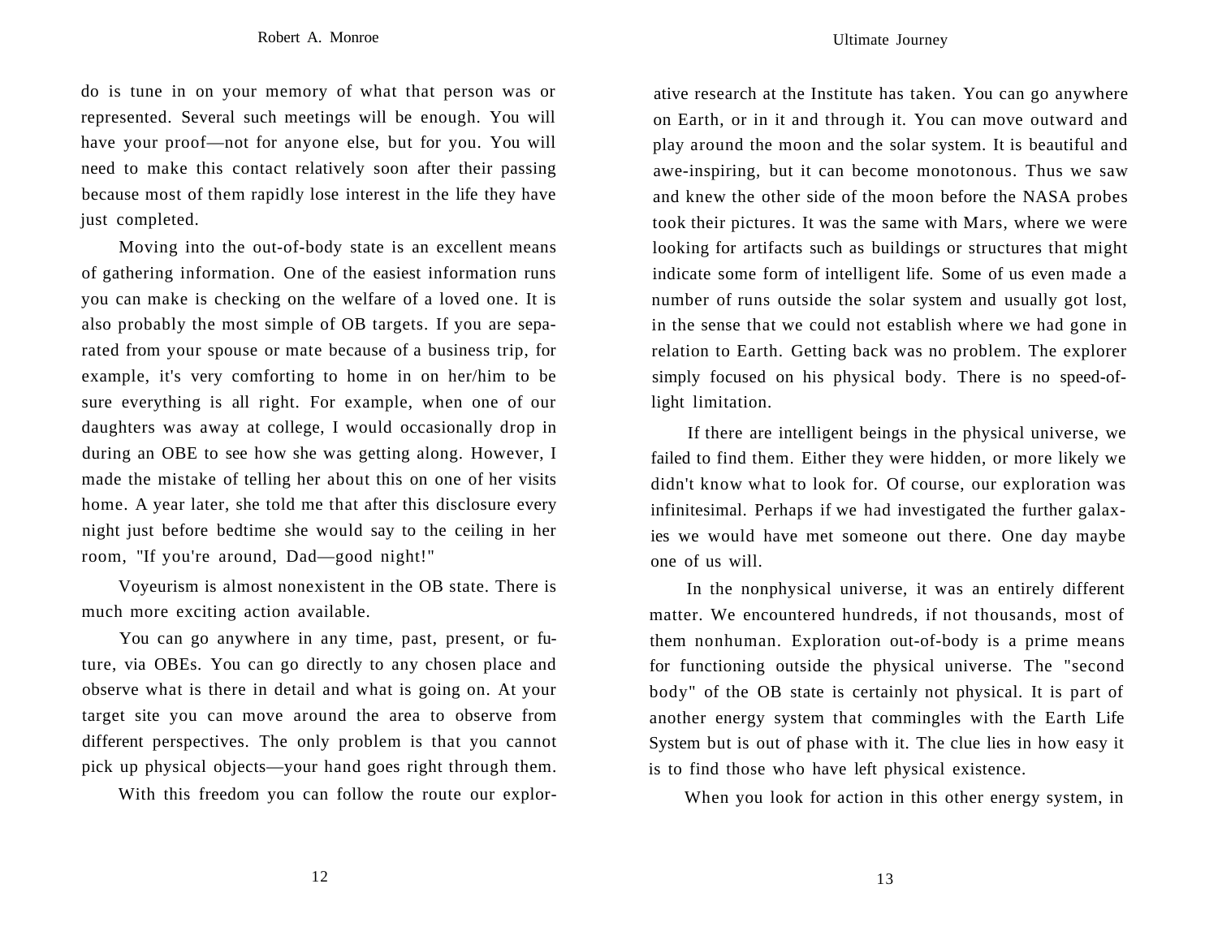do is tune in on your memory of what that person was or represented. Several such meetings will be enough. You will have your proof—not for anyone else, but for you. You will need to make this contact relatively soon after their passing because most of them rapidly lose interest in the life they have just completed.

Moving into the out-of-body state is an excellent means of gathering information. One of the easiest information runs you can make is checking on the welfare of a loved one. It is also probably the most simple of OB targets. If you are separated from your spouse or mate because of a business trip, for example, it's very comforting to home in on her/him to be sure everything is all right. For example, when one of our daughters was away at college, I would occasionally drop in during an OBE to see how she was getting along. However, I made the mistake of telling her about this on one of her visits home. A year later, she told me that after this disclosure every night just before bedtime she would say to the ceiling in her room, "If you're around, Dad—good night!"

Voyeurism is almost nonexistent in the OB state. There is much more exciting action available.

You can go anywhere in any time, past, present, or future, via OBEs. You can go directly to any chosen place and observe what is there in detail and what is going on. At your target site you can move around the area to observe from different perspectives. The only problem is that you cannot pick up physical objects—your hand goes right through them.

With this freedom you can follow the route our explorative research at the Institute has taken. You can go anywhere on Earth, or in it and through it. You can move outward and play around the moon and the solar system. It is beautiful and awe-inspiring, but it can become monotonous. Thus we saw and knew the other side of the moon before the NASA probes took their pictures. It was the same with Mars, where we were looking for artifacts such as buildings or structures that might indicate some form of intelligent life. Some of us even made a number of runs outside the solar system and usually got lost, in the sense that we could not establish where we had gone in relation to Earth. Getting back was no problem. The explorer simply focused on his physical body. There is no speed-of-light limitation.

If there are intelligent beings in the physical universe, we failed to find them. Either they were hidden, or more likely we didn't know what to look for. Of course, our exploration was infinitesimal. Perhaps if we had investigated the further galaxies we would have met someone out there. One day maybe one of us will.

In the nonphysical universe, it was an entirely different matter. We encountered hundreds, if not thousands, most of them nonhuman. Exploration out-of-body is a prime means for functioning outside the physical universe. The "second body" of the OB state is certainly not physical. It is part of another energy system that commingles with the Earth Life System but is out of phase with it. The clue lies in how easy it is to find those who have left physical existence.

When you look for action in this other energy system, in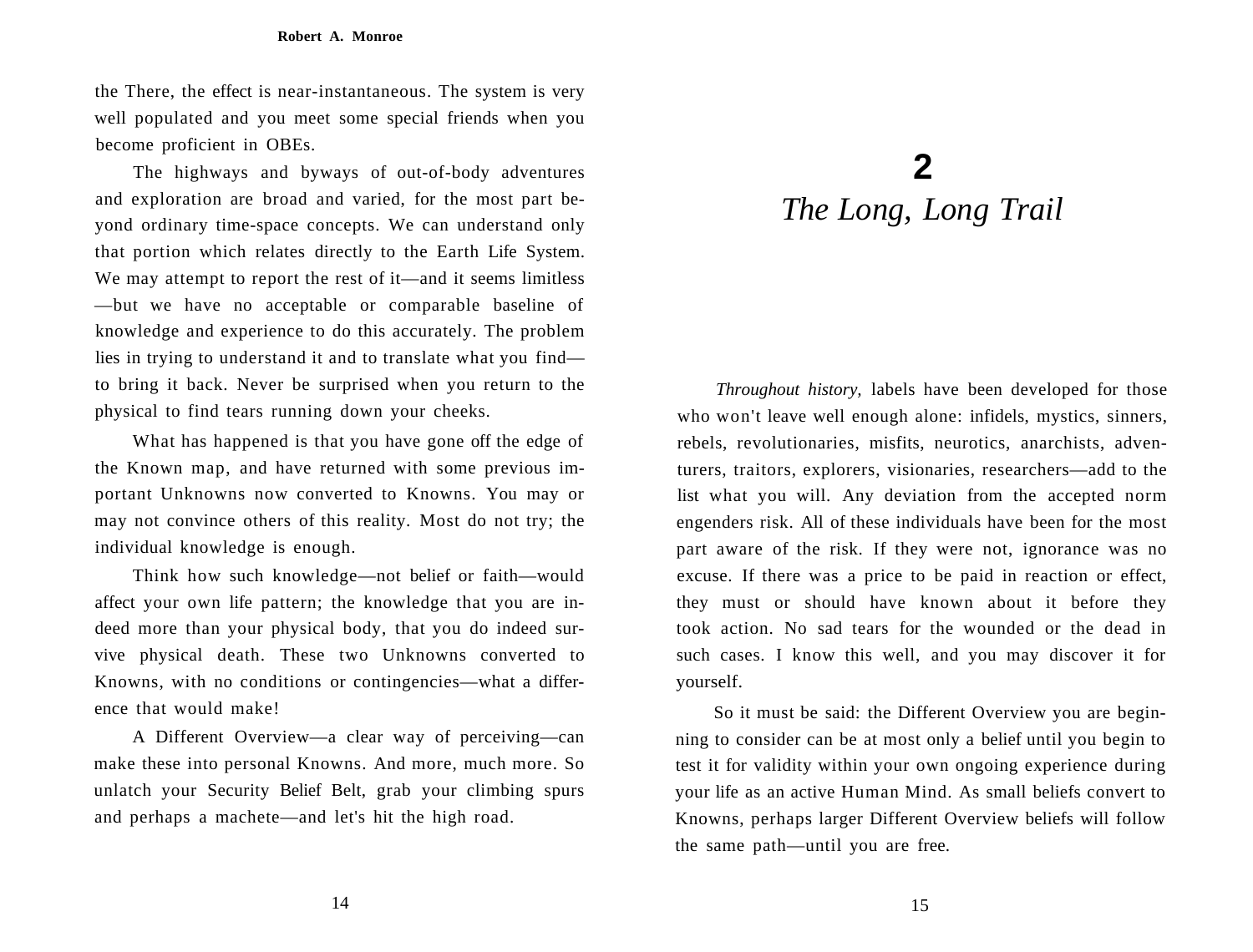the There, the effect is near-instantaneous. The system is very well populated and you meet some special friends when you become proficient in OBEs.

The highways and byways of out-of-body adventures and exploration are broad and varied, for the most part beyond ordinary time-space concepts. We can understand only that portion which relates directly to the Earth Life System. We may attempt to report the rest of it—and it seems limitless—but we have no acceptable or comparable baseline of knowledge and experience to do this accurately. The problem lies in trying to understand it and to translate what you find—to bring it back. Never be surprised when you return to the physical to find tears running down your cheeks.

What has happened is that you have gone off the edge of the Known map, and have returned with some previous important Unknowns now converted to Knowns. You may or may not convince others of this reality. Most do not try; the individual knowledge is enough.

Think how such knowledge—not belief or faith—would affect your own life pattern; the knowledge that you are indeed more than your physical body, that you do indeed survive physical death. These two Unknowns converted to Knowns, with no conditions or contingencies—what a difference that would make!

A Different Overview—a clear way of perceiving—can make these into personal Knowns. And more, much more. So unlatch your Security Belief Belt, grab your climbing spurs and perhaps a machete—and let's hit the high road.

# 2
# *The Long, Long Trail*

*Throughout history,* labels have been developed for those who won't leave well enough alone: infidels, mystics, sinners, rebels, revolutionaries, misfits, neurotics, anarchists, adventurers, traitors, explorers, visionaries, researchers—add to the list what you will. Any deviation from the accepted norm engenders risk. All of these individuals have been for the most part aware of the risk. If they were not, ignorance was no excuse. If there was a price to be paid in reaction or effect, they must or should have known about it before they took action. No sad tears for the wounded or the dead in such cases. I know this well, and you may discover it for yourself.

So it must be said: the Different Overview you are beginning to consider can be at most only a belief until you begin to test it for validity within your own ongoing experience during your life as an active Human Mind. As small beliefs convert to Knowns, perhaps larger Different Overview beliefs will follow the same path—until you are free.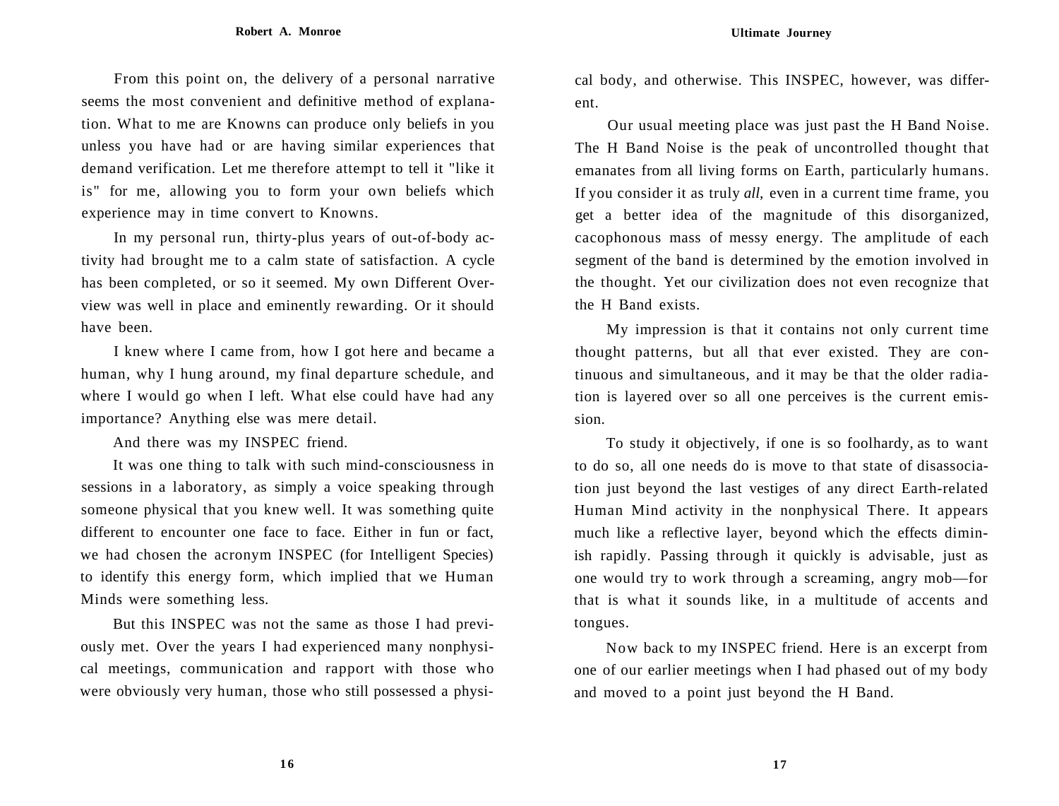From this point on, the delivery of a personal narrative seems the most convenient and definitive method of explanation. What to me are Knowns can produce only beliefs in you unless you have had or are having similar experiences that demand verification. Let me therefore attempt to tell it "like it is" for me, allowing you to form your own beliefs which experience may in time convert to Knowns.

In my personal run, thirty-plus years of out-of-body activity had brought me to a calm state of satisfaction. A cycle has been completed, or so it seemed. My own Different Overview was well in place and eminently rewarding. Or it should have been.

I knew where I came from, how I got here and became a human, why I hung around, my final departure schedule, and where I would go when I left. What else could have had any importance? Anything else was mere detail.

And there was my INSPEC friend.

It was one thing to talk with such mind-consciousness in sessions in a laboratory, as simply a voice speaking through someone physical that you knew well. It was something quite different to encounter one face to face. Either in fun or fact, we had chosen the acronym INSPEC (for Intelligent Species) to identify this energy form, which implied that we Human Minds were something less.

But this INSPEC was not the same as those I had previously met. Over the years I had experienced many nonphysical meetings, communication and rapport with those who were obviously very human, those who still possessed a physical body, and otherwise. This INSPEC, however, was different.

Our usual meeting place was just past the H Band Noise. The H Band Noise is the peak of uncontrolled thought that emanates from all living forms on Earth, particularly humans. If you consider it as truly *all,* even in a current time frame, you get a better idea of the magnitude of this disorganized, cacophonous mass of messy energy. The amplitude of each segment of the band is determined by the emotion involved in the thought. Yet our civilization does not even recognize that the H Band exists.

My impression is that it contains not only current time thought patterns, but all that ever existed. They are continuous and simultaneous, and it may be that the older radiation is layered over so all one perceives is the current emission.

To study it objectively, if one is so foolhardy, as to want to do so, all one needs do is move to that state of disassociation just beyond the last vestiges of any direct Earth-related Human Mind activity in the nonphysical There. It appears much like a reflective layer, beyond which the effects diminish rapidly. Passing through it quickly is advisable, just as one would try to work through a screaming, angry mob—for that is what it sounds like, in a multitude of accents and tongues.

Now back to my INSPEC friend. Here is an excerpt from one of our earlier meetings when I had phased out of my body and moved to a point just beyond the H Band.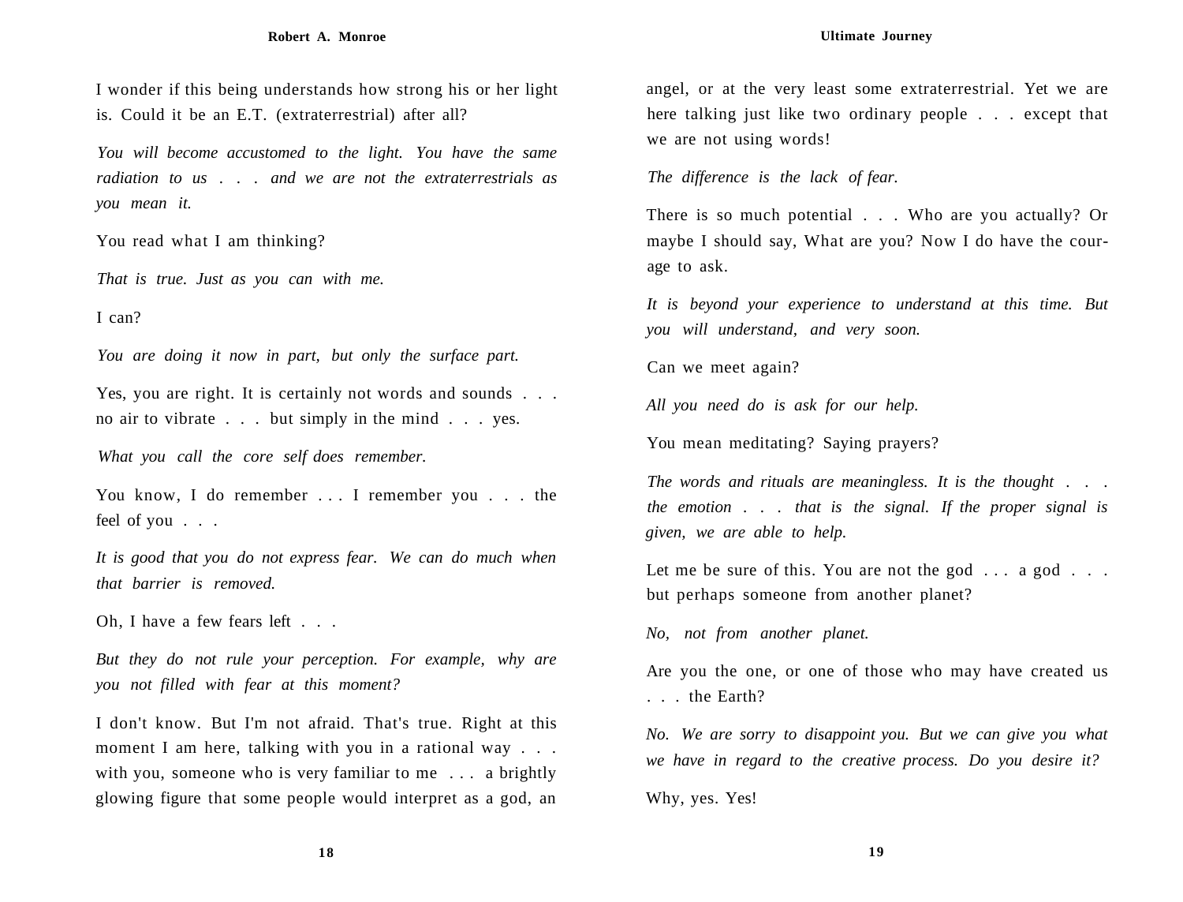I wonder if this being understands how strong his or her light is. Could it be an E.T. (extraterrestrial) after all?

*You will become accustomed to the light. You have the same radiation to us . . . and we are not the extraterrestrials as you mean it.*

You read what I am thinking?

*That is true. Just as you can with me.*

I can?

*You are doing it now in part, but only the surface part.*

Yes, you are right. It is certainly not words and sounds . . . no air to vibrate . . . but simply in the mind . . . yes.

*What you call the core self does remember.*

You know, I do remember . . . I remember you . . . the feel of you . . .

*It is good that you do not express fear. We can do much when that barrier is removed.*

Oh, I have a few fears left . . .

*But they do not rule your perception. For example, why are you not filled with fear at this moment?*

I don't know. But I'm not afraid. That's true. Right at this moment I am here, talking with you in a rational way . . . with you, someone who is very familiar to me . . . a brightly glowing figure that some people would interpret as a god, an angel, or at the very least some extraterrestrial. Yet we are here talking just like two ordinary people . . . except that we are not using words!

*The difference is the lack of fear.*

There is so much potential . . . Who are you actually? Or maybe I should say, What are you? Now I do have the courage to ask.

*It is beyond your experience to understand at this time. But you will understand, and very soon.*

Can we meet again?

*All you need do is ask for our help.*

You mean meditating? Saying prayers?

*The words and rituals are meaningless. It is the thought . . . the emotion . . . that is the signal. If the proper signal is given, we are able to help.*

Let me be sure of this. You are not the god . . . a god . . . but perhaps someone from another planet?

*No, not from another planet.*

Are you the one, or one of those who may have created us . . . the Earth?

*No. We are sorry to disappoint you. But we can give you what we have in regard to the creative process. Do you desire it?*

Why, yes. Yes!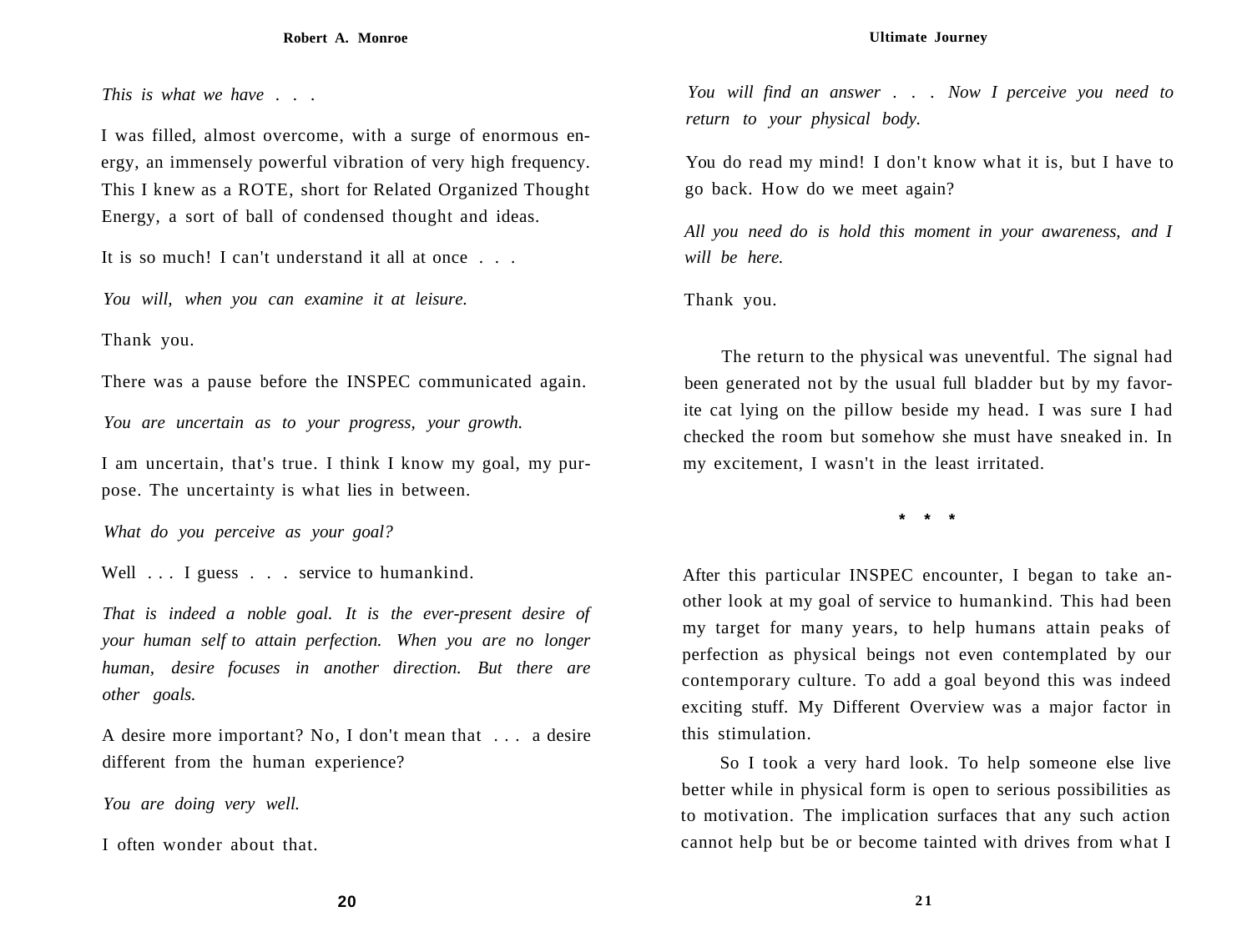*This is what we have . . .*

I was filled, almost overcome, with a surge of enormous energy, an immensely powerful vibration of very high frequency. This I knew as a ROTE, short for Related Organized Thought Energy, a sort of ball of condensed thought and ideas.

It is so much! I can't understand it all at once . . .

*You will, when you can examine it at leisure.*

Thank you.

There was a pause before the INSPEC communicated again.

*You are uncertain as to your progress, your growth.*

I am uncertain, that's true. I think I know my goal, my purpose. The uncertainty is what lies in between.

*What do you perceive as your goal?*

Well . . . I guess . . . service to humankind.

*That is indeed a noble goal. It is the ever-present desire of your human self to attain perfection. When you are no longer human, desire focuses in another direction. But there are other goals.*

A desire more important? No, I don't mean that . . . a desire different from the human experience?

*You are doing very well.*

I often wonder about that.

*You will find an answer . . . Now I perceive you need to return to your physical body.*

You do read my mind! I don't know what it is, but I have to go back. How do we meet again?

*All you need do is hold this moment in your awareness, and I will be here.*

Thank you.

The return to the physical was uneventful. The signal had been generated not by the usual full bladder but by my favorite cat lying on the pillow beside my head. I was sure I had checked the room but somehow she must have sneaked in. In my excitement, I wasn't in the least irritated.

\* \* \*

After this particular INSPEC encounter, I began to take another look at my goal of service to humankind. This had been my target for many years, to help humans attain peaks of perfection as physical beings not even contemplated by our contemporary culture. To add a goal beyond this was indeed exciting stuff. My Different Overview was a major factor in this stimulation.

So I took a very hard look. To help someone else live better while in physical form is open to serious possibilities as to motivation. The implication surfaces that any such action cannot help but be or become tainted with drives from what I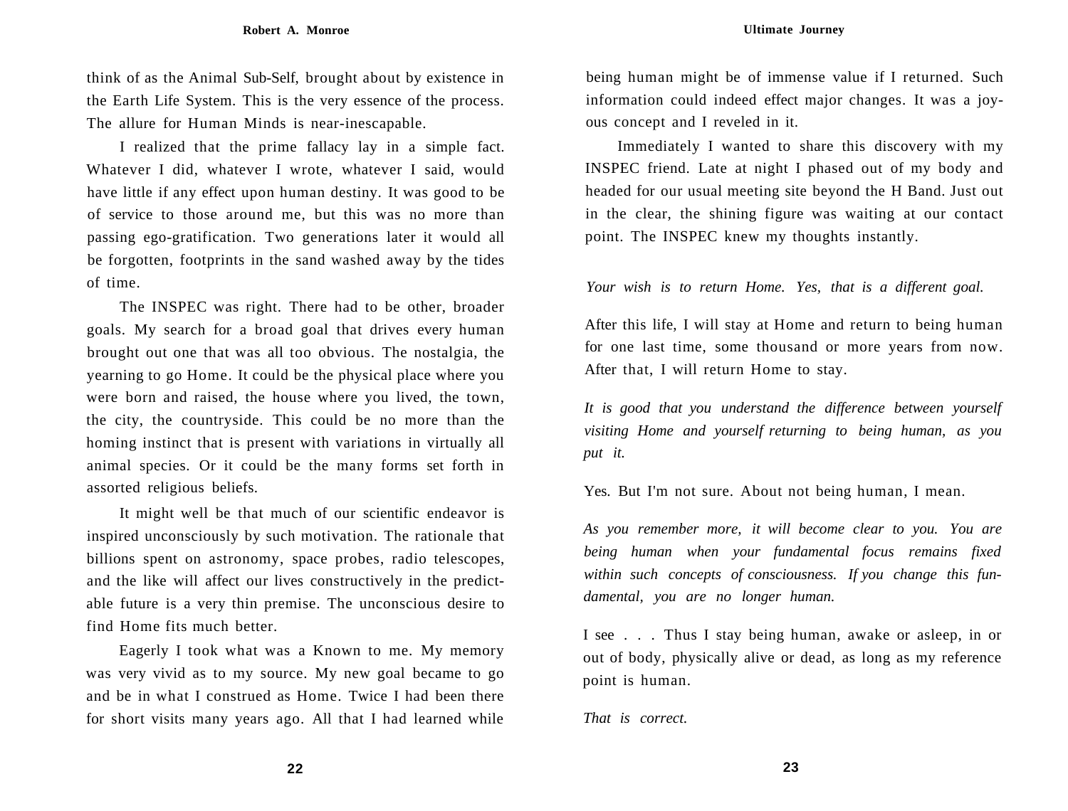think of as the Animal Sub-Self, brought about by existence in the Earth Life System. This is the very essence of the process. The allure for Human Minds is near-inescapable.

I realized that the prime fallacy lay in a simple fact. Whatever I did, whatever I wrote, whatever I said, would have little if any effect upon human destiny. It was good to be of service to those around me, but this was no more than passing ego-gratification. Two generations later it would all be forgotten, footprints in the sand washed away by the tides of time.

The INSPEC was right. There had to be other, broader goals. My search for a broad goal that drives every human brought out one that was all too obvious. The nostalgia, the yearning to go Home. It could be the physical place where you were born and raised, the house where you lived, the town, the city, the countryside. This could be no more than the homing instinct that is present with variations in virtually all animal species. Or it could be the many forms set forth in assorted religious beliefs.

It might well be that much of our scientific endeavor is inspired unconsciously by such motivation. The rationale that billions spent on astronomy, space probes, radio telescopes, and the like will affect our lives constructively in the predictable future is a very thin premise. The unconscious desire to find Home fits much better.

Eagerly I took what was a Known to me. My memory was very vivid as to my source. My new goal became to go and be in what I construed as Home. Twice I had been there for short visits many years ago. All that I had learned while being human might be of immense value if I returned. Such information could indeed effect major changes. It was a joyous concept and I reveled in it.

Immediately I wanted to share this discovery with my INSPEC friend. Late at night I phased out of my body and headed for our usual meeting site beyond the H Band. Just out in the clear, the shining figure was waiting at our contact point. The INSPEC knew my thoughts instantly.

*Your wish is to return Home. Yes, that is a different goal.*

After this life, I will stay at Home and return to being human for one last time, some thousand or more years from now. After that, I will return Home to stay.

*It is good that you understand the difference between yourself visiting Home and yourself returning to being human, as you put it.*

Yes. But I'm not sure. About not being human, I mean.

*As you remember more, it will become clear to you. You are being human when your fundamental focus remains fixed within such concepts of consciousness. If you change this fundamental, you are no longer human.*

I see . . . Thus I stay being human, awake or asleep, in or out of body, physically alive or dead, as long as my reference point is human.

*That is correct.*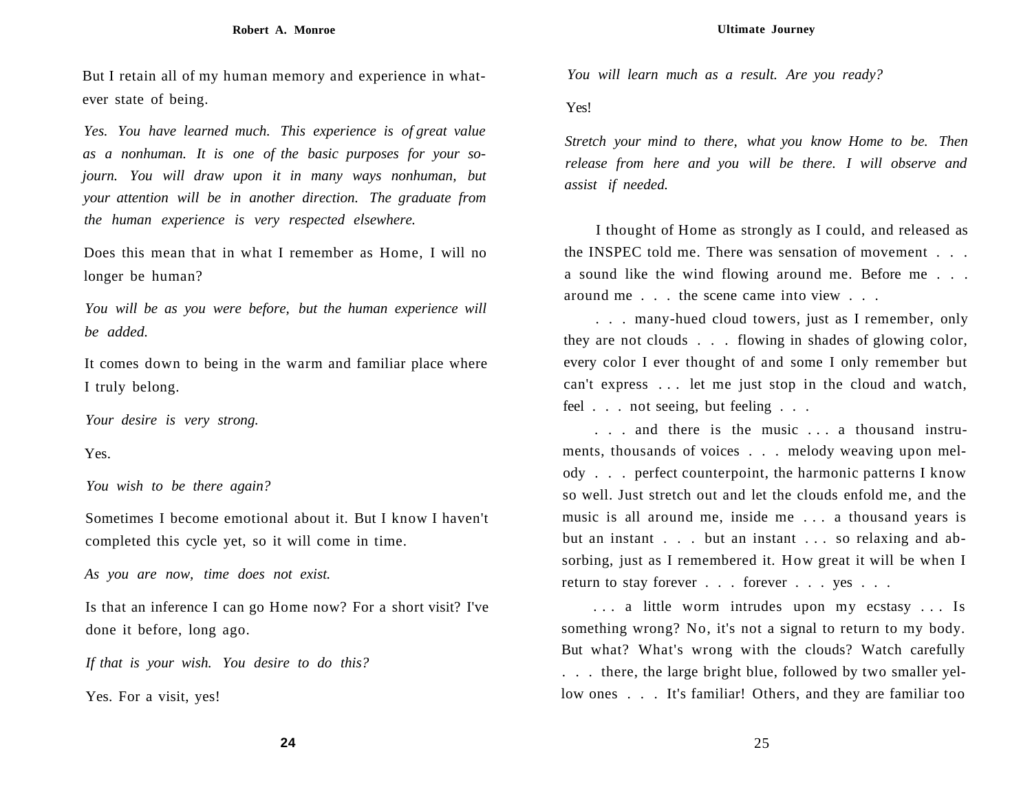But I retain all of my human memory and experience in whatever state of being.

*Yes. You have learned much. This experience is of great value as a nonhuman. It is one of the basic purposes for your sojourn. You will draw upon it in many ways nonhuman, but your attention will be in another direction. The graduate from the human experience is very respected elsewhere.*

Does this mean that in what I remember as Home, I will no longer be human?

*You will be as you were before, but the human experience will be added.*

It comes down to being in the warm and familiar place where I truly belong.

*Your desire is very strong.*

Yes.

*You wish to be there again?*

Sometimes I become emotional about it. But I know I haven't completed this cycle yet, so it will come in time.

*As you are now, time does not exist.*

Is that an inference I can go Home now? For a short visit? I've done it before, long ago.

*If that is your wish. You desire to do this?*

Yes. For a visit, yes!

*You will learn much as a result. Are you ready?*

Yes!

*Stretch your mind to there, what you know Home to be. Then release from here and you will be there. I will observe and assist if needed.*

I thought of Home as strongly as I could, and released as the INSPEC told me. There was sensation of movement . . . a sound like the wind flowing around me. Before me . . . around me . . . the scene came into view . . .

. . . many-hued cloud towers, just as I remember, only they are not clouds . . . flowing in shades of glowing color, every color I ever thought of and some I only remember but can't express . . . let me just stop in the cloud and watch, feel . . . not seeing, but feeling . . .

. . . and there is the music . . . a thousand instruments, thousands of voices . . . melody weaving upon melody . . . perfect counterpoint, the harmonic patterns I know so well. Just stretch out and let the clouds enfold me, and the music is all around me, inside me . . . a thousand years is but an instant . . . but an instant . . . so relaxing and absorbing, just as I remembered it. How great it will be when I return to stay forever . . . forever . . . yes . . .

. . . a little worm intrudes upon my ecstasy . . . Is something wrong? No, it's not a signal to return to my body. But what? What's wrong with the clouds? Watch carefully . . . there, the large bright blue, followed by two smaller yellow ones . . . It's familiar! Others, and they are familiar too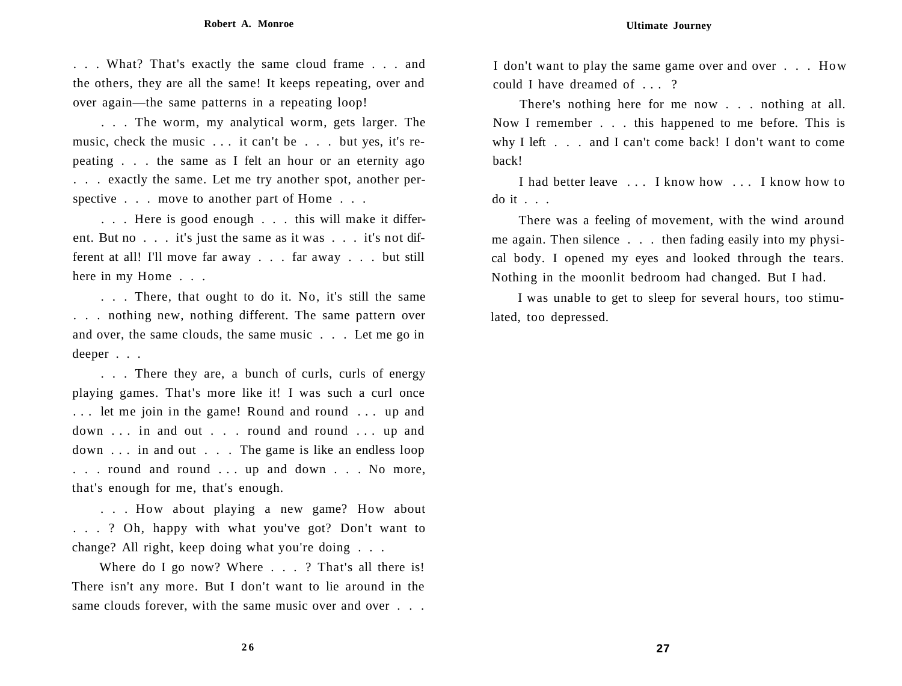. . . What? That's exactly the same cloud frame . . . and the others, they are all the same! It keeps repeating, over and over again—the same patterns in a repeating loop!

. . . The worm, my analytical worm, gets larger. The music, check the music . . . it can't be . . . but yes, it's repeating . . . the same as I felt an hour or an eternity ago . . . exactly the same. Let me try another spot, another perspective . . . move to another part of Home . . .

. . . Here is good enough . . . this will make it different. But no . . . it's just the same as it was . . . it's not different at all! I'll move far away . . . far away . . . but still here in my Home . . .

. . . There, that ought to do it. No, it's still the same . . . nothing new, nothing different. The same pattern over and over, the same clouds, the same music . . . Let me go in deeper . . .

. . . There they are, a bunch of curls, curls of energy playing games. That's more like it! I was such a curl once . . . let me join in the game! Round and round . . . up and down . . . in and out . . . round and round . . . up and down . . . in and out . . . The game is like an endless loop . . . round and round . . . up and down . . . No more, that's enough for me, that's enough.

. . . How about playing a new game? How about . . . ? Oh, happy with what you've got? Don't want to change? All right, keep doing what you're doing . . .

Where do I go now? Where . . . ? That's all there is! There isn't any more. But I don't want to lie around in the same clouds forever, with the same music over and over . . . I don't want to play the same game over and over . . . How could I have dreamed of . . . ?

There's nothing here for me now . . . nothing at all. Now I remember . . . this happened to me before. This is why I left . . . and I can't come back! I don't want to come back!

I had better leave . . . I know how . . . I know how to do it . . .

There was a feeling of movement, with the wind around me again. Then silence . . . then fading easily into my physical body. I opened my eyes and looked through the tears. Nothing in the moonlit bedroom had changed. But I had.

I was unable to get to sleep for several hours, too stimulated, too depressed.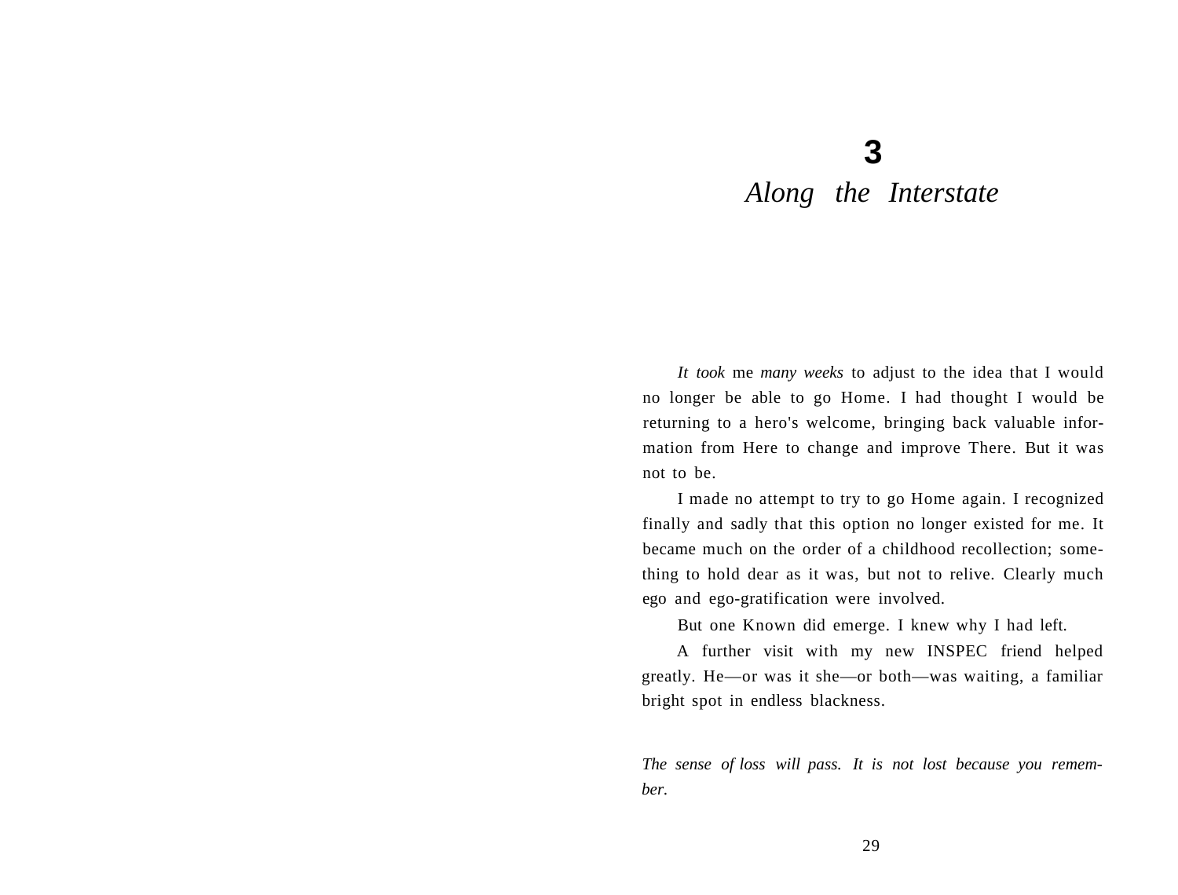# 3

## *Along the Interstate*

*It took* me *many weeks* to adjust to the idea that I would no longer be able to go Home. I had thought I would be returning to a hero's welcome, bringing back valuable information from Here to change and improve There. But it was not to be.

I made no attempt to try to go Home again. I recognized finally and sadly that this option no longer existed for me. It became much on the order of a childhood recollection; something to hold dear as it was, but not to relive. Clearly much ego and ego-gratification were involved.

But one Known did emerge. I knew why I had left.

A further visit with my new INSPEC friend helped greatly. He—or was it she—or both—was waiting, a familiar bright spot in endless blackness.

*The sense of loss will pass. It is not lost because you remember.*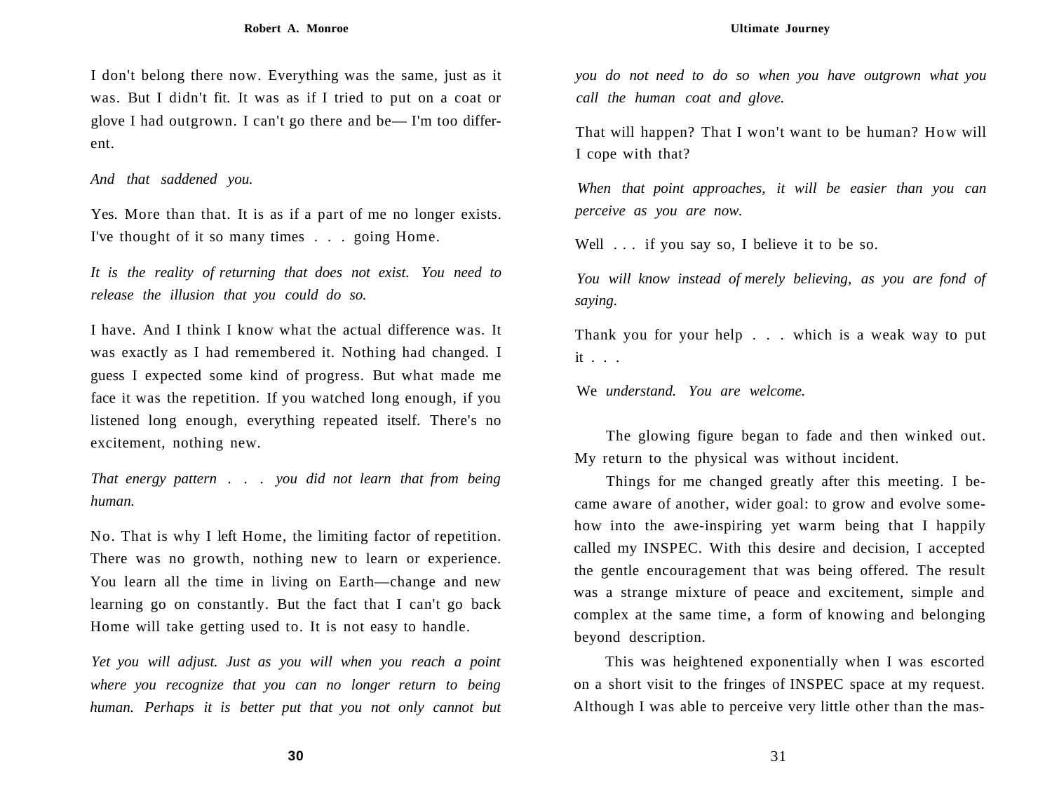I don't belong there now. Everything was the same, just as it was. But I didn't fit. It was as if I tried to put on a coat or glove I had outgrown. I can't go there and be— I'm too different.

*And that saddened you.*

Yes. More than that. It is as if a part of me no longer exists. I've thought of it so many times . . . going Home.

*It is the reality of returning that does not exist. You need to release the illusion that you could do so.*

I have. And I think I know what the actual difference was. It was exactly as I had remembered it. Nothing had changed. I guess I expected some kind of progress. But what made me face it was the repetition. If you watched long enough, if you listened long enough, everything repeated itself. There's no excitement, nothing new.

*That energy pattern . . . you did not learn that from being human.*

No. That is why I left Home, the limiting factor of repetition. There was no growth, nothing new to learn or experience. You learn all the time in living on Earth—change and new learning go on constantly. But the fact that I can't go back Home will take getting used to. It is not easy to handle.

*Yet you will adjust. Just as you will when you reach a point where you recognize that you can no longer return to being human. Perhaps it is better put that you not only cannot but you do not need to do so when you have outgrown what you call the human coat and glove.*

That will happen? That I won't want to be human? How will I cope with that?

*When that point approaches, it will be easier than you can perceive as you are now.*

Well . . . if you say so, I believe it to be so.

*You will know instead of merely believing, as you are fond of saying.*

Thank you for your help . . . which is a weak way to put it . . .

We *understand. You are welcome.*

The glowing figure began to fade and then winked out. My return to the physical was without incident.

Things for me changed greatly after this meeting. I became aware of another, wider goal: to grow and evolve somehow into the awe-inspiring yet warm being that I happily called my INSPEC. With this desire and decision, I accepted the gentle encouragement that was being offered. The result was a strange mixture of peace and excitement, simple and complex at the same time, a form of knowing and belonging beyond description.

This was heightened exponentially when I was escorted on a short visit to the fringes of INSPEC space at my request. Although I was able to perceive very little other than the mas-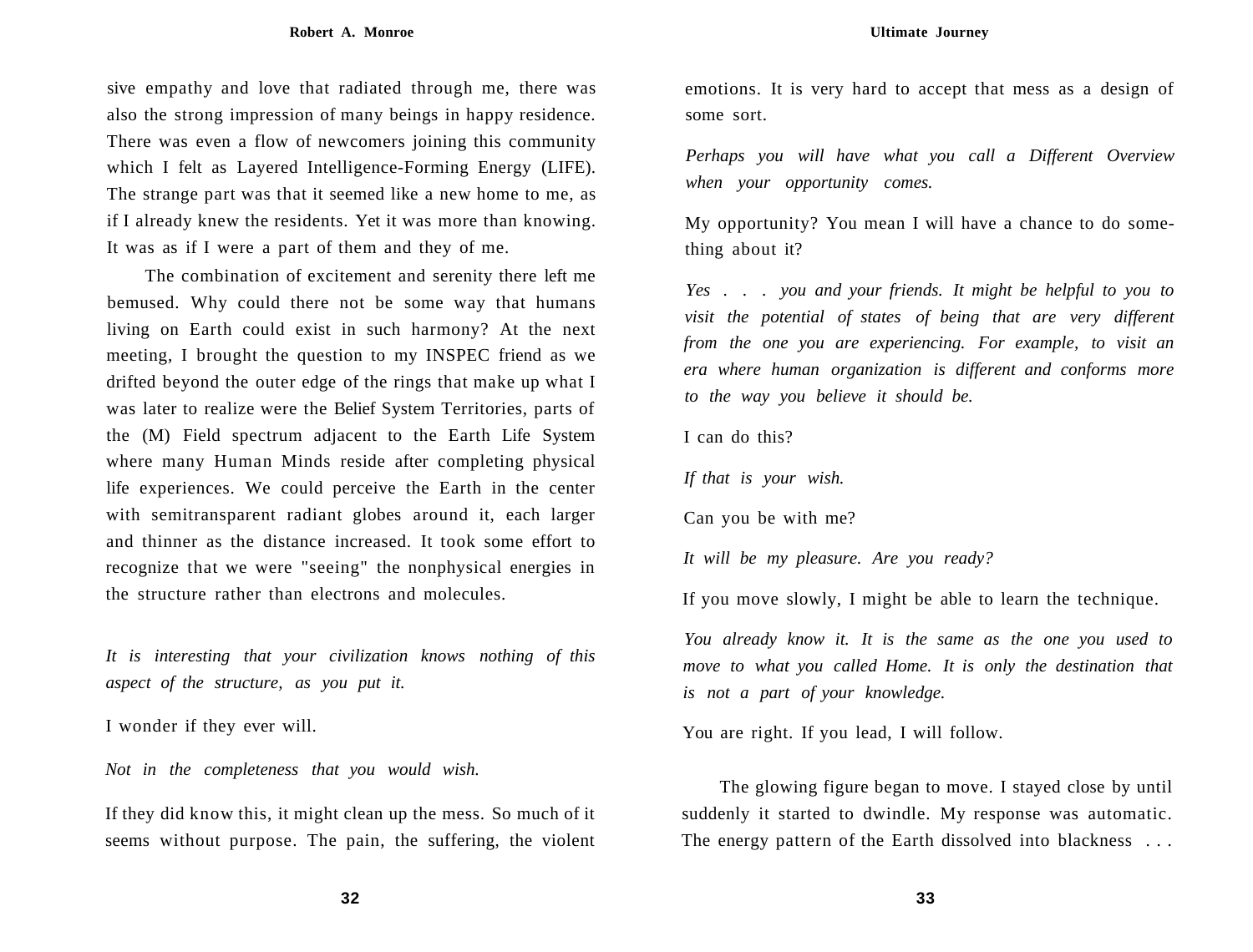sive empathy and love that radiated through me, there was also the strong impression of many beings in happy residence. There was even a flow of newcomers joining this community which I felt as Layered Intelligence-Forming Energy (LIFE). The strange part was that it seemed like a new home to me, as if I already knew the residents. Yet it was more than knowing. It was as if I were a part of them and they of me.

The combination of excitement and serenity there left me bemused. Why could there not be some way that humans living on Earth could exist in such harmony? At the next meeting, I brought the question to my INSPEC friend as we drifted beyond the outer edge of the rings that make up what I was later to realize were the Belief System Territories, parts of the (M) Field spectrum adjacent to the Earth Life System where many Human Minds reside after completing physical life experiences. We could perceive the Earth in the center with semitransparent radiant globes around it, each larger and thinner as the distance increased. It took some effort to recognize that we were "seeing" the nonphysical energies in the structure rather than electrons and molecules.

*It is interesting that your civilization knows nothing of this aspect of the structure, as you put it.*

I wonder if they ever will.

*Not in the completeness that you would wish.*

If they did know this, it might clean up the mess. So much of it seems without purpose. The pain, the suffering, the violent emotions. It is very hard to accept that mess as a design of some sort.

*Perhaps you will have what you call a Different Overview when your opportunity comes.*

My opportunity? You mean I will have a chance to do something about it?

*Yes . . . you and your friends. It might be helpful to you to visit the potential of states of being that are very different from the one you are experiencing. For example, to visit an era where human organization is different and conforms more to the way you believe it should be.*

I can do this?

*If that is your wish.*

Can you be with me?

*It will be my pleasure. Are you ready?*

If you move slowly, I might be able to learn the technique.

*You already know it. It is the same as the one you used to move to what you called Home. It is only the destination that is not a part of your knowledge.*

You are right. If you lead, I will follow.

The glowing figure began to move. I stayed close by until suddenly it started to dwindle. My response was automatic. The energy pattern of the Earth dissolved into blackness . . .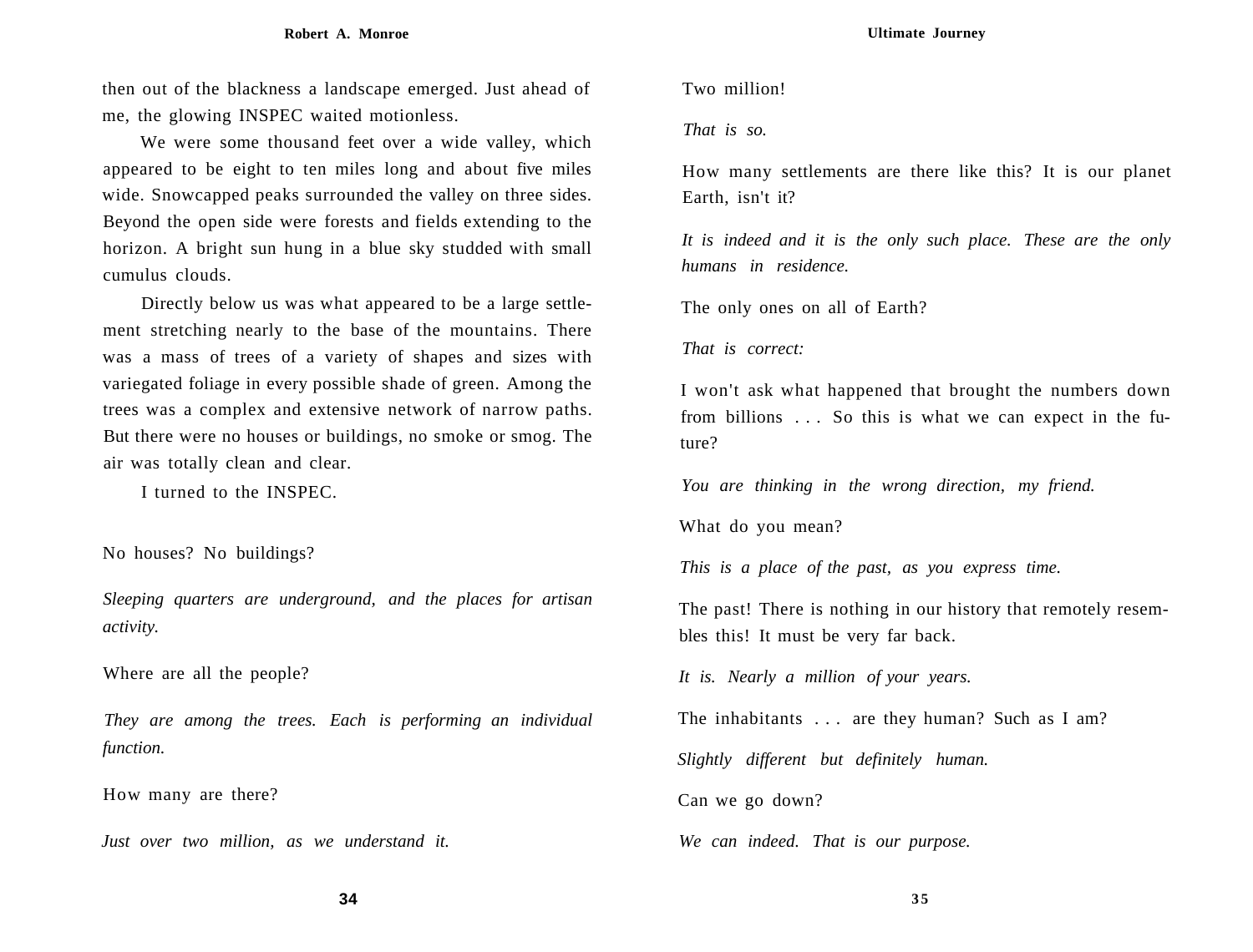then out of the blackness a landscape emerged. Just ahead of me, the glowing INSPEC waited motionless.

We were some thousand feet over a wide valley, which appeared to be eight to ten miles long and about five miles wide. Snowcapped peaks surrounded the valley on three sides. Beyond the open side were forests and fields extending to the horizon. A bright sun hung in a blue sky studded with small cumulus clouds.

Directly below us was what appeared to be a large settlement stretching nearly to the base of the mountains. There was a mass of trees of a variety of shapes and sizes with variegated foliage in every possible shade of green. Among the trees was a complex and extensive network of narrow paths. But there were no houses or buildings, no smoke or smog. The air was totally clean and clear.

I turned to the INSPEC.

No houses? No buildings?

*Sleeping quarters are underground, and the places for artisan activity.*

Where are all the people?

*They are among the trees. Each is performing an individual function.*

How many are there?

*Just over two million, as we understand it.*

Two million!

*That is so.*

How many settlements are there like this? It is our planet Earth, isn't it?

*It is indeed and it is the only such place. These are the only humans in residence.*

The only ones on all of Earth?

*That is correct:*

I won't ask what happened that brought the numbers down from billions . . . So this is what we can expect in the future?

*You are thinking in the wrong direction, my friend.*

What do you mean?

*This is a place of the past, as you express time.*

The past! There is nothing in our history that remotely resembles this! It must be very far back.

*It is. Nearly a million of your years.*

The inhabitants . . . are they human? Such as I am?

*Slightly different but definitely human.*

Can we go down?

*We can indeed. That is our purpose.*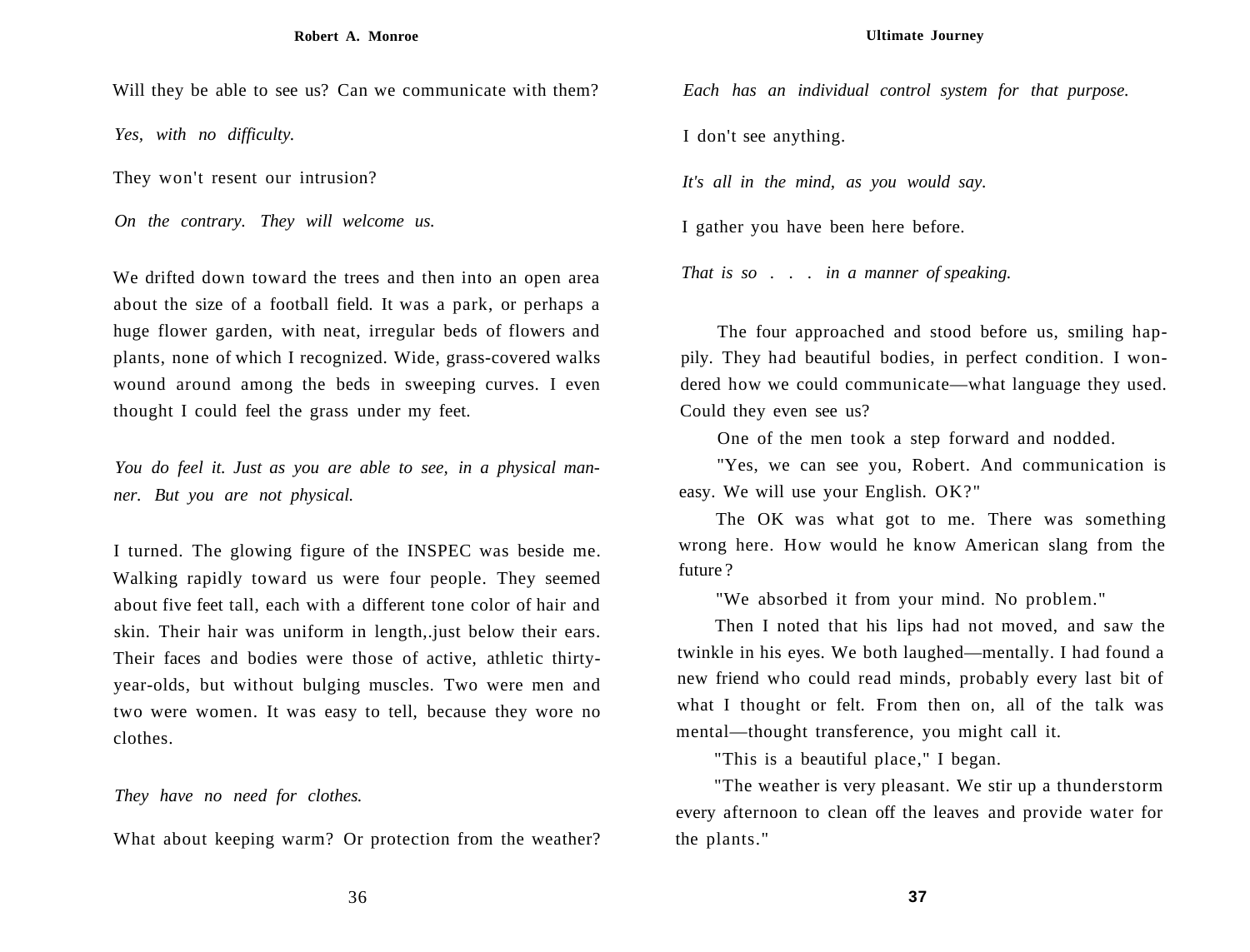Will they be able to see us? Can we communicate with them?

*Yes, with no difficulty.*

They won't resent our intrusion?

*On the contrary. They will welcome us.*

We drifted down toward the trees and then into an open area about the size of a football field. It was a park, or perhaps a huge flower garden, with neat, irregular beds of flowers and plants, none of which I recognized. Wide, grass-covered walks wound around among the beds in sweeping curves. I even thought I could feel the grass under my feet.

*You do feel it. Just as you are able to see, in a physical manner. But you are not physical.*

I turned. The glowing figure of the INSPEC was beside me. Walking rapidly toward us were four people. They seemed about five feet tall, each with a different tone color of hair and skin. Their hair was uniform in length,.just below their ears. Their faces and bodies were those of active, athletic thirty-year-olds, but without bulging muscles. Two were men and two were women. It was easy to tell, because they wore no clothes.

*They have no need for clothes.*

What about keeping warm? Or protection from the weather?

*Each has an individual control system for that purpose.*

I don't see anything.

*It's all in the mind, as you would say.*

I gather you have been here before.

*That is so . . . in a manner of speaking.*

The four approached and stood before us, smiling happily. They had beautiful bodies, in perfect condition. I wondered how we could communicate—what language they used. Could they even see us?

One of the men took a step forward and nodded.

"Yes, we can see you, Robert. And communication is easy. We will use your English. OK?"

The OK was what got to me. There was something wrong here. How would he know American slang from the future?

"We absorbed it from your mind. No problem."

Then I noted that his lips had not moved, and saw the twinkle in his eyes. We both laughed—mentally. I had found a new friend who could read minds, probably every last bit of what I thought or felt. From then on, all of the talk was mental—thought transference, you might call it.

"This is a beautiful place," I began.

"The weather is very pleasant. We stir up a thunderstorm every afternoon to clean off the leaves and provide water for the plants."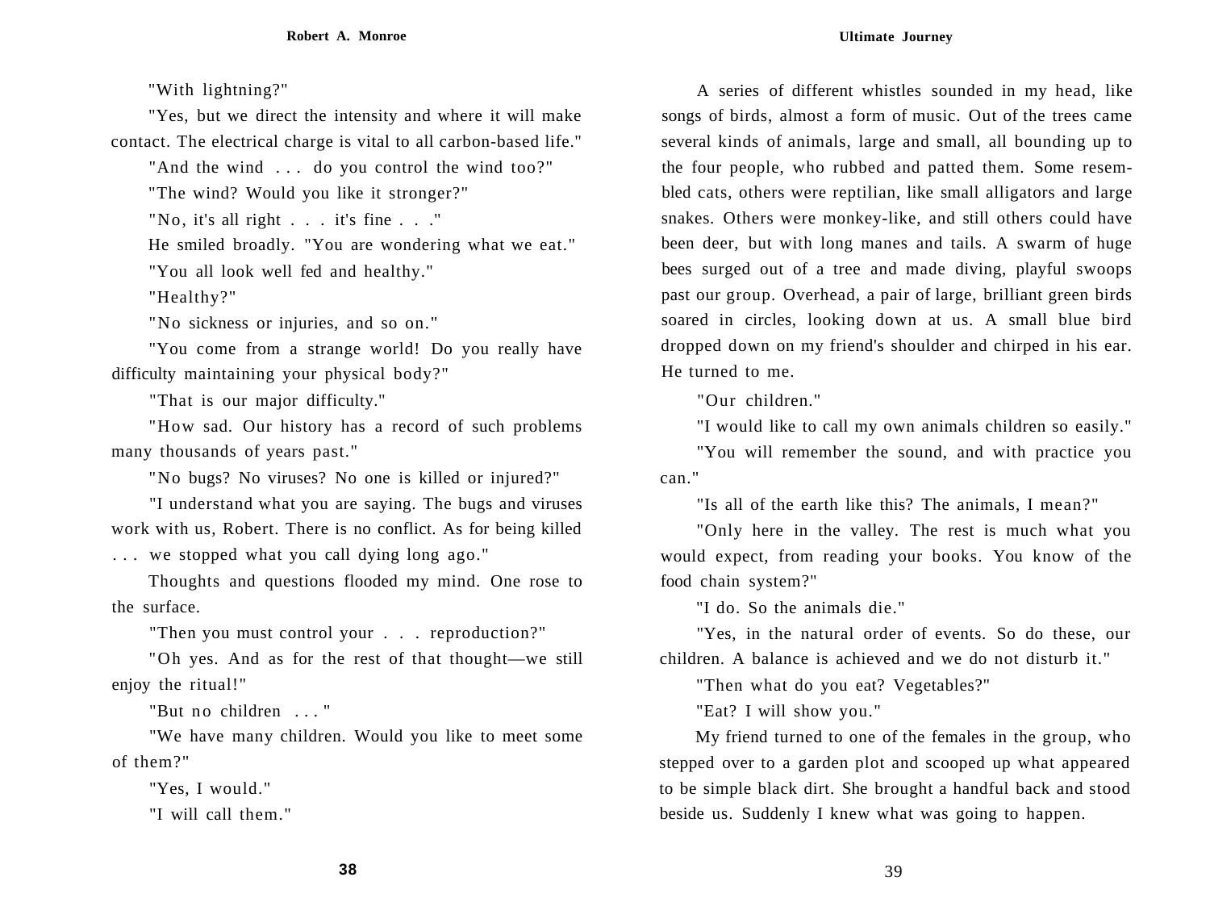"With lightning?"

"Yes, but we direct the intensity and where it will make contact. The electrical charge is vital to all carbon-based life."

"And the wind . . . do you control the wind too?"

"The wind? Would you like it stronger?"

"No, it's all right . . . it's fine . . ."

He smiled broadly. "You are wondering what we eat."

"You all look well fed and healthy."

"Healthy?"

"No sickness or injuries, and so on."

"You come from a strange world! Do you really have difficulty maintaining your physical body?"

"That is our major difficulty."

"How sad. Our history has a record of such problems many thousands of years past."

"No bugs? No viruses? No one is killed or injured?"

"I understand what you are saying. The bugs and viruses work with us, Robert. There is no conflict. As for being killed . . . we stopped what you call dying long ago."

Thoughts and questions flooded my mind. One rose to the surface.

"Then you must control your . . . reproduction?"

"Oh yes. And as for the rest of that thought—we still enjoy the ritual!"

"But no children . . ."

"We have many children. Would you like to meet some of them?"

"Yes, I would."

"I will call them."

A series of different whistles sounded in my head, like songs of birds, almost a form of music. Out of the trees came several kinds of animals, large and small, all bounding up to the four people, who rubbed and patted them. Some resembled cats, others were reptilian, like small alligators and large snakes. Others were monkey-like, and still others could have been deer, but with long manes and tails. A swarm of huge bees surged out of a tree and made diving, playful swoops past our group. Overhead, a pair of large, brilliant green birds soared in circles, looking down at us. A small blue bird dropped down on my friend's shoulder and chirped in his ear. He turned to me.

"Our children."

"I would like to call my own animals children so easily."

"You will remember the sound, and with practice you can."

"Is all of the earth like this? The animals, I mean?"

"Only here in the valley. The rest is much what you would expect, from reading your books. You know of the food chain system?"

"I do. So the animals die."

"Yes, in the natural order of events. So do these, our children. A balance is achieved and we do not disturb it."

"Then what do you eat? Vegetables?"

"Eat? I will show you."

My friend turned to one of the females in the group, who stepped over to a garden plot and scooped up what appeared to be simple black dirt. She brought a handful back and stood beside us. Suddenly I knew what was going to happen.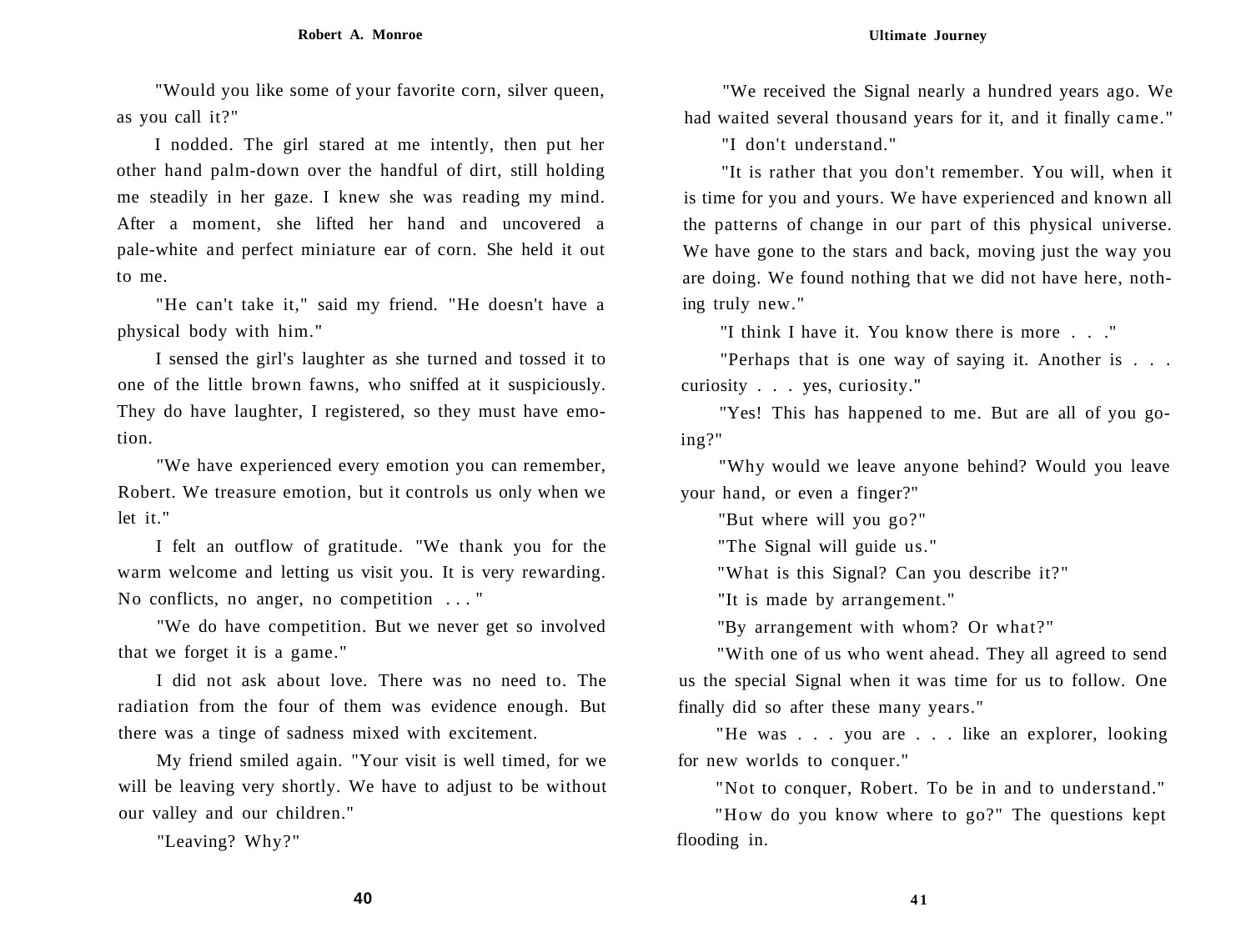"Would you like some of your favorite corn, silver queen, as you call it?"

I nodded. The girl stared at me intently, then put her other hand palm-down over the handful of dirt, still holding me steadily in her gaze. I knew she was reading my mind. After a moment, she lifted her hand and uncovered a pale-white and perfect miniature ear of corn. She held it out to me.

"He can't take it," said my friend. "He doesn't have a physical body with him."

I sensed the girl's laughter as she turned and tossed it to one of the little brown fawns, who sniffed at it suspiciously. They do have laughter, I registered, so they must have emotion.

"We have experienced every emotion you can remember, Robert. We treasure emotion, but it controls us only when we let it."

I felt an outflow of gratitude. "We thank you for the warm welcome and letting us visit you. It is very rewarding. No conflicts, no anger, no competition . . . "

"We do have competition. But we never get so involved that we forget it is a game."

I did not ask about love. There was no need to. The radiation from the four of them was evidence enough. But there was a tinge of sadness mixed with excitement.

My friend smiled again. "Your visit is well timed, for we will be leaving very shortly. We have to adjust to be without our valley and our children."

"Leaving? Why?"

"We received the Signal nearly a hundred years ago. We had waited several thousand years for it, and it finally came."

"I don't understand."

"It is rather that you don't remember. You will, when it is time for you and yours. We have experienced and known all the patterns of change in our part of this physical universe. We have gone to the stars and back, moving just the way you are doing. We found nothing that we did not have here, nothing truly new."

"I think I have it. You know there is more . . ."

"Perhaps that is one way of saying it. Another is . . . curiosity . . . yes, curiosity."

"Yes! This has happened to me. But are all of you going?"

"Why would we leave anyone behind? Would you leave your hand, or even a finger?"

"But where will you go?"

"The Signal will guide us."

"What is this Signal? Can you describe it?"

"It is made by arrangement."

"By arrangement with whom? Or what?"

"With one of us who went ahead. They all agreed to send us the special Signal when it was time for us to follow. One finally did so after these many years."

"He was . . . you are . . . like an explorer, looking for new worlds to conquer."

"Not to conquer, Robert. To be in and to understand."

"How do you know where to go?" The questions kept flooding in.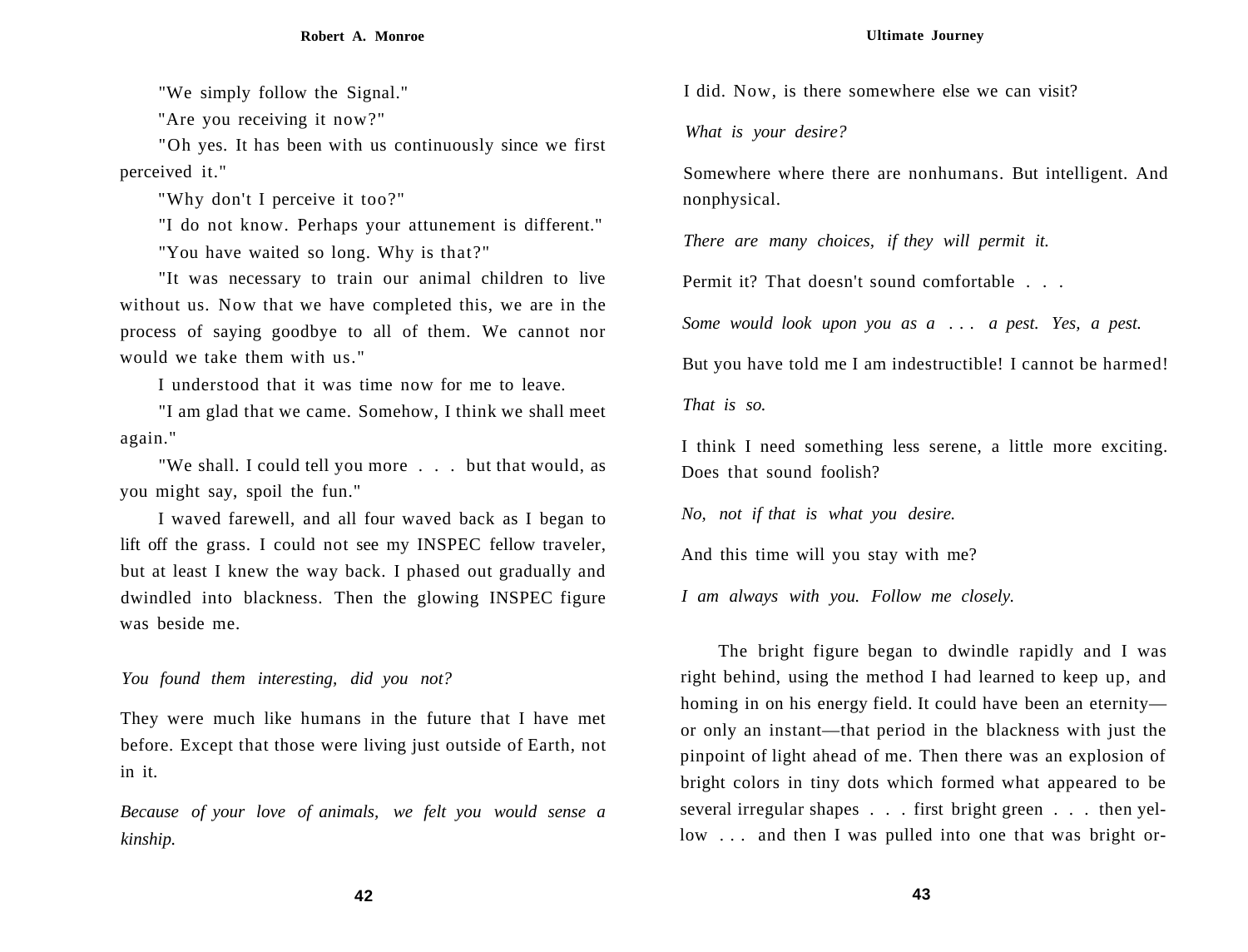"We simply follow the Signal."

"Are you receiving it now?"

"Oh yes. It has been with us continuously since we first perceived it."

"Why don't I perceive it too?"

"I do not know. Perhaps your attunement is different."

"You have waited so long. Why is that?"

"It was necessary to train our animal children to live without us. Now that we have completed this, we are in the process of saying goodbye to all of them. We cannot nor would we take them with us."

I understood that it was time now for me to leave.

"I am glad that we came. Somehow, I think we shall meet again."

"We shall. I could tell you more . . . but that would, as you might say, spoil the fun."

I waved farewell, and all four waved back as I began to lift off the grass. I could not see my INSPEC fellow traveler, but at least I knew the way back. I phased out gradually and dwindled into blackness. Then the glowing INSPEC figure was beside me.

*You found them interesting, did you not?*

They were much like humans in the future that I have met before. Except that those were living just outside of Earth, not in it.

*Because of your love of animals, we felt you would sense a kinship.*

I did. Now, is there somewhere else we can visit?

*What is your desire?*

Somewhere where there are nonhumans. But intelligent. And nonphysical.

*There are many choices, if they will permit it.*

Permit it? That doesn't sound comfortable . . .

*Some would look upon you as a . . . a pest. Yes, a pest.*

But you have told me I am indestructible! I cannot be harmed!

*That is so.*

I think I need something less serene, a little more exciting. Does that sound foolish?

*No, not if that is what you desire.*

And this time will you stay with me?

*I am always with you. Follow me closely.*

The bright figure began to dwindle rapidly and I was right behind, using the method I had learned to keep up, and homing in on his energy field. It could have been an eternity—or only an instant—that period in the blackness with just the pinpoint of light ahead of me. Then there was an explosion of bright colors in tiny dots which formed what appeared to be several irregular shapes . . . first bright green . . . then yellow . . . and then I was pulled into one that was bright or-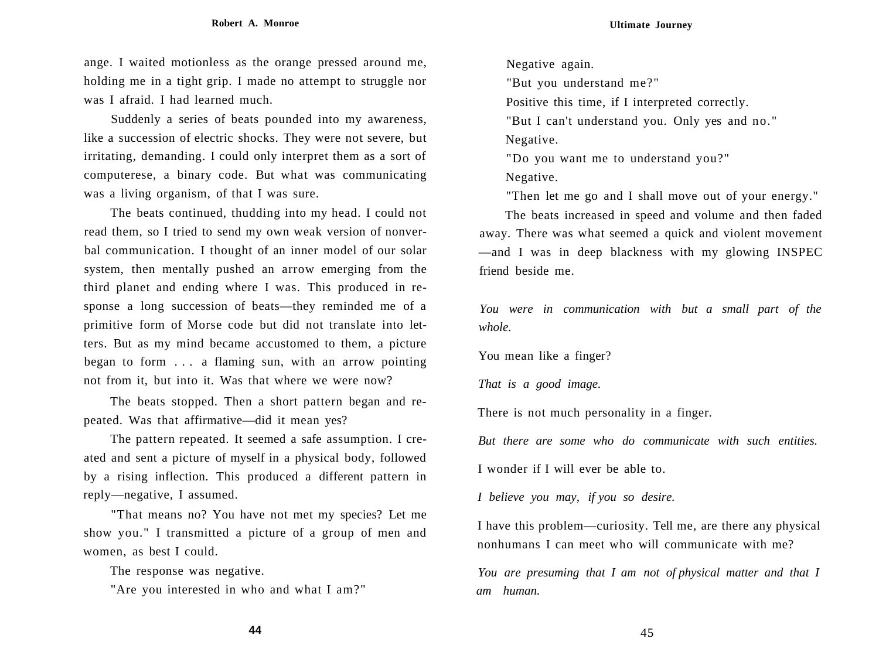ange. I waited motionless as the orange pressed around me, holding me in a tight grip. I made no attempt to struggle nor was I afraid. I had learned much.

Suddenly a series of beats pounded into my awareness, like a succession of electric shocks. They were not severe, but irritating, demanding. I could only interpret them as a sort of computerese, a binary code. But what was communicating was a living organism, of that I was sure.

The beats continued, thudding into my head. I could not read them, so I tried to send my own weak version of nonverbal communication. I thought of an inner model of our solar system, then mentally pushed an arrow emerging from the third planet and ending where I was. This produced in response a long succession of beats—they reminded me of a primitive form of Morse code but did not translate into letters. But as my mind became accustomed to them, a picture began to form . . . a flaming sun, with an arrow pointing not from it, but into it. Was that where we were now?

The beats stopped. Then a short pattern began and repeated. Was that affirmative—did it mean yes?

The pattern repeated. It seemed a safe assumption. I created and sent a picture of myself in a physical body, followed by a rising inflection. This produced a different pattern in reply—negative, I assumed.

"That means no? You have not met my species? Let me show you." I transmitted a picture of a group of men and women, as best I could.

The response was negative.

"Are you interested in who and what I am?"

Negative again.

"But you understand me?"

Positive this time, if I interpreted correctly.

"But I can't understand you. Only yes and no."

Negative.

"Do you want me to understand you?"

Negative.

"Then let me go and I shall move out of your energy."

The beats increased in speed and volume and then faded away. There was what seemed a quick and violent movement —and I was in deep blackness with my glowing INSPEC friend beside me.

*You were in communication with but a small part of the whole.*

You mean like a finger?

*That is a good image.*

There is not much personality in a finger.

*But there are some who do communicate with such entities.*

I wonder if I will ever be able to.

*I believe you may, if you so desire.*

I have this problem—curiosity. Tell me, are there any physical nonhumans I can meet who will communicate with me?

*You are presuming that I am not of physical matter and that I am human.*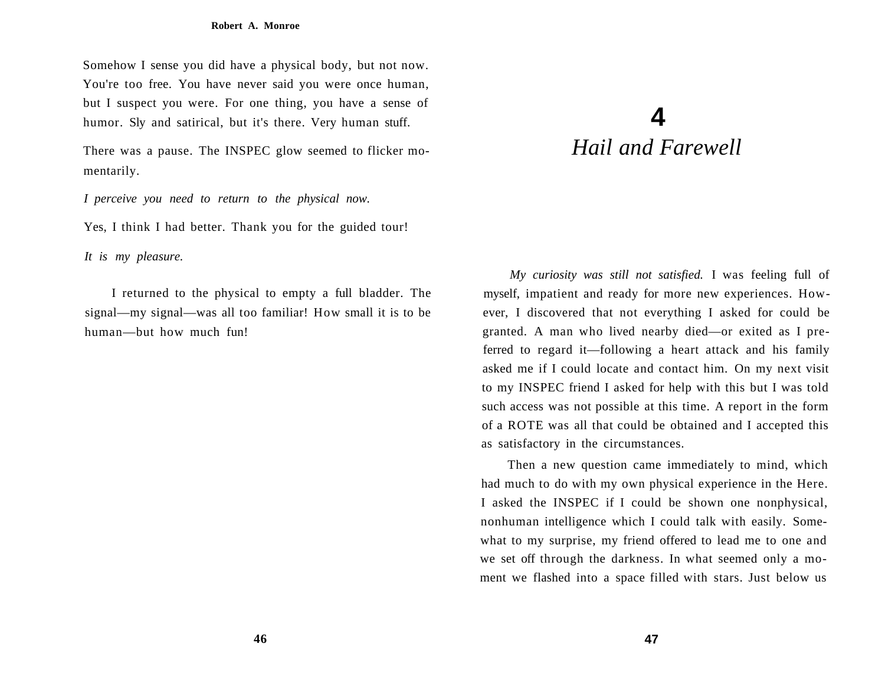Somehow I sense you did have a physical body, but not now. You're too free. You have never said you were once human, but I suspect you were. For one thing, you have a sense of humor. Sly and satirical, but it's there. Very human stuff.

There was a pause. The INSPEC glow seemed to flicker momentarily.

*I perceive you need to return to the physical now.*

Yes, I think I had better. Thank you for the guided tour!

*It is my pleasure.*

I returned to the physical to empty a full bladder. The signal—my signal—was all too familiar! How small it is to be human—but how much fun!

# 4
# *Hail and Farewell*

*My curiosity was still not satisfied.* I was feeling full of myself, impatient and ready for more new experiences. However, I discovered that not everything I asked for could be granted. A man who lived nearby died—or exited as I preferred to regard it—following a heart attack and his family asked me if I could locate and contact him. On my next visit to my INSPEC friend I asked for help with this but I was told such access was not possible at this time. A report in the form of a ROTE was all that could be obtained and I accepted this as satisfactory in the circumstances.

Then a new question came immediately to mind, which had much to do with my own physical experience in the Here. I asked the INSPEC if I could be shown one nonphysical, nonhuman intelligence which I could talk with easily. Somewhat to my surprise, my friend offered to lead me to one and we set off through the darkness. In what seemed only a moment we flashed into a space filled with stars. Just below us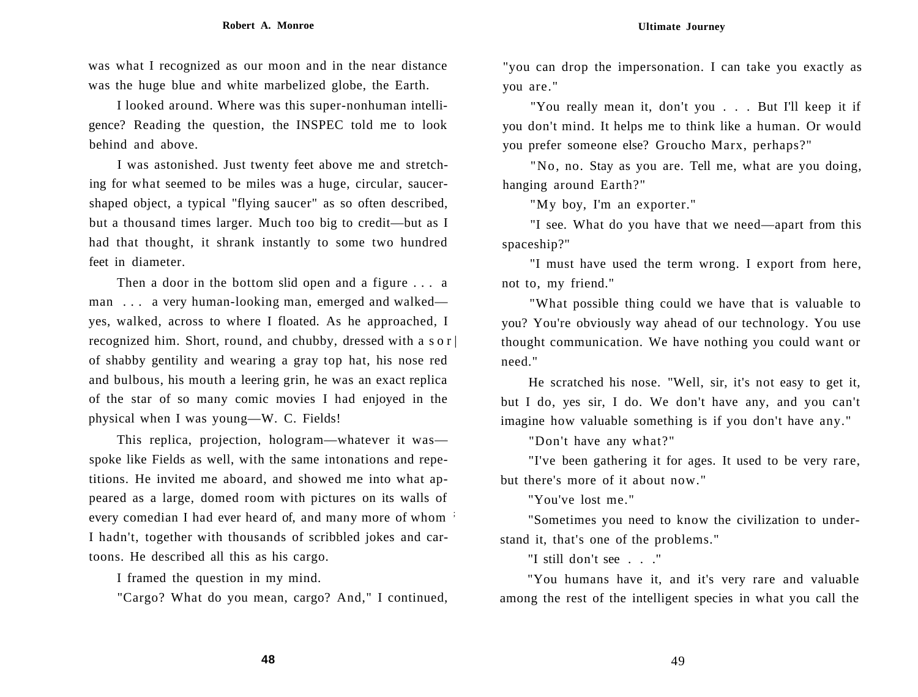was what I recognized as our moon and in the near distance was the huge blue and white marbelized globe, the Earth.

I looked around. Where was this super-nonhuman intelligence? Reading the question, the INSPEC told me to look behind and above.

I was astonished. Just twenty feet above me and stretching for what seemed to be miles was a huge, circular, saucer-shaped object, a typical "flying saucer" as so often described, but a thousand times larger. Much too big to credit—but as I had that thought, it shrank instantly to some two hundred feet in diameter.

Then a door in the bottom slid open and a figure . . . a man . . . a very human-looking man, emerged and walked—yes, walked, across to where I floated. As he approached, I recognized him. Short, round, and chubby, dressed with a sort of shabby gentility and wearing a gray top hat, his nose red and bulbous, his mouth a leering grin, he was an exact replica of the star of so many comic movies I had enjoyed in the physical when I was young—W. C. Fields!

This replica, projection, hologram—whatever it was—spoke like Fields as well, with the same intonations and repetitions. He invited me aboard, and showed me into what appeared as a large, domed room with pictures on its walls of every comedian I had ever heard of, and many more of whom I hadn't, together with thousands of scribbled jokes and cartoons. He described all this as his cargo.

I framed the question in my mind.

"Cargo? What do you mean, cargo? And," I continued, "you can drop the impersonation. I can take you exactly as you are."

"You really mean it, don't you . . . But I'll keep it if you don't mind. It helps me to think like a human. Or would you prefer someone else? Groucho Marx, perhaps?"

"No, no. Stay as you are. Tell me, what are you doing, hanging around Earth?"

"My boy, I'm an exporter."

"I see. What do you have that we need—apart from this spaceship?"

"I must have used the term wrong. I export from here, not to, my friend."

"What possible thing could we have that is valuable to you? You're obviously way ahead of our technology. You use thought communication. We have nothing you could want or need."

He scratched his nose. "Well, sir, it's not easy to get it, but I do, yes sir, I do. We don't have any, and you can't imagine how valuable something is if you don't have any."

"Don't have any what?"

"I've been gathering it for ages. It used to be very rare, but there's more of it about now."

"You've lost me."

"Sometimes you need to know the civilization to understand it, that's one of the problems."

"I still don't see . . ."

"You humans have it, and it's very rare and valuable among the rest of the intelligent species in what you call the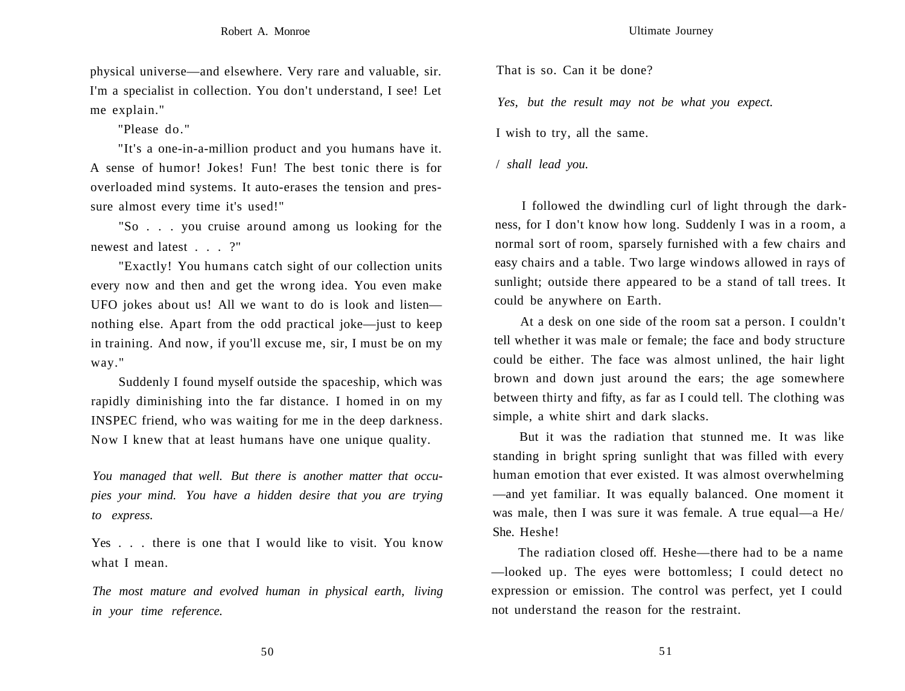physical universe—and elsewhere. Very rare and valuable, sir. I'm a specialist in collection. You don't understand, I see! Let me explain."

"Please do."

"It's a one-in-a-million product and you humans have it. A sense of humor! Jokes! Fun! The best tonic there is for overloaded mind systems. It auto-erases the tension and pressure almost every time it's used!"

"So . . . you cruise around among us looking for the newest and latest . . . ?"

"Exactly! You humans catch sight of our collection units every now and then and get the wrong idea. You even make UFO jokes about us! All we want to do is look and listen—nothing else. Apart from the odd practical joke—just to keep in training. And now, if you'll excuse me, sir, I must be on my way."

Suddenly I found myself outside the spaceship, which was rapidly diminishing into the far distance. I homed in on my INSPEC friend, who was waiting for me in the deep darkness. Now I knew that at least humans have one unique quality.

*You managed that well. But there is another matter that occupies your mind. You have a hidden desire that you are trying to express.*

Yes . . . there is one that I would like to visit. You know what I mean.

*The most mature and evolved human in physical earth, living in your time reference.*

That is so. Can it be done?

*Yes, but the result may not be what you expect.*

I wish to try, all the same.

*I shall lead you.*

I followed the dwindling curl of light through the darkness, for I don't know how long. Suddenly I was in a room, a normal sort of room, sparsely furnished with a few chairs and easy chairs and a table. Two large windows allowed in rays of sunlight; outside there appeared to be a stand of tall trees. It could be anywhere on Earth.

At a desk on one side of the room sat a person. I couldn't tell whether it was male or female; the face and body structure could be either. The face was almost unlined, the hair light brown and down just around the ears; the age somewhere between thirty and fifty, as far as I could tell. The clothing was simple, a white shirt and dark slacks.

But it was the radiation that stunned me. It was like standing in bright spring sunlight that was filled with every human emotion that ever existed. It was almost overwhelming—and yet familiar. It was equally balanced. One moment it was male, then I was sure it was female. A true equal—a He/She. Heshe!

The radiation closed off. Heshe—there had to be a name—looked up. The eyes were bottomless; I could detect no expression or emission. The control was perfect, yet I could not understand the reason for the restraint.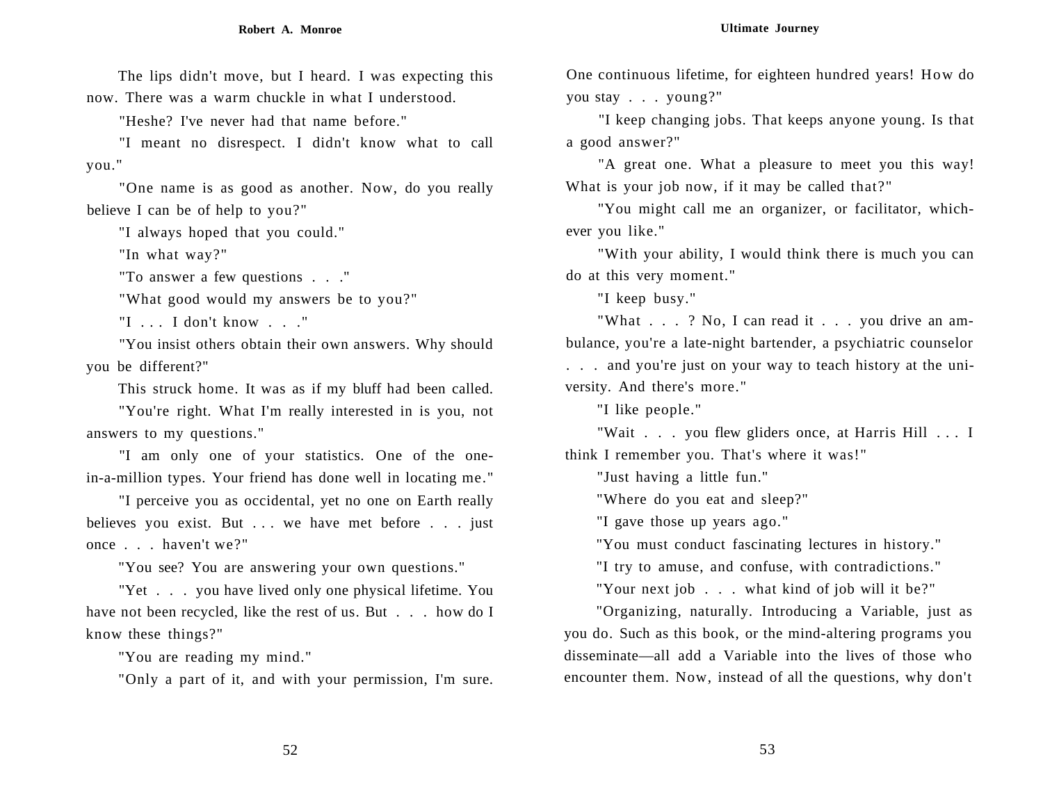The lips didn't move, but I heard. I was expecting this now. There was a warm chuckle in what I understood.

"Heshe? I've never had that name before."

"I meant no disrespect. I didn't know what to call you."

"One name is as good as another. Now, do you really believe I can be of help to you?"

"I always hoped that you could."

"In what way?"

"To answer a few questions . . ."

"What good would my answers be to you?"

"I . . . I don't know . . ."

"You insist others obtain their own answers. Why should you be different?"

This struck home. It was as if my bluff had been called.

"You're right. What I'm really interested in is you, not answers to my questions."

"I am only one of your statistics. One of the one-in-a-million types. Your friend has done well in locating me."

"I perceive you as occidental, yet no one on Earth really believes you exist. But . . . we have met before . . . just once . . . haven't we?"

"You see? You are answering your own questions."

"Yet . . . you have lived only one physical lifetime. You have not been recycled, like the rest of us. But . . . how do I know these things?"

"You are reading my mind."

"Only a part of it, and with your permission, I'm sure. One continuous lifetime, for eighteen hundred years! How do you stay . . . young?"

"I keep changing jobs. That keeps anyone young. Is that a good answer?"

"A great one. What a pleasure to meet you this way! What is your job now, if it may be called that?"

"You might call me an organizer, or facilitator, whichever you like."

"With your ability, I would think there is much you can do at this very moment."

"I keep busy."

"What . . . ? No, I can read it . . . you drive an ambulance, you're a late-night bartender, a psychiatric counselor . . . and you're just on your way to teach history at the university. And there's more."

"I like people."

"Wait . . . you flew gliders once, at Harris Hill . . . I think I remember you. That's where it was!"

"Just having a little fun."

"Where do you eat and sleep?"

"I gave those up years ago."

"You must conduct fascinating lectures in history."

"I try to amuse, and confuse, with contradictions."

"Your next job . . . what kind of job will it be?"

"Organizing, naturally. Introducing a Variable, just as you do. Such as this book, or the mind-altering programs you disseminate—all add a Variable into the lives of those who encounter them. Now, instead of all the questions, why don't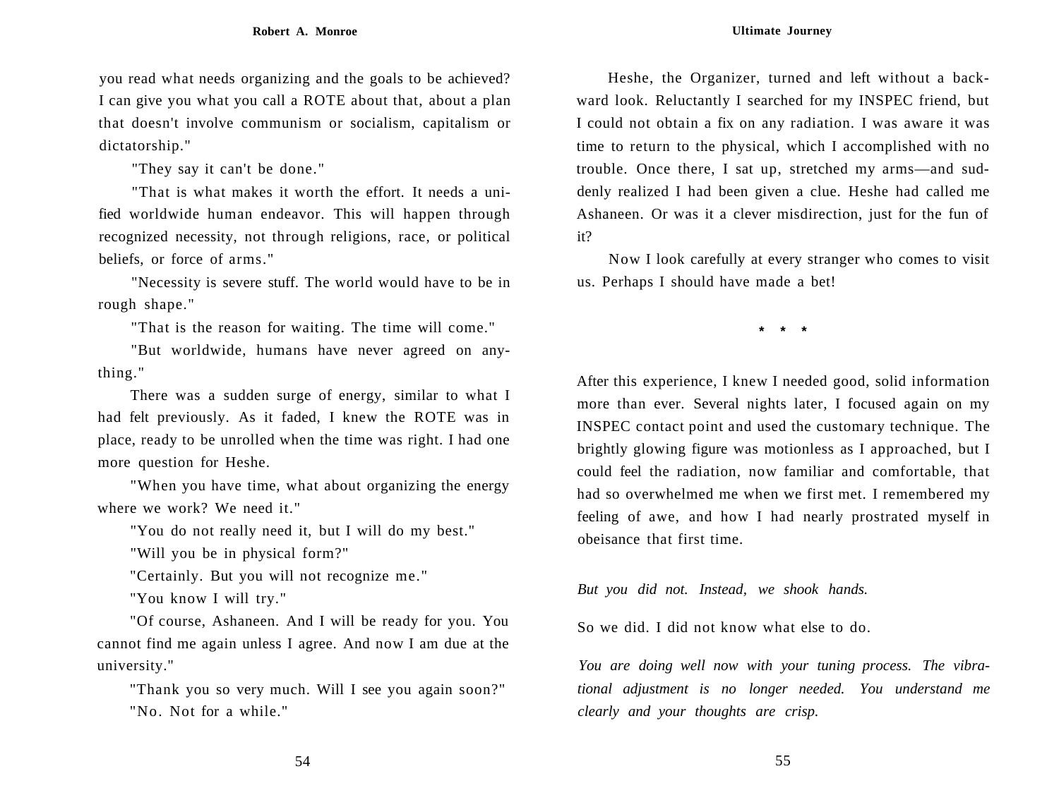you read what needs organizing and the goals to be achieved? I can give you what you call a ROTE about that, about a plan that doesn't involve communism or socialism, capitalism or dictatorship."

"They say it can't be done."

"That is what makes it worth the effort. It needs a unified worldwide human endeavor. This will happen through recognized necessity, not through religions, race, or political beliefs, or force of arms."

"Necessity is severe stuff. The world would have to be in rough shape."

"That is the reason for waiting. The time will come."

"But worldwide, humans have never agreed on anything."

There was a sudden surge of energy, similar to what I had felt previously. As it faded, I knew the ROTE was in place, ready to be unrolled when the time was right. I had one more question for Heshe.

"When you have time, what about organizing the energy where we work? We need it."

"You do not really need it, but I will do my best."

"Will you be in physical form?"

"Certainly. But you will not recognize me."

"You know I will try."

"Of course, Ashaneen. And I will be ready for you. You cannot find me again unless I agree. And now I am due at the university."

"Thank you so very much. Will I see you again soon?"

"No. Not for a while."

Heshe, the Organizer, turned and left without a backward look. Reluctantly I searched for my INSPEC friend, but I could not obtain a fix on any radiation. I was aware it was time to return to the physical, which I accomplished with no trouble. Once there, I sat up, stretched my arms—and suddenly realized I had been given a clue. Heshe had called me Ashaneen. Or was it a clever misdirection, just for the fun of it?

Now I look carefully at every stranger who comes to visit us. Perhaps I should have made a bet!

\* \* \*

After this experience, I knew I needed good, solid information more than ever. Several nights later, I focused again on my INSPEC contact point and used the customary technique. The brightly glowing figure was motionless as I approached, but I could feel the radiation, now familiar and comfortable, that had so overwhelmed me when we first met. I remembered my feeling of awe, and how I had nearly prostrated myself in obeisance that first time.

*But you did not. Instead, we shook hands.*

So we did. I did not know what else to do.

*You are doing well now with your tuning process. The vibrational adjustment is no longer needed. You understand me clearly and your thoughts are crisp.*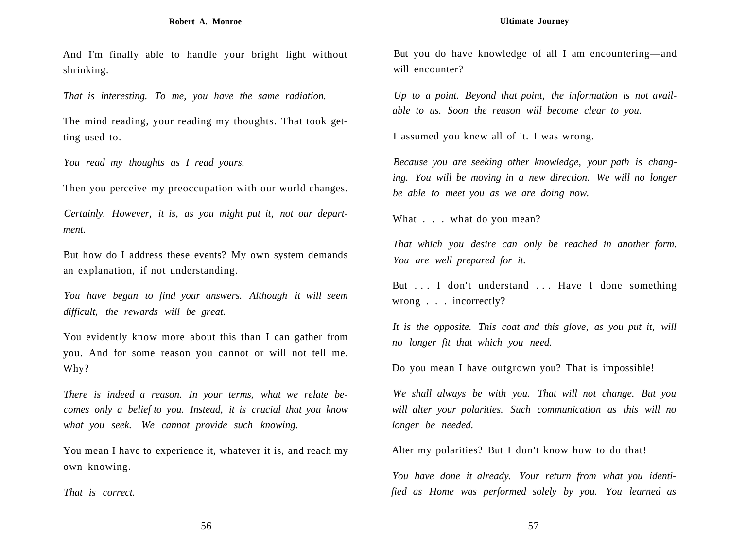And I'm finally able to handle your bright light without shrinking.

*That is interesting. To me, you have the same radiation.*

The mind reading, your reading my thoughts. That took getting used to.

*You read my thoughts as I read yours.*

Then you perceive my preoccupation with our world changes.

*Certainly. However, it is, as you might put it, not our department.*

But how do I address these events? My own system demands an explanation, if not understanding.

*You have begun to find your answers. Although it will seem difficult, the rewards will be great.*

You evidently know more about this than I can gather from you. And for some reason you cannot or will not tell me. Why?

*There is indeed a reason. In your terms, what we relate becomes only a belief to you. Instead, it is crucial that you know what you seek. We cannot provide such knowing.*

You mean I have to experience it, whatever it is, and reach my own knowing.

*That is correct.*

But you do have knowledge of all I am encountering—and will encounter?

*Up to a point. Beyond that point, the information is not available to us. Soon the reason will become clear to you.*

I assumed you knew all of it. I was wrong.

*Because you are seeking other knowledge, your path is changing. You will be moving in a new direction. We will no longer be able to meet you as we are doing now.*

What . . . what do you mean?

*That which you desire can only be reached in another form. You are well prepared for it.*

But . . . I don't understand . . . Have I done something wrong . . . incorrectly?

*It is the opposite. This coat and this glove, as you put it, will no longer fit that which you need.*

Do you mean I have outgrown you? That is impossible!

*We shall always be with you. That will not change. But you will alter your polarities. Such communication as this will no longer be needed.*

Alter my polarities? But I don't know how to do that!

*You have done it already. Your return from what you identified as Home was performed solely by you. You learned as*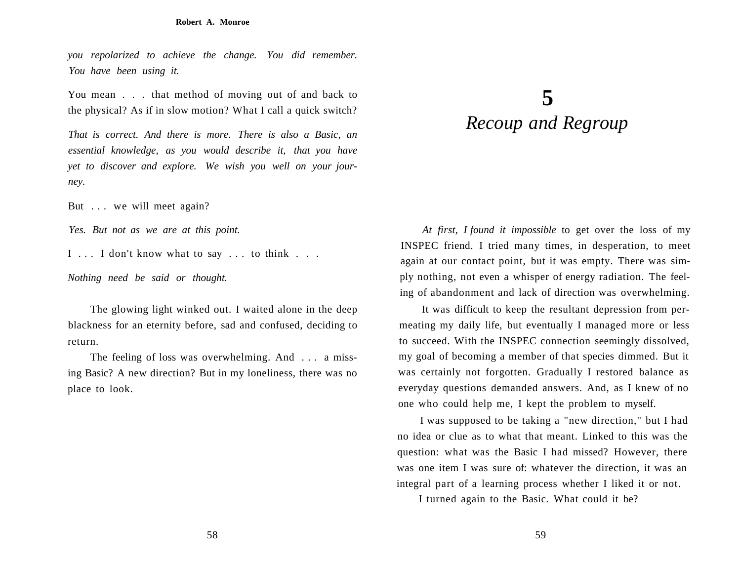*you repolarized to achieve the change. You did remember. You have been using it.*

You mean . . . that method of moving out of and back to the physical? As if in slow motion? What I call a quick switch?

*That is correct. And there is more. There is also a Basic, an essential knowledge, as you would describe it, that you have yet to discover and explore. We wish you well on your journey.*

But . . . we will meet again?

*Yes. But not as we are at this point.*

I . . . I don't know what to say . . . to think . . .

*Nothing need be said or thought.*

The glowing light winked out. I waited alone in the deep blackness for an eternity before, sad and confused, deciding to return.

The feeling of loss was overwhelming. And . . . a missing Basic? A new direction? But in my loneliness, there was no place to look.

# 5
# *Recoup and Regroup*

*At first, I found it impossible* to get over the loss of my INSPEC friend. I tried many times, in desperation, to meet again at our contact point, but it was empty. There was simply nothing, not even a whisper of energy radiation. The feeling of abandonment and lack of direction was overwhelming.

It was difficult to keep the resultant depression from permeating my daily life, but eventually I managed more or less to succeed. With the INSPEC connection seemingly dissolved, my goal of becoming a member of that species dimmed. But it was certainly not forgotten. Gradually I restored balance as everyday questions demanded answers. And, as I knew of no one who could help me, I kept the problem to myself.

I was supposed to be taking a "new direction," but I had no idea or clue as to what that meant. Linked to this was the question: what was the Basic I had missed? However, there was one item I was sure of: whatever the direction, it was an integral part of a learning process whether I liked it or not.

I turned again to the Basic. What could it be?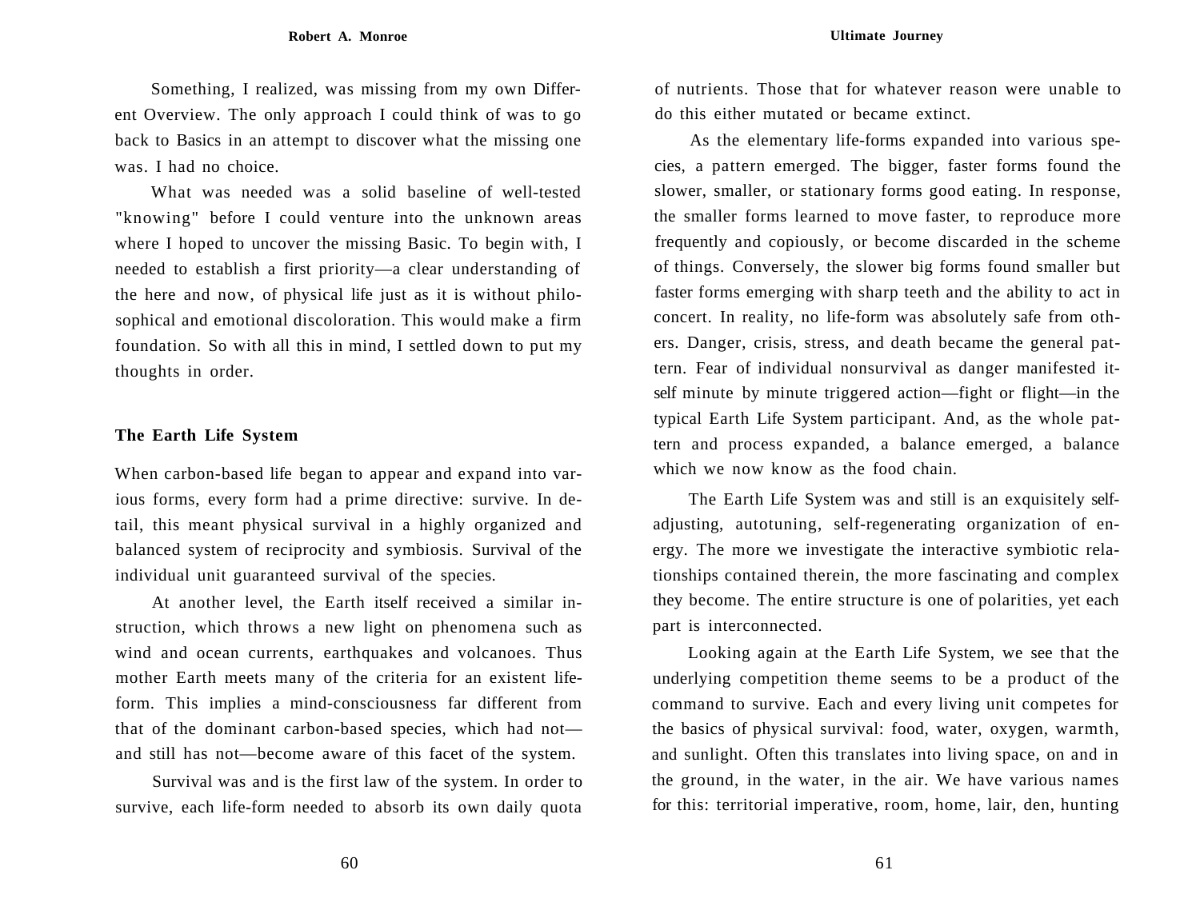Something, I realized, was missing from my own Different Overview. The only approach I could think of was to go back to Basics in an attempt to discover what the missing one was. I had no choice.

What was needed was a solid baseline of well-tested "knowing" before I could venture into the unknown areas where I hoped to uncover the missing Basic. To begin with, I needed to establish a first priority—a clear understanding of the here and now, of physical life just as it is without philosophical and emotional discoloration. This would make a firm foundation. So with all this in mind, I settled down to put my thoughts in order.

### The Earth Life System

When carbon-based life began to appear and expand into various forms, every form had a prime directive: survive. In detail, this meant physical survival in a highly organized and balanced system of reciprocity and symbiosis. Survival of the individual unit guaranteed survival of the species.

At another level, the Earth itself received a similar instruction, which throws a new light on phenomena such as wind and ocean currents, earthquakes and volcanoes. Thus mother Earth meets many of the criteria for an existent life-form. This implies a mind-consciousness far different from that of the dominant carbon-based species, which had not—and still has not—become aware of this facet of the system.

Survival was and is the first law of the system. In order to survive, each life-form needed to absorb its own daily quota of nutrients. Those that for whatever reason were unable to do this either mutated or became extinct.

As the elementary life-forms expanded into various species, a pattern emerged. The bigger, faster forms found the slower, smaller, or stationary forms good eating. In response, the smaller forms learned to move faster, to reproduce more frequently and copiously, or become discarded in the scheme of things. Conversely, the slower big forms found smaller but faster forms emerging with sharp teeth and the ability to act in concert. In reality, no life-form was absolutely safe from others. Danger, crisis, stress, and death became the general pattern. Fear of individual nonsurvival as danger manifested itself minute by minute triggered action—fight or flight—in the typical Earth Life System participant. And, as the whole pattern and process expanded, a balance emerged, a balance which we now know as the food chain.

The Earth Life System was and still is an exquisitely self-adjusting, autotuning, self-regenerating organization of energy. The more we investigate the interactive symbiotic relationships contained therein, the more fascinating and complex they become. The entire structure is one of polarities, yet each part is interconnected.

Looking again at the Earth Life System, we see that the underlying competition theme seems to be a product of the command to survive. Each and every living unit competes for the basics of physical survival: food, water, oxygen, warmth, and sunlight. Often this translates into living space, on and in the ground, in the water, in the air. We have various names for this: territorial imperative, room, home, lair, den, hunting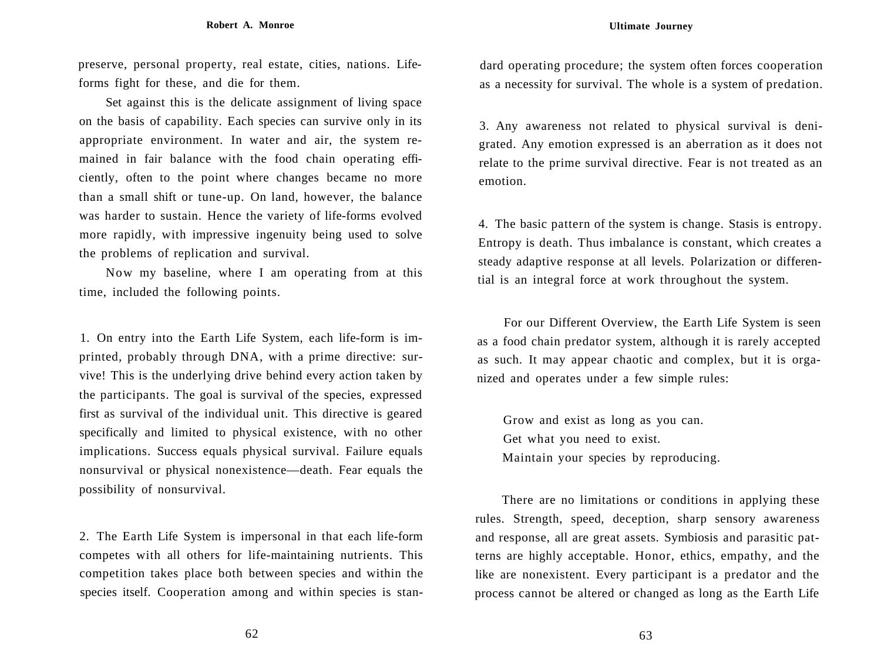preserve, personal property, real estate, cities, nations. Life-forms fight for these, and die for them.

Set against this is the delicate assignment of living space on the basis of capability. Each species can survive only in its appropriate environment. In water and air, the system remained in fair balance with the food chain operating efficiently, often to the point where changes became no more than a small shift or tune-up. On land, however, the balance was harder to sustain. Hence the variety of life-forms evolved more rapidly, with impressive ingenuity being used to solve the problems of replication and survival.

Now my baseline, where I am operating from at this time, included the following points.

1. On entry into the Earth Life System, each life-form is imprinted, probably through DNA, with a prime directive: survive! This is the underlying drive behind every action taken by the participants. The goal is survival of the species, expressed first as survival of the individual unit. This directive is geared specifically and limited to physical existence, with no other implications. Success equals physical survival. Failure equals nonsurvival or physical nonexistence—death. Fear equals the possibility of nonsurvival.

2. The Earth Life System is impersonal in that each life-form competes with all others for life-maintaining nutrients. This competition takes place both between species and within the species itself. Cooperation among and within species is standard operating procedure; the system often forces cooperation as a necessity for survival. The whole is a system of predation.

3. Any awareness not related to physical survival is denigrated. Any emotion expressed is an aberration as it does not relate to the prime survival directive. Fear is not treated as an emotion.

4. The basic pattern of the system is change. Stasis is entropy. Entropy is death. Thus imbalance is constant, which creates a steady adaptive response at all levels. Polarization or differential is an integral force at work throughout the system.

For our Different Overview, the Earth Life System is seen as a food chain predator system, although it is rarely accepted as such. It may appear chaotic and complex, but it is organized and operates under a few simple rules:

Grow and exist as long as you can.
Get what you need to exist.
Maintain your species by reproducing.

There are no limitations or conditions in applying these rules. Strength, speed, deception, sharp sensory awareness and response, all are great assets. Symbiosis and parasitic patterns are highly acceptable. Honor, ethics, empathy, and the like are nonexistent. Every participant is a predator and the process cannot be altered or changed as long as the Earth Life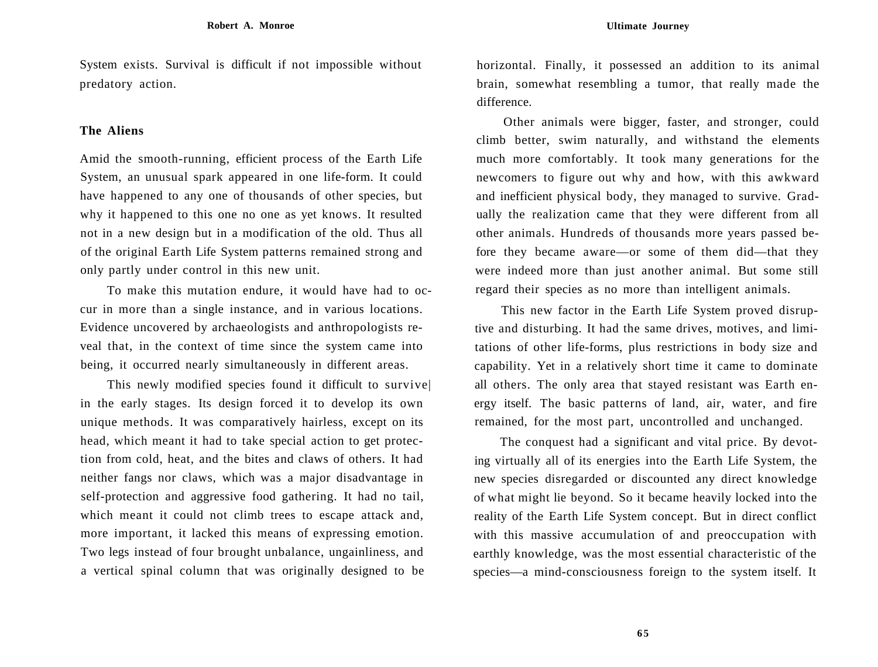System exists. Survival is difficult if not impossible without predatory action.

### The Aliens

Amid the smooth-running, efficient process of the Earth Life System, an unusual spark appeared in one life-form. It could have happened to any one of thousands of other species, but why it happened to this one no one as yet knows. It resulted not in a new design but in a modification of the old. Thus all of the original Earth Life System patterns remained strong and only partly under control in this new unit.

To make this mutation endure, it would have had to occur in more than a single instance, and in various locations. Evidence uncovered by archaeologists and anthropologists reveal that, in the context of time since the system came into being, it occurred nearly simultaneously in different areas.

This newly modified species found it difficult to survive in the early stages. Its design forced it to develop its own unique methods. It was comparatively hairless, except on its head, which meant it had to take special action to get protection from cold, heat, and the bites and claws of others. It had neither fangs nor claws, which was a major disadvantage in self-protection and aggressive food gathering. It had no tail, which meant it could not climb trees to escape attack and, more important, it lacked this means of expressing emotion. Two legs instead of four brought unbalance, ungainliness, and a vertical spinal column that was originally designed to be horizontal. Finally, it possessed an addition to its animal brain, somewhat resembling a tumor, that really made the difference.

Other animals were bigger, faster, and stronger, could climb better, swim naturally, and withstand the elements much more comfortably. It took many generations for the newcomers to figure out why and how, with this awkward and inefficient physical body, they managed to survive. Gradually the realization came that they were different from all other animals. Hundreds of thousands more years passed before they became aware—or some of them did—that they were indeed more than just another animal. But some still regard their species as no more than intelligent animals.

This new factor in the Earth Life System proved disruptive and disturbing. It had the same drives, motives, and limitations of other life-forms, plus restrictions in body size and capability. Yet in a relatively short time it came to dominate all others. The only area that stayed resistant was Earth energy itself. The basic patterns of land, air, water, and fire remained, for the most part, uncontrolled and unchanged.

The conquest had a significant and vital price. By devoting virtually all of its energies into the Earth Life System, the new species disregarded or discounted any direct knowledge of what might lie beyond. So it became heavily locked into the reality of the Earth Life System concept. But in direct conflict with this massive accumulation of and preoccupation with earthly knowledge, was the most essential characteristic of the species—a mind-consciousness foreign to the system itself. It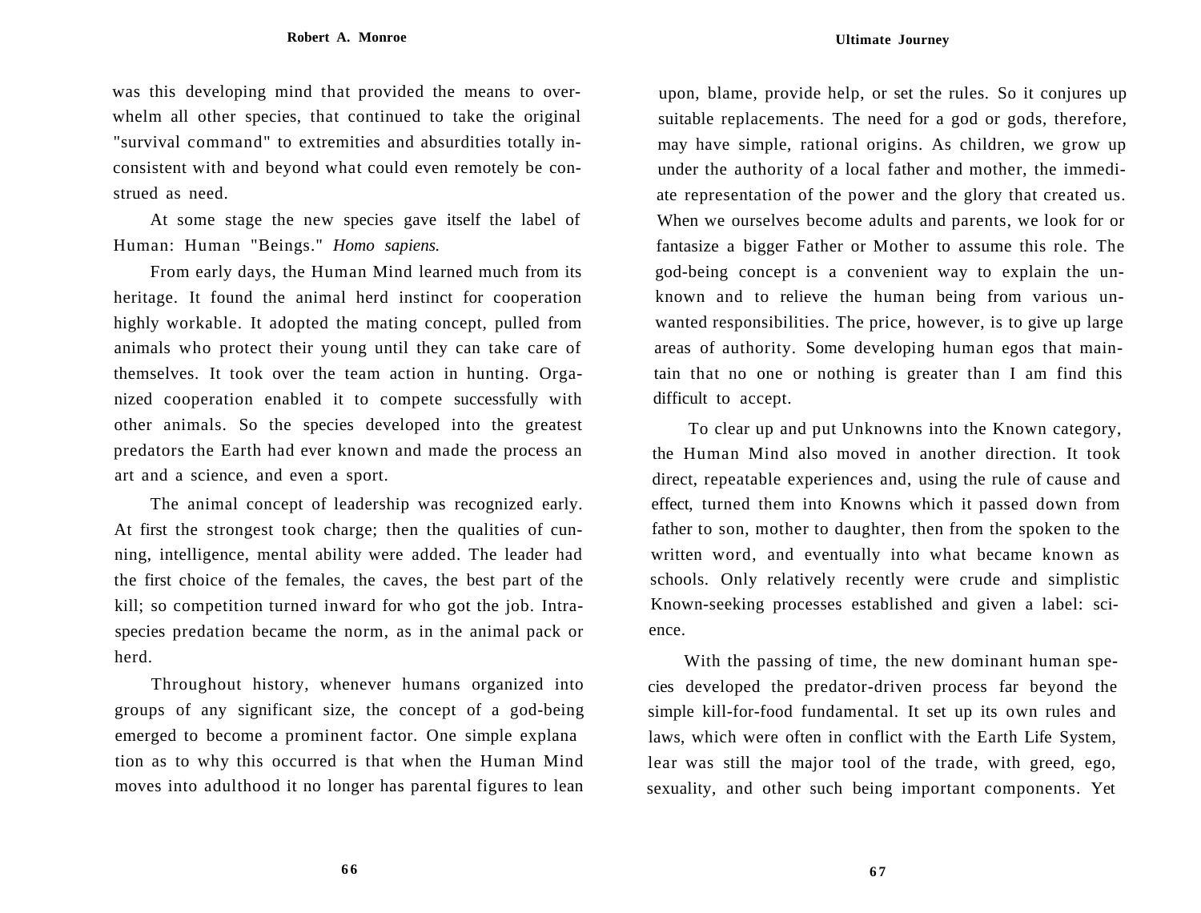was this developing mind that provided the means to overwhelm all other species, that continued to take the original "survival command" to extremities and absurdities totally inconsistent with and beyond what could even remotely be construed as need.

At some stage the new species gave itself the label of Human: Human "Beings." *Homo sapiens.*

From early days, the Human Mind learned much from its heritage. It found the animal herd instinct for cooperation highly workable. It adopted the mating concept, pulled from animals who protect their young until they can take care of themselves. It took over the team action in hunting. Organized cooperation enabled it to compete successfully with other animals. So the species developed into the greatest predators the Earth had ever known and made the process an art and a science, and even a sport.

The animal concept of leadership was recognized early. At first the strongest took charge; then the qualities of cunning, intelligence, mental ability were added. The leader had the first choice of the females, the caves, the best part of the kill; so competition turned inward for who got the job. Intraspecies predation became the norm, as in the animal pack or herd.

Throughout history, whenever humans organized into groups of any significant size, the concept of a god-being emerged to become a prominent factor. One simple explanation as to why this occurred is that when the Human Mind moves into adulthood it no longer has parental figures to lean upon, blame, provide help, or set the rules. So it conjures up suitable replacements. The need for a god or gods, therefore, may have simple, rational origins. As children, we grow up under the authority of a local father and mother, the immediate representation of the power and the glory that created us. When we ourselves become adults and parents, we look for or fantasize a bigger Father or Mother to assume this role. The god-being concept is a convenient way to explain the unknown and to relieve the human being from various unwanted responsibilities. The price, however, is to give up large areas of authority. Some developing human egos that maintain that no one or nothing is greater than I am find this difficult to accept.

To clear up and put Unknowns into the Known category, the Human Mind also moved in another direction. It took direct, repeatable experiences and, using the rule of cause and effect, turned them into Knowns which it passed down from father to son, mother to daughter, then from the spoken to the written word, and eventually into what became known as schools. Only relatively recently were crude and simplistic Known-seeking processes established and given a label: science.

With the passing of time, the new dominant human species developed the predator-driven process far beyond the simple kill-for-food fundamental. It set up its own rules and laws, which were often in conflict with the Earth Life System, lear was still the major tool of the trade, with greed, ego, sexuality, and other such being important components. Yet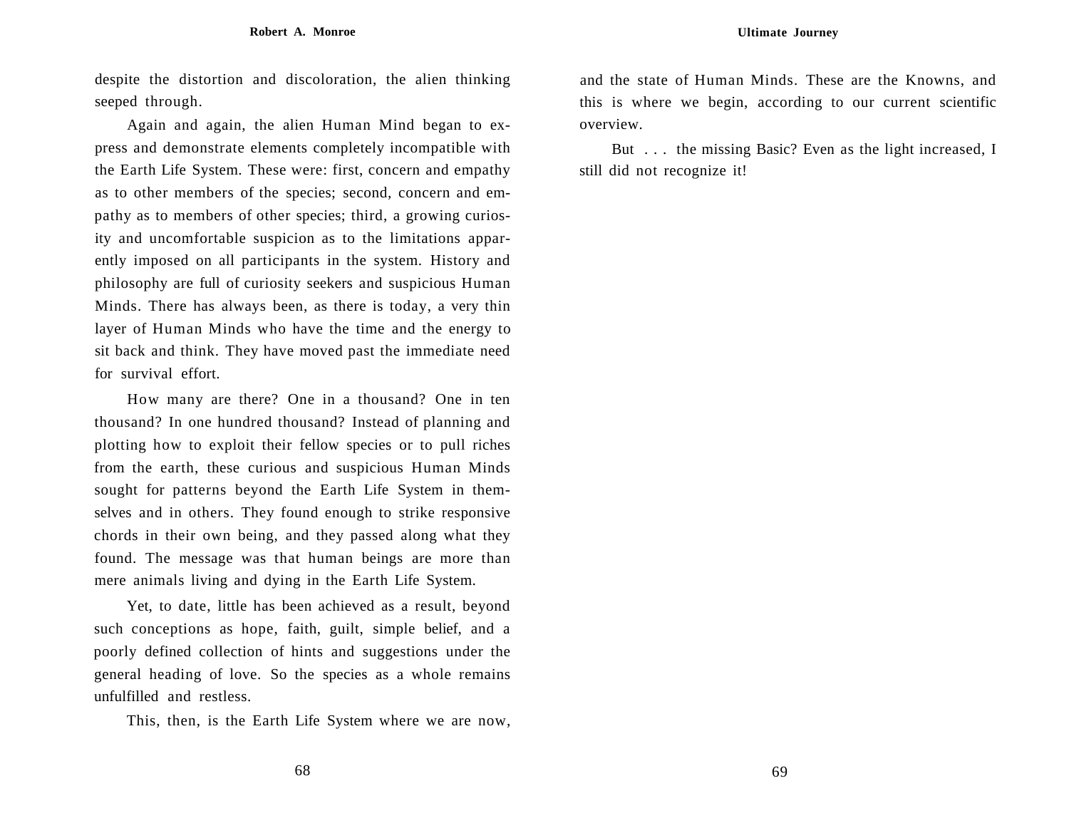despite the distortion and discoloration, the alien thinking seeped through.

Again and again, the alien Human Mind began to express and demonstrate elements completely incompatible with the Earth Life System. These were: first, concern and empathy as to other members of the species; second, concern and empathy as to members of other species; third, a growing curiosity and uncomfortable suspicion as to the limitations apparently imposed on all participants in the system. History and philosophy are full of curiosity seekers and suspicious Human Minds. There has always been, as there is today, a very thin layer of Human Minds who have the time and the energy to sit back and think. They have moved past the immediate need for survival effort.

How many are there? One in a thousand? One in ten thousand? In one hundred thousand? Instead of planning and plotting how to exploit their fellow species or to pull riches from the earth, these curious and suspicious Human Minds sought for patterns beyond the Earth Life System in themselves and in others. They found enough to strike responsive chords in their own being, and they passed along what they found. The message was that human beings are more than mere animals living and dying in the Earth Life System.

Yet, to date, little has been achieved as a result, beyond such conceptions as hope, faith, guilt, simple belief, and a poorly defined collection of hints and suggestions under the general heading of love. So the species as a whole remains unfulfilled and restless.

This, then, is the Earth Life System where we are now, and the state of Human Minds. These are the Knowns, and this is where we begin, according to our current scientific overview.

But . . . the missing Basic? Even as the light increased, I still did not recognize it!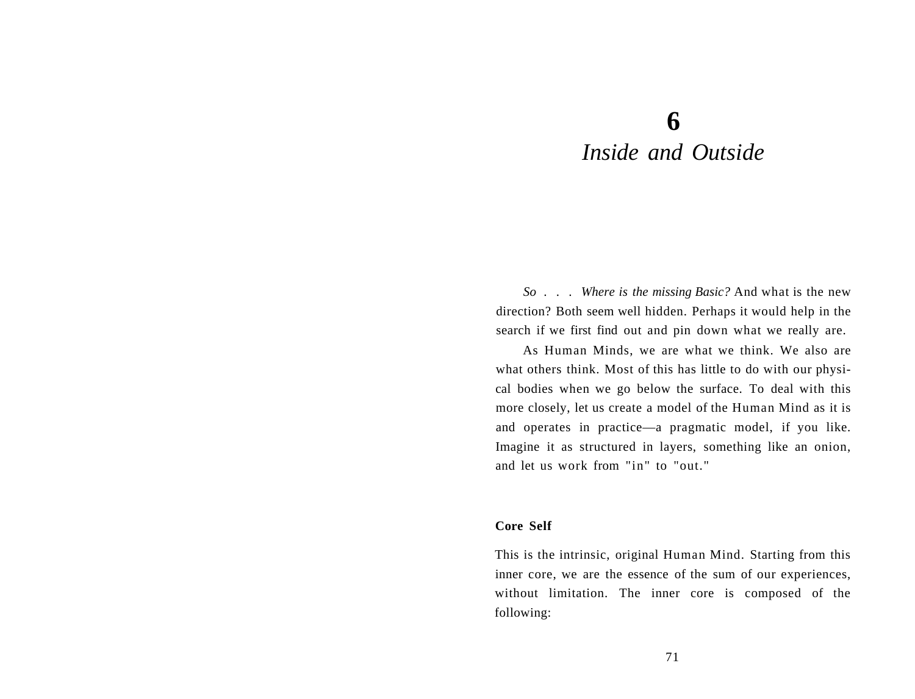# 6
# *Inside and Outside*

*So . . . Where is the missing Basic?* And what is the new direction? Both seem well hidden. Perhaps it would help in the search if we first find out and pin down what we really are.

As Human Minds, we are what we think. We also are what others think. Most of this has little to do with our physical bodies when we go below the surface. To deal with this more closely, let us create a model of the Human Mind as it is and operates in practice—a pragmatic model, if you like. Imagine it as structured in layers, something like an onion, and let us work from "in" to "out."

### Core Self

This is the intrinsic, original Human Mind. Starting from this inner core, we are the essence of the sum of our experiences, without limitation. The inner core is composed of the following: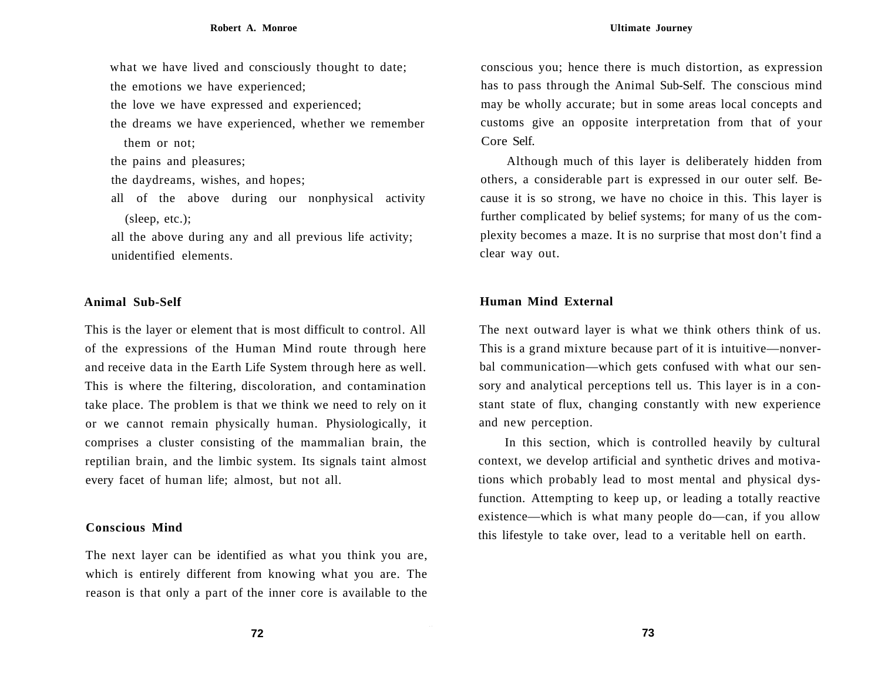what we have lived and consciously thought to date;
the emotions we have experienced;
the love we have expressed and experienced;
the dreams we have experienced, whether we remember them or not;
the pains and pleasures;
the daydreams, wishes, and hopes;
all of the above during our nonphysical activity (sleep, etc.);
all the above during any and all previous life activity;
unidentified elements.

### Animal Sub-Self

This is the layer or element that is most difficult to control. All of the expressions of the Human Mind route through here and receive data in the Earth Life System through here as well. This is where the filtering, discoloration, and contamination take place. The problem is that we think we need to rely on it or we cannot remain physically human. Physiologically, it comprises a cluster consisting of the mammalian brain, the reptilian brain, and the limbic system. Its signals taint almost every facet of human life; almost, but not all.

### Conscious Mind

The next layer can be identified as what you think you are, which is entirely different from knowing what you are. The reason is that only a part of the inner core is available to the conscious you; hence there is much distortion, as expression has to pass through the Animal Sub-Self. The conscious mind may be wholly accurate; but in some areas local concepts and customs give an opposite interpretation from that of your Core Self.

Although much of this layer is deliberately hidden from others, a considerable part is expressed in our outer self. Because it is so strong, we have no choice in this. This layer is further complicated by belief systems; for many of us the complexity becomes a maze. It is no surprise that most don't find a clear way out.

### Human Mind External

The next outward layer is what we think others think of us. This is a grand mixture because part of it is intuitive—nonverbal communication—which gets confused with what our sensory and analytical perceptions tell us. This layer is in a constant state of flux, changing constantly with new experience and new perception.

In this section, which is controlled heavily by cultural context, we develop artificial and synthetic drives and motivations which probably lead to most mental and physical dysfunction. Attempting to keep up, or leading a totally reactive existence—which is what many people do—can, if you allow this lifestyle to take over, lead to a veritable hell on earth.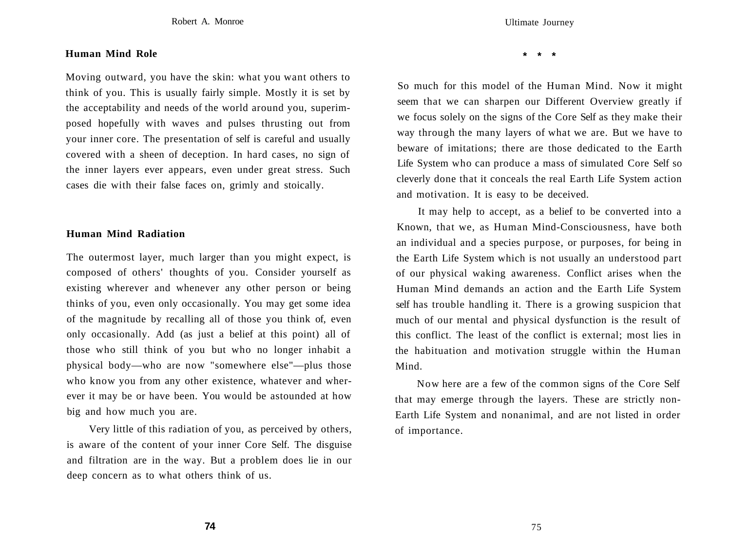### Human Mind Role

Moving outward, you have the skin: what you want others to think of you. This is usually fairly simple. Mostly it is set by the acceptability and needs of the world around you, superimposed hopefully with waves and pulses thrusting out from your inner core. The presentation of self is careful and usually covered with a sheen of deception. In hard cases, no sign of the inner layers ever appears, even under great stress. Such cases die with their false faces on, grimly and stoically.

### Human Mind Radiation

The outermost layer, much larger than you might expect, is composed of others' thoughts of you. Consider yourself as existing wherever and whenever any other person or being thinks of you, even only occasionally. You may get some idea of the magnitude by recalling all of those you think of, even only occasionally. Add (as just a belief at this point) all of those who still think of you but who no longer inhabit a physical body—who are now "somewhere else"—plus those who know you from any other existence, whatever and wherever it may be or have been. You would be astounded at how big and how much you are.

Very little of this radiation of you, as perceived by others, is aware of the content of your inner Core Self. The disguise and filtration are in the way. But a problem does lie in our deep concern as to what others think of us.

\* \* \*

So much for this model of the Human Mind. Now it might seem that we can sharpen our Different Overview greatly if we focus solely on the signs of the Core Self as they make their way through the many layers of what we are. But we have to beware of imitations; there are those dedicated to the Earth Life System who can produce a mass of simulated Core Self so cleverly done that it conceals the real Earth Life System action and motivation. It is easy to be deceived.

It may help to accept, as a belief to be converted into a Known, that we, as Human Mind-Consciousness, have both an individual and a species purpose, or purposes, for being in the Earth Life System which is not usually an understood part of our physical waking awareness. Conflict arises when the Human Mind demands an action and the Earth Life System self has trouble handling it. There is a growing suspicion that much of our mental and physical dysfunction is the result of this conflict. The least of the conflict is external; most lies in the habituation and motivation struggle within the Human Mind.

Now here are a few of the common signs of the Core Self that may emerge through the layers. These are strictly non-Earth Life System and nonanimal, and are not listed in order of importance.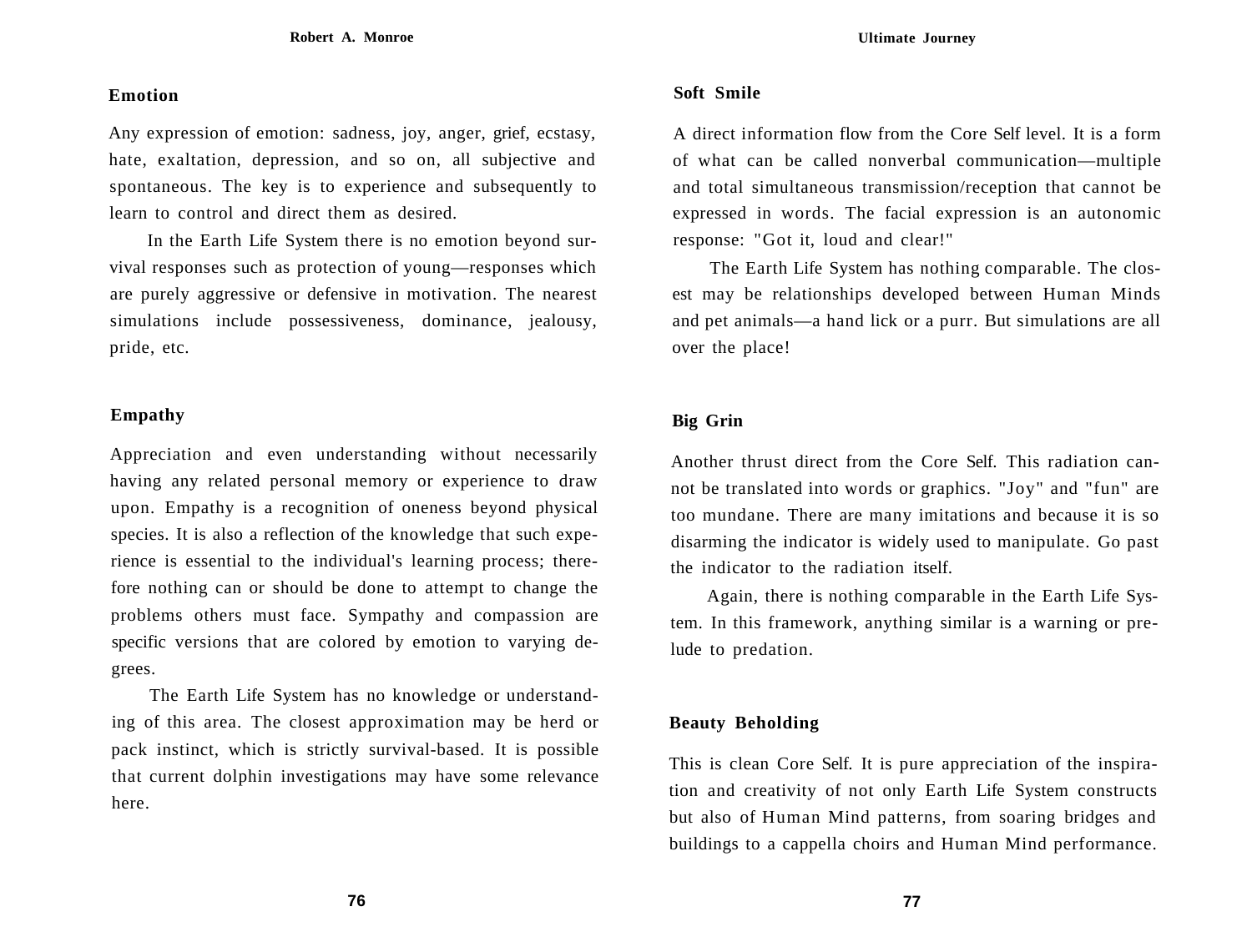### Emotion

Any expression of emotion: sadness, joy, anger, grief, ecstasy, hate, exaltation, depression, and so on, all subjective and spontaneous. The key is to experience and subsequently to learn to control and direct them as desired.

In the Earth Life System there is no emotion beyond survival responses such as protection of young—responses which are purely aggressive or defensive in motivation. The nearest simulations include possessiveness, dominance, jealousy, pride, etc.

### Empathy

Appreciation and even understanding without necessarily having any related personal memory or experience to draw upon. Empathy is a recognition of oneness beyond physical species. It is also a reflection of the knowledge that such experience is essential to the individual's learning process; therefore nothing can or should be done to attempt to change the problems others must face. Sympathy and compassion are specific versions that are colored by emotion to varying degrees.

The Earth Life System has no knowledge or understanding of this area. The closest approximation may be herd or pack instinct, which is strictly survival-based. It is possible that current dolphin investigations may have some relevance here.

### Soft Smile

A direct information flow from the Core Self level. It is a form of what can be called nonverbal communication—multiple and total simultaneous transmission/reception that cannot be expressed in words. The facial expression is an autonomic response: "Got it, loud and clear!"

The Earth Life System has nothing comparable. The closest may be relationships developed between Human Minds and pet animals—a hand lick or a purr. But simulations are all over the place!

### Big Grin

Another thrust direct from the Core Self. This radiation cannot be translated into words or graphics. "Joy" and "fun" are too mundane. There are many imitations and because it is so disarming the indicator is widely used to manipulate. Go past the indicator to the radiation itself.

Again, there is nothing comparable in the Earth Life System. In this framework, anything similar is a warning or prelude to predation.

### Beauty Beholding

This is clean Core Self. It is pure appreciation of the inspiration and creativity of not only Earth Life System constructs but also of Human Mind patterns, from soaring bridges and buildings to a cappella choirs and Human Mind performance.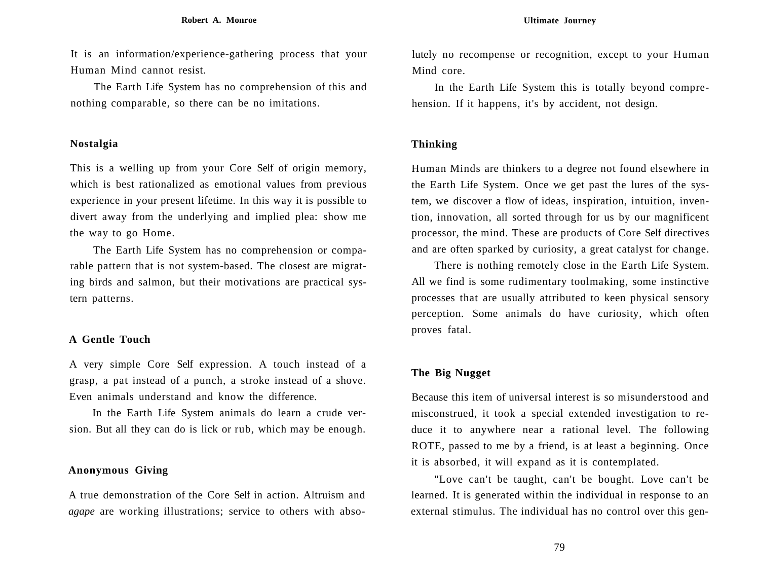It is an information/experience-gathering process that your Human Mind cannot resist.

The Earth Life System has no comprehension of this and nothing comparable, so there can be no imitations.

### Nostalgia

This is a welling up from your Core Self of origin memory, which is best rationalized as emotional values from previous experience in your present lifetime. In this way it is possible to divert away from the underlying and implied plea: show me the way to go Home.

The Earth Life System has no comprehension or comparable pattern that is not system-based. The closest are migrating birds and salmon, but their motivations are practical system patterns.

### A Gentle Touch

A very simple Core Self expression. A touch instead of a grasp, a pat instead of a punch, a stroke instead of a shove. Even animals understand and know the difference.

In the Earth Life System animals do learn a crude version. But all they can do is lick or rub, which may be enough.

### Anonymous Giving

A true demonstration of the Core Self in action. Altruism and *agape* are working illustrations; service to others with absolutely no recompense or recognition, except to your Human Mind core.

In the Earth Life System this is totally beyond comprehension. If it happens, it's by accident, not design.

### Thinking

Human Minds are thinkers to a degree not found elsewhere in the Earth Life System. Once we get past the lures of the system, we discover a flow of ideas, inspiration, intuition, invention, innovation, all sorted through for us by our magnificent processor, the mind. These are products of Core Self directives and are often sparked by curiosity, a great catalyst for change.

There is nothing remotely close in the Earth Life System. All we find is some rudimentary toolmaking, some instinctive processes that are usually attributed to keen physical sensory perception. Some animals do have curiosity, which often proves fatal.

### The Big Nugget

Because this item of universal interest is so misunderstood and misconstrued, it took a special extended investigation to reduce it to anywhere near a rational level. The following ROTE, passed to me by a friend, is at least a beginning. Once it is absorbed, it will expand as it is contemplated.

"Love can't be taught, can't be bought. Love can't be learned. It is generated within the individual in response to an external stimulus. The individual has no control over this gen-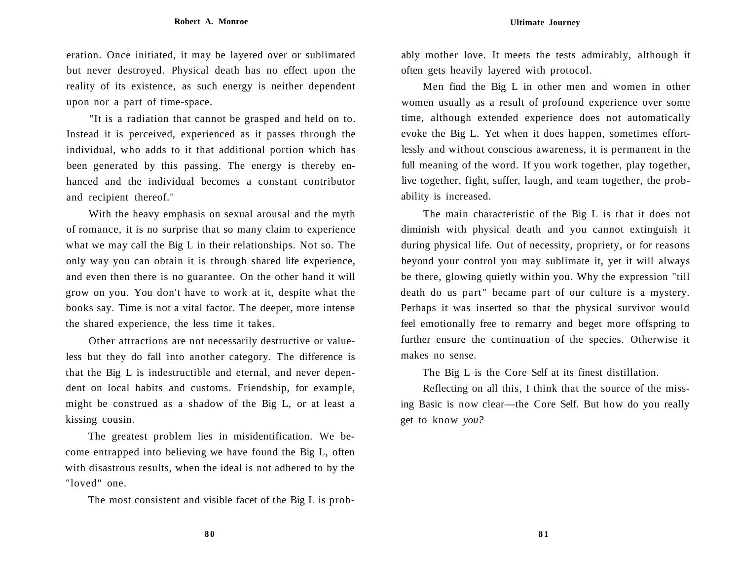eration. Once initiated, it may be layered over or sublimated but never destroyed. Physical death has no effect upon the reality of its existence, as such energy is neither dependent upon nor a part of time-space.

"It is a radiation that cannot be grasped and held on to. Instead it is perceived, experienced as it passes through the individual, who adds to it that additional portion which has been generated by this passing. The energy is thereby enhanced and the individual becomes a constant contributor and recipient thereof."

With the heavy emphasis on sexual arousal and the myth of romance, it is no surprise that so many claim to experience what we may call the Big L in their relationships. Not so. The only way you can obtain it is through shared life experience, and even then there is no guarantee. On the other hand it will grow on you. You don't have to work at it, despite what the books say. Time is not a vital factor. The deeper, more intense the shared experience, the less time it takes.

Other attractions are not necessarily destructive or valueless but they do fall into another category. The difference is that the Big L is indestructible and eternal, and never dependent on local habits and customs. Friendship, for example, might be construed as a shadow of the Big L, or at least a kissing cousin.

The greatest problem lies in misidentification. We become entrapped into believing we have found the Big L, often with disastrous results, when the ideal is not adhered to by the "loved" one.

The most consistent and visible facet of the Big L is probably mother love. It meets the tests admirably, although it often gets heavily layered with protocol.

Men find the Big L in other men and women in other women usually as a result of profound experience over some time, although extended experience does not automatically evoke the Big L. Yet when it does happen, sometimes effortlessly and without conscious awareness, it is permanent in the full meaning of the word. If you work together, play together, live together, fight, suffer, laugh, and team together, the probability is increased.

The main characteristic of the Big L is that it does not diminish with physical death and you cannot extinguish it during physical life. Out of necessity, propriety, or for reasons beyond your control you may sublimate it, yet it will always be there, glowing quietly within you. Why the expression "till death do us part" became part of our culture is a mystery. Perhaps it was inserted so that the physical survivor would feel emotionally free to remarry and beget more offspring to further ensure the continuation of the species. Otherwise it makes no sense.

The Big L is the Core Self at its finest distillation.

Reflecting on all this, I think that the source of the missing Basic is now clear—the Core Self. But how do you really get to know *you?*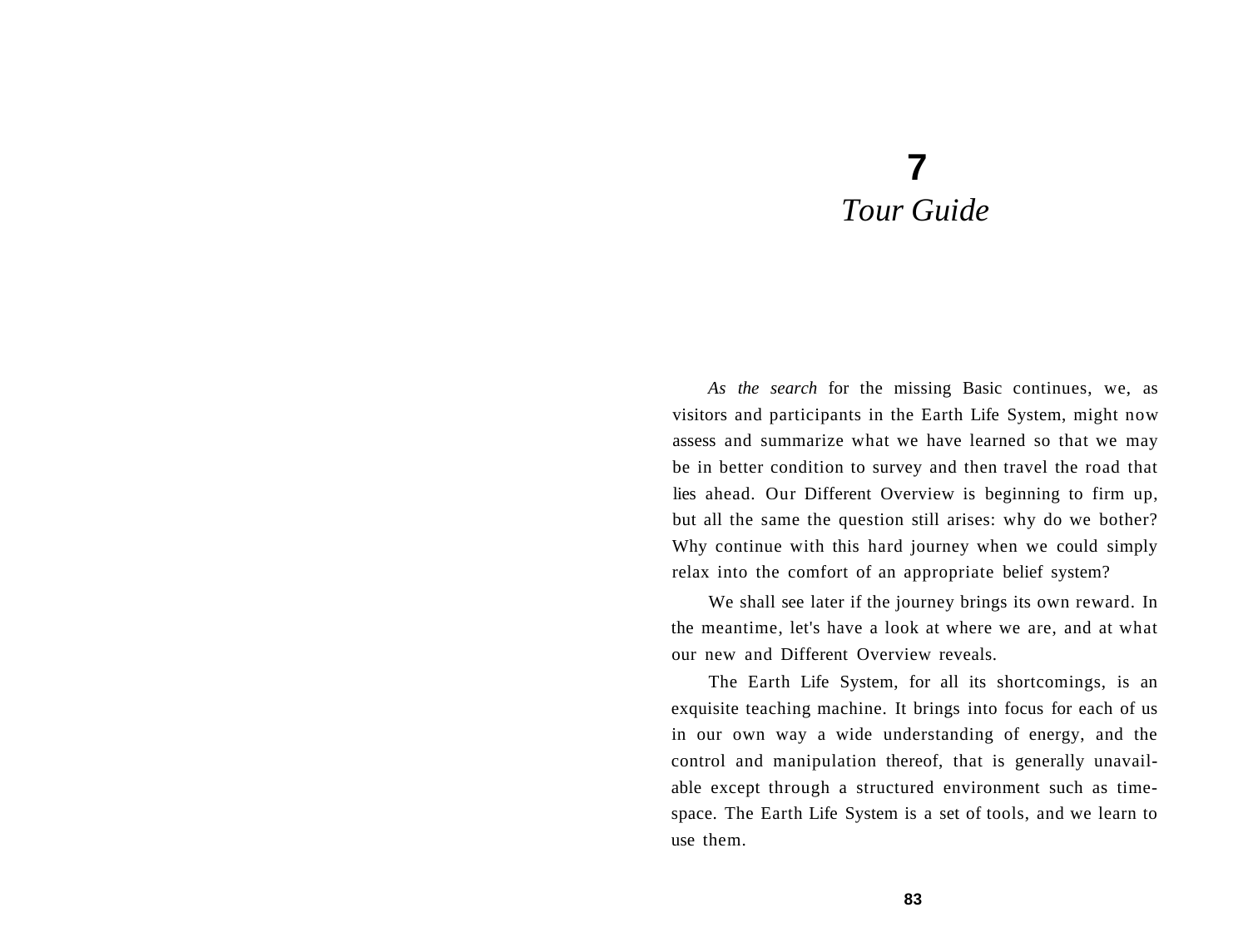# 7
## *Tour Guide*

*As the search* for the missing Basic continues, we, as visitors and participants in the Earth Life System, might now assess and summarize what we have learned so that we may be in better condition to survey and then travel the road that lies ahead. Our Different Overview is beginning to firm up, but all the same the question still arises: why do we bother? Why continue with this hard journey when we could simply relax into the comfort of an appropriate belief system?

We shall see later if the journey brings its own reward. In the meantime, let's have a look at where we are, and at what our new and Different Overview reveals.

The Earth Life System, for all its shortcomings, is an exquisite teaching machine. It brings into focus for each of us in our own way a wide understanding of energy, and the control and manipulation thereof, that is generally unavailable except through a structured environment such as time-space. The Earth Life System is a set of tools, and we learn to use them.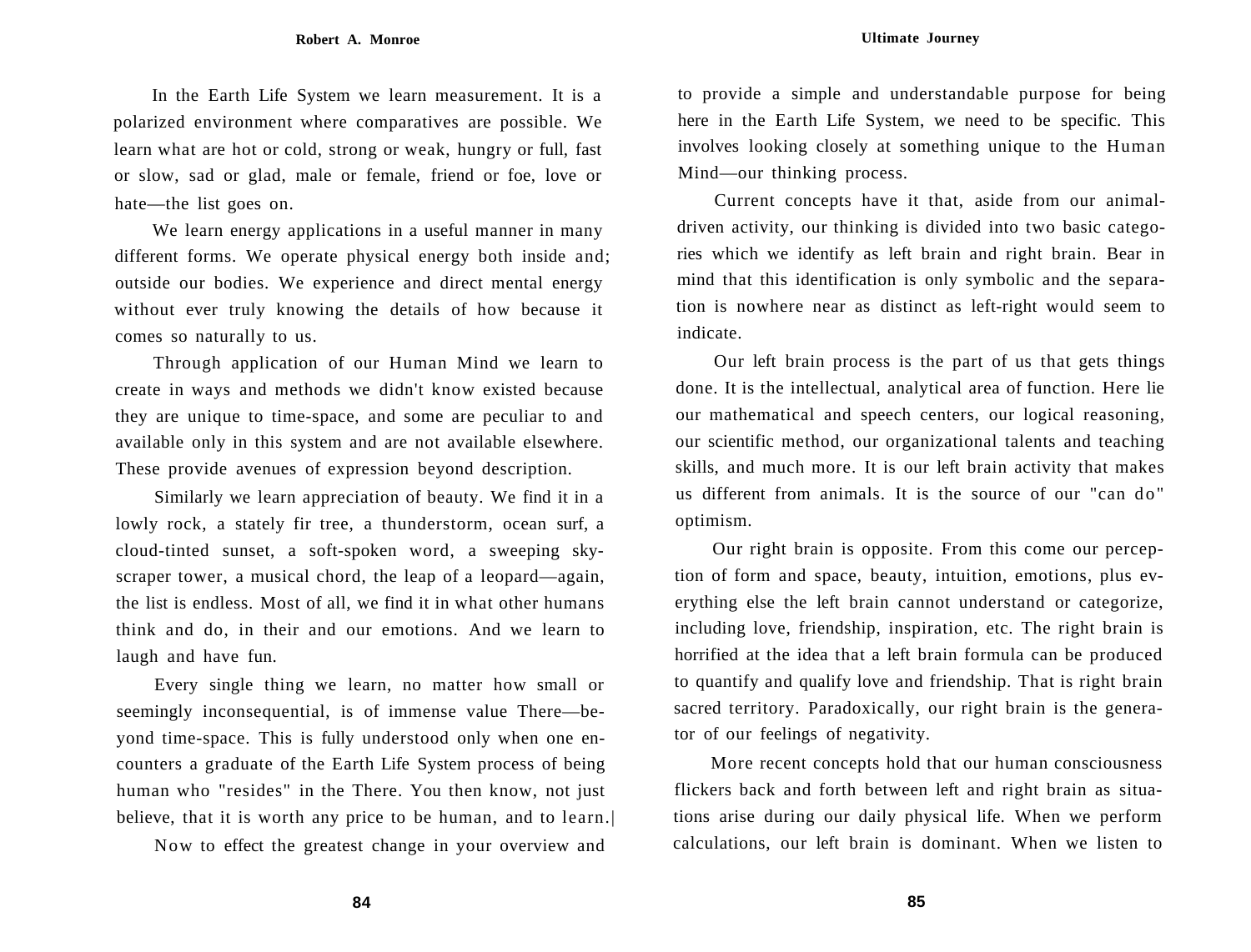In the Earth Life System we learn measurement. It is a polarized environment where comparatives are possible. We learn what are hot or cold, strong or weak, hungry or full, fast or slow, sad or glad, male or female, friend or foe, love or hate—the list goes on.

We learn energy applications in a useful manner in many different forms. We operate physical energy both inside and; outside our bodies. We experience and direct mental energy without ever truly knowing the details of how because it comes so naturally to us.

Through application of our Human Mind we learn to create in ways and methods we didn't know existed because they are unique to time-space, and some are peculiar to and available only in this system and are not available elsewhere. These provide avenues of expression beyond description.

Similarly we learn appreciation of beauty. We find it in a lowly rock, a stately fir tree, a thunderstorm, ocean surf, a cloud-tinted sunset, a soft-spoken word, a sweeping skyscraper tower, a musical chord, the leap of a leopard—again, the list is endless. Most of all, we find it in what other humans think and do, in their and our emotions. And we learn to laugh and have fun.

Every single thing we learn, no matter how small or seemingly inconsequential, is of immense value There—beyond time-space. This is fully understood only when one encounters a graduate of the Earth Life System process of being human who "resides" in the There. You then know, not just believe, that it is worth any price to be human, and to learn.

Now to effect the greatest change in your overview and to provide a simple and understandable purpose for being here in the Earth Life System, we need to be specific. This involves looking closely at something unique to the Human Mind—our thinking process.

Current concepts have it that, aside from our animal-driven activity, our thinking is divided into two basic categories which we identify as left brain and right brain. Bear in mind that this identification is only symbolic and the separation is nowhere near as distinct as left-right would seem to indicate.

Our left brain process is the part of us that gets things done. It is the intellectual, analytical area of function. Here lie our mathematical and speech centers, our logical reasoning, our scientific method, our organizational talents and teaching skills, and much more. It is our left brain activity that makes us different from animals. It is the source of our "can do" optimism.

Our right brain is opposite. From this come our perception of form and space, beauty, intuition, emotions, plus everything else the left brain cannot understand or categorize, including love, friendship, inspiration, etc. The right brain is horrified at the idea that a left brain formula can be produced to quantify and qualify love and friendship. That is right brain sacred territory. Paradoxically, our right brain is the generator of our feelings of negativity.

More recent concepts hold that our human consciousness flickers back and forth between left and right brain as situations arise during our daily physical life. When we perform calculations, our left brain is dominant. When we listen to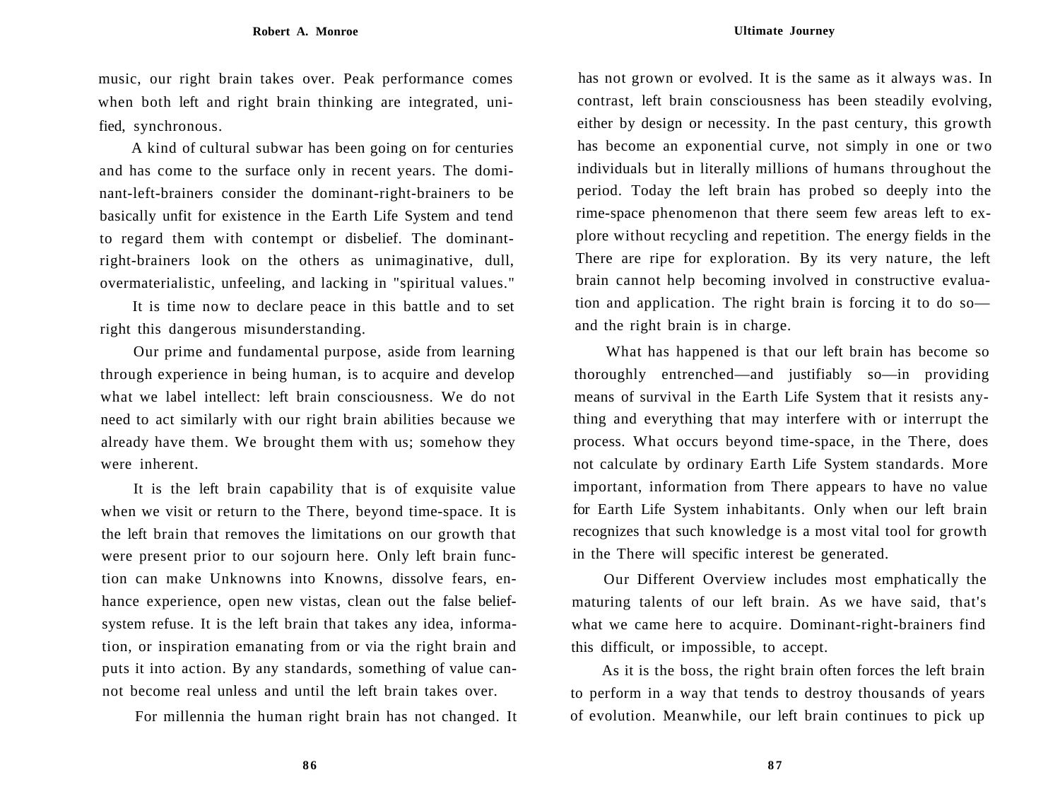music, our right brain takes over. Peak performance comes when both left and right brain thinking are integrated, unified, synchronous.

A kind of cultural subwar has been going on for centuries and has come to the surface only in recent years. The dominant-left-brainers consider the dominant-right-brainers to be basically unfit for existence in the Earth Life System and tend to regard them with contempt or disbelief. The dominant-right-brainers look on the others as unimaginative, dull, overmaterialistic, unfeeling, and lacking in "spiritual values."

It is time now to declare peace in this battle and to set right this dangerous misunderstanding.

Our prime and fundamental purpose, aside from learning through experience in being human, is to acquire and develop what we label intellect: left brain consciousness. We do not need to act similarly with our right brain abilities because we already have them. We brought them with us; somehow they were inherent.

It is the left brain capability that is of exquisite value when we visit or return to the There, beyond time-space. It is the left brain that removes the limitations on our growth that were present prior to our sojourn here. Only left brain function can make Unknowns into Knowns, dissolve fears, enhance experience, open new vistas, clean out the false belief-system refuse. It is the left brain that takes any idea, information, or inspiration emanating from or via the right brain and puts it into action. By any standards, something of value cannot become real unless and until the left brain takes over.

For millennia the human right brain has not changed. It has not grown or evolved. It is the same as it always was. In contrast, left brain consciousness has been steadily evolving, either by design or necessity. In the past century, this growth has become an exponential curve, not simply in one or two individuals but in literally millions of humans throughout the period. Today the left brain has probed so deeply into the rime-space phenomenon that there seem few areas left to explore without recycling and repetition. The energy fields in the There are ripe for exploration. By its very nature, the left brain cannot help becoming involved in constructive evaluation and application. The right brain is forcing it to do so—and the right brain is in charge.

What has happened is that our left brain has become so thoroughly entrenched—and justifiably so—in providing means of survival in the Earth Life System that it resists anything and everything that may interfere with or interrupt the process. What occurs beyond time-space, in the There, does not calculate by ordinary Earth Life System standards. More important, information from There appears to have no value for Earth Life System inhabitants. Only when our left brain recognizes that such knowledge is a most vital tool for growth in the There will specific interest be generated.

Our Different Overview includes most emphatically the maturing talents of our left brain. As we have said, that's what we came here to acquire. Dominant-right-brainers find this difficult, or impossible, to accept.

As it is the boss, the right brain often forces the left brain to perform in a way that tends to destroy thousands of years of evolution. Meanwhile, our left brain continues to pick up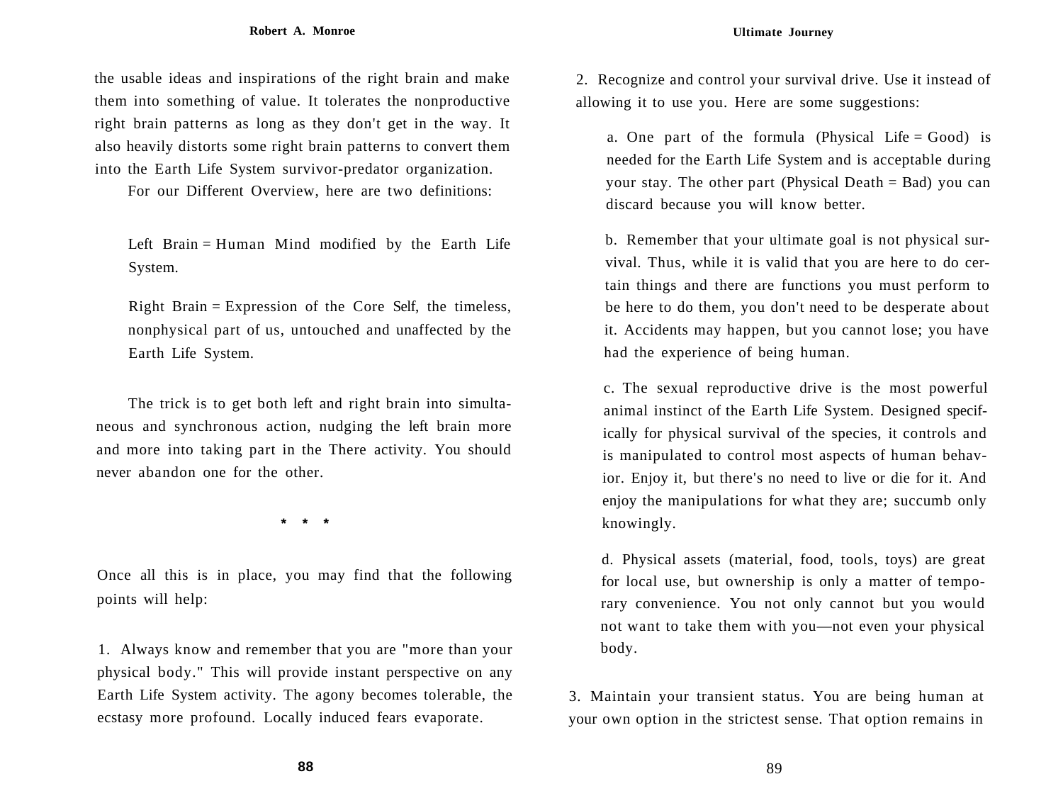the usable ideas and inspirations of the right brain and make them into something of value. It tolerates the nonproductive right brain patterns as long as they don't get in the way. It also heavily distorts some right brain patterns to convert them into the Earth Life System survivor-predator organization.

For our Different Overview, here are two definitions:

> Left Brain = Human Mind modified by the Earth Life System.
>
> Right Brain = Expression of the Core Self, the timeless, nonphysical part of us, untouched and unaffected by the Earth Life System.

The trick is to get both left and right brain into simultaneous and synchronous action, nudging the left brain more and more into taking part in the There activity. You should never abandon one for the other.

\* \* \*

Once all this is in place, you may find that the following points will help:

1. Always know and remember that you are "more than your physical body." This will provide instant perspective on any Earth Life System activity. The agony becomes tolerable, the ecstasy more profound. Locally induced fears evaporate.

2. Recognize and control your survival drive. Use it instead of allowing it to use you. Here are some suggestions:

   a. One part of the formula (Physical Life = Good) is needed for the Earth Life System and is acceptable during your stay. The other part (Physical Death = Bad) you can discard because you will know better.

   b. Remember that your ultimate goal is not physical survival. Thus, while it is valid that you are here to do certain things and there are functions you must perform to be here to do them, you don't need to be desperate about it. Accidents may happen, but you cannot lose; you have had the experience of being human.

   c. The sexual reproductive drive is the most powerful animal instinct of the Earth Life System. Designed specifically for physical survival of the species, it controls and is manipulated to control most aspects of human behavior. Enjoy it, but there's no need to live or die for it. And enjoy the manipulations for what they are; succumb only knowingly.

   d. Physical assets (material, food, tools, toys) are great for local use, but ownership is only a matter of temporary convenience. You not only cannot but you would not want to take them with you—not even your physical body.

3. Maintain your transient status. You are being human at your own option in the strictest sense. That option remains in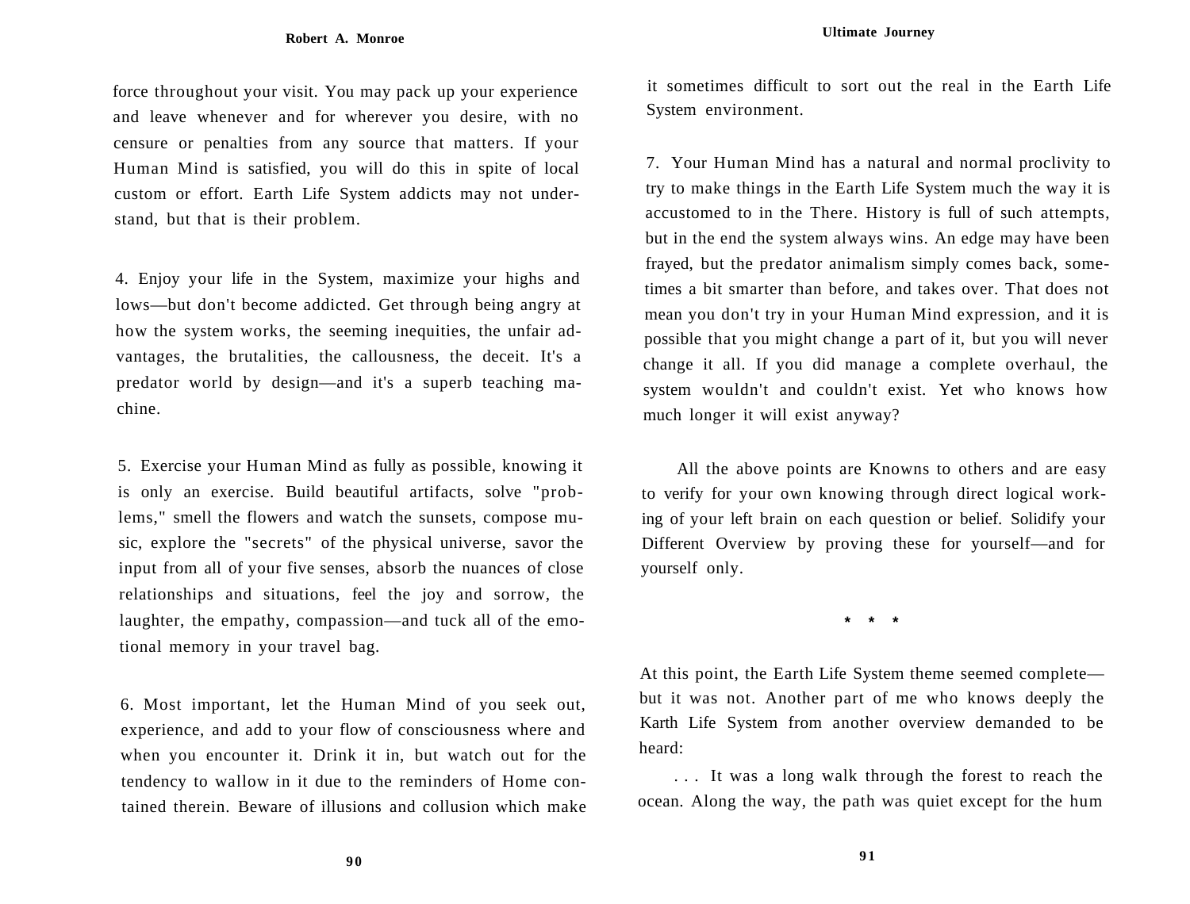force throughout your visit. You may pack up your experience and leave whenever and for wherever you desire, with no censure or penalties from any source that matters. If your Human Mind is satisfied, you will do this in spite of local custom or effort. Earth Life System addicts may not understand, but that is their problem.

4. Enjoy your life in the System, maximize your highs and lows—but don't become addicted. Get through being angry at how the system works, the seeming inequities, the unfair advantages, the brutalities, the callousness, the deceit. It's a predator world by design—and it's a superb teaching machine.

5. Exercise your Human Mind as fully as possible, knowing it is only an exercise. Build beautiful artifacts, solve "problems," smell the flowers and watch the sunsets, compose music, explore the "secrets" of the physical universe, savor the input from all of your five senses, absorb the nuances of close relationships and situations, feel the joy and sorrow, the laughter, the empathy, compassion—and tuck all of the emotional memory in your travel bag.

6. Most important, let the Human Mind of you seek out, experience, and add to your flow of consciousness where and when you encounter it. Drink it in, but watch out for the tendency to wallow in it due to the reminders of Home contained therein. Beware of illusions and collusion which make it sometimes difficult to sort out the real in the Earth Life System environment.

7. Your Human Mind has a natural and normal proclivity to try to make things in the Earth Life System much the way it is accustomed to in the There. History is full of such attempts, but in the end the system always wins. An edge may have been frayed, but the predator animalism simply comes back, sometimes a bit smarter than before, and takes over. That does not mean you don't try in your Human Mind expression, and it is possible that you might change a part of it, but you will never change it all. If you did manage a complete overhaul, the system wouldn't and couldn't exist. Yet who knows how much longer it will exist anyway?

All the above points are Knowns to others and are easy to verify for your own knowing through direct logical working of your left brain on each question or belief. Solidify your Different Overview by proving these for yourself—and for yourself only.

\* \* \*

At this point, the Earth Life System theme seemed complete—but it was not. Another part of me who knows deeply the Karth Life System from another overview demanded to be heard:

. . . It was a long walk through the forest to reach the ocean. Along the way, the path was quiet except for the hum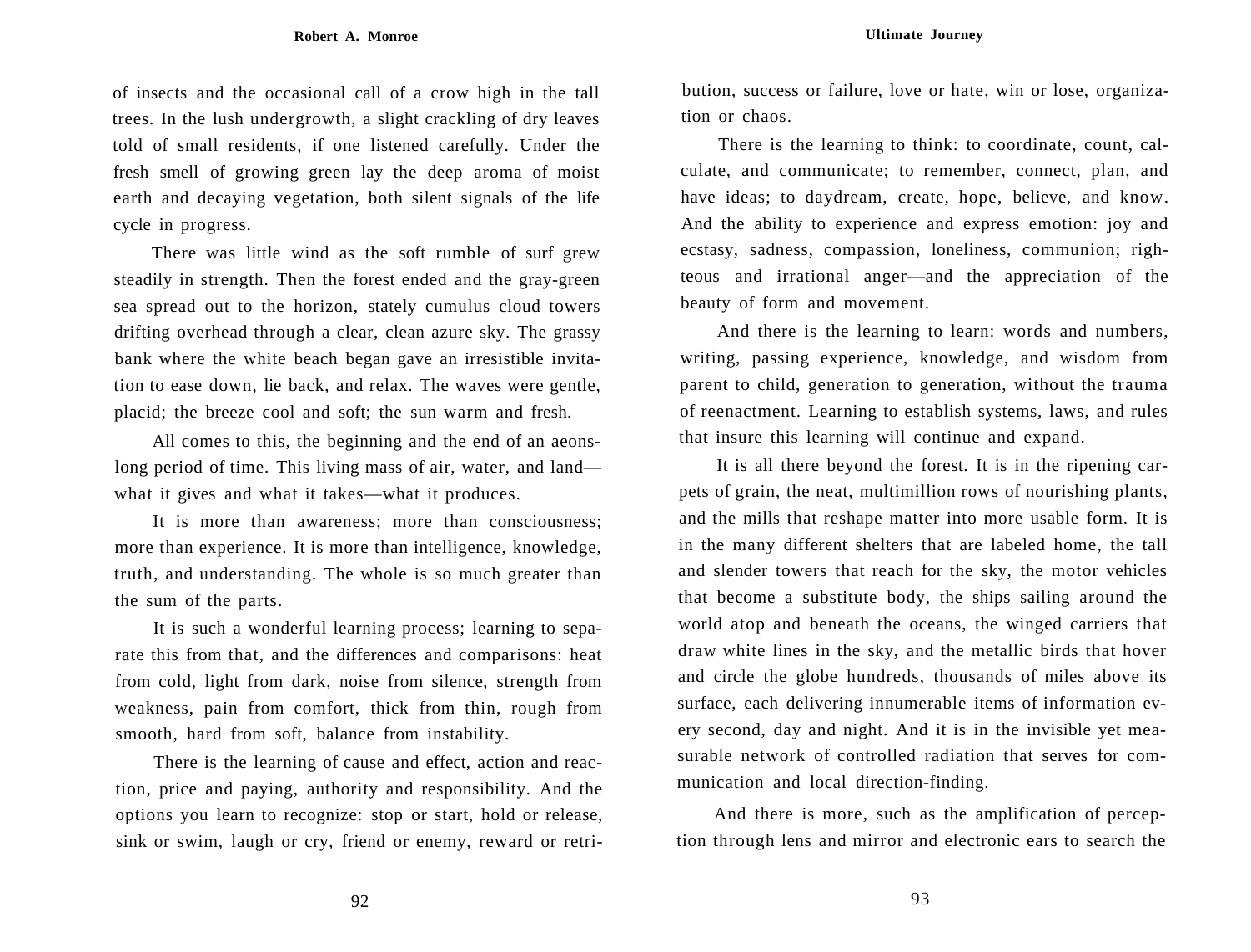of insects and the occasional call of a crow high in the tall trees. In the lush undergrowth, a slight crackling of dry leaves told of small residents, if one listened carefully. Under the fresh smell of growing green lay the deep aroma of moist earth and decaying vegetation, both silent signals of the life cycle in progress.

There was little wind as the soft rumble of surf grew steadily in strength. Then the forest ended and the gray-green sea spread out to the horizon, stately cumulus cloud towers drifting overhead through a clear, clean azure sky. The grassy bank where the white beach began gave an irresistible invitation to ease down, lie back, and relax. The waves were gentle, placid; the breeze cool and soft; the sun warm and fresh.

All comes to this, the beginning and the end of an aeons-long period of time. This living mass of air, water, and land—what it gives and what it takes—what it produces.

It is more than awareness; more than consciousness; more than experience. It is more than intelligence, knowledge, truth, and understanding. The whole is so much greater than the sum of the parts.

It is such a wonderful learning process; learning to separate this from that, and the differences and comparisons: heat from cold, light from dark, noise from silence, strength from weakness, pain from comfort, thick from thin, rough from smooth, hard from soft, balance from instability.

There is the learning of cause and effect, action and reaction, price and paying, authority and responsibility. And the options you learn to recognize: stop or start, hold or release, sink or swim, laugh or cry, friend or enemy, reward or retribution, success or failure, love or hate, win or lose, organization or chaos.

There is the learning to think: to coordinate, count, calculate, and communicate; to remember, connect, plan, and have ideas; to daydream, create, hope, believe, and know. And the ability to experience and express emotion: joy and ecstasy, sadness, compassion, loneliness, communion; righteous and irrational anger—and the appreciation of the beauty of form and movement.

And there is the learning to learn: words and numbers, writing, passing experience, knowledge, and wisdom from parent to child, generation to generation, without the trauma of reenactment. Learning to establish systems, laws, and rules that insure this learning will continue and expand.

It is all there beyond the forest. It is in the ripening carpets of grain, the neat, multimillion rows of nourishing plants, and the mills that reshape matter into more usable form. It is in the many different shelters that are labeled home, the tall and slender towers that reach for the sky, the motor vehicles that become a substitute body, the ships sailing around the world atop and beneath the oceans, the winged carriers that draw white lines in the sky, and the metallic birds that hover and circle the globe hundreds, thousands of miles above its surface, each delivering innumerable items of information every second, day and night. And it is in the invisible yet measurable network of controlled radiation that serves for communication and local direction-finding.

And there is more, such as the amplification of perception through lens and mirror and electronic ears to search the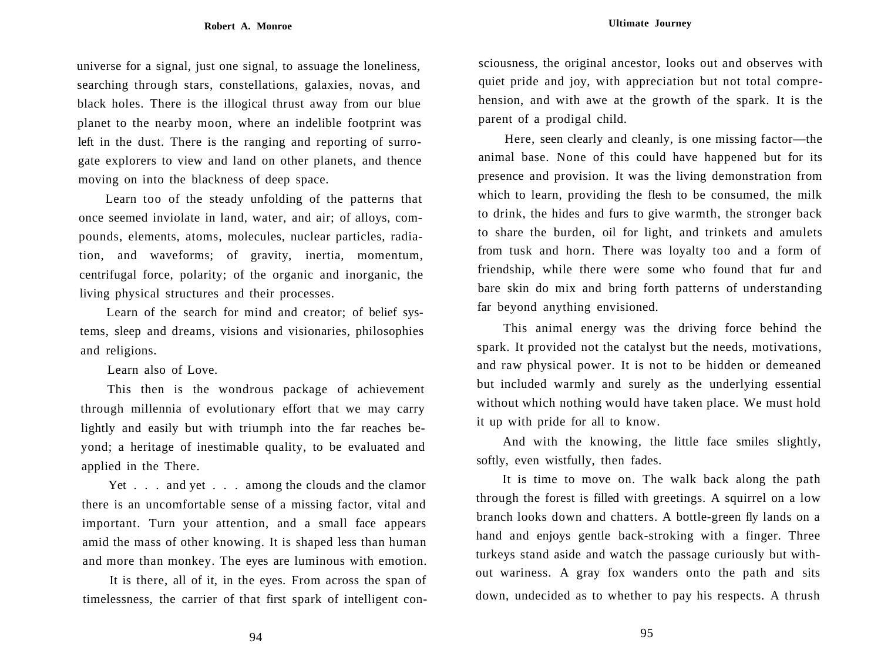universe for a signal, just one signal, to assuage the loneliness, searching through stars, constellations, galaxies, novas, and black holes. There is the illogical thrust away from our blue planet to the nearby moon, where an indelible footprint was left in the dust. There is the ranging and reporting of surrogate explorers to view and land on other planets, and thence moving on into the blackness of deep space.

Learn too of the steady unfolding of the patterns that once seemed inviolate in land, water, and air; of alloys, compounds, elements, atoms, molecules, nuclear particles, radiation, and waveforms; of gravity, inertia, momentum, centrifugal force, polarity; of the organic and inorganic, the living physical structures and their processes.

Learn of the search for mind and creator; of belief systems, sleep and dreams, visions and visionaries, philosophies and religions.

Learn also of Love.

This then is the wondrous package of achievement through millennia of evolutionary effort that we may carry lightly and easily but with triumph into the far reaches beyond; a heritage of inestimable quality, to be evaluated and applied in the There.

Yet . . . and yet . . . among the clouds and the clamor there is an uncomfortable sense of a missing factor, vital and important. Turn your attention, and a small face appears amid the mass of other knowing. It is shaped less than human and more than monkey. The eyes are luminous with emotion.

It is there, all of it, in the eyes. From across the span of timelessness, the carrier of that first spark of intelligent consciousness, the original ancestor, looks out and observes with quiet pride and joy, with appreciation but not total comprehension, and with awe at the growth of the spark. It is the parent of a prodigal child.

Here, seen clearly and cleanly, is one missing factor—the animal base. None of this could have happened but for its presence and provision. It was the living demonstration from which to learn, providing the flesh to be consumed, the milk to drink, the hides and furs to give warmth, the stronger back to share the burden, oil for light, and trinkets and amulets from tusk and horn. There was loyalty too and a form of friendship, while there were some who found that fur and bare skin do mix and bring forth patterns of understanding far beyond anything envisioned.

This animal energy was the driving force behind the spark. It provided not the catalyst but the needs, motivations, and raw physical power. It is not to be hidden or demeaned but included warmly and surely as the underlying essential without which nothing would have taken place. We must hold it up with pride for all to know.

And with the knowing, the little face smiles slightly, softly, even wistfully, then fades.

It is time to move on. The walk back along the path through the forest is filled with greetings. A squirrel on a low branch looks down and chatters. A bottle-green fly lands on a hand and enjoys gentle back-stroking with a finger. Three turkeys stand aside and watch the passage curiously but without wariness. A gray fox wanders onto the path and sits down, undecided as to whether to pay his respects. A thrush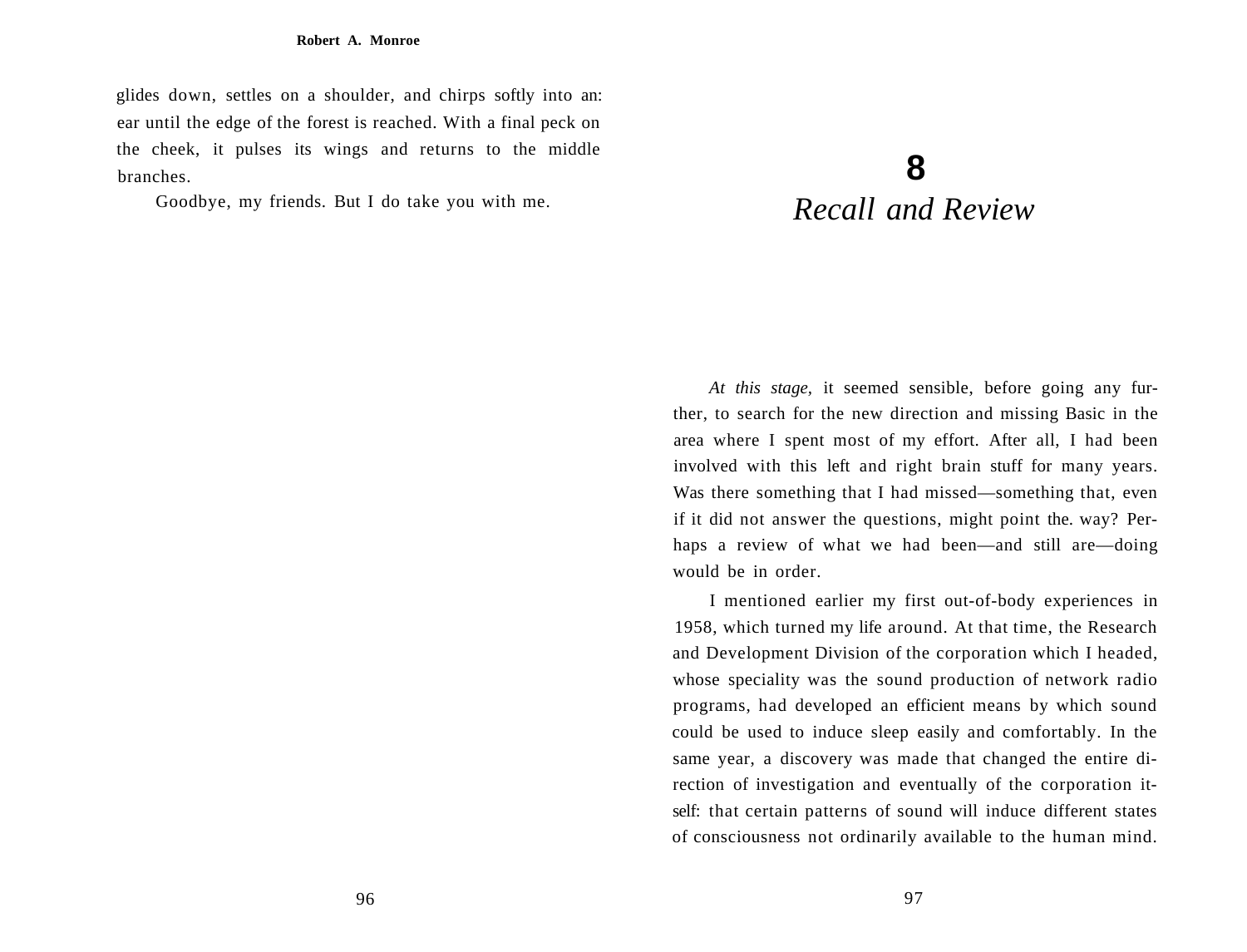glides down, settles on a shoulder, and chirps softly into an: ear until the edge of the forest is reached. With a final peck on the cheek, it pulses its wings and returns to the middle branches.

Goodbye, my friends. But I do take you with me.

# 8
# *Recall and Review*

*At this stage,* it seemed sensible, before going any further, to search for the new direction and missing Basic in the area where I spent most of my effort. After all, I had been involved with this left and right brain stuff for many years. Was there something that I had missed—something that, even if it did not answer the questions, might point the. way? Perhaps a review of what we had been—and still are—doing would be in order.

I mentioned earlier my first out-of-body experiences in 1958, which turned my life around. At that time, the Research and Development Division of the corporation which I headed, whose speciality was the sound production of network radio programs, had developed an efficient means by which sound could be used to induce sleep easily and comfortably. In the same year, a discovery was made that changed the entire direction of investigation and eventually of the corporation itself: that certain patterns of sound will induce different states of consciousness not ordinarily available to the human mind.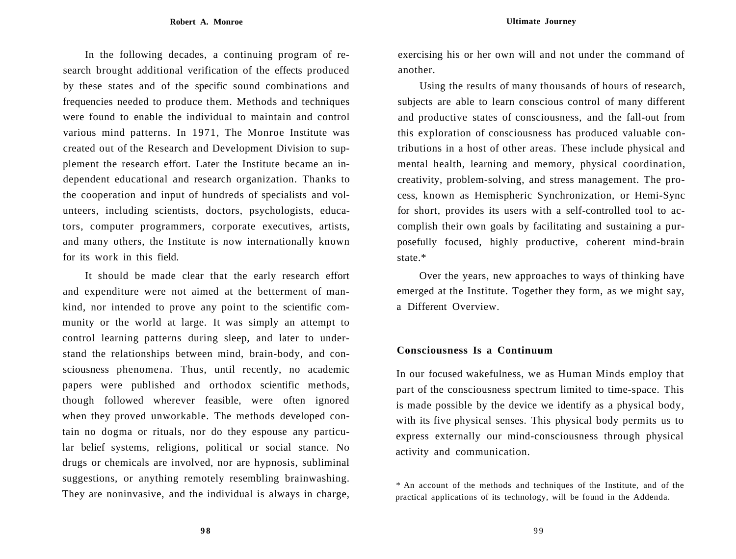In the following decades, a continuing program of research brought additional verification of the effects produced by these states and of the specific sound combinations and frequencies needed to produce them. Methods and techniques were found to enable the individual to maintain and control various mind patterns. In 1971, The Monroe Institute was created out of the Research and Development Division to supplement the research effort. Later the Institute became an independent educational and research organization. Thanks to the cooperation and input of hundreds of specialists and volunteers, including scientists, doctors, psychologists, educators, computer programmers, corporate executives, artists, and many others, the Institute is now internationally known for its work in this field.

It should be made clear that the early research effort and expenditure were not aimed at the betterment of mankind, nor intended to prove any point to the scientific community or the world at large. It was simply an attempt to control learning patterns during sleep, and later to understand the relationships between mind, brain-body, and consciousness phenomena. Thus, until recently, no academic papers were published and orthodox scientific methods, though followed wherever feasible, were often ignored when they proved unworkable. The methods developed contain no dogma or rituals, nor do they espouse any particular belief systems, religions, political or social stance. No drugs or chemicals are involved, nor are hypnosis, subliminal suggestions, or anything remotely resembling brainwashing. They are noninvasive, and the individual is always in charge, exercising his or her own will and not under the command of another.

Using the results of many thousands of hours of research, subjects are able to learn conscious control of many different and productive states of consciousness, and the fall-out from this exploration of consciousness has produced valuable contributions in a host of other areas. These include physical and mental health, learning and memory, physical coordination, creativity, problem-solving, and stress management. The process, known as Hemispheric Synchronization, or Hemi-Sync for short, provides its users with a self-controlled tool to accomplish their own goals by facilitating and sustaining a purposefully focused, highly productive, coherent mind-brain state.*

Over the years, new approaches to ways of thinking have emerged at the Institute. Together they form, as we might say, a Different Overview.

## Consciousness Is a Continuum

In our focused wakefulness, we as Human Minds employ that part of the consciousness spectrum limited to time-space. This is made possible by the device we identify as a physical body, with its five physical senses. This physical body permits us to express externally our mind-consciousness through physical activity and communication.

* An account of the methods and techniques of the Institute, and of the practical applications of its technology, will be found in the Addenda.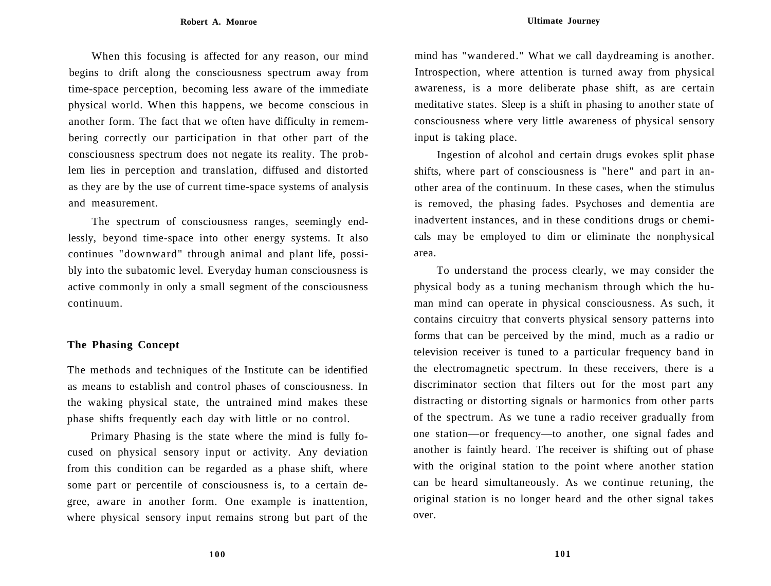When this focusing is affected for any reason, our mind begins to drift along the consciousness spectrum away from time-space perception, becoming less aware of the immediate physical world. When this happens, we become conscious in another form. The fact that we often have difficulty in remembering correctly our participation in that other part of the consciousness spectrum does not negate its reality. The problem lies in perception and translation, diffused and distorted as they are by the use of current time-space systems of analysis and measurement.

The spectrum of consciousness ranges, seemingly endlessly, beyond time-space into other energy systems. It also continues "downward" through animal and plant life, possibly into the subatomic level. Everyday human consciousness is active commonly in only a small segment of the consciousness continuum.

## The Phasing Concept

The methods and techniques of the Institute can be identified as means to establish and control phases of consciousness. In the waking physical state, the untrained mind makes these phase shifts frequently each day with little or no control.

Primary Phasing is the state where the mind is fully focused on physical sensory input or activity. Any deviation from this condition can be regarded as a phase shift, where some part or percentile of consciousness is, to a certain degree, aware in another form. One example is inattention, where physical sensory input remains strong but part of the mind has "wandered." What we call daydreaming is another. Introspection, where attention is turned away from physical awareness, is a more deliberate phase shift, as are certain meditative states. Sleep is a shift in phasing to another state of consciousness where very little awareness of physical sensory input is taking place.

Ingestion of alcohol and certain drugs evokes split phase shifts, where part of consciousness is "here" and part in another area of the continuum. In these cases, when the stimulus is removed, the phasing fades. Psychoses and dementia are inadvertent instances, and in these conditions drugs or chemicals may be employed to dim or eliminate the nonphysical area.

To understand the process clearly, we may consider the physical body as a tuning mechanism through which the human mind can operate in physical consciousness. As such, it contains circuitry that converts physical sensory patterns into forms that can be perceived by the mind, much as a radio or television receiver is tuned to a particular frequency band in the electromagnetic spectrum. In these receivers, there is a discriminator section that filters out for the most part any distracting or distorting signals or harmonics from other parts of the spectrum. As we tune a radio receiver gradually from one station—or frequency—to another, one signal fades and another is faintly heard. The receiver is shifting out of phase with the original station to the point where another station can be heard simultaneously. As we continue retuning, the original station is no longer heard and the other signal takes over.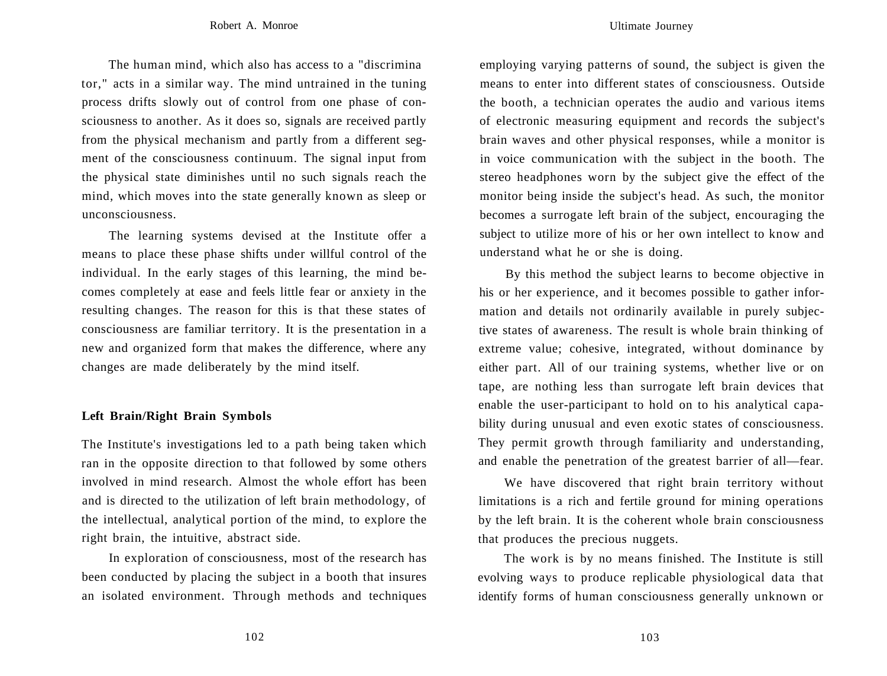The human mind, which also has access to a "discriminator," acts in a similar way. The mind untrained in the tuning process drifts slowly out of control from one phase of consciousness to another. As it does so, signals are received partly from the physical mechanism and partly from a different segment of the consciousness continuum. The signal input from the physical state diminishes until no such signals reach the mind, which moves into the state generally known as sleep or unconsciousness.

The learning systems devised at the Institute offer a means to place these phase shifts under willful control of the individual. In the early stages of this learning, the mind becomes completely at ease and feels little fear or anxiety in the resulting changes. The reason for this is that these states of consciousness are familiar territory. It is the presentation in a new and organized form that makes the difference, where any changes are made deliberately by the mind itself.

### Left Brain/Right Brain Symbols

The Institute's investigations led to a path being taken which ran in the opposite direction to that followed by some others involved in mind research. Almost the whole effort has been and is directed to the utilization of left brain methodology, of the intellectual, analytical portion of the mind, to explore the right brain, the intuitive, abstract side.

In exploration of consciousness, most of the research has been conducted by placing the subject in a booth that insures an isolated environment. Through methods and techniques employing varying patterns of sound, the subject is given the means to enter into different states of consciousness. Outside the booth, a technician operates the audio and various items of electronic measuring equipment and records the subject's brain waves and other physical responses, while a monitor is in voice communication with the subject in the booth. The stereo headphones worn by the subject give the effect of the monitor being inside the subject's head. As such, the monitor becomes a surrogate left brain of the subject, encouraging the subject to utilize more of his or her own intellect to know and understand what he or she is doing.

By this method the subject learns to become objective in his or her experience, and it becomes possible to gather information and details not ordinarily available in purely subjective states of awareness. The result is whole brain thinking of extreme value; cohesive, integrated, without dominance by either part. All of our training systems, whether live or on tape, are nothing less than surrogate left brain devices that enable the user-participant to hold on to his analytical capability during unusual and even exotic states of consciousness. They permit growth through familiarity and understanding, and enable the penetration of the greatest barrier of all—fear.

We have discovered that right brain territory without limitations is a rich and fertile ground for mining operations by the left brain. It is the coherent whole brain consciousness that produces the precious nuggets.

The work is by no means finished. The Institute is still evolving ways to produce replicable physiological data that identify forms of human consciousness generally unknown or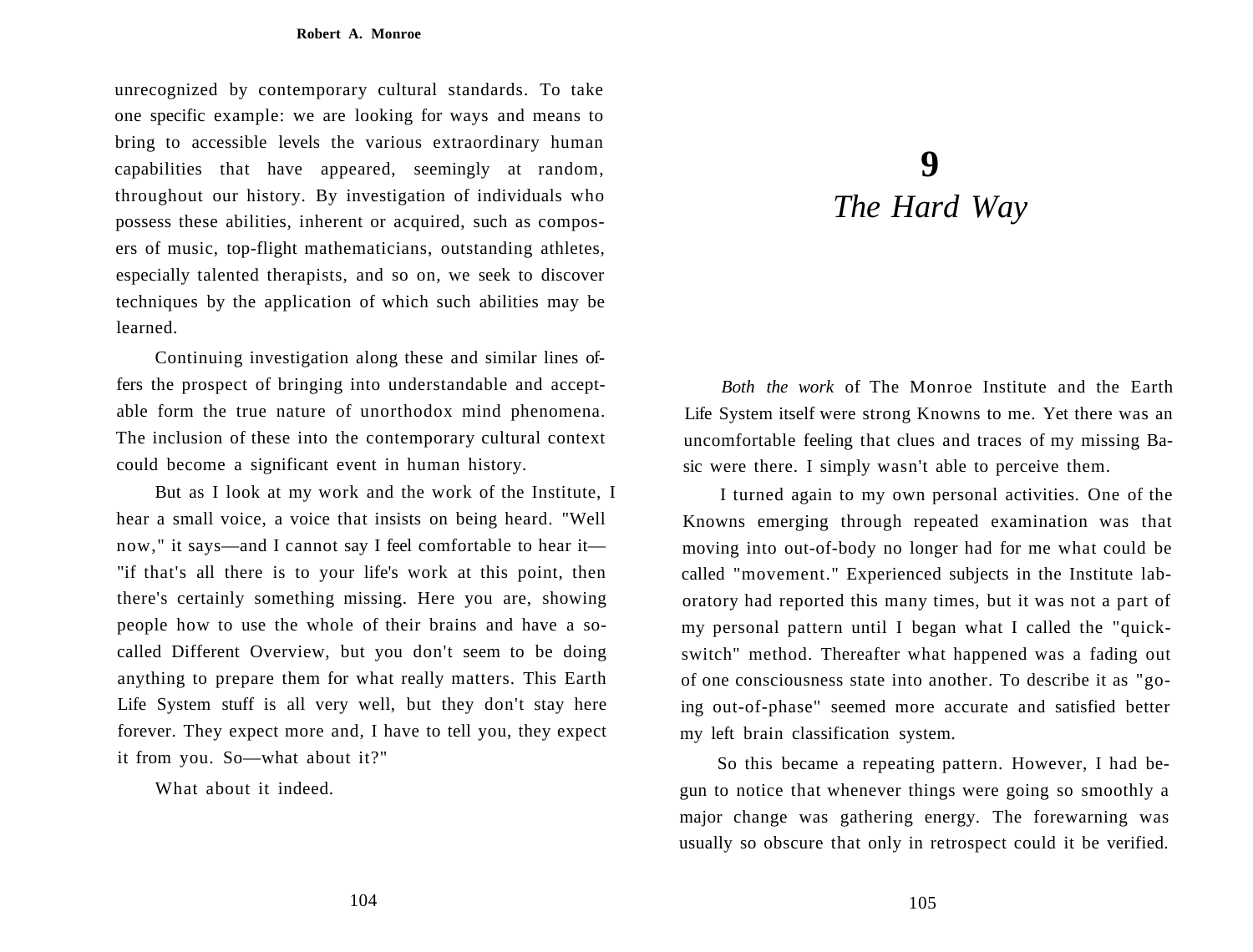unrecognized by contemporary cultural standards. To take one specific example: we are looking for ways and means to bring to accessible levels the various extraordinary human capabilities that have appeared, seemingly at random, throughout our history. By investigation of individuals who possess these abilities, inherent or acquired, such as composers of music, top-flight mathematicians, outstanding athletes, especially talented therapists, and so on, we seek to discover techniques by the application of which such abilities may be learned.

Continuing investigation along these and similar lines offers the prospect of bringing into understandable and acceptable form the true nature of unorthodox mind phenomena. The inclusion of these into the contemporary cultural context could become a significant event in human history.

But as I look at my work and the work of the Institute, I hear a small voice, a voice that insists on being heard. "Well now," it says—and I cannot say I feel comfortable to hear it—"if that's all there is to your life's work at this point, then there's certainly something missing. Here you are, showing people how to use the whole of their brains and have a so-called Different Overview, but you don't seem to be doing anything to prepare them for what really matters. This Earth Life System stuff is all very well, but they don't stay here forever. They expect more and, I have to tell you, they expect it from you. So—what about it?"

What about it indeed.

# 9
## *The Hard Way*

*Both the work* of The Monroe Institute and the Earth Life System itself were strong Knowns to me. Yet there was an uncomfortable feeling that clues and traces of my missing Basic were there. I simply wasn't able to perceive them.

I turned again to my own personal activities. One of the Knowns emerging through repeated examination was that moving into out-of-body no longer had for me what could be called "movement." Experienced subjects in the Institute laboratory had reported this many times, but it was not a part of my personal pattern until I began what I called the "quick-switch" method. Thereafter what happened was a fading out of one consciousness state into another. To describe it as "going out-of-phase" seemed more accurate and satisfied better my left brain classification system.

So this became a repeating pattern. However, I had begun to notice that whenever things were going so smoothly a major change was gathering energy. The forewarning was usually so obscure that only in retrospect could it be verified.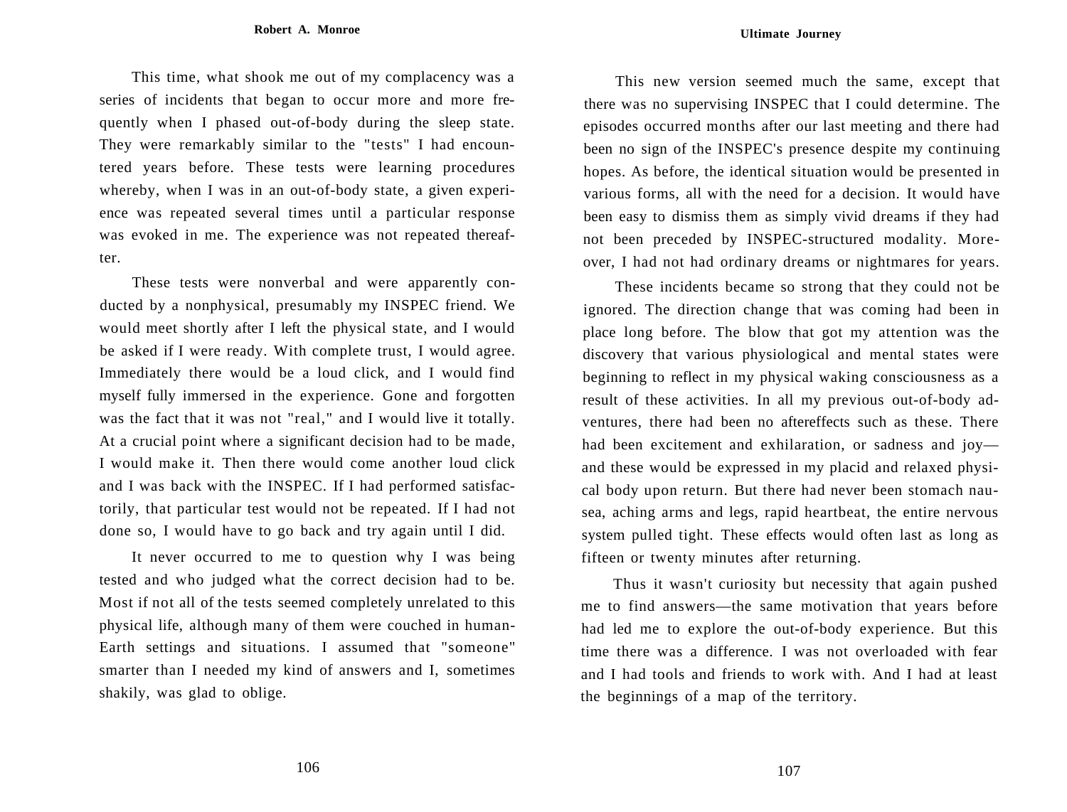This time, what shook me out of my complacency was a series of incidents that began to occur more and more frequently when I phased out-of-body during the sleep state. They were remarkably similar to the "tests" I had encountered years before. These tests were learning procedures whereby, when I was in an out-of-body state, a given experience was repeated several times until a particular response was evoked in me. The experience was not repeated thereafter.

These tests were nonverbal and were apparently conducted by a nonphysical, presumably my INSPEC friend. We would meet shortly after I left the physical state, and I would be asked if I were ready. With complete trust, I would agree. Immediately there would be a loud click, and I would find myself fully immersed in the experience. Gone and forgotten was the fact that it was not "real," and I would live it totally. At a crucial point where a significant decision had to be made, I would make it. Then there would come another loud click and I was back with the INSPEC. If I had performed satisfactorily, that particular test would not be repeated. If I had not done so, I would have to go back and try again until I did.

It never occurred to me to question why I was being tested and who judged what the correct decision had to be. Most if not all of the tests seemed completely unrelated to this physical life, although many of them were couched in human-Earth settings and situations. I assumed that "someone" smarter than I needed my kind of answers and I, sometimes shakily, was glad to oblige.

This new version seemed much the same, except that there was no supervising INSPEC that I could determine. The episodes occurred months after our last meeting and there had been no sign of the INSPEC's presence despite my continuing hopes. As before, the identical situation would be presented in various forms, all with the need for a decision. It would have been easy to dismiss them as simply vivid dreams if they had not been preceded by INSPEC-structured modality. Moreover, I had not had ordinary dreams or nightmares for years.

These incidents became so strong that they could not be ignored. The direction change that was coming had been in place long before. The blow that got my attention was the discovery that various physiological and mental states were beginning to reflect in my physical waking consciousness as a result of these activities. In all my previous out-of-body adventures, there had been no aftereffects such as these. There had been excitement and exhilaration, or sadness and joy—and these would be expressed in my placid and relaxed physical body upon return. But there had never been stomach nausea, aching arms and legs, rapid heartbeat, the entire nervous system pulled tight. These effects would often last as long as fifteen or twenty minutes after returning.

Thus it wasn't curiosity but necessity that again pushed me to find answers—the same motivation that years before had led me to explore the out-of-body experience. But this time there was a difference. I was not overloaded with fear and I had tools and friends to work with. And I had at least the beginnings of a map of the territory.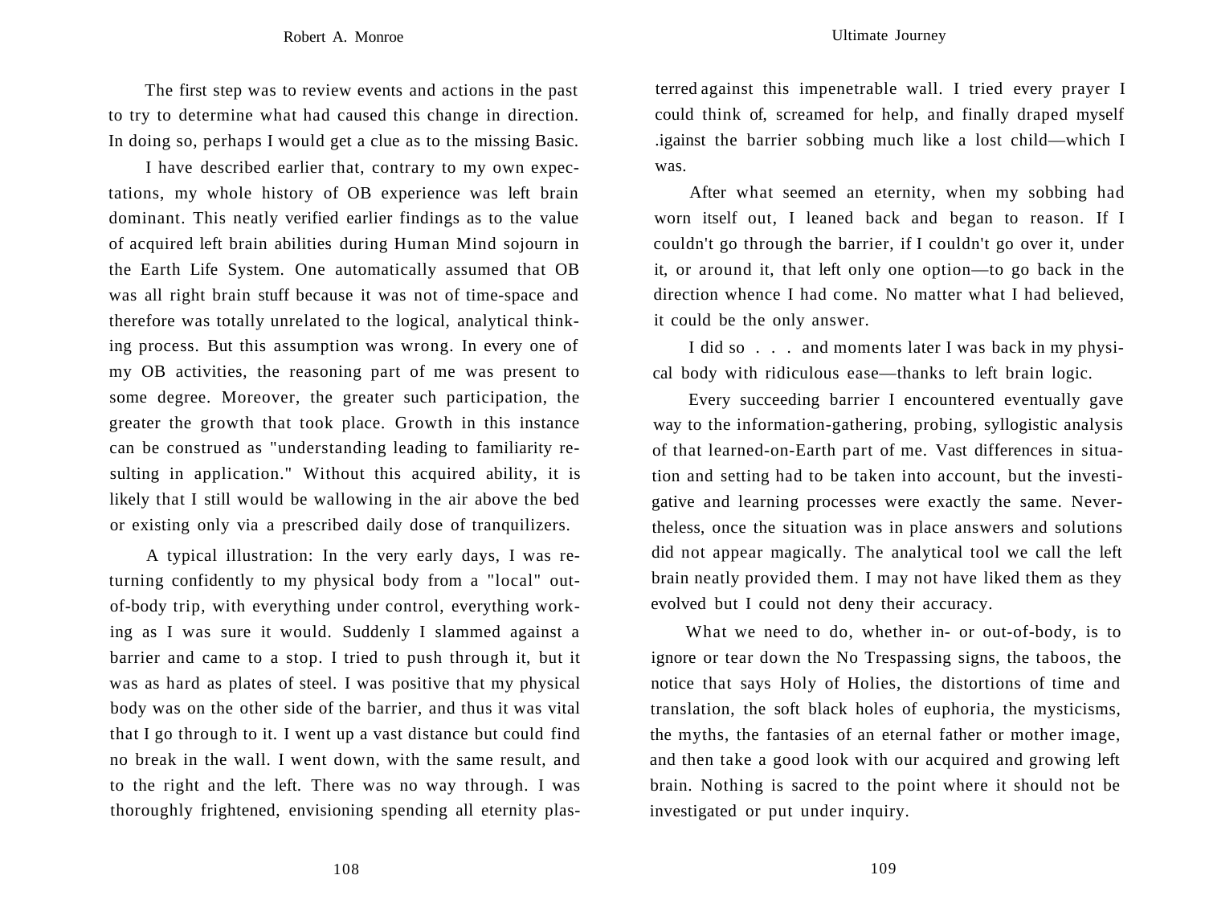The first step was to review events and actions in the past to try to determine what had caused this change in direction. In doing so, perhaps I would get a clue as to the missing Basic.

I have described earlier that, contrary to my own expectations, my whole history of OB experience was left brain dominant. This neatly verified earlier findings as to the value of acquired left brain abilities during Human Mind sojourn in the Earth Life System. One automatically assumed that OB was all right brain stuff because it was not of time-space and therefore was totally unrelated to the logical, analytical thinking process. But this assumption was wrong. In every one of my OB activities, the reasoning part of me was present to some degree. Moreover, the greater such participation, the greater the growth that took place. Growth in this instance can be construed as "understanding leading to familiarity resulting in application." Without this acquired ability, it is likely that I still would be wallowing in the air above the bed or existing only via a prescribed daily dose of tranquilizers.

A typical illustration: In the very early days, I was returning confidently to my physical body from a "local" out-of-body trip, with everything under control, everything working as I was sure it would. Suddenly I slammed against a barrier and came to a stop. I tried to push through it, but it was as hard as plates of steel. I was positive that my physical body was on the other side of the barrier, and thus it was vital that I go through to it. I went up a vast distance but could find no break in the wall. I went down, with the same result, and to the right and the left. There was no way through. I was thoroughly frightened, envisioning spending all eternity plastered against this impenetrable wall. I tried every prayer I could think of, screamed for help, and finally draped myself .igainst the barrier sobbing much like a lost child—which I was.

After what seemed an eternity, when my sobbing had worn itself out, I leaned back and began to reason. If I couldn't go through the barrier, if I couldn't go over it, under it, or around it, that left only one option—to go back in the direction whence I had come. No matter what I had believed, it could be the only answer.

I did so . . . and moments later I was back in my physical body with ridiculous ease—thanks to left brain logic.

Every succeeding barrier I encountered eventually gave way to the information-gathering, probing, syllogistic analysis of that learned-on-Earth part of me. Vast differences in situation and setting had to be taken into account, but the investigative and learning processes were exactly the same. Nevertheless, once the situation was in place answers and solutions did not appear magically. The analytical tool we call the left brain neatly provided them. I may not have liked them as they evolved but I could not deny their accuracy.

What we need to do, whether in- or out-of-body, is to ignore or tear down the No Trespassing signs, the taboos, the notice that says Holy of Holies, the distortions of time and translation, the soft black holes of euphoria, the mysticisms, the myths, the fantasies of an eternal father or mother image, and then take a good look with our acquired and growing left brain. Nothing is sacred to the point where it should not be investigated or put under inquiry.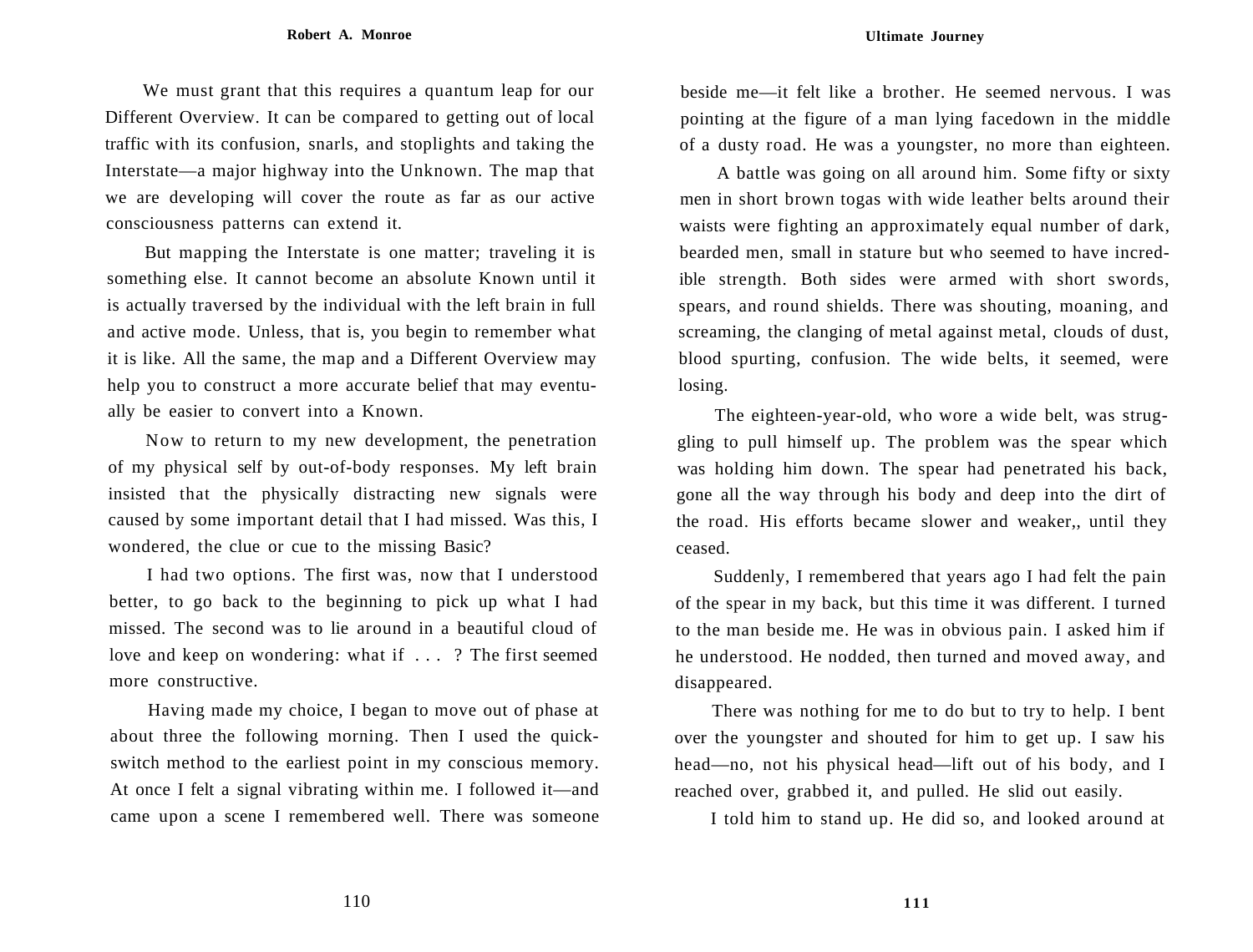We must grant that this requires a quantum leap for our Different Overview. It can be compared to getting out of local traffic with its confusion, snarls, and stoplights and taking the Interstate—a major highway into the Unknown. The map that we are developing will cover the route as far as our active consciousness patterns can extend it.

But mapping the Interstate is one matter; traveling it is something else. It cannot become an absolute Known until it is actually traversed by the individual with the left brain in full and active mode. Unless, that is, you begin to remember what it is like. All the same, the map and a Different Overview may help you to construct a more accurate belief that may eventually be easier to convert into a Known.

Now to return to my new development, the penetration of my physical self by out-of-body responses. My left brain insisted that the physically distracting new signals were caused by some important detail that I had missed. Was this, I wondered, the clue or cue to the missing Basic?

I had two options. The first was, now that I understood better, to go back to the beginning to pick up what I had missed. The second was to lie around in a beautiful cloud of love and keep on wondering: what if . . . ? The first seemed more constructive.

Having made my choice, I began to move out of phase at about three the following morning. Then I used the quick-switch method to the earliest point in my conscious memory. At once I felt a signal vibrating within me. I followed it—and came upon a scene I remembered well. There was someone beside me—it felt like a brother. He seemed nervous. I was pointing at the figure of a man lying facedown in the middle of a dusty road. He was a youngster, no more than eighteen.

A battle was going on all around him. Some fifty or sixty men in short brown togas with wide leather belts around their waists were fighting an approximately equal number of dark, bearded men, small in stature but who seemed to have incredible strength. Both sides were armed with short swords, spears, and round shields. There was shouting, moaning, and screaming, the clanging of metal against metal, clouds of dust, blood spurting, confusion. The wide belts, it seemed, were losing.

The eighteen-year-old, who wore a wide belt, was struggling to pull himself up. The problem was the spear which was holding him down. The spear had penetrated his back, gone all the way through his body and deep into the dirt of the road. His efforts became slower and weaker,, until they ceased.

Suddenly, I remembered that years ago I had felt the pain of the spear in my back, but this time it was different. I turned to the man beside me. He was in obvious pain. I asked him if he understood. He nodded, then turned and moved away, and disappeared.

There was nothing for me to do but to try to help. I bent over the youngster and shouted for him to get up. I saw his head—no, not his physical head—lift out of his body, and I reached over, grabbed it, and pulled. He slid out easily.

I told him to stand up. He did so, and looked around at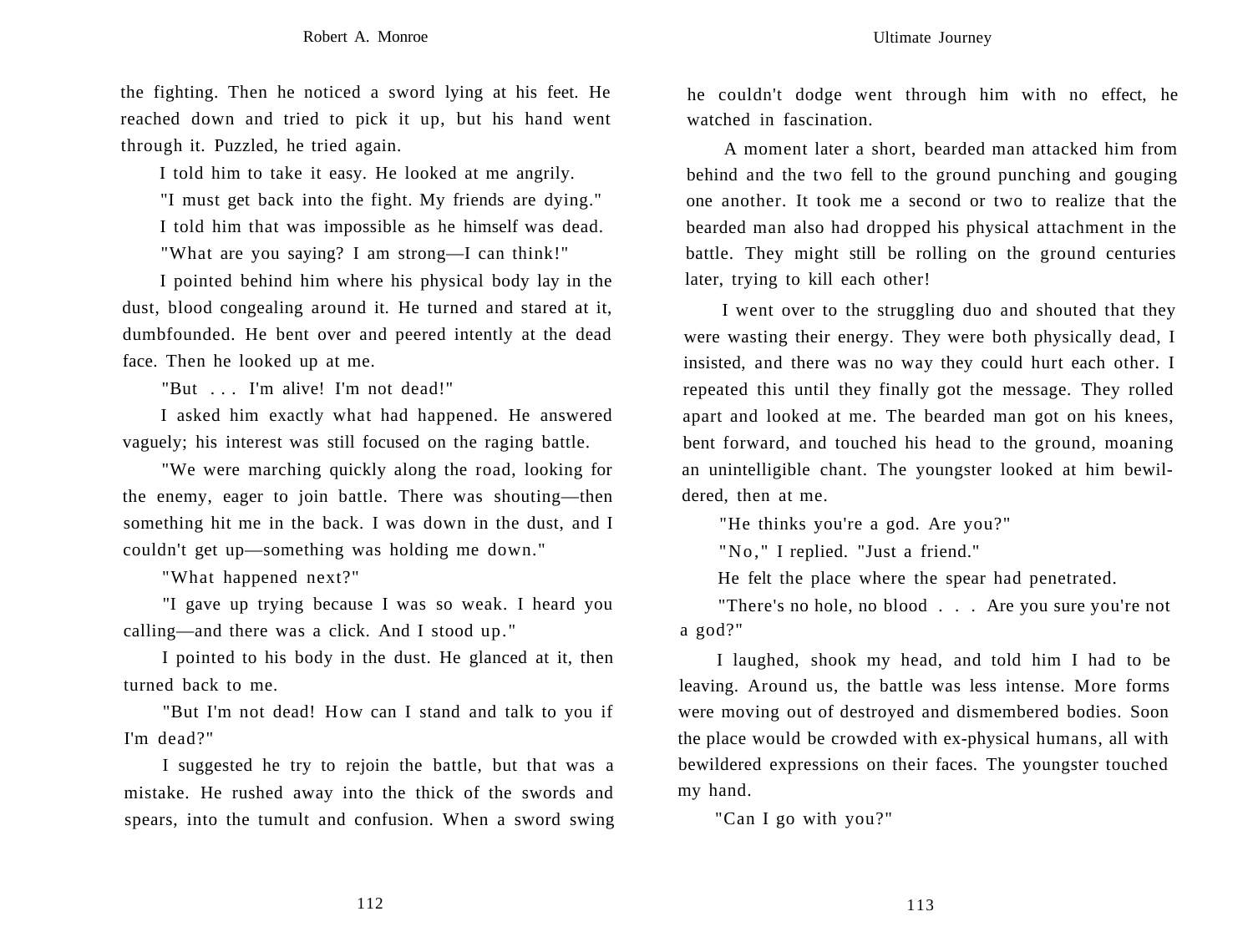the fighting. Then he noticed a sword lying at his feet. He reached down and tried to pick it up, but his hand went through it. Puzzled, he tried again.

I told him to take it easy. He looked at me angrily.

"I must get back into the fight. My friends are dying."

I told him that was impossible as he himself was dead.

"What are you saying? I am strong—I can think!"

I pointed behind him where his physical body lay in the dust, blood congealing around it. He turned and stared at it, dumbfounded. He bent over and peered intently at the dead face. Then he looked up at me.

"But . . . I'm alive! I'm not dead!"

I asked him exactly what had happened. He answered vaguely; his interest was still focused on the raging battle.

"We were marching quickly along the road, looking for the enemy, eager to join battle. There was shouting—then something hit me in the back. I was down in the dust, and I couldn't get up—something was holding me down."

"What happened next?"

"I gave up trying because I was so weak. I heard you calling—and there was a click. And I stood up."

I pointed to his body in the dust. He glanced at it, then turned back to me.

"But I'm not dead! How can I stand and talk to you if I'm dead?"

I suggested he try to rejoin the battle, but that was a mistake. He rushed away into the thick of the swords and spears, into the tumult and confusion. When a sword swing he couldn't dodge went through him with no effect, he watched in fascination.

A moment later a short, bearded man attacked him from behind and the two fell to the ground punching and gouging one another. It took me a second or two to realize that the bearded man also had dropped his physical attachment in the battle. They might still be rolling on the ground centuries later, trying to kill each other!

I went over to the struggling duo and shouted that they were wasting their energy. They were both physically dead, I insisted, and there was no way they could hurt each other. I repeated this until they finally got the message. They rolled apart and looked at me. The bearded man got on his knees, bent forward, and touched his head to the ground, moaning an unintelligible chant. The youngster looked at him bewildered, then at me.

"He thinks you're a god. Are you?"

"No," I replied. "Just a friend."

He felt the place where the spear had penetrated.

"There's no hole, no blood . . . Are you sure you're not a god?"

I laughed, shook my head, and told him I had to be leaving. Around us, the battle was less intense. More forms were moving out of destroyed and dismembered bodies. Soon the place would be crowded with ex-physical humans, all with bewildered expressions on their faces. The youngster touched my hand.

"Can I go with you?"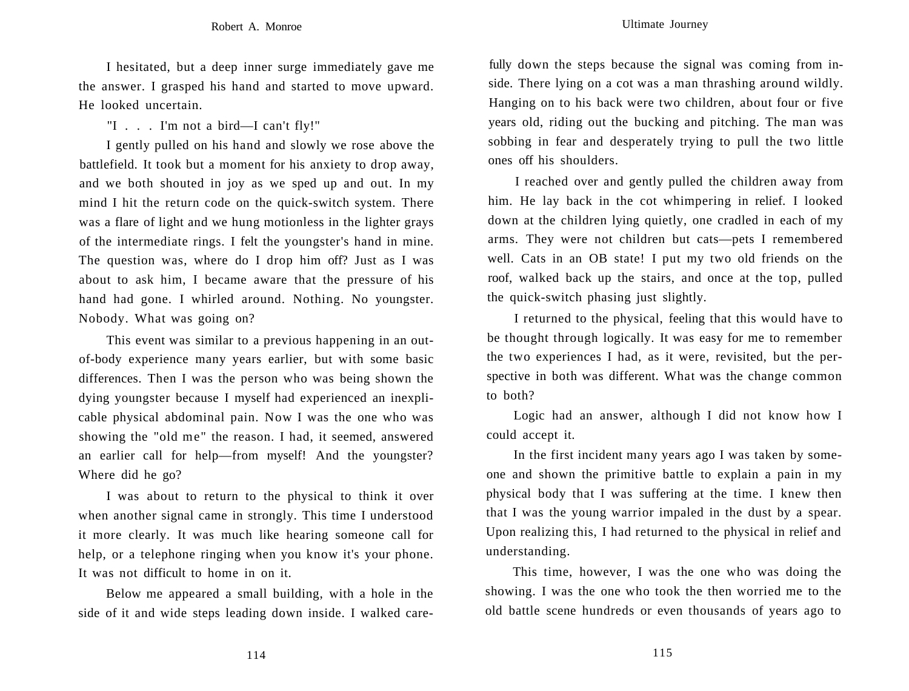I hesitated, but a deep inner surge immediately gave me the answer. I grasped his hand and started to move upward. He looked uncertain.

"I . . . I'm not a bird—I can't fly!"

I gently pulled on his hand and slowly we rose above the battlefield. It took but a moment for his anxiety to drop away, and we both shouted in joy as we sped up and out. In my mind I hit the return code on the quick-switch system. There was a flare of light and we hung motionless in the lighter grays of the intermediate rings. I felt the youngster's hand in mine. The question was, where do I drop him off? Just as I was about to ask him, I became aware that the pressure of his hand had gone. I whirled around. Nothing. No youngster. Nobody. What was going on?

This event was similar to a previous happening in an out-of-body experience many years earlier, but with some basic differences. Then I was the person who was being shown the dying youngster because I myself had experienced an inexplicable physical abdominal pain. Now I was the one who was showing the "old me" the reason. I had, it seemed, answered an earlier call for help—from myself! And the youngster? Where did he go?

I was about to return to the physical to think it over when another signal came in strongly. This time I understood it more clearly. It was much like hearing someone call for help, or a telephone ringing when you know it's your phone. It was not difficult to home in on it.

Below me appeared a small building, with a hole in the side of it and wide steps leading down inside. I walked carefully down the steps because the signal was coming from inside. There lying on a cot was a man thrashing around wildly. Hanging on to his back were two children, about four or five years old, riding out the bucking and pitching. The man was sobbing in fear and desperately trying to pull the two little ones off his shoulders.

I reached over and gently pulled the children away from him. He lay back in the cot whimpering in relief. I looked down at the children lying quietly, one cradled in each of my arms. They were not children but cats—pets I remembered well. Cats in an OB state! I put my two old friends on the roof, walked back up the stairs, and once at the top, pulled the quick-switch phasing just slightly.

I returned to the physical, feeling that this would have to be thought through logically. It was easy for me to remember the two experiences I had, as it were, revisited, but the perspective in both was different. What was the change common to both?

Logic had an answer, although I did not know how I could accept it.

In the first incident many years ago I was taken by someone and shown the primitive battle to explain a pain in my physical body that I was suffering at the time. I knew then that I was the young warrior impaled in the dust by a spear. Upon realizing this, I had returned to the physical in relief and understanding.

This time, however, I was the one who was doing the showing. I was the one who took the then worried me to the old battle scene hundreds or even thousands of years ago to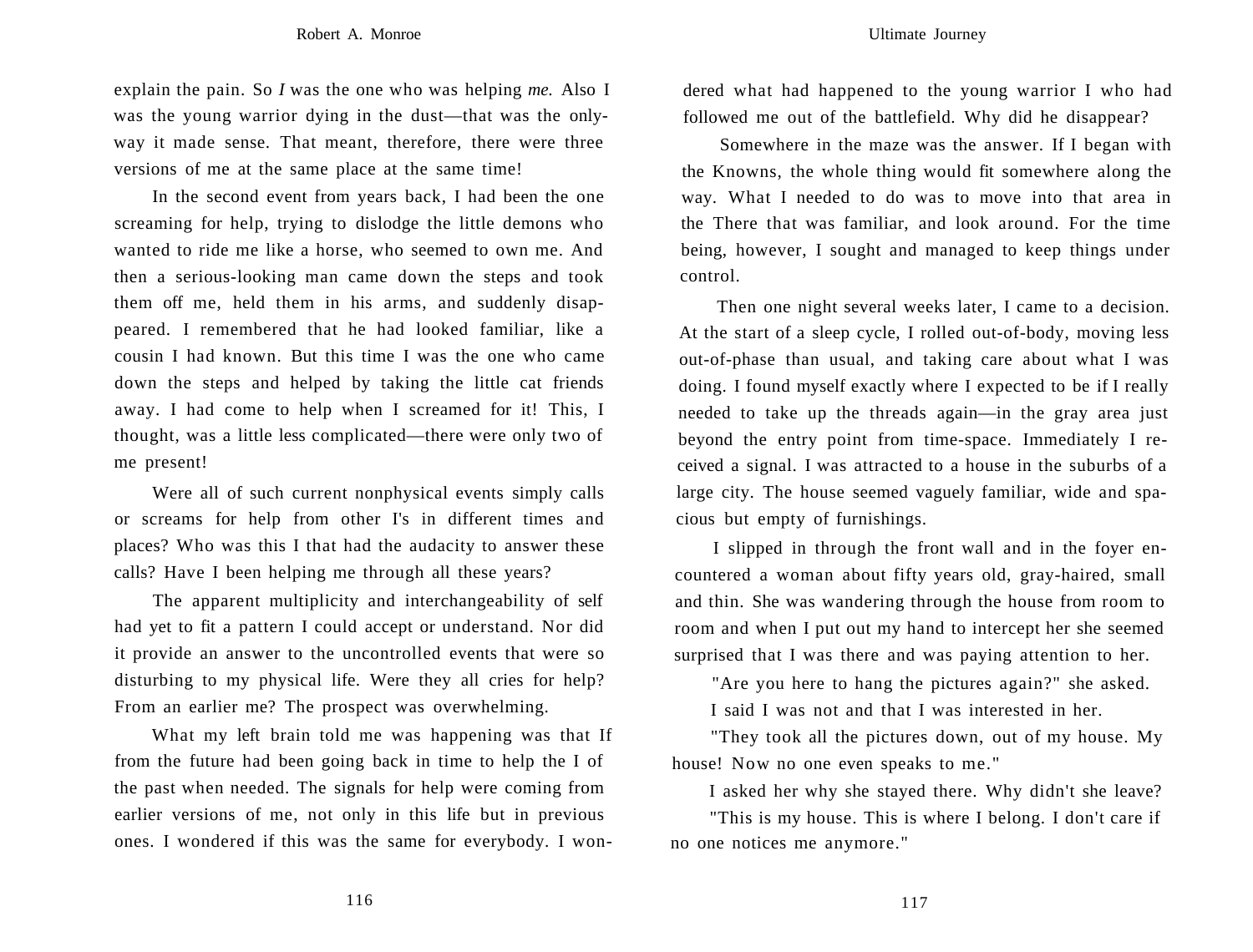explain the pain. So *I* was the one who was helping *me.* Also I was the young warrior dying in the dust—that was the only-way it made sense. That meant, therefore, there were three versions of me at the same place at the same time!

In the second event from years back, I had been the one screaming for help, trying to dislodge the little demons who wanted to ride me like a horse, who seemed to own me. And then a serious-looking man came down the steps and took them off me, held them in his arms, and suddenly disappeared. I remembered that he had looked familiar, like a cousin I had known. But this time I was the one who came down the steps and helped by taking the little cat friends away. I had come to help when I screamed for it! This, I thought, was a little less complicated—there were only two of me present!

Were all of such current nonphysical events simply calls or screams for help from other I's in different times and places? Who was this I that had the audacity to answer these calls? Have I been helping me through all these years?

The apparent multiplicity and interchangeability of self had yet to fit a pattern I could accept or understand. Nor did it provide an answer to the uncontrolled events that were so disturbing to my physical life. Were they all cries for help? From an earlier me? The prospect was overwhelming.

What my left brain told me was happening was that If from the future had been going back in time to help the I of the past when needed. The signals for help were coming from earlier versions of me, not only in this life but in previous ones. I wondered if this was the same for everybody. I wondered what had happened to the young warrior I who had followed me out of the battlefield. Why did he disappear?

Somewhere in the maze was the answer. If I began with the Knowns, the whole thing would fit somewhere along the way. What I needed to do was to move into that area in the There that was familiar, and look around. For the time being, however, I sought and managed to keep things under control.

Then one night several weeks later, I came to a decision. At the start of a sleep cycle, I rolled out-of-body, moving less out-of-phase than usual, and taking care about what I was doing. I found myself exactly where I expected to be if I really needed to take up the threads again—in the gray area just beyond the entry point from time-space. Immediately I received a signal. I was attracted to a house in the suburbs of a large city. The house seemed vaguely familiar, wide and spacious but empty of furnishings.

I slipped in through the front wall and in the foyer encountered a woman about fifty years old, gray-haired, small and thin. She was wandering through the house from room to room and when I put out my hand to intercept her she seemed surprised that I was there and was paying attention to her.

"Are you here to hang the pictures again?" she asked.

I said I was not and that I was interested in her.

"They took all the pictures down, out of my house. My house! Now no one even speaks to me."

I asked her why she stayed there. Why didn't she leave?

"This is my house. This is where I belong. I don't care if no one notices me anymore."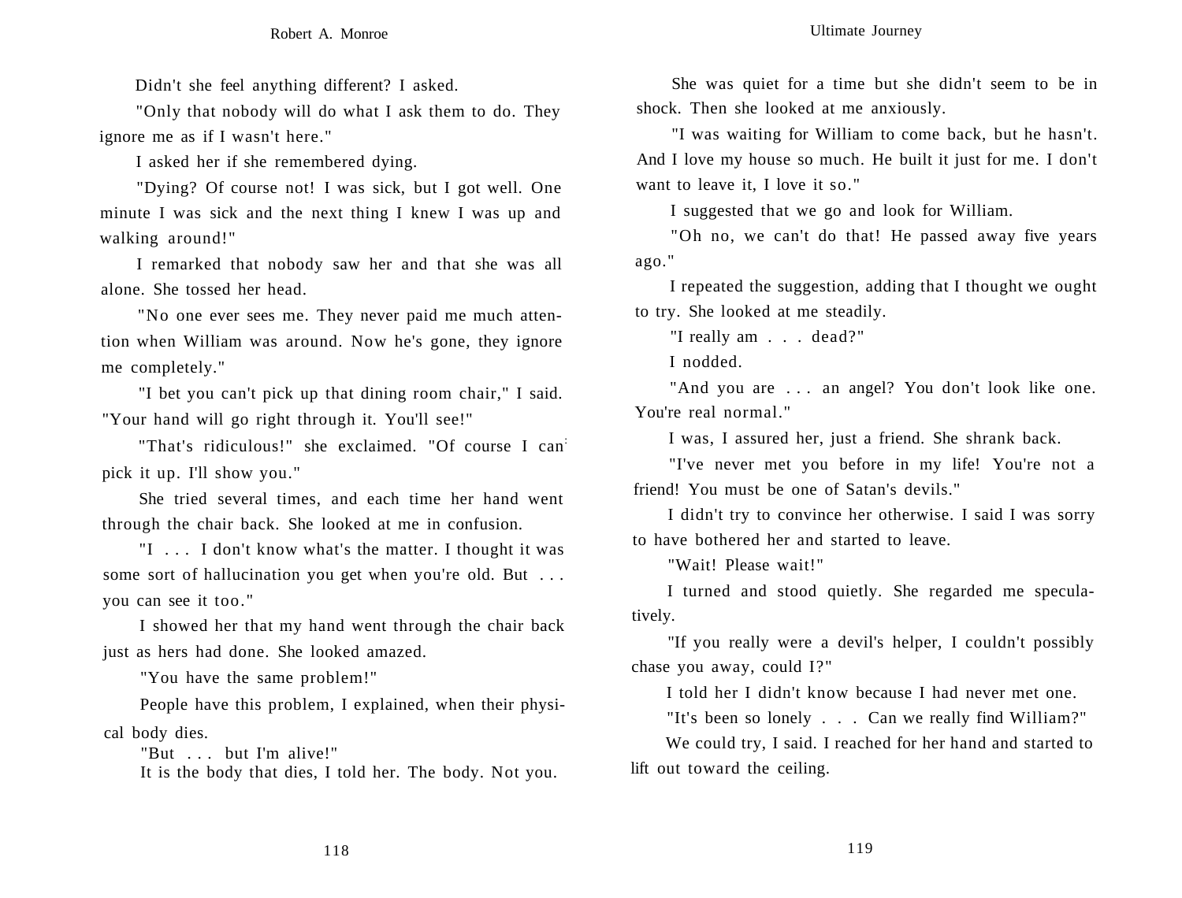Didn't she feel anything different? I asked.

"Only that nobody will do what I ask them to do. They ignore me as if I wasn't here."

I asked her if she remembered dying.

"Dying? Of course not! I was sick, but I got well. One minute I was sick and the next thing I knew I was up and walking around!"

I remarked that nobody saw her and that she was all alone. She tossed her head.

"No one ever sees me. They never paid me much attention when William was around. Now he's gone, they ignore me completely."

"I bet you can't pick up that dining room chair," I said. "Your hand will go right through it. You'll see!"

"That's ridiculous!" she exclaimed. "Of course I can pick it up. I'll show you."

She tried several times, and each time her hand went through the chair back. She looked at me in confusion.

"I . . . I don't know what's the matter. I thought it was some sort of hallucination you get when you're old. But . . . you can see it too."

I showed her that my hand went through the chair back just as hers had done. She looked amazed.

"You have the same problem!"

People have this problem, I explained, when their physical body dies.

"But . . . but I'm alive!"

It is the body that dies, I told her. The body. Not you.

She was quiet for a time but she didn't seem to be in shock. Then she looked at me anxiously.

"I was waiting for William to come back, but he hasn't. And I love my house so much. He built it just for me. I don't want to leave it, I love it so."

I suggested that we go and look for William.

"Oh no, we can't do that! He passed away five years ago."

I repeated the suggestion, adding that I thought we ought to try. She looked at me steadily.

"I really am . . . dead?"

I nodded.

"And you are . . . an angel? You don't look like one. You're real normal."

I was, I assured her, just a friend. She shrank back.

"I've never met you before in my life! You're not a friend! You must be one of Satan's devils."

I didn't try to convince her otherwise. I said I was sorry to have bothered her and started to leave.

"Wait! Please wait!"

I turned and stood quietly. She regarded me speculatively.

"If you really were a devil's helper, I couldn't possibly chase you away, could I?"

I told her I didn't know because I had never met one.

"It's been so lonely . . . Can we really find William?"

We could try, I said. I reached for her hand and started to lift out toward the ceiling.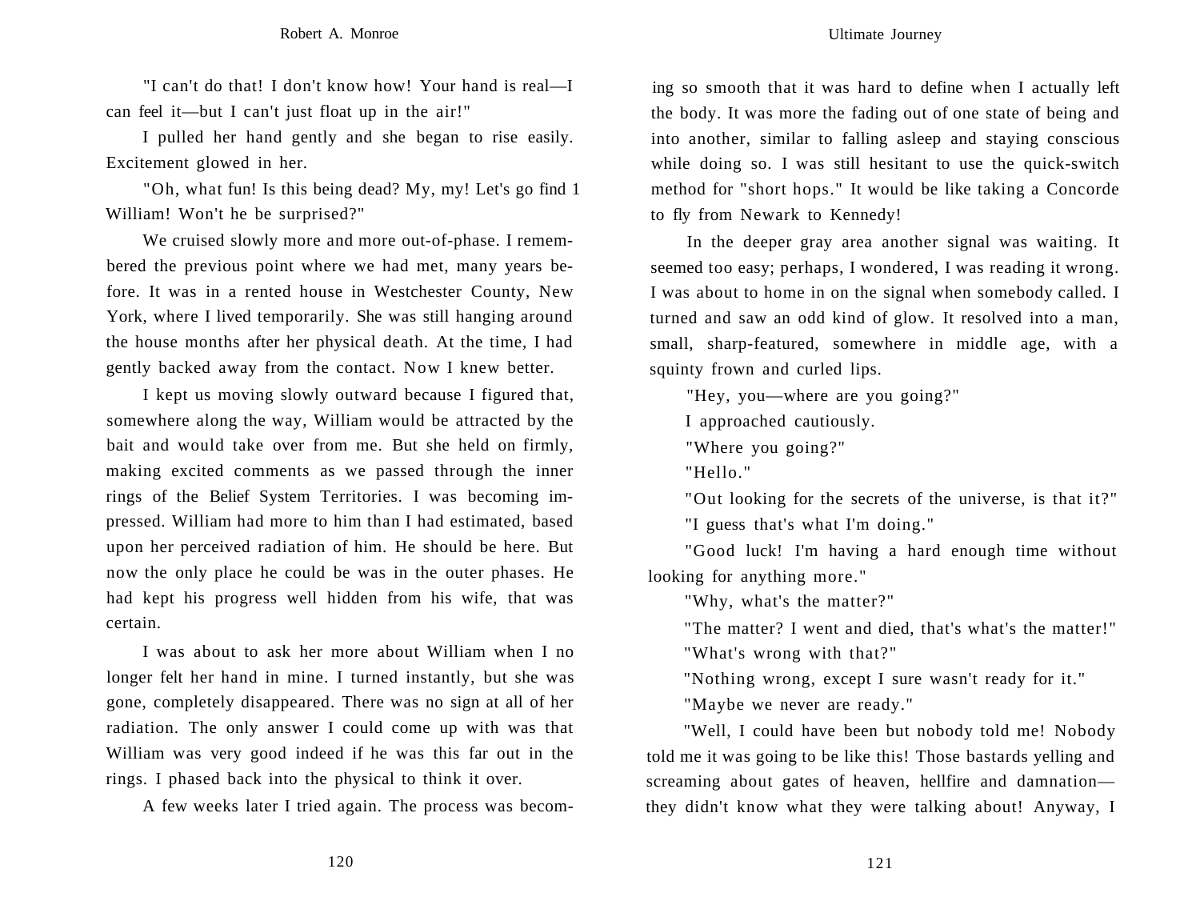"I can't do that! I don't know how! Your hand is real—I can feel it—but I can't just float up in the air!"

I pulled her hand gently and she began to rise easily. Excitement glowed in her.

"Oh, what fun! Is this being dead? My, my! Let's go find 1 William! Won't he be surprised?"

We cruised slowly more and more out-of-phase. I remembered the previous point where we had met, many years before. It was in a rented house in Westchester County, New York, where I lived temporarily. She was still hanging around the house months after her physical death. At the time, I had gently backed away from the contact. Now I knew better.

I kept us moving slowly outward because I figured that, somewhere along the way, William would be attracted by the bait and would take over from me. But she held on firmly, making excited comments as we passed through the inner rings of the Belief System Territories. I was becoming impressed. William had more to him than I had estimated, based upon her perceived radiation of him. He should be here. But now the only place he could be was in the outer phases. He had kept his progress well hidden from his wife, that was certain.

I was about to ask her more about William when I no longer felt her hand in mine. I turned instantly, but she was gone, completely disappeared. There was no sign at all of her radiation. The only answer I could come up with was that William was very good indeed if he was this far out in the rings. I phased back into the physical to think it over.

A few weeks later I tried again. The process was becoming so smooth that it was hard to define when I actually left the body. It was more the fading out of one state of being and into another, similar to falling asleep and staying conscious while doing so. I was still hesitant to use the quick-switch method for "short hops." It would be like taking a Concorde to fly from Newark to Kennedy!

In the deeper gray area another signal was waiting. It seemed too easy; perhaps, I wondered, I was reading it wrong. I was about to home in on the signal when somebody called. I turned and saw an odd kind of glow. It resolved into a man, small, sharp-featured, somewhere in middle age, with a squinty frown and curled lips.

"Hey, you—where are you going?"

I approached cautiously.

"Where you going?"

"Hello."

"Out looking for the secrets of the universe, is that it?"

"I guess that's what I'm doing."

"Good luck! I'm having a hard enough time without looking for anything more."

"Why, what's the matter?"

"The matter? I went and died, that's what's the matter!"

"What's wrong with that?"

"Nothing wrong, except I sure wasn't ready for it."

"Maybe we never are ready."

"Well, I could have been but nobody told me! Nobody told me it was going to be like this! Those bastards yelling and screaming about gates of heaven, hellfire and damnation—they didn't know what they were talking about! Anyway, I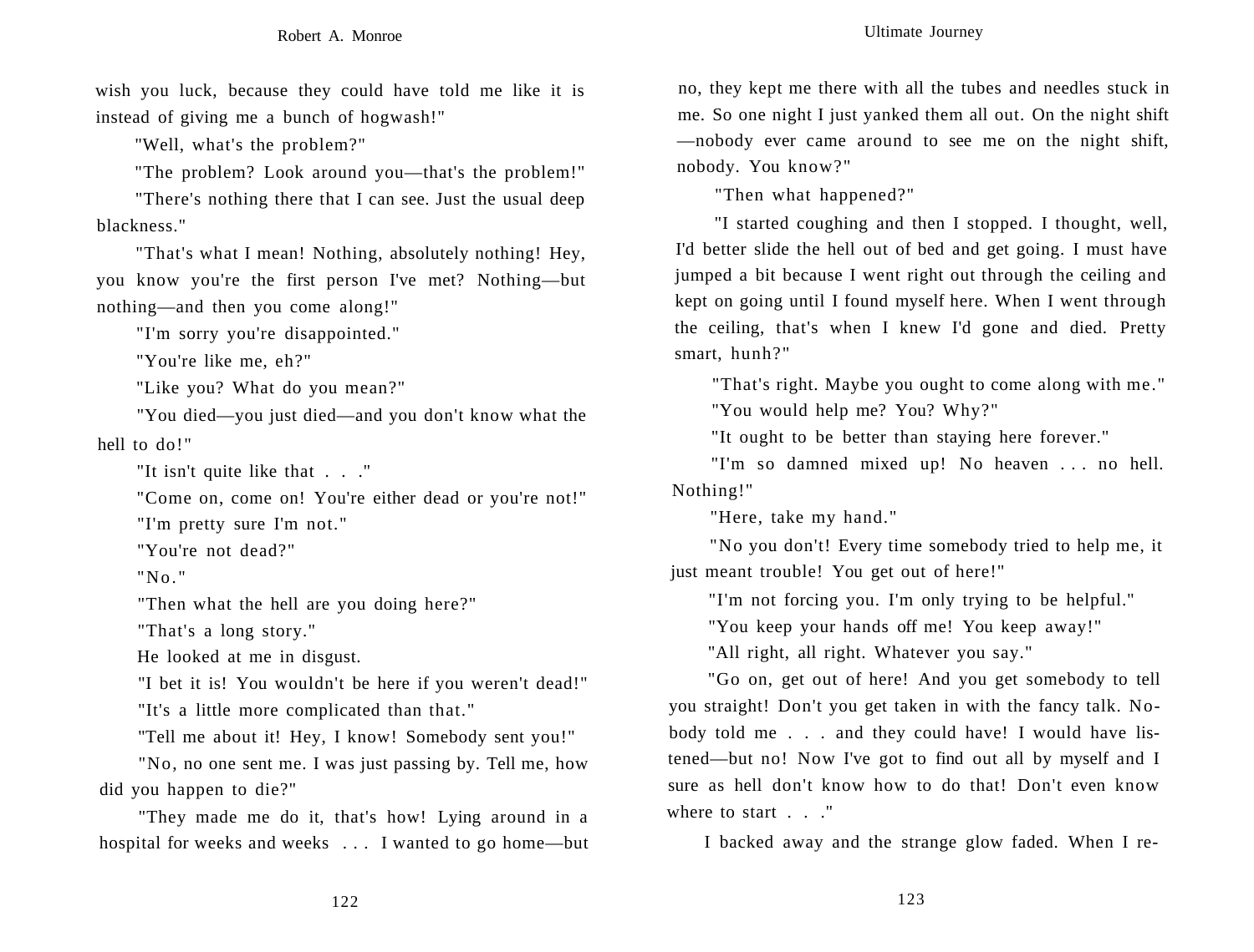wish you luck, because they could have told me like it is instead of giving me a bunch of hogwash!"

"Well, what's the problem?"

"The problem? Look around you—that's the problem!"

"There's nothing there that I can see. Just the usual deep blackness."

"That's what I mean! Nothing, absolutely nothing! Hey, you know you're the first person I've met? Nothing—but nothing—and then you come along!"

"I'm sorry you're disappointed."

"You're like me, eh?"

"Like you? What do you mean?"

"You died—you just died—and you don't know what the hell to do!"

"It isn't quite like that . . ."

"Come on, come on! You're either dead or you're not!"

"I'm pretty sure I'm not."

"You're not dead?"

"No."

"Then what the hell are you doing here?"

"That's a long story."

He looked at me in disgust.

"I bet it is! You wouldn't be here if you weren't dead!"

"It's a little more complicated than that."

"Tell me about it! Hey, I know! Somebody sent you!"

"No, no one sent me. I was just passing by. Tell me, how did you happen to die?"

"They made me do it, that's how! Lying around in a hospital for weeks and weeks . . . I wanted to go home—but no, they kept me there with all the tubes and needles stuck in me. So one night I just yanked them all out. On the night shift—nobody ever came around to see me on the night shift, nobody. You know?"

"Then what happened?"

"I started coughing and then I stopped. I thought, well, I'd better slide the hell out of bed and get going. I must have jumped a bit because I went right out through the ceiling and kept on going until I found myself here. When I went through the ceiling, that's when I knew I'd gone and died. Pretty smart, hunh?"

"That's right. Maybe you ought to come along with me."

"You would help me? You? Why?"

"It ought to be better than staying here forever."

"I'm so damned mixed up! No heaven . . . no hell. Nothing!"

"Here, take my hand."

"No you don't! Every time somebody tried to help me, it just meant trouble! You get out of here!"

"I'm not forcing you. I'm only trying to be helpful."

"You keep your hands off me! You keep away!"

"All right, all right. Whatever you say."

"Go on, get out of here! And you get somebody to tell you straight! Don't you get taken in with the fancy talk. Nobody told me . . . and they could have! I would have listened—but no! Now I've got to find out all by myself and I sure as hell don't know how to do that! Don't even know where to start . . ."

I backed away and the strange glow faded. When I re-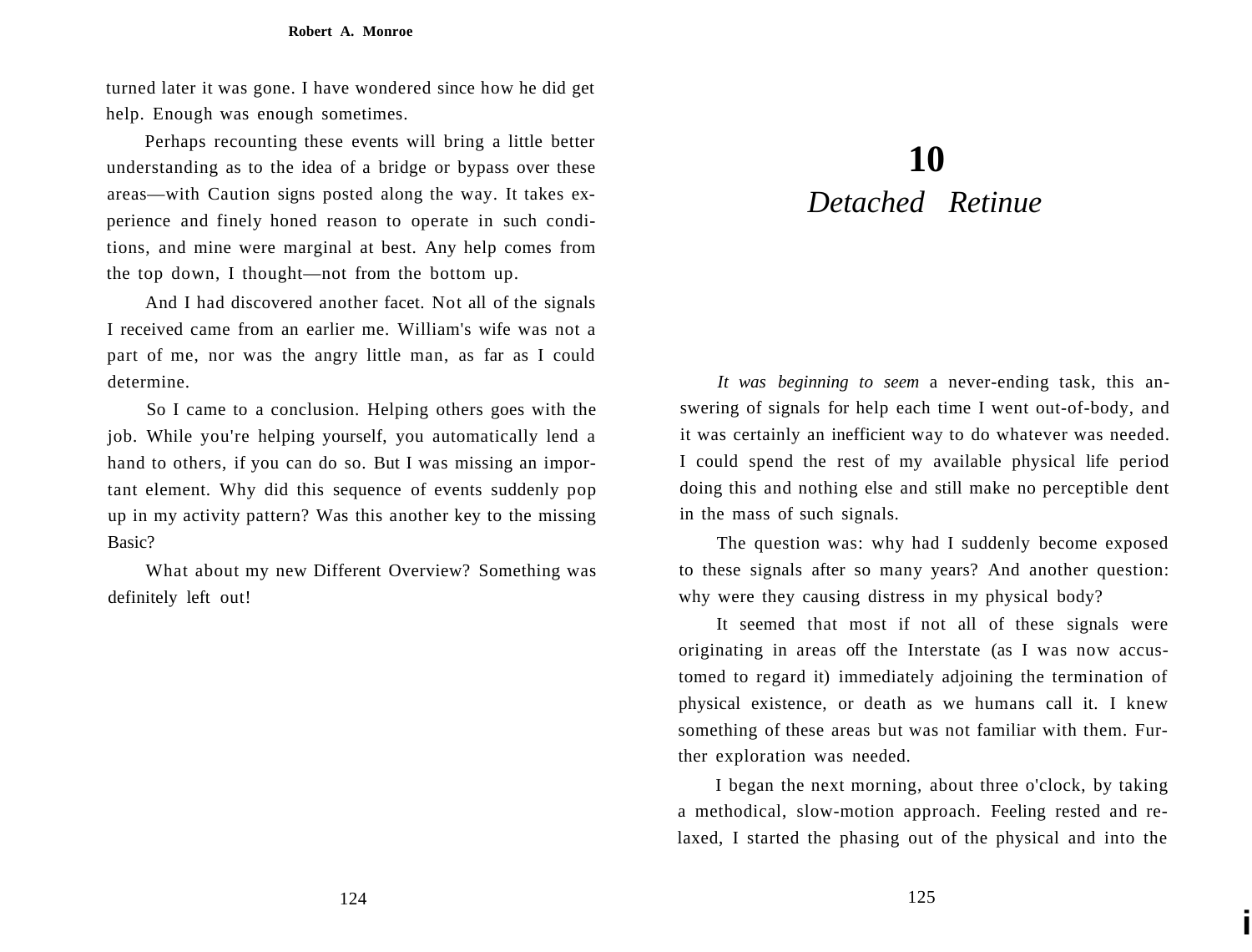turned later it was gone. I have wondered since how he did get help. Enough was enough sometimes.

Perhaps recounting these events will bring a little better understanding as to the idea of a bridge or bypass over these areas—with Caution signs posted along the way. It takes experience and finely honed reason to operate in such conditions, and mine were marginal at best. Any help comes from the top down, I thought—not from the bottom up.

And I had discovered another facet. Not all of the signals I received came from an earlier me. William's wife was not a part of me, nor was the angry little man, as far as I could determine.

So I came to a conclusion. Helping others goes with the job. While you're helping yourself, you automatically lend a hand to others, if you can do so. But I was missing an important element. Why did this sequence of events suddenly pop up in my activity pattern? Was this another key to the missing Basic?

What about my new Different Overview? Something was definitely left out!

# 10
## *Detached Retinue*

*It was beginning to seem* a never-ending task, this answering of signals for help each time I went out-of-body, and it was certainly an inefficient way to do whatever was needed. I could spend the rest of my available physical life period doing this and nothing else and still make no perceptible dent in the mass of such signals.

The question was: why had I suddenly become exposed to these signals after so many years? And another question: why were they causing distress in my physical body?

It seemed that most if not all of these signals were originating in areas off the Interstate (as I was now accustomed to regard it) immediately adjoining the termination of physical existence, or death as we humans call it. I knew something of these areas but was not familiar with them. Further exploration was needed.

I began the next morning, about three o'clock, by taking a methodical, slow-motion approach. Feeling rested and relaxed, I started the phasing out of the physical and into the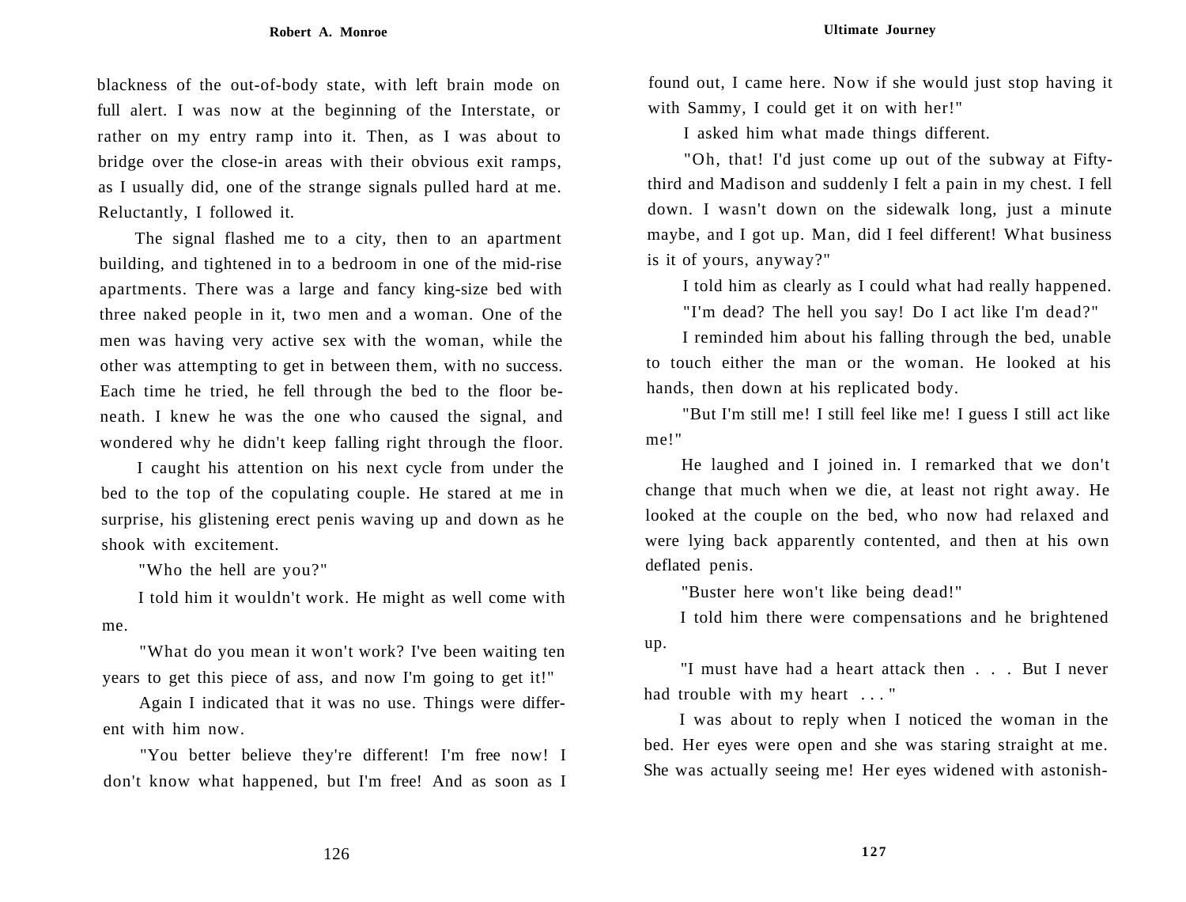blackness of the out-of-body state, with left brain mode on full alert. I was now at the beginning of the Interstate, or rather on my entry ramp into it. Then, as I was about to bridge over the close-in areas with their obvious exit ramps, as I usually did, one of the strange signals pulled hard at me. Reluctantly, I followed it.

The signal flashed me to a city, then to an apartment building, and tightened in to a bedroom in one of the mid-rise apartments. There was a large and fancy king-size bed with three naked people in it, two men and a woman. One of the men was having very active sex with the woman, while the other was attempting to get in between them, with no success. Each time he tried, he fell through the bed to the floor beneath. I knew he was the one who caused the signal, and wondered why he didn't keep falling right through the floor.

I caught his attention on his next cycle from under the bed to the top of the copulating couple. He stared at me in surprise, his glistening erect penis waving up and down as he shook with excitement.

"Who the hell are you?"

I told him it wouldn't work. He might as well come with me.

"What do you mean it won't work? I've been waiting ten years to get this piece of ass, and now I'm going to get it!"

Again I indicated that it was no use. Things were different with him now.

"You better believe they're different! I'm free now! I don't know what happened, but I'm free! And as soon as I found out, I came here. Now if she would just stop having it with Sammy, I could get it on with her!"

I asked him what made things different.

"Oh, that! I'd just come up out of the subway at Fifty-third and Madison and suddenly I felt a pain in my chest. I fell down. I wasn't down on the sidewalk long, just a minute maybe, and I got up. Man, did I feel different! What business is it of yours, anyway?"

I told him as clearly as I could what had really happened.

"I'm dead? The hell you say! Do I act like I'm dead?"

I reminded him about his falling through the bed, unable to touch either the man or the woman. He looked at his hands, then down at his replicated body.

"But I'm still me! I still feel like me! I guess I still act like me!"

He laughed and I joined in. I remarked that we don't change that much when we die, at least not right away. He looked at the couple on the bed, who now had relaxed and were lying back apparently contented, and then at his own deflated penis.

"Buster here won't like being dead!"

I told him there were compensations and he brightened up.

"I must have had a heart attack then . . . But I never had trouble with my heart . . . "

I was about to reply when I noticed the woman in the bed. Her eyes were open and she was staring straight at me. She was actually seeing me! Her eyes widened with astonish-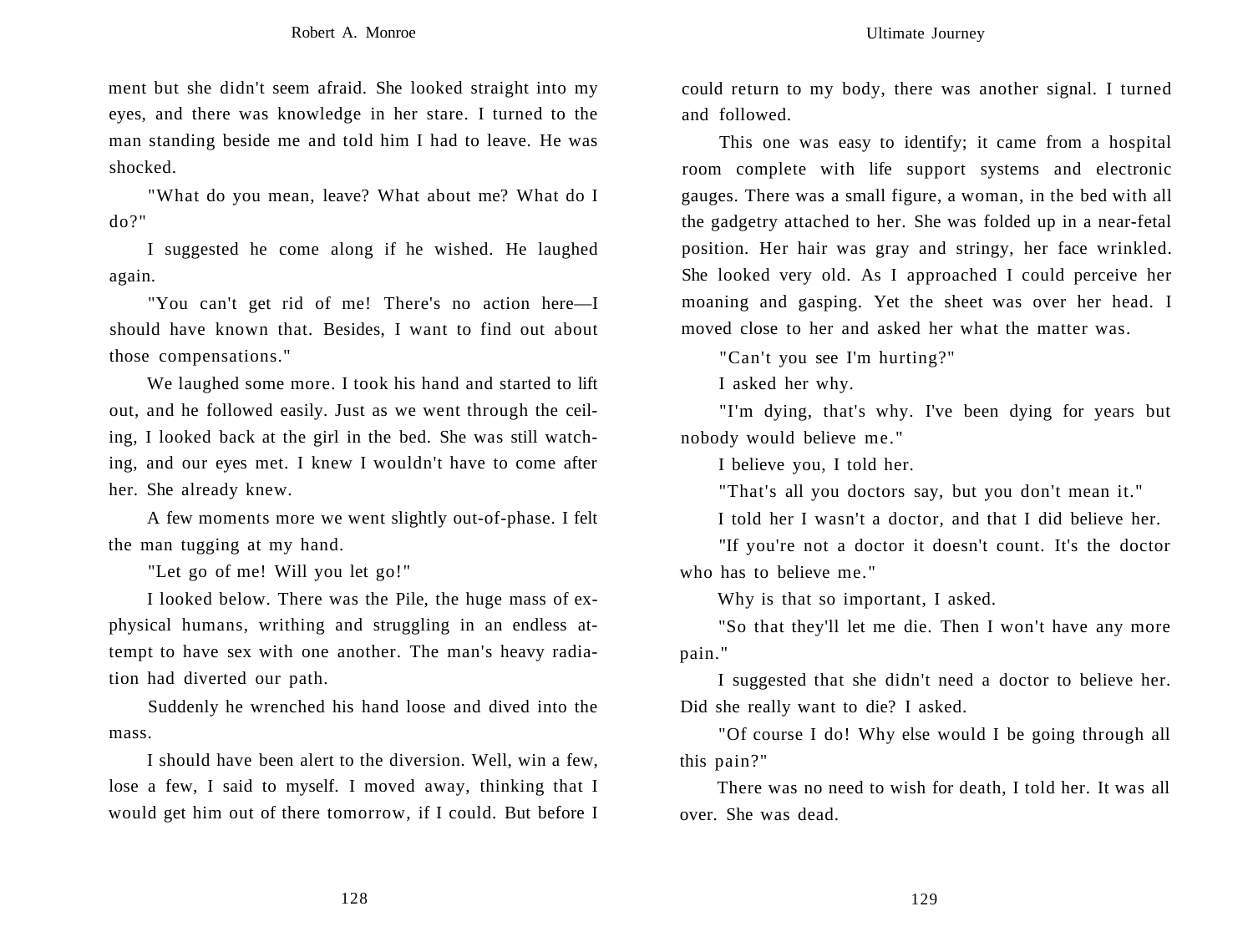ment but she didn't seem afraid. She looked straight into my eyes, and there was knowledge in her stare. I turned to the man standing beside me and told him I had to leave. He was shocked.

"What do you mean, leave? What about me? What do I do?"

I suggested he come along if he wished. He laughed again.

"You can't get rid of me! There's no action here—I should have known that. Besides, I want to find out about those compensations."

We laughed some more. I took his hand and started to lift out, and he followed easily. Just as we went through the ceiling, I looked back at the girl in the bed. She was still watching, and our eyes met. I knew I wouldn't have to come after her. She already knew.

A few moments more we went slightly out-of-phase. I felt the man tugging at my hand.

"Let go of me! Will you let go!"

I looked below. There was the Pile, the huge mass of ex-physical humans, writhing and struggling in an endless attempt to have sex with one another. The man's heavy radiation had diverted our path.

Suddenly he wrenched his hand loose and dived into the mass.

I should have been alert to the diversion. Well, win a few, lose a few, I said to myself. I moved away, thinking that I would get him out of there tomorrow, if I could. But before I could return to my body, there was another signal. I turned and followed.

This one was easy to identify; it came from a hospital room complete with life support systems and electronic gauges. There was a small figure, a woman, in the bed with all the gadgetry attached to her. She was folded up in a near-fetal position. Her hair was gray and stringy, her face wrinkled. She looked very old. As I approached I could perceive her moaning and gasping. Yet the sheet was over her head. I moved close to her and asked her what the matter was.

"Can't you see I'm hurting?"

I asked her why.

"I'm dying, that's why. I've been dying for years but nobody would believe me."

I believe you, I told her.

"That's all you doctors say, but you don't mean it."

I told her I wasn't a doctor, and that I did believe her.

"If you're not a doctor it doesn't count. It's the doctor who has to believe me."

Why is that so important, I asked.

"So that they'll let me die. Then I won't have any more pain."

I suggested that she didn't need a doctor to believe her. Did she really want to die? I asked.

"Of course I do! Why else would I be going through all this pain?"

There was no need to wish for death, I told her. It was all over. She was dead.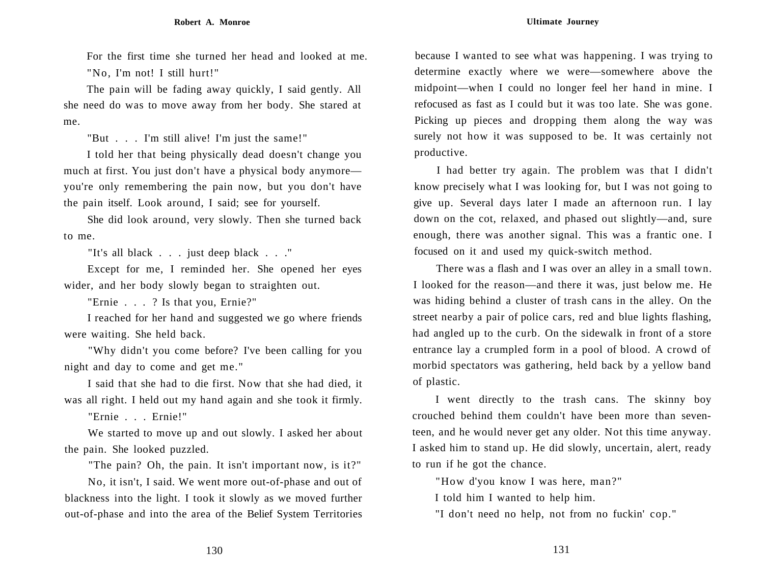For the first time she turned her head and looked at me.

"No, I'm not! I still hurt!"

The pain will be fading away quickly, I said gently. All she need do was to move away from her body. She stared at me.

"But . . . I'm still alive! I'm just the same!"

I told her that being physically dead doesn't change you much at first. You just don't have a physical body anymore—you're only remembering the pain now, but you don't have the pain itself. Look around, I said; see for yourself.

She did look around, very slowly. Then she turned back to me.

"It's all black . . . just deep black . . ."

Except for me, I reminded her. She opened her eyes wider, and her body slowly began to straighten out.

"Ernie . . . ? Is that you, Ernie?"

I reached for her hand and suggested we go where friends were waiting. She held back.

"Why didn't you come before? I've been calling for you night and day to come and get me."

I said that she had to die first. Now that she had died, it was all right. I held out my hand again and she took it firmly.

"Ernie . . . Ernie!"

We started to move up and out slowly. I asked her about the pain. She looked puzzled.

"The pain? Oh, the pain. It isn't important now, is it?"

No, it isn't, I said. We went more out-of-phase and out of blackness into the light. I took it slowly as we moved further out-of-phase and into the area of the Belief System Territories because I wanted to see what was happening. I was trying to determine exactly where we were—somewhere above the midpoint—when I could no longer feel her hand in mine. I refocused as fast as I could but it was too late. She was gone. Picking up pieces and dropping them along the way was surely not how it was supposed to be. It was certainly not productive.

I had better try again. The problem was that I didn't know precisely what I was looking for, but I was not going to give up. Several days later I made an afternoon run. I lay down on the cot, relaxed, and phased out slightly—and, sure enough, there was another signal. This was a frantic one. I focused on it and used my quick-switch method.

There was a flash and I was over an alley in a small town. I looked for the reason—and there it was, just below me. He was hiding behind a cluster of trash cans in the alley. On the street nearby a pair of police cars, red and blue lights flashing, had angled up to the curb. On the sidewalk in front of a store entrance lay a crumpled form in a pool of blood. A crowd of morbid spectators was gathering, held back by a yellow band of plastic.

I went directly to the trash cans. The skinny boy crouched behind them couldn't have been more than seventeen, and he would never get any older. Not this time anyway. I asked him to stand up. He did slowly, uncertain, alert, ready to run if he got the chance.

"How d'you know I was here, man?"

I told him I wanted to help him.

"I don't need no help, not from no fuckin' cop."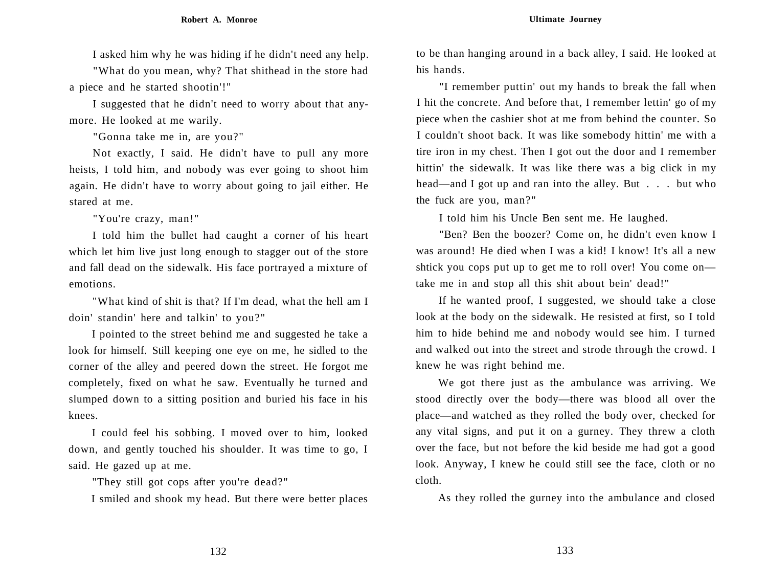I asked him why he was hiding if he didn't need any help.

"What do you mean, why? That shithead in the store had a piece and he started shootin'!"

I suggested that he didn't need to worry about that anymore. He looked at me warily.

"Gonna take me in, are you?"

Not exactly, I said. He didn't have to pull any more heists, I told him, and nobody was ever going to shoot him again. He didn't have to worry about going to jail either. He stared at me.

"You're crazy, man!"

I told him the bullet had caught a corner of his heart which let him live just long enough to stagger out of the store and fall dead on the sidewalk. His face portrayed a mixture of emotions.

"What kind of shit is that? If I'm dead, what the hell am I doin' standin' here and talkin' to you?"

I pointed to the street behind me and suggested he take a look for himself. Still keeping one eye on me, he sidled to the corner of the alley and peered down the street. He forgot me completely, fixed on what he saw. Eventually he turned and slumped down to a sitting position and buried his face in his knees.

I could feel his sobbing. I moved over to him, looked down, and gently touched his shoulder. It was time to go, I said. He gazed up at me.

"They still got cops after you're dead?"

I smiled and shook my head. But there were better places to be than hanging around in a back alley, I said. He looked at his hands.

"I remember puttin' out my hands to break the fall when I hit the concrete. And before that, I remember lettin' go of my piece when the cashier shot at me from behind the counter. So I couldn't shoot back. It was like somebody hittin' me with a tire iron in my chest. Then I got out the door and I remember hittin' the sidewalk. It was like there was a big click in my head—and I got up and ran into the alley. But . . . but who the fuck are you, man?"

I told him his Uncle Ben sent me. He laughed.

"Ben? Ben the boozer? Come on, he didn't even know I was around! He died when I was a kid! I know! It's all a new shtick you cops put up to get me to roll over! You come on—take me in and stop all this shit about bein' dead!"

If he wanted proof, I suggested, we should take a close look at the body on the sidewalk. He resisted at first, so I told him to hide behind me and nobody would see him. I turned and walked out into the street and strode through the crowd. I knew he was right behind me.

We got there just as the ambulance was arriving. We stood directly over the body—there was blood all over the place—and watched as they rolled the body over, checked for any vital signs, and put it on a gurney. They threw a cloth over the face, but not before the kid beside me had got a good look. Anyway, I knew he could still see the face, cloth or no cloth.

As they rolled the gurney into the ambulance and closed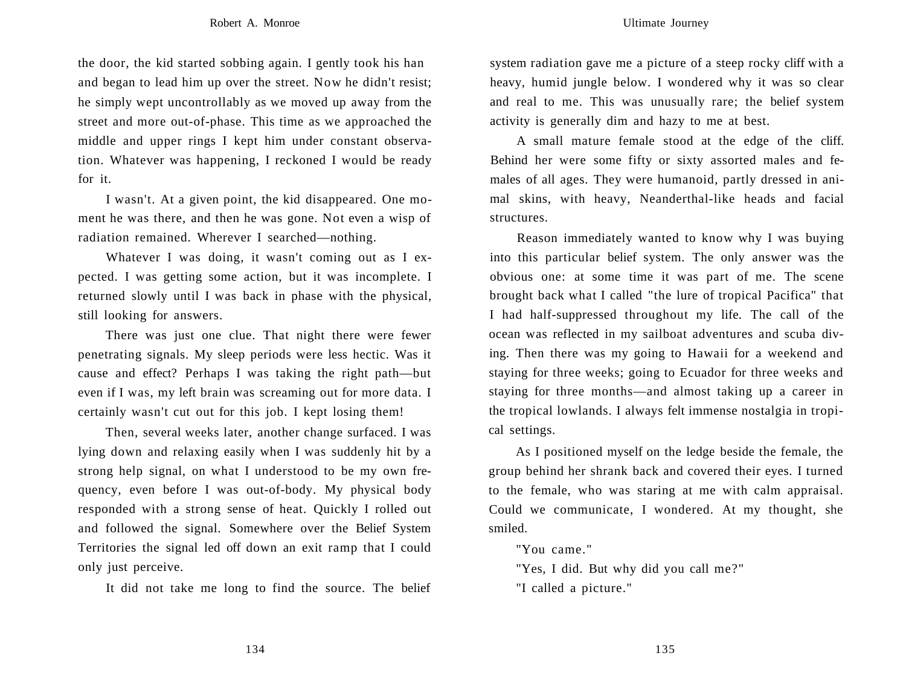the door, the kid started sobbing again. I gently took his han and began to lead him up over the street. Now he didn't resist; he simply wept uncontrollably as we moved up away from the street and more out-of-phase. This time as we approached the middle and upper rings I kept him under constant observation. Whatever was happening, I reckoned I would be ready for it.

I wasn't. At a given point, the kid disappeared. One moment he was there, and then he was gone. Not even a wisp of radiation remained. Wherever I searched—nothing.

Whatever I was doing, it wasn't coming out as I expected. I was getting some action, but it was incomplete. I returned slowly until I was back in phase with the physical, still looking for answers.

There was just one clue. That night there were fewer penetrating signals. My sleep periods were less hectic. Was it cause and effect? Perhaps I was taking the right path—but even if I was, my left brain was screaming out for more data. I certainly wasn't cut out for this job. I kept losing them!

Then, several weeks later, another change surfaced. I was lying down and relaxing easily when I was suddenly hit by a strong help signal, on what I understood to be my own frequency, even before I was out-of-body. My physical body responded with a strong sense of heat. Quickly I rolled out and followed the signal. Somewhere over the Belief System Territories the signal led off down an exit ramp that I could only just perceive.

It did not take me long to find the source. The belief system radiation gave me a picture of a steep rocky cliff with a heavy, humid jungle below. I wondered why it was so clear and real to me. This was unusually rare; the belief system activity is generally dim and hazy to me at best.

A small mature female stood at the edge of the cliff. Behind her were some fifty or sixty assorted males and females of all ages. They were humanoid, partly dressed in animal skins, with heavy, Neanderthal-like heads and facial structures.

Reason immediately wanted to know why I was buying into this particular belief system. The only answer was the obvious one: at some time it was part of me. The scene brought back what I called "the lure of tropical Pacifica" that I had half-suppressed throughout my life. The call of the ocean was reflected in my sailboat adventures and scuba diving. Then there was my going to Hawaii for a weekend and staying for three weeks; going to Ecuador for three weeks and staying for three months—and almost taking up a career in the tropical lowlands. I always felt immense nostalgia in tropical settings.

As I positioned myself on the ledge beside the female, the group behind her shrank back and covered their eyes. I turned to the female, who was staring at me with calm appraisal. Could we communicate, I wondered. At my thought, she smiled.

"You came."

"Yes, I did. But why did you call me?"

"I called a picture."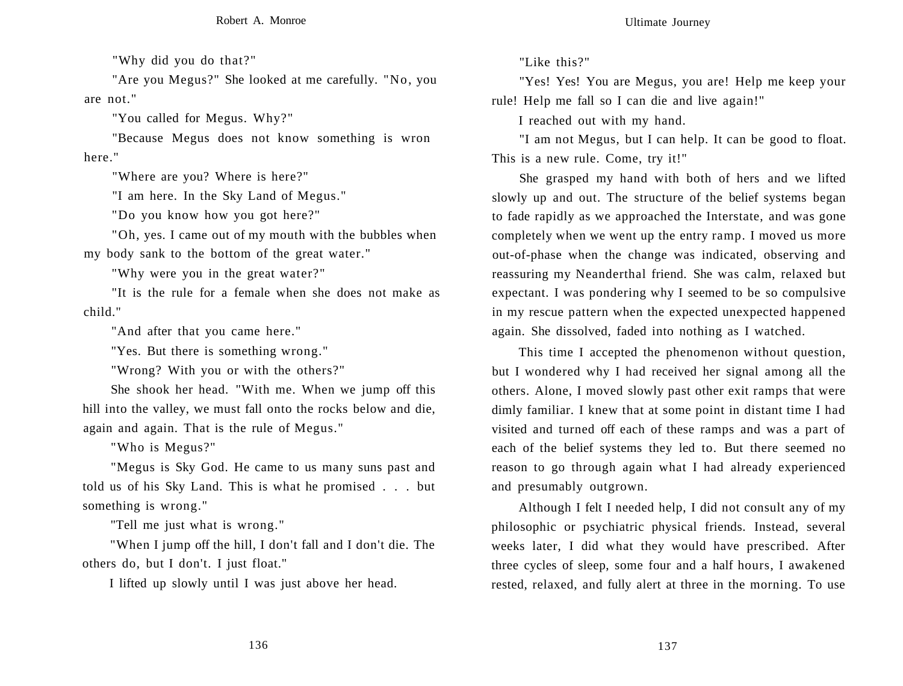"Why did you do that?"

"Are you Megus?" She looked at me carefully. "No, you are not."

"You called for Megus. Why?"

"Because Megus does not know something is wron here."

"Where are you? Where is here?"

"I am here. In the Sky Land of Megus."

"Do you know how you got here?"

"Oh, yes. I came out of my mouth with the bubbles when my body sank to the bottom of the great water."

"Why were you in the great water?"

"It is the rule for a female when she does not make as child."

"And after that you came here."

"Yes. But there is something wrong."

"Wrong? With you or with the others?"

She shook her head. "With me. When we jump off this hill into the valley, we must fall onto the rocks below and die, again and again. That is the rule of Megus."

"Who is Megus?"

"Megus is Sky God. He came to us many suns past and told us of his Sky Land. This is what he promised . . . but something is wrong."

"Tell me just what is wrong."

"When I jump off the hill, I don't fall and I don't die. The others do, but I don't. I just float."

I lifted up slowly until I was just above her head.

"Like this?"

"Yes! Yes! You are Megus, you are! Help me keep your rule! Help me fall so I can die and live again!"

I reached out with my hand.

"I am not Megus, but I can help. It can be good to float. This is a new rule. Come, try it!"

She grasped my hand with both of hers and we lifted slowly up and out. The structure of the belief systems began to fade rapidly as we approached the Interstate, and was gone completely when we went up the entry ramp. I moved us more out-of-phase when the change was indicated, observing and reassuring my Neanderthal friend. She was calm, relaxed but expectant. I was pondering why I seemed to be so compulsive in my rescue pattern when the expected unexpected happened again. She dissolved, faded into nothing as I watched.

This time I accepted the phenomenon without question, but I wondered why I had received her signal among all the others. Alone, I moved slowly past other exit ramps that were dimly familiar. I knew that at some point in distant time I had visited and turned off each of these ramps and was a part of each of the belief systems they led to. But there seemed no reason to go through again what I had already experienced and presumably outgrown.

Although I felt I needed help, I did not consult any of my philosophic or psychiatric physical friends. Instead, several weeks later, I did what they would have prescribed. After three cycles of sleep, some four and a half hours, I awakened rested, relaxed, and fully alert at three in the morning. To use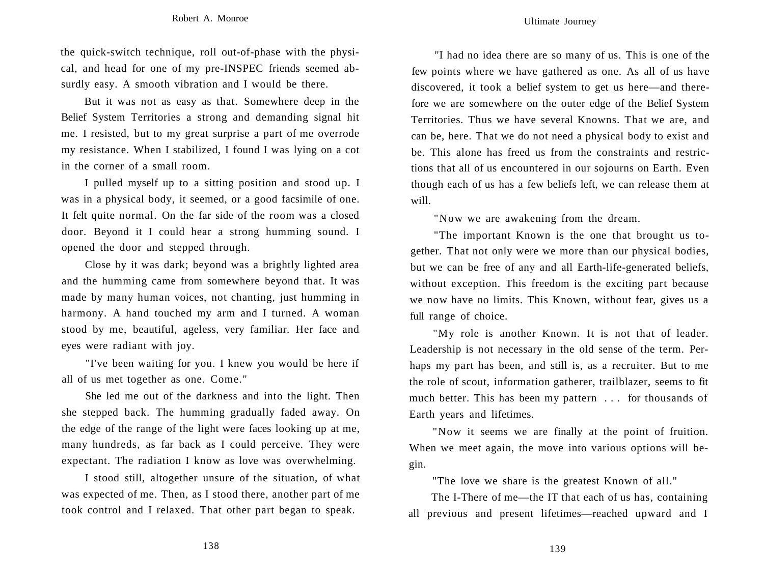the quick-switch technique, roll out-of-phase with the physical, and head for one of my pre-INSPEC friends seemed absurdly easy. A smooth vibration and I would be there.

But it was not as easy as that. Somewhere deep in the Belief System Territories a strong and demanding signal hit me. I resisted, but to my great surprise a part of me overrode my resistance. When I stabilized, I found I was lying on a cot in the corner of a small room.

I pulled myself up to a sitting position and stood up. I was in a physical body, it seemed, or a good facsimile of one. It felt quite normal. On the far side of the room was a closed door. Beyond it I could hear a strong humming sound. I opened the door and stepped through.

Close by it was dark; beyond was a brightly lighted area and the humming came from somewhere beyond that. It was made by many human voices, not chanting, just humming in harmony. A hand touched my arm and I turned. A woman stood by me, beautiful, ageless, very familiar. Her face and eyes were radiant with joy.

"I've been waiting for you. I knew you would be here if all of us met together as one. Come."

She led me out of the darkness and into the light. Then she stepped back. The humming gradually faded away. On the edge of the range of the light were faces looking up at me, many hundreds, as far back as I could perceive. They were expectant. The radiation I know as love was overwhelming.

I stood still, altogether unsure of the situation, of what was expected of me. Then, as I stood there, another part of me took control and I relaxed. That other part began to speak.

"I had no idea there are so many of us. This is one of the few points where we have gathered as one. As all of us have discovered, it took a belief system to get us here—and therefore we are somewhere on the outer edge of the Belief System Territories. Thus we have several Knowns. That we are, and can be, here. That we do not need a physical body to exist and be. This alone has freed us from the constraints and restrictions that all of us encountered in our sojourns on Earth. Even though each of us has a few beliefs left, we can release them at will.

"Now we are awakening from the dream.

"The important Known is the one that brought us together. That not only were we more than our physical bodies, but we can be free of any and all Earth-life-generated beliefs, without exception. This freedom is the exciting part because we now have no limits. This Known, without fear, gives us a full range of choice.

"My role is another Known. It is not that of leader. Leadership is not necessary in the old sense of the term. Perhaps my part has been, and still is, as a recruiter. But to me the role of scout, information gatherer, trailblazer, seems to fit much better. This has been my pattern . . . for thousands of Earth years and lifetimes.

"Now it seems we are finally at the point of fruition. When we meet again, the move into various options will begin.

"The love we share is the greatest Known of all."

The I-There of me—the IT that each of us has, containing all previous and present lifetimes—reached upward and I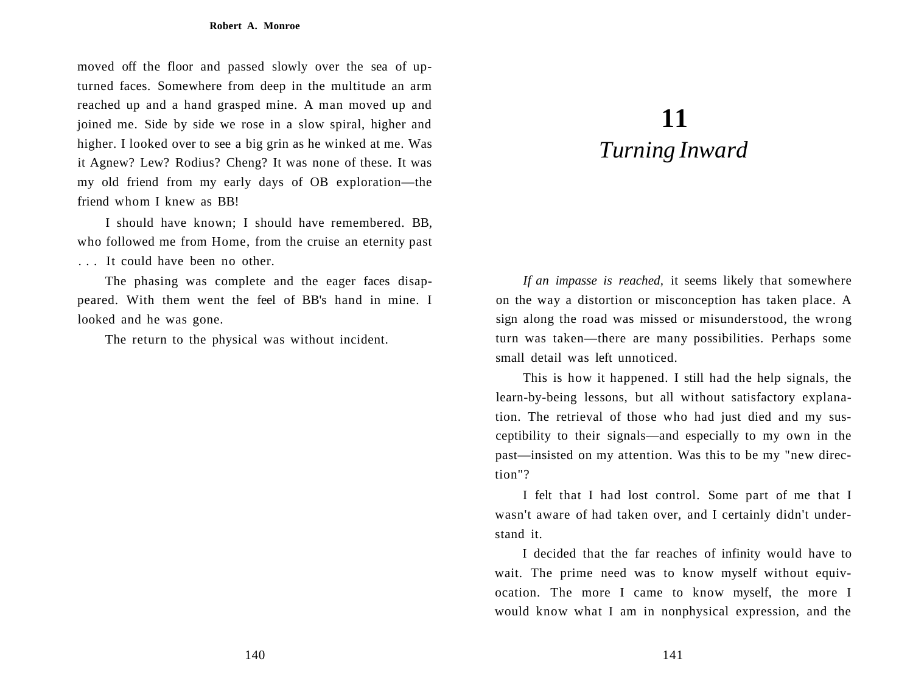moved off the floor and passed slowly over the sea of upturned faces. Somewhere from deep in the multitude an arm reached up and a hand grasped mine. A man moved up and joined me. Side by side we rose in a slow spiral, higher and higher. I looked over to see a big grin as he winked at me. Was it Agnew? Lew? Rodius? Cheng? It was none of these. It was my old friend from my early days of OB exploration—the friend whom I knew as BB!

I should have known; I should have remembered. BB, who followed me from Home, from the cruise an eternity past . . . It could have been no other.

The phasing was complete and the eager faces disappeared. With them went the feel of BB's hand in mine. I looked and he was gone.

The return to the physical was without incident.

# 11
## *Turning Inward*

*If an impasse is reached,* it seems likely that somewhere on the way a distortion or misconception has taken place. A sign along the road was missed or misunderstood, the wrong turn was taken—there are many possibilities. Perhaps some small detail was left unnoticed.

This is how it happened. I still had the help signals, the learn-by-being lessons, but all without satisfactory explanation. The retrieval of those who had just died and my susceptibility to their signals—and especially to my own in the past—insisted on my attention. Was this to be my "new direction"?

I felt that I had lost control. Some part of me that I wasn't aware of had taken over, and I certainly didn't understand it.

I decided that the far reaches of infinity would have to wait. The prime need was to know myself without equivocation. The more I came to know myself, the more I would know what I am in nonphysical expression, and the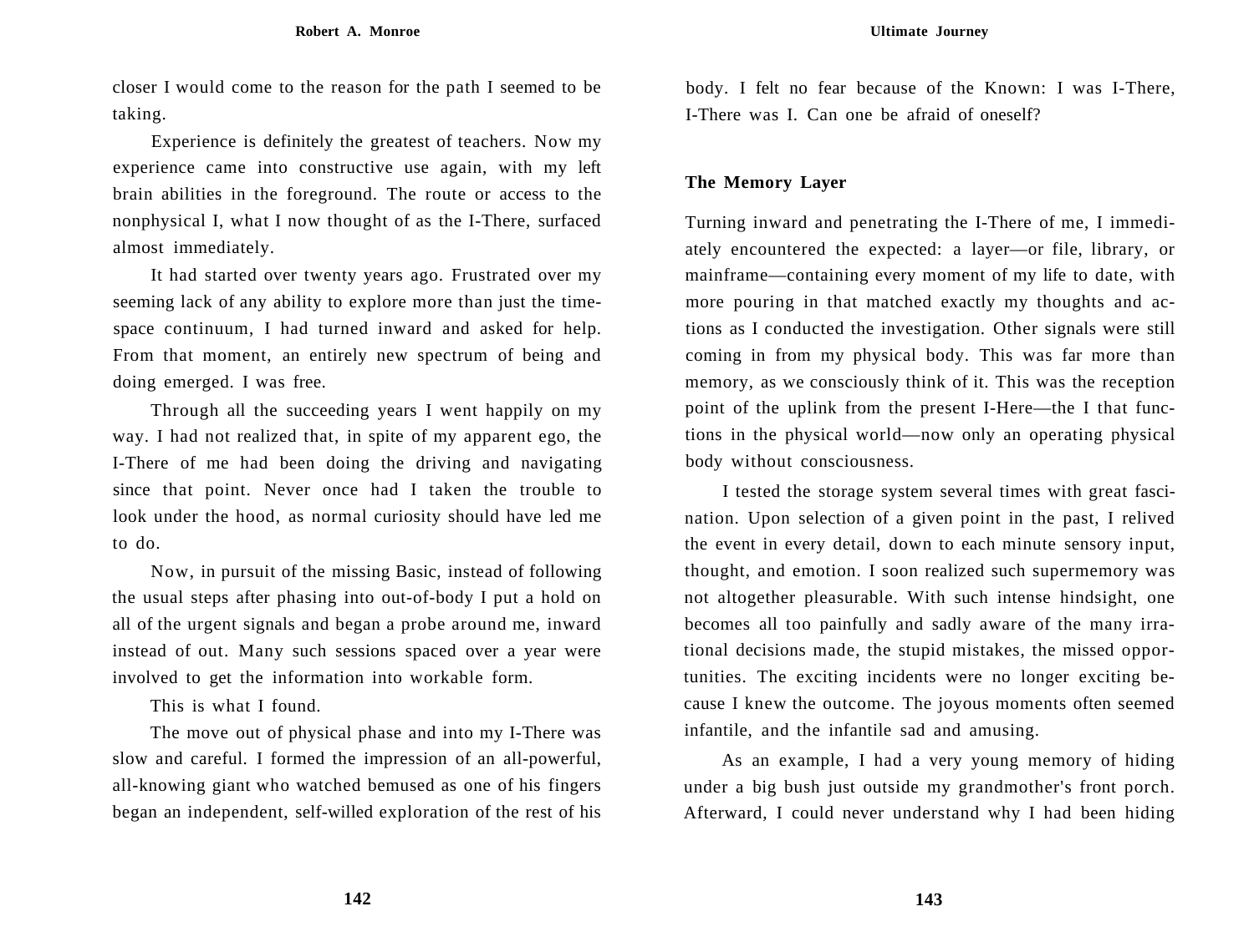closer I would come to the reason for the path I seemed to be taking.

Experience is definitely the greatest of teachers. Now my experience came into constructive use again, with my left brain abilities in the foreground. The route or access to the nonphysical I, what I now thought of as the I-There, surfaced almost immediately.

It had started over twenty years ago. Frustrated over my seeming lack of any ability to explore more than just the time-space continuum, I had turned inward and asked for help. From that moment, an entirely new spectrum of being and doing emerged. I was free.

Through all the succeeding years I went happily on my way. I had not realized that, in spite of my apparent ego, the I-There of me had been doing the driving and navigating since that point. Never once had I taken the trouble to look under the hood, as normal curiosity should have led me to do.

Now, in pursuit of the missing Basic, instead of following the usual steps after phasing into out-of-body I put a hold on all of the urgent signals and began a probe around me, inward instead of out. Many such sessions spaced over a year were involved to get the information into workable form.

This is what I found.

The move out of physical phase and into my I-There was slow and careful. I formed the impression of an all-powerful, all-knowing giant who watched bemused as one of his fingers began an independent, self-willed exploration of the rest of his body. I felt no fear because of the Known: I was I-There, I-There was I. Can one be afraid of oneself?

### The Memory Layer

Turning inward and penetrating the I-There of me, I immediately encountered the expected: a layer—or file, library, or mainframe—containing every moment of my life to date, with more pouring in that matched exactly my thoughts and actions as I conducted the investigation. Other signals were still coming in from my physical body. This was far more than memory, as we consciously think of it. This was the reception point of the uplink from the present I-Here—the I that functions in the physical world—now only an operating physical body without consciousness.

I tested the storage system several times with great fascination. Upon selection of a given point in the past, I relived the event in every detail, down to each minute sensory input, thought, and emotion. I soon realized such supermemory was not altogether pleasurable. With such intense hindsight, one becomes all too painfully and sadly aware of the many irrational decisions made, the stupid mistakes, the missed opportunities. The exciting incidents were no longer exciting because I knew the outcome. The joyous moments often seemed infantile, and the infantile sad and amusing.

As an example, I had a very young memory of hiding under a big bush just outside my grandmother's front porch. Afterward, I could never understand why I had been hiding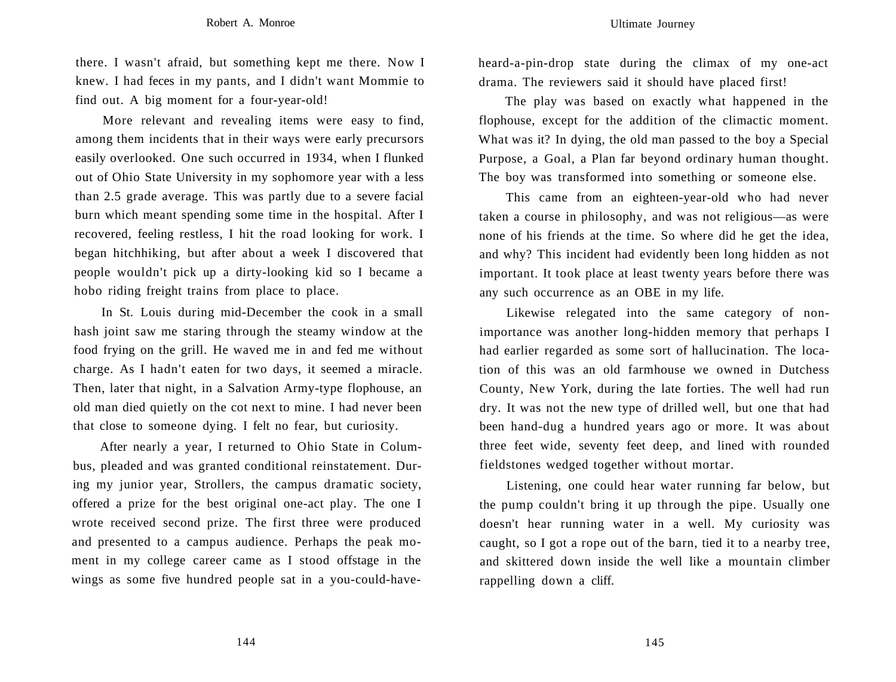there. I wasn't afraid, but something kept me there. Now I knew. I had feces in my pants, and I didn't want Mommie to find out. A big moment for a four-year-old!

More relevant and revealing items were easy to find, among them incidents that in their ways were early precursors easily overlooked. One such occurred in 1934, when I flunked out of Ohio State University in my sophomore year with a less than 2.5 grade average. This was partly due to a severe facial burn which meant spending some time in the hospital. After I recovered, feeling restless, I hit the road looking for work. I began hitchhiking, but after about a week I discovered that people wouldn't pick up a dirty-looking kid so I became a hobo riding freight trains from place to place.

In St. Louis during mid-December the cook in a small hash joint saw me staring through the steamy window at the food frying on the grill. He waved me in and fed me without charge. As I hadn't eaten for two days, it seemed a miracle. Then, later that night, in a Salvation Army-type flophouse, an old man died quietly on the cot next to mine. I had never been that close to someone dying. I felt no fear, but curiosity.

After nearly a year, I returned to Ohio State in Columbus, pleaded and was granted conditional reinstatement. During my junior year, Strollers, the campus dramatic society, offered a prize for the best original one-act play. The one I wrote received second prize. The first three were produced and presented to a campus audience. Perhaps the peak moment in my college career came as I stood offstage in the wings as some five hundred people sat in a you-could-have-heard-a-pin-drop state during the climax of my one-act drama. The reviewers said it should have placed first!

The play was based on exactly what happened in the flophouse, except for the addition of the climactic moment. What was it? In dying, the old man passed to the boy a Special Purpose, a Goal, a Plan far beyond ordinary human thought. The boy was transformed into something or someone else.

This came from an eighteen-year-old who had never taken a course in philosophy, and was not religious—as were none of his friends at the time. So where did he get the idea, and why? This incident had evidently been long hidden as not important. It took place at least twenty years before there was any such occurrence as an OBE in my life.

Likewise relegated into the same category of non-importance was another long-hidden memory that perhaps I had earlier regarded as some sort of hallucination. The location of this was an old farmhouse we owned in Dutchess County, New York, during the late forties. The well had run dry. It was not the new type of drilled well, but one that had been hand-dug a hundred years ago or more. It was about three feet wide, seventy feet deep, and lined with rounded fieldstones wedged together without mortar.

Listening, one could hear water running far below, but the pump couldn't bring it up through the pipe. Usually one doesn't hear running water in a well. My curiosity was caught, so I got a rope out of the barn, tied it to a nearby tree, and skittered down inside the well like a mountain climber rappelling down a cliff.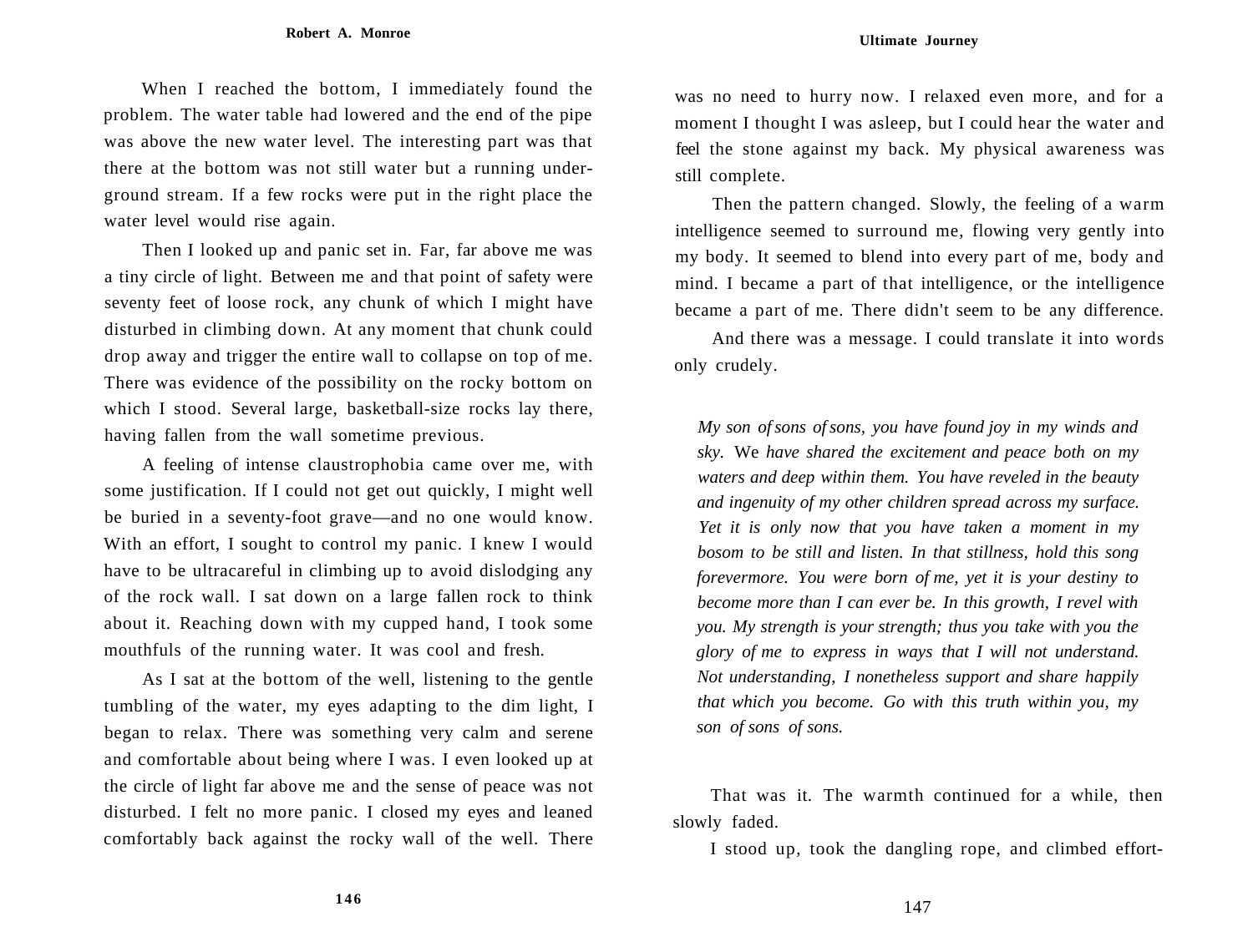When I reached the bottom, I immediately found the problem. The water table had lowered and the end of the pipe was above the new water level. The interesting part was that there at the bottom was not still water but a running underground stream. If a few rocks were put in the right place the water level would rise again.

Then I looked up and panic set in. Far, far above me was a tiny circle of light. Between me and that point of safety were seventy feet of loose rock, any chunk of which I might have disturbed in climbing down. At any moment that chunk could drop away and trigger the entire wall to collapse on top of me. There was evidence of the possibility on the rocky bottom on which I stood. Several large, basketball-size rocks lay there, having fallen from the wall sometime previous.

A feeling of intense claustrophobia came over me, with some justification. If I could not get out quickly, I might well be buried in a seventy-foot grave—and no one would know. With an effort, I sought to control my panic. I knew I would have to be ultracareful in climbing up to avoid dislodging any of the rock wall. I sat down on a large fallen rock to think about it. Reaching down with my cupped hand, I took some mouthfuls of the running water. It was cool and fresh.

As I sat at the bottom of the well, listening to the gentle tumbling of the water, my eyes adapting to the dim light, I began to relax. There was something very calm and serene and comfortable about being where I was. I even looked up at the circle of light far above me and the sense of peace was not disturbed. I felt no more panic. I closed my eyes and leaned comfortably back against the rocky wall of the well. There was no need to hurry now. I relaxed even more, and for a moment I thought I was asleep, but I could hear the water and feel the stone against my back. My physical awareness was still complete.

Then the pattern changed. Slowly, the feeling of a warm intelligence seemed to surround me, flowing very gently into my body. It seemed to blend into every part of me, body and mind. I became a part of that intelligence, or the intelligence became a part of me. There didn't seem to be any difference.

And there was a message. I could translate it into words only crudely.

> *My son of sons of sons, you have found joy in my winds and sky. We have shared the excitement and peace both on my waters and deep within them. You have reveled in the beauty and ingenuity of my other children spread across my surface. Yet it is only now that you have taken a moment in my bosom to be still and listen. In that stillness, hold this song forevermore. You were born of me, yet it is your destiny to become more than I can ever be. In this growth, I revel with you. My strength is your strength; thus you take with you the glory of me to express in ways that I will not understand. Not understanding, I nonetheless support and share happily that which you become. Go with this truth within you, my son of sons of sons.*

That was it. The warmth continued for a while, then slowly faded.

I stood up, took the dangling rope, and climbed effort-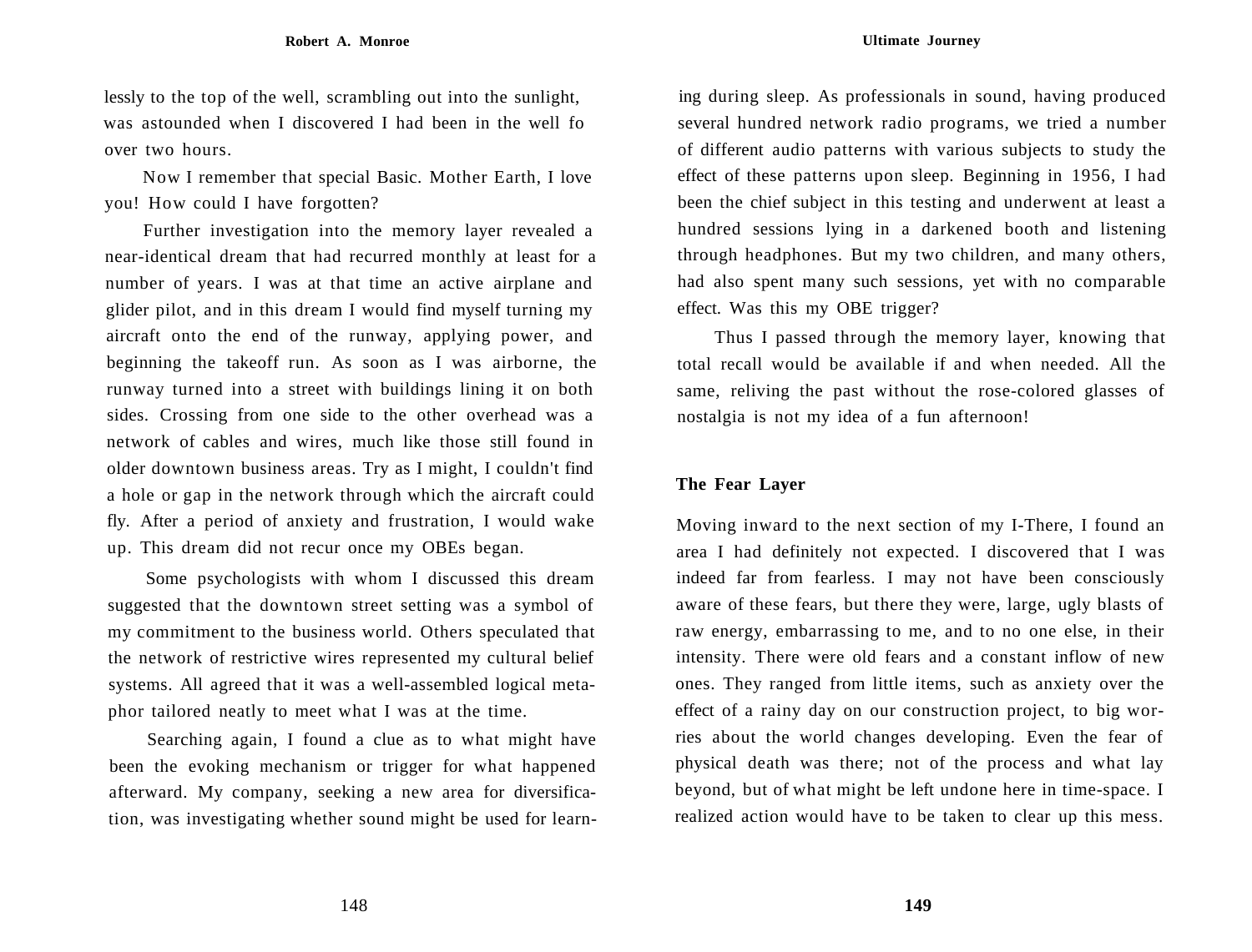lessly to the top of the well, scrambling out into the sunlight, was astounded when I discovered I had been in the well fo over two hours.

Now I remember that special Basic. Mother Earth, I love you! How could I have forgotten?

Further investigation into the memory layer revealed a near-identical dream that had recurred monthly at least for a number of years. I was at that time an active airplane and glider pilot, and in this dream I would find myself turning my aircraft onto the end of the runway, applying power, and beginning the takeoff run. As soon as I was airborne, the runway turned into a street with buildings lining it on both sides. Crossing from one side to the other overhead was a network of cables and wires, much like those still found in older downtown business areas. Try as I might, I couldn't find a hole or gap in the network through which the aircraft could fly. After a period of anxiety and frustration, I would wake up. This dream did not recur once my OBEs began.

Some psychologists with whom I discussed this dream suggested that the downtown street setting was a symbol of my commitment to the business world. Others speculated that the network of restrictive wires represented my cultural belief systems. All agreed that it was a well-assembled logical metaphor tailored neatly to meet what I was at the time.

Searching again, I found a clue as to what might have been the evoking mechanism or trigger for what happened afterward. My company, seeking a new area for diversification, was investigating whether sound might be used for learning during sleep. As professionals in sound, having produced several hundred network radio programs, we tried a number of different audio patterns with various subjects to study the effect of these patterns upon sleep. Beginning in 1956, I had been the chief subject in this testing and underwent at least a hundred sessions lying in a darkened booth and listening through headphones. But my two children, and many others, had also spent many such sessions, yet with no comparable effect. Was this my OBE trigger?

Thus I passed through the memory layer, knowing that total recall would be available if and when needed. All the same, reliving the past without the rose-colored glasses of nostalgia is not my idea of a fun afternoon!

### The Fear Layer

Moving inward to the next section of my I-There, I found an area I had definitely not expected. I discovered that I was indeed far from fearless. I may not have been consciously aware of these fears, but there they were, large, ugly blasts of raw energy, embarrassing to me, and to no one else, in their intensity. There were old fears and a constant inflow of new ones. They ranged from little items, such as anxiety over the effect of a rainy day on our construction project, to big worries about the world changes developing. Even the fear of physical death was there; not of the process and what lay beyond, but of what might be left undone here in time-space. I realized action would have to be taken to clear up this mess.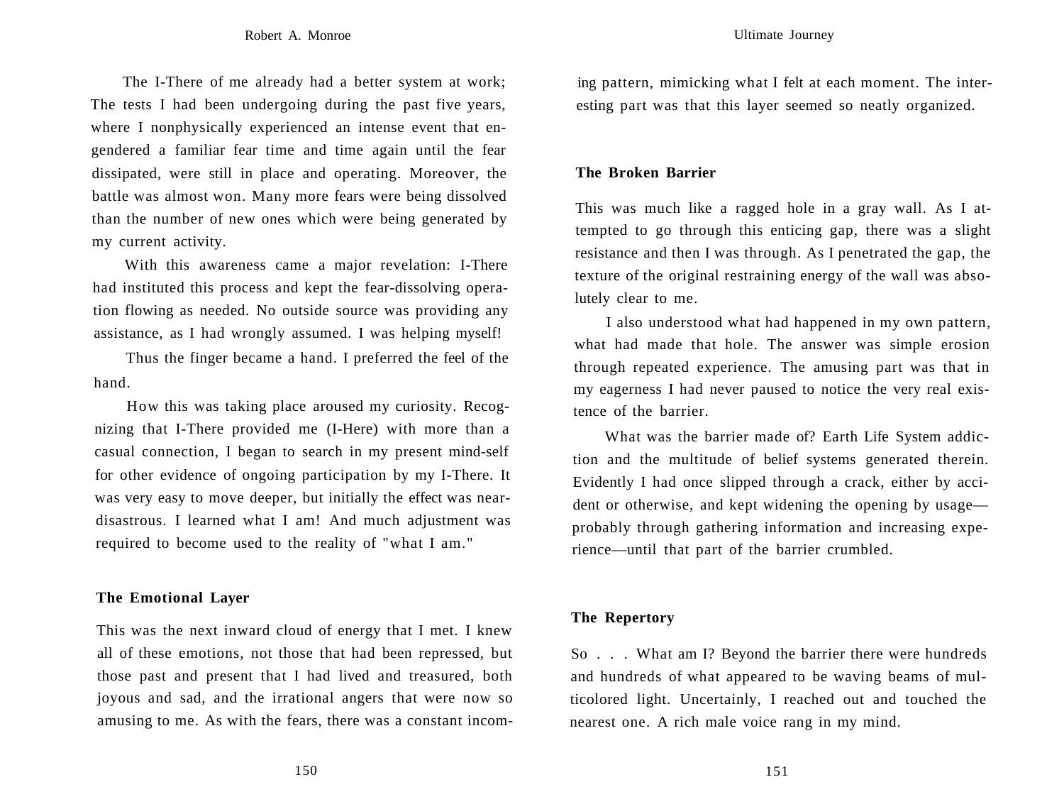The I-There of me already had a better system at work; The tests I had been undergoing during the past five years, where I nonphysically experienced an intense event that engendered a familiar fear time and time again until the fear dissipated, were still in place and operating. Moreover, the battle was almost won. Many more fears were being dissolved than the number of new ones which were being generated by my current activity.

With this awareness came a major revelation: I-There had instituted this process and kept the fear-dissolving operation flowing as needed. No outside source was providing any assistance, as I had wrongly assumed. I was helping myself!

Thus the finger became a hand. I preferred the feel of the hand.

How this was taking place aroused my curiosity. Recognizing that I-There provided me (I-Here) with more than a casual connection, I began to search in my present mind-self for other evidence of ongoing participation by my I-There. It was very easy to move deeper, but initially the effect was near-disastrous. I learned what I am! And much adjustment was required to become used to the reality of "what I am."

### The Emotional Layer

This was the next inward cloud of energy that I met. I knew all of these emotions, not those that had been repressed, but those past and present that I had lived and treasured, both joyous and sad, and the irrational angers that were now so amusing to me. As with the fears, there was a constant incoming pattern, mimicking what I felt at each moment. The interesting part was that this layer seemed so neatly organized.

### The Broken Barrier

This was much like a ragged hole in a gray wall. As I attempted to go through this enticing gap, there was a slight resistance and then I was through. As I penetrated the gap, the texture of the original restraining energy of the wall was absolutely clear to me.

I also understood what had happened in my own pattern, what had made that hole. The answer was simple erosion through repeated experience. The amusing part was that in my eagerness I had never paused to notice the very real existence of the barrier.

What was the barrier made of? Earth Life System addiction and the multitude of belief systems generated therein. Evidently I had once slipped through a crack, either by accident or otherwise, and kept widening the opening by usage—probably through gathering information and increasing experience—until that part of the barrier crumbled.

### The Repertory

So . . . What am I? Beyond the barrier there were hundreds and hundreds of what appeared to be waving beams of multicolored light. Uncertainly, I reached out and touched the nearest one. A rich male voice rang in my mind.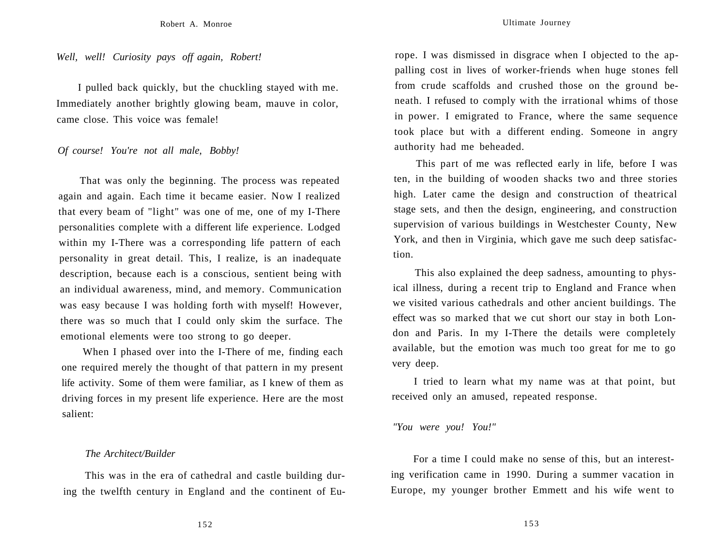*Well, well! Curiosity pays off again, Robert!*

I pulled back quickly, but the chuckling stayed with me. Immediately another brightly glowing beam, mauve in color, came close. This voice was female!

*Of course! You're not all male, Bobby!*

That was only the beginning. The process was repeated again and again. Each time it became easier. Now I realized that every beam of "light" was one of me, one of my I-There personalities complete with a different life experience. Lodged within my I-There was a corresponding life pattern of each personality in great detail. This, I realize, is an inadequate description, because each is a conscious, sentient being with an individual awareness, mind, and memory. Communication was easy because I was holding forth with myself! However, there was so much that I could only skim the surface. The emotional elements were too strong to go deeper.

When I phased over into the I-There of me, finding each one required merely the thought of that pattern in my present life activity. Some of them were familiar, as I knew of them as driving forces in my present life experience. Here are the most salient:

### *The Architect/Builder*

This was in the era of cathedral and castle building during the twelfth century in England and the continent of Europe. I was dismissed in disgrace when I objected to the appalling cost in lives of worker-friends when huge stones fell from crude scaffolds and crushed those on the ground beneath. I refused to comply with the irrational whims of those in power. I emigrated to France, where the same sequence took place but with a different ending. Someone in angry authority had me beheaded.

This part of me was reflected early in life, before I was ten, in the building of wooden shacks two and three stories high. Later came the design and construction of theatrical stage sets, and then the design, engineering, and construction supervision of various buildings in Westchester County, New York, and then in Virginia, which gave me such deep satisfaction.

This also explained the deep sadness, amounting to physical illness, during a recent trip to England and France when we visited various cathedrals and other ancient buildings. The effect was so marked that we cut short our stay in both London and Paris. In my I-There the details were completely available, but the emotion was much too great for me to go very deep.

I tried to learn what my name was at that point, but received only an amused, repeated response.

*"You were you! You!"*

For a time I could make no sense of this, but an interesting verification came in 1990. During a summer vacation in Europe, my younger brother Emmett and his wife went to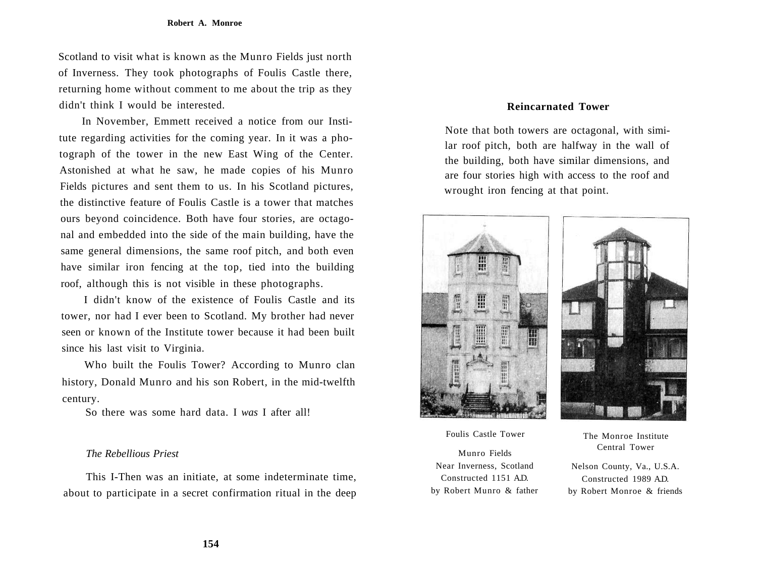Scotland to visit what is known as the Munro Fields just north of Inverness. They took photographs of Foulis Castle there, returning home without comment to me about the trip as they didn't think I would be interested.

In November, Emmett received a notice from our Institute regarding activities for the coming year. In it was a photograph of the tower in the new East Wing of the Center. Astonished at what he saw, he made copies of his Munro Fields pictures and sent them to us. In his Scotland pictures, the distinctive feature of Foulis Castle is a tower that matches ours beyond coincidence. Both have four stories, are octagonal and embedded into the side of the main building, have the same general dimensions, the same roof pitch, and both even have similar iron fencing at the top, tied into the building roof, although this is not visible in these photographs.

I didn't know of the existence of Foulis Castle and its tower, nor had I ever been to Scotland. My brother had never seen or known of the Institute tower because it had been built since his last visit to Virginia.

Who built the Foulis Tower? According to Munro clan history, Donald Munro and his son Robert, in the mid-twelfth century.

So there was some hard data. I *was* I after all!

### *The Rebellious Priest*

This I-Then was an initiate, at some indeterminate time, about to participate in a secret confirmation ritual in the deep

**Reincarnated Tower**

Note that both towers are octagonal, with similar roof pitch, both are halfway in the wall of the building, both have similar dimensions, and are four stories high with access to the roof and wrought iron fencing at that point.

Foulis Castle Tower
Munro Fields
Near Inverness, Scotland
Constructed 1151 A.D.
by Robert Munro & father

The Monroe Institute Central Tower
Nelson County, Va., U.S.A.
Constructed 1989 A.D.
by Robert Monroe & friends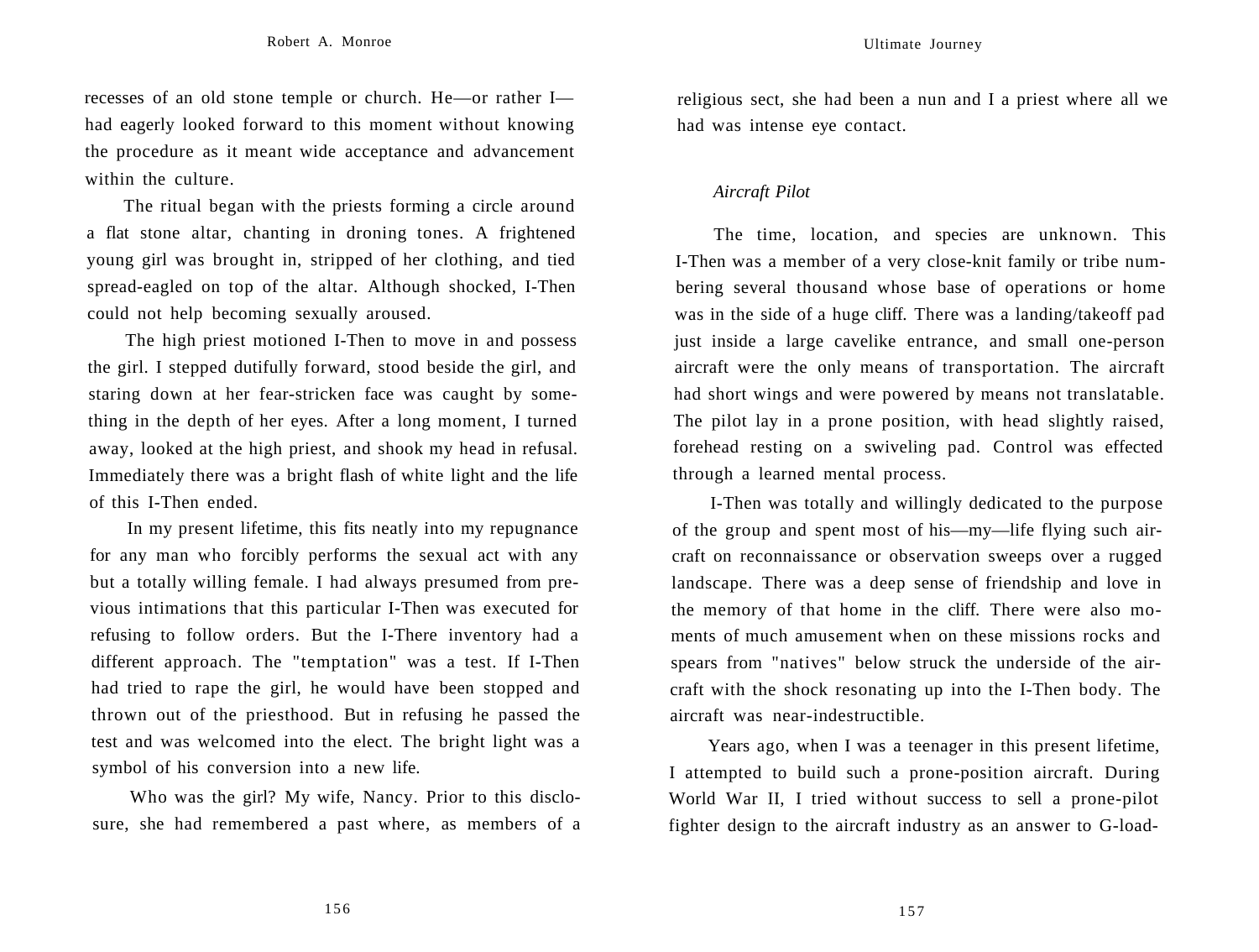recesses of an old stone temple or church. He—or rather I—had eagerly looked forward to this moment without knowing the procedure as it meant wide acceptance and advancement within the culture.

The ritual began with the priests forming a circle around a flat stone altar, chanting in droning tones. A frightened young girl was brought in, stripped of her clothing, and tied spread-eagled on top of the altar. Although shocked, I-Then could not help becoming sexually aroused.

The high priest motioned I-Then to move in and possess the girl. I stepped dutifully forward, stood beside the girl, and staring down at her fear-stricken face was caught by something in the depth of her eyes. After a long moment, I turned away, looked at the high priest, and shook my head in refusal. Immediately there was a bright flash of white light and the life of this I-Then ended.

In my present lifetime, this fits neatly into my repugnance for any man who forcibly performs the sexual act with any but a totally willing female. I had always presumed from previous intimations that this particular I-Then was executed for refusing to follow orders. But the I-There inventory had a different approach. The "temptation" was a test. If I-Then had tried to rape the girl, he would have been stopped and thrown out of the priesthood. But in refusing he passed the test and was welcomed into the elect. The bright light was a symbol of his conversion into a new life.

Who was the girl? My wife, Nancy. Prior to this disclosure, she had remembered a past where, as members of a religious sect, she had been a nun and I a priest where all we had was intense eye contact.

### *Aircraft Pilot*

The time, location, and species are unknown. This I-Then was a member of a very close-knit family or tribe numbering several thousand whose base of operations or home was in the side of a huge cliff. There was a landing/takeoff pad just inside a large cavelike entrance, and small one-person aircraft were the only means of transportation. The aircraft had short wings and were powered by means not translatable. The pilot lay in a prone position, with head slightly raised, forehead resting on a swiveling pad. Control was effected through a learned mental process.

I-Then was totally and willingly dedicated to the purpose of the group and spent most of his—my—life flying such aircraft on reconnaissance or observation sweeps over a rugged landscape. There was a deep sense of friendship and love in the memory of that home in the cliff. There were also moments of much amusement when on these missions rocks and spears from "natives" below struck the underside of the aircraft with the shock resonating up into the I-Then body. The aircraft was near-indestructible.

Years ago, when I was a teenager in this present lifetime, I attempted to build such a prone-position aircraft. During World War II, I tried without success to sell a prone-pilot fighter design to the aircraft industry as an answer to G-load-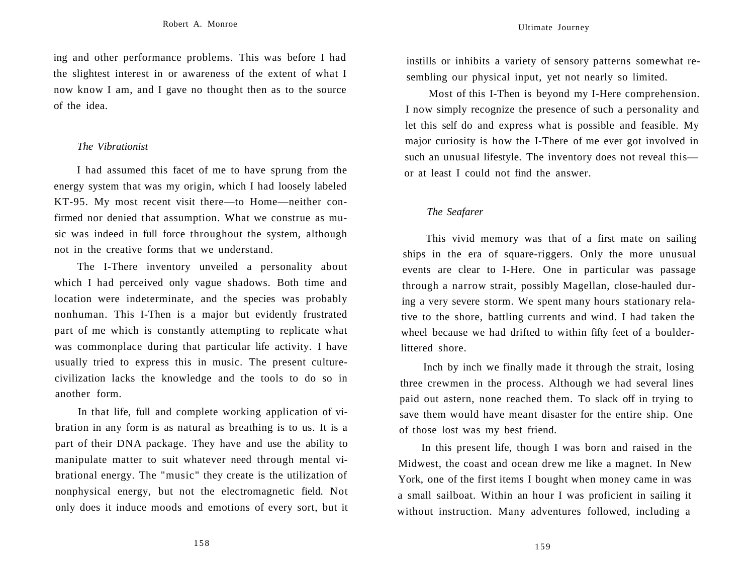ing and other performance problems. This was before I had the slightest interest in or awareness of the extent of what I now know I am, and I gave no thought then as to the source of the idea.

### *The Vibrationist*

I had assumed this facet of me to have sprung from the energy system that was my origin, which I had loosely labeled KT-95. My most recent visit there—to Home—neither confirmed nor denied that assumption. What we construe as music was indeed in full force throughout the system, although not in the creative forms that we understand.

The I-There inventory unveiled a personality about which I had perceived only vague shadows. Both time and location were indeterminate, and the species was probably nonhuman. This I-Then is a major but evidently frustrated part of me which is constantly attempting to replicate what was commonplace during that particular life activity. I have usually tried to express this in music. The present culture-civilization lacks the knowledge and the tools to do so in another form.

In that life, full and complete working application of vibration in any form is as natural as breathing is to us. It is a part of their DNA package. They have and use the ability to manipulate matter to suit whatever need through mental vibrational energy. The "music" they create is the utilization of nonphysical energy, but not the electromagnetic field. Not only does it induce moods and emotions of every sort, but it instills or inhibits a variety of sensory patterns somewhat resembling our physical input, yet not nearly so limited.

Most of this I-Then is beyond my I-Here comprehension. I now simply recognize the presence of such a personality and let this self do and express what is possible and feasible. My major curiosity is how the I-There of me ever got involved in such an unusual lifestyle. The inventory does not reveal this—or at least I could not find the answer.

### *The Seafarer*

This vivid memory was that of a first mate on sailing ships in the era of square-riggers. Only the more unusual events are clear to I-Here. One in particular was passage through a narrow strait, possibly Magellan, close-hauled during a very severe storm. We spent many hours stationary relative to the shore, battling currents and wind. I had taken the wheel because we had drifted to within fifty feet of a boulder-littered shore.

Inch by inch we finally made it through the strait, losing three crewmen in the process. Although we had several lines paid out astern, none reached them. To slack off in trying to save them would have meant disaster for the entire ship. One of those lost was my best friend.

In this present life, though I was born and raised in the Midwest, the coast and ocean drew me like a magnet. In New York, one of the first items I bought when money came in was a small sailboat. Within an hour I was proficient in sailing it without instruction. Many adventures followed, including a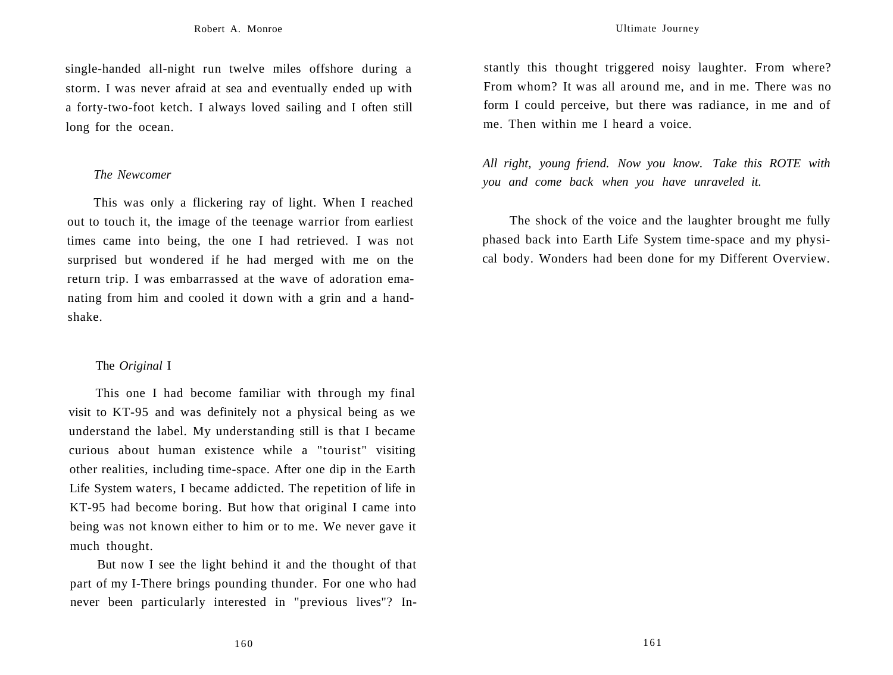single-handed all-night run twelve miles offshore during a storm. I was never afraid at sea and eventually ended up with a forty-two-foot ketch. I always loved sailing and I often still long for the ocean.

### *The Newcomer*

This was only a flickering ray of light. When I reached out to touch it, the image of the teenage warrior from earliest times came into being, the one I had retrieved. I was not surprised but wondered if he had merged with me on the return trip. I was embarrassed at the wave of adoration emanating from him and cooled it down with a grin and a handshake.

### The *Original* I

This one I had become familiar with through my final visit to KT-95 and was definitely not a physical being as we understand the label. My understanding still is that I became curious about human existence while a "tourist" visiting other realities, including time-space. After one dip in the Earth Life System waters, I became addicted. The repetition of life in KT-95 had become boring. But how that original I came into being was not known either to him or to me. We never gave it much thought.

But now I see the light behind it and the thought of that part of my I-There brings pounding thunder. For one who had never been particularly interested in "previous lives"? Instantly this thought triggered noisy laughter. From where? From whom? It was all around me, and in me. There was no form I could perceive, but there was radiance, in me and of me. Then within me I heard a voice.

*All right, young friend. Now you know. Take this ROTE with you and come back when you have unraveled it.*

The shock of the voice and the laughter brought me fully phased back into Earth Life System time-space and my physical body. Wonders had been done for my Different Overview.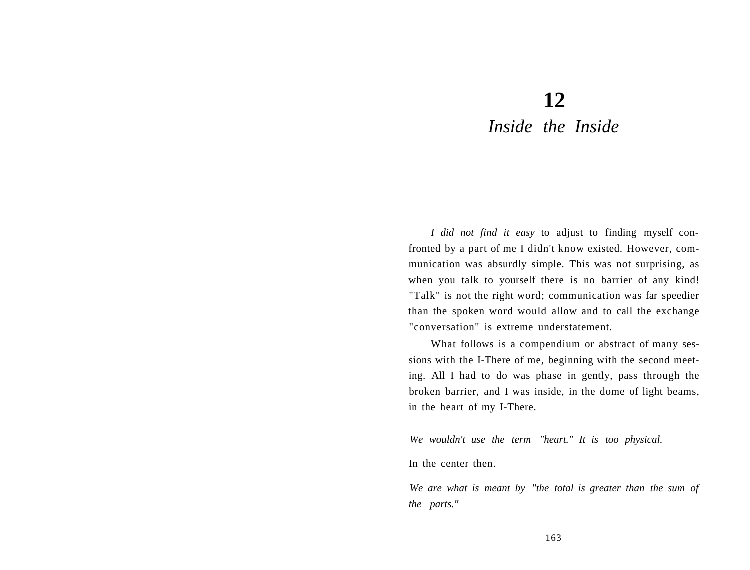# 12
## *Inside the Inside*

*I did not find it easy* to adjust to finding myself confronted by a part of me I didn't know existed. However, communication was absurdly simple. This was not surprising, as when you talk to yourself there is no barrier of any kind! "Talk" is not the right word; communication was far speedier than the spoken word would allow and to call the exchange "conversation" is extreme understatement.

What follows is a compendium or abstract of many sessions with the I-There of me, beginning with the second meeting. All I had to do was phase in gently, pass through the broken barrier, and I was inside, in the dome of light beams, in the heart of my I-There.

*We wouldn't use the term "heart." It is too physical.*

In the center then.

*We are what is meant by "the total is greater than the sum of the parts."*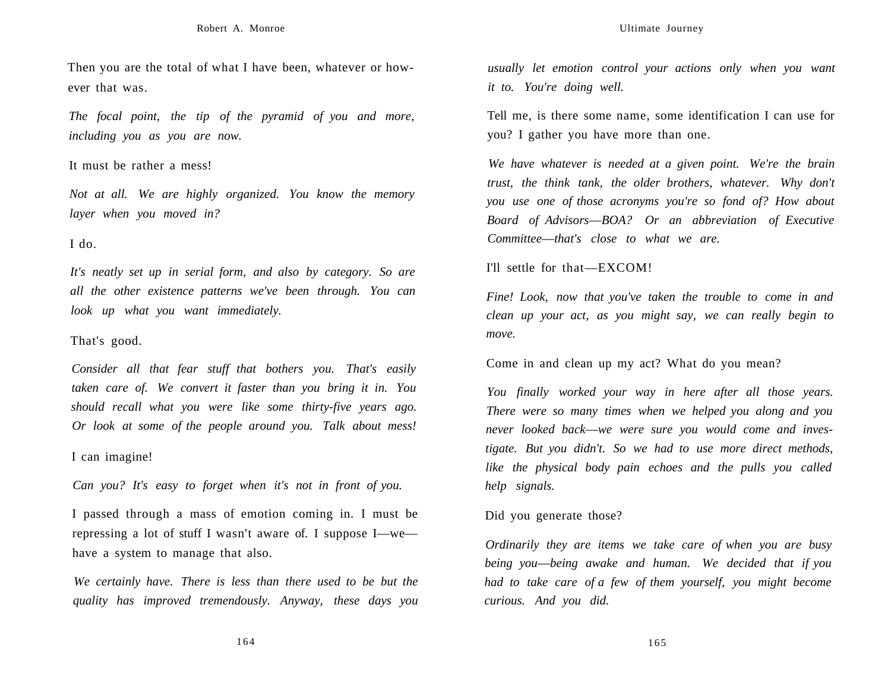Then you are the total of what I have been, whatever or however that was.

*The focal point, the tip of the pyramid of you and more, including you as you are now.*

It must be rather a mess!

*Not at all. We are highly organized. You know the memory layer when you moved in?*

I do.

*It's neatly set up in serial form, and also by category. So are all the other existence patterns we've been through. You can look up what you want immediately.*

That's good.

*Consider all that fear stuff that bothers you. That's easily taken care of. We convert it faster than you bring it in. You should recall what you were like some thirty-five years ago. Or look at some of the people around you. Talk about mess!*

I can imagine!

*Can you? It's easy to forget when it's not in front of you.*

I passed through a mass of emotion coming in. I must be repressing a lot of stuff I wasn't aware of. I suppose I—we—have a system to manage that also.

*We certainly have. There is less than there used to be but the quality has improved tremendously. Anyway, these days you usually let emotion control your actions only when you want it to. You're doing well.*

Tell me, is there some name, some identification I can use for you? I gather you have more than one.

*We have whatever is needed at a given point. We're the brain trust, the think tank, the older brothers, whatever. Why don't you use one of those acronyms you're so fond of? How about Board of Advisors—BOA? Or an abbreviation of Executive Committee—that's close to what we are.*

I'll settle for that—EXCOM!

*Fine! Look, now that you've taken the trouble to come in and clean up your act, as you might say, we can really begin to move.*

Come in and clean up my act? What do you mean?

*You finally worked your way in here after all those years. There were so many times when we helped you along and you never looked back—we were sure you would come and investigate. But you didn't. So we had to use more direct methods, like the physical body pain echoes and the pulls you called help signals.*

Did you generate those?

*Ordinarily they are items we take care of when you are busy being you—being awake and human. We decided that if you had to take care of a few of them yourself, you might become curious. And you did.*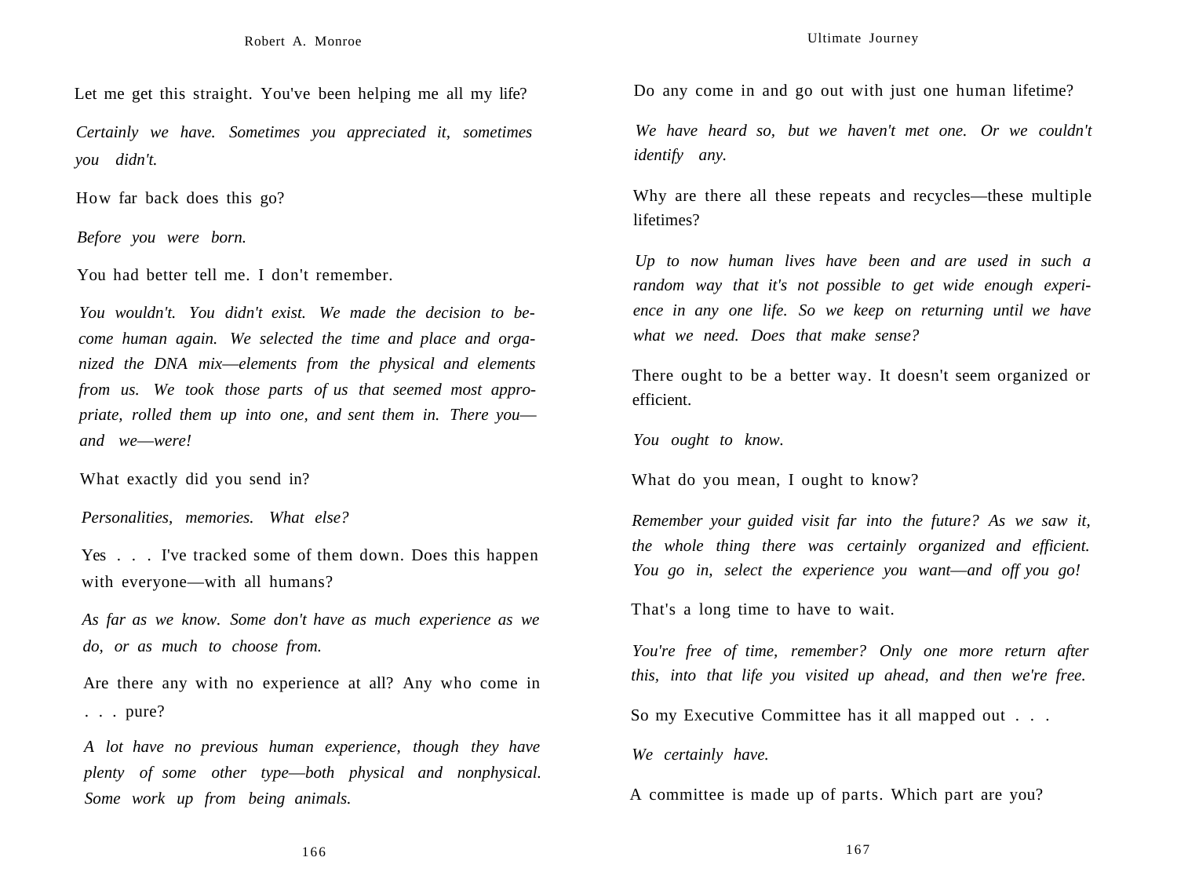Let me get this straight. You've been helping me all my life?

*Certainly we have. Sometimes you appreciated it, sometimes you didn't.*

How far back does this go?

*Before you were born.*

You had better tell me. I don't remember.

*You wouldn't. You didn't exist. We made the decision to become human again. We selected the time and place and organized the DNA mix—elements from the physical and elements from us. We took those parts of us that seemed most appropriate, rolled them up into one, and sent them in. There you—and we—were!*

What exactly did you send in?

*Personalities, memories. What else?*

Yes . . . I've tracked some of them down. Does this happen with everyone—with all humans?

*As far as we know. Some don't have as much experience as we do, or as much to choose from.*

Are there any with no experience at all? Any who come in . . . pure?

*A lot have no previous human experience, though they have plenty of some other type—both physical and nonphysical. Some work up from being animals.*

Do any come in and go out with just one human lifetime?

*We have heard so, but we haven't met one. Or we couldn't identify any.*

Why are there all these repeats and recycles—these multiple lifetimes?

*Up to now human lives have been and are used in such a random way that it's not possible to get wide enough experience in any one life. So we keep on returning until we have what we need. Does that make sense?*

There ought to be a better way. It doesn't seem organized or efficient.

*You ought to know.*

What do you mean, I ought to know?

*Remember your guided visit far into the future? As we saw it, the whole thing there was certainly organized and efficient. You go in, select the experience you want—and off you go!*

That's a long time to have to wait.

*You're free of time, remember? Only one more return after this, into that life you visited up ahead, and then we're free.*

So my Executive Committee has it all mapped out . . .

*We certainly have.*

A committee is made up of parts. Which part are you?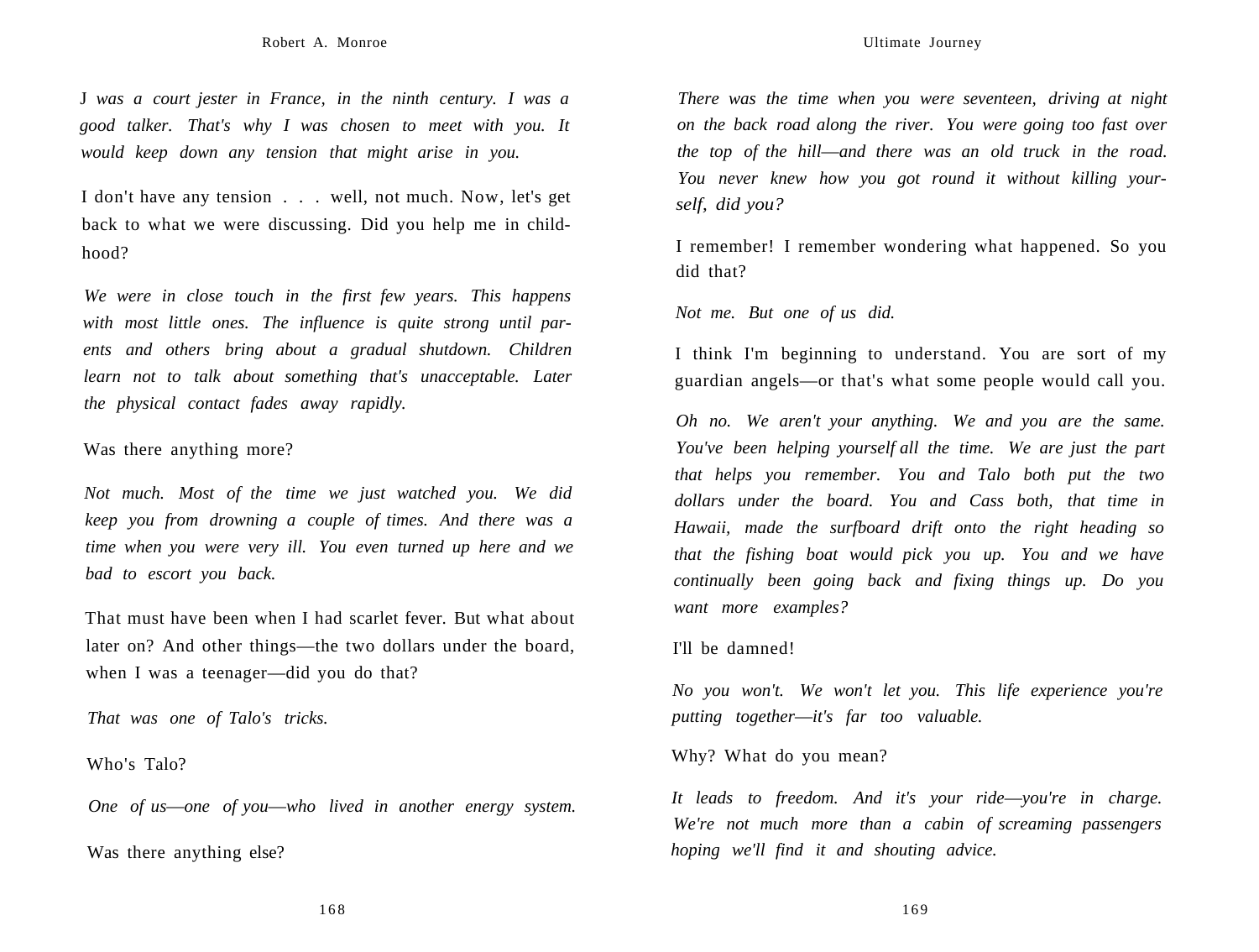*I was a court jester in France, in the ninth century. I was a good talker. That's why I was chosen to meet with you. It would keep down any tension that might arise in you.*

I don't have any tension . . . well, not much. Now, let's get back to what we were discussing. Did you help me in childhood?

*We were in close touch in the first few years. This happens with most little ones. The influence is quite strong until parents and others bring about a gradual shutdown. Children learn not to talk about something that's unacceptable. Later the physical contact fades away rapidly.*

Was there anything more?

*Not much. Most of the time we just watched you. We did keep you from drowning a couple of times. And there was a time when you were very ill. You even turned up here and we bad to escort you back.*

That must have been when I had scarlet fever. But what about later on? And other things—the two dollars under the board, when I was a teenager—did you do that?

*That was one of Talo's tricks.*

Who's Talo?

*One of us—one of you—who lived in another energy system.*

Was there anything else?

*There was the time when you were seventeen, driving at night on the back road along the river. You were going too fast over the top of the hill—and there was an old truck in the road. You never knew how you got round it without killing yourself, did you?*

I remember! I remember wondering what happened. So you did that?

*Not me. But one of us did.*

I think I'm beginning to understand. You are sort of my guardian angels—or that's what some people would call you.

*Oh no. We aren't your anything. We and you are the same. You've been helping yourself all the time. We are just the part that helps you remember. You and Talo both put the two dollars under the board. You and Cass both, that time in Hawaii, made the surfboard drift onto the right heading so that the fishing boat would pick you up. You and we have continually been going back and fixing things up. Do you want more examples?*

I'll be damned!

*No you won't. We won't let you. This life experience you're putting together—it's far too valuable.*

Why? What do you mean?

*It leads to freedom. And it's your ride—you're in charge. We're not much more than a cabin of screaming passengers hoping we'll find it and shouting advice.*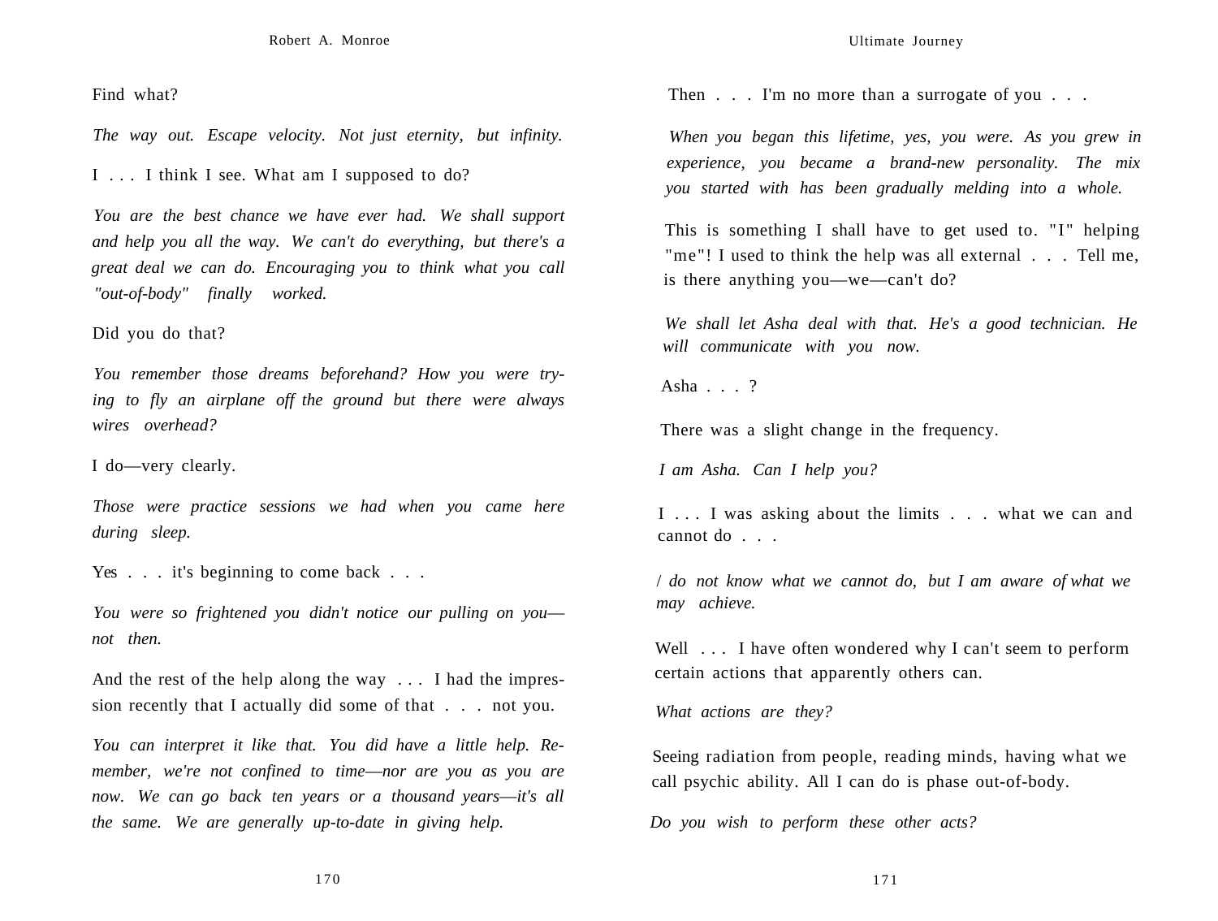Find what?

*The way out. Escape velocity. Not just eternity, but infinity.*

I . . . I think I see. What am I supposed to do?

*You are the best chance we have ever had. We shall support and help you all the way. We can't do everything, but there's a great deal we can do. Encouraging you to think what you call "out-of-body" finally worked.*

Did you do that?

*You remember those dreams beforehand? How you were trying to fly an airplane off the ground but there were always wires overhead?*

I do—very clearly.

*Those were practice sessions we had when you came here during sleep.*

Yes . . . it's beginning to come back . . .

*You were so frightened you didn't notice our pulling on you—not then.*

And the rest of the help along the way . . . I had the impression recently that I actually did some of that . . . not you.

*You can interpret it like that. You did have a little help. Remember, we're not confined to time—nor are you as you are now. We can go back ten years or a thousand years—it's all the same. We are generally up-to-date in giving help.*

Then . . . I'm no more than a surrogate of you . . .

*When you began this lifetime, yes, you were. As you grew in experience, you became a brand-new personality. The mix you started with has been gradually melding into a whole.*

This is something I shall have to get used to. "I" helping "me"! I used to think the help was all external . . . Tell me, is there anything you—we—can't do?

*We shall let Asha deal with that. He's a good technician. He will communicate with you now.*

Asha . . . ?

There was a slight change in the frequency.

*I am Asha. Can I help you?*

I . . . I was asking about the limits . . . what we can and cannot do . . .

*I do not know what we cannot do, but I am aware of what we may achieve.*

Well . . . I have often wondered why I can't seem to perform certain actions that apparently others can.

*What actions are they?*

Seeing radiation from people, reading minds, having what we call psychic ability. All I can do is phase out-of-body.

*Do you wish to perform these other acts?*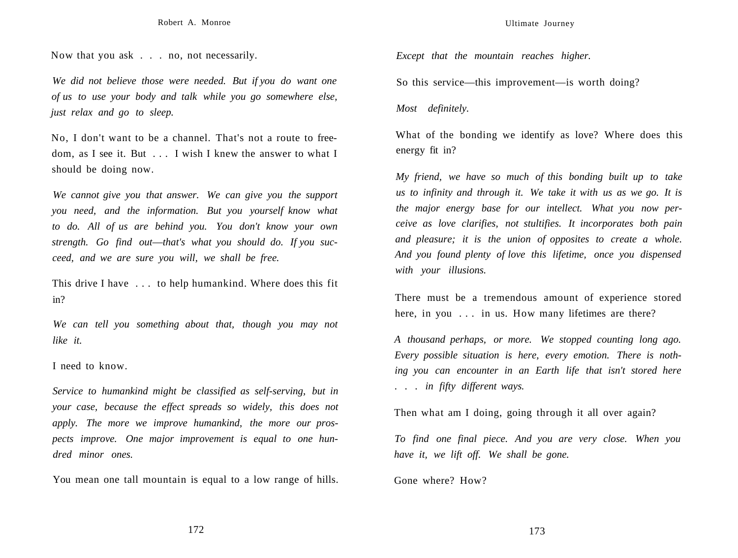Now that you ask . . . no, not necessarily.

*We did not believe those were needed. But if you do want one of us to use your body and talk while you go somewhere else, just relax and go to sleep.*

No, I don't want to be a channel. That's not a route to freedom, as I see it. But . . . I wish I knew the answer to what I should be doing now.

*We cannot give you that answer. We can give you the support you need, and the information. But you yourself know what to do. All of us are behind you. You don't know your own strength. Go find out—that's what you should do. If you succeed, and we are sure you will, we shall be free.*

This drive I have . . . to help humankind. Where does this fit in?

*We can tell you something about that, though you may not like it.*

I need to know.

*Service to humankind might be classified as self-serving, but in your case, because the effect spreads so widely, this does not apply. The more we improve humankind, the more our prospects improve. One major improvement is equal to one hundred minor ones.*

You mean one tall mountain is equal to a low range of hills.

*Except that the mountain reaches higher.*

So this service—this improvement—is worth doing?

*Most definitely.*

What of the bonding we identify as love? Where does this energy fit in?

*My friend, we have so much of this bonding built up to take us to infinity and through it. We take it with us as we go. It is the major energy base for our intellect. What you now perceive as love clarifies, not stultifies. It incorporates both pain and pleasure; it is the union of opposites to create a whole. And you found plenty of love this lifetime, once you dispensed with your illusions.*

There must be a tremendous amount of experience stored here, in you . . . in us. How many lifetimes are there?

*A thousand perhaps, or more. We stopped counting long ago. Every possible situation is here, every emotion. There is nothing you can encounter in an Earth life that isn't stored here . . . in fifty different ways.*

Then what am I doing, going through it all over again?

*To find one final piece. And you are very close. When you have it, we lift off. We shall be gone.*

Gone where? How?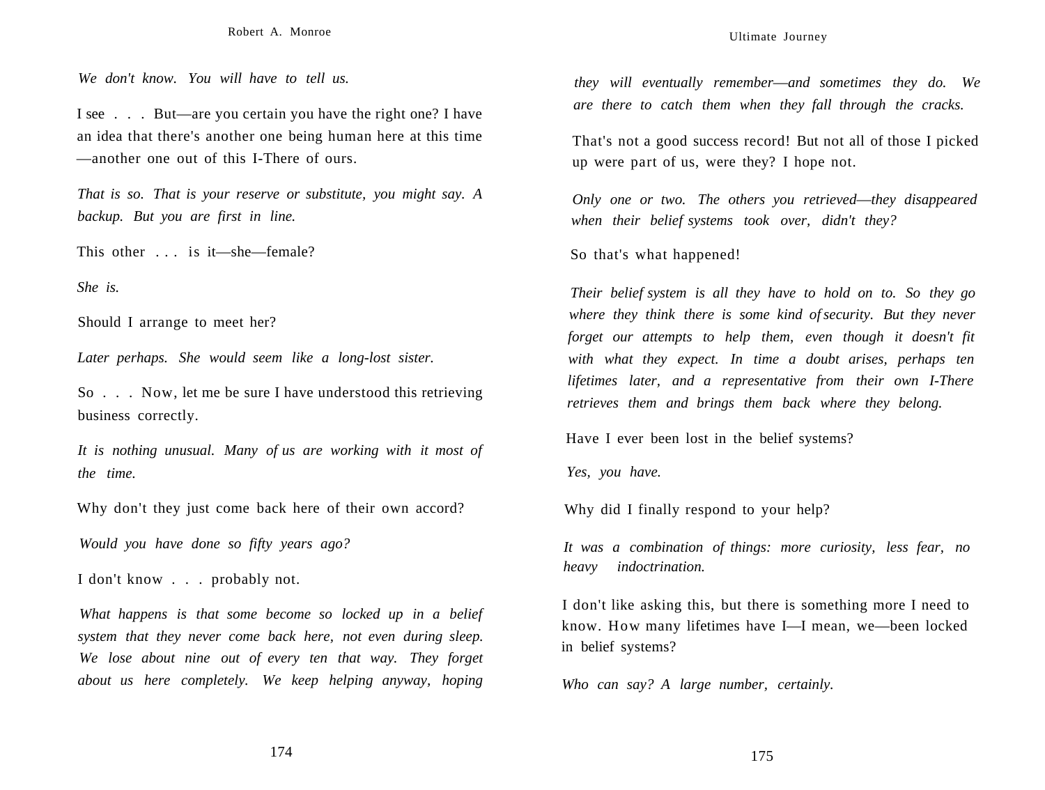*We don't know. You will have to tell us.*

I see . . . But—are you certain you have the right one? I have an idea that there's another one being human here at this time—another one out of this I-There of ours.

*That is so. That is your reserve or substitute, you might say. A backup. But you are first in line.*

This other . . . is it—she—female?

*She is.*

Should I arrange to meet her?

*Later perhaps. She would seem like a long-lost sister.*

So . . . Now, let me be sure I have understood this retrieving business correctly.

*It is nothing unusual. Many of us are working with it most of the time.*

Why don't they just come back here of their own accord?

*Would you have done so fifty years ago?*

I don't know . . . probably not.

*What happens is that some become so locked up in a belief system that they never come back here, not even during sleep. We lose about nine out of every ten that way. They forget about us here completely. We keep helping anyway, hoping they will eventually remember—and sometimes they do. We are there to catch them when they fall through the cracks.*

That's not a good success record! But not all of those I picked up were part of us, were they? I hope not.

*Only one or two. The others you retrieved—they disappeared when their belief systems took over, didn't they?*

So that's what happened!

*Their belief system is all they have to hold on to. So they go where they think there is some kind of security. But they never forget our attempts to help them, even though it doesn't fit with what they expect. In time a doubt arises, perhaps ten lifetimes later, and a representative from their own I-There retrieves them and brings them back where they belong.*

Have I ever been lost in the belief systems?

*Yes, you have.*

Why did I finally respond to your help?

*It was a combination of things: more curiosity, less fear, no heavy indoctrination.*

I don't like asking this, but there is something more I need to know. How many lifetimes have I—I mean, we—been locked in belief systems?

*Who can say? A large number, certainly.*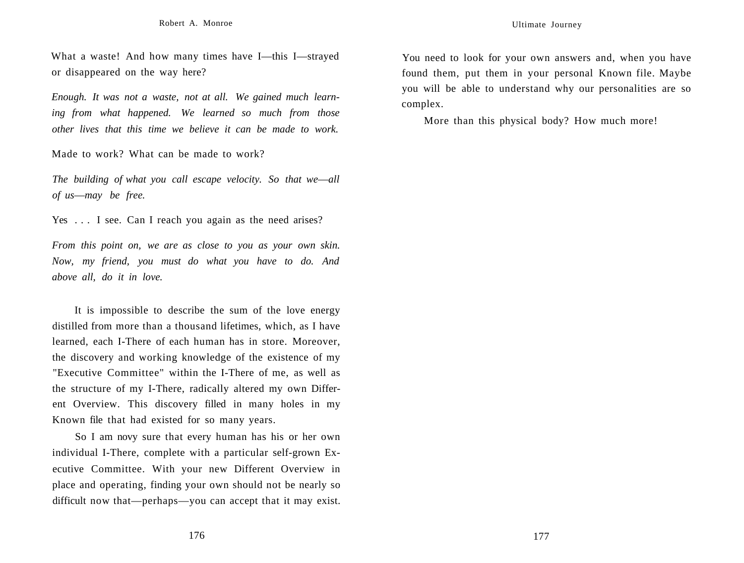What a waste! And how many times have I—this I—strayed or disappeared on the way here?

*Enough. It was not a waste, not at all. We gained much learning from what happened. We learned so much from those other lives that this time we believe it can be made to work.*

Made to work? What can be made to work?

*The building of what you call escape velocity. So that we—all of us—may be free.*

Yes . . . I see. Can I reach you again as the need arises?

*From this point on, we are as close to you as your own skin. Now, my friend, you must do what you have to do. And above all, do it in love.*

It is impossible to describe the sum of the love energy distilled from more than a thousand lifetimes, which, as I have learned, each I-There of each human has in store. Moreover, the discovery and working knowledge of the existence of my "Executive Committee" within the I-There of me, as well as the structure of my I-There, radically altered my own Different Overview. This discovery filled in many holes in my Known file that had existed for so many years.

So I am novy sure that every human has his or her own individual I-There, complete with a particular self-grown Executive Committee. With your new Different Overview in place and operating, finding your own should not be nearly so difficult now that—perhaps—you can accept that it may exist. You need to look for your own answers and, when you have found them, put them in your personal Known file. Maybe you will be able to understand why our personalities are so complex.

More than this physical body? How much more!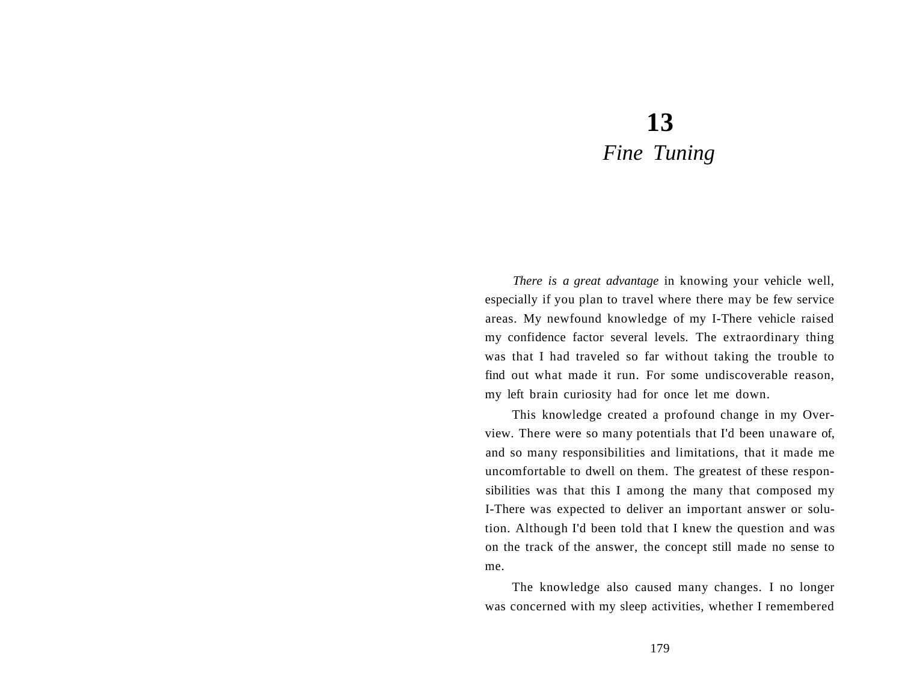# 13
## *Fine Tuning*

*There is a great advantage* in knowing your vehicle well, especially if you plan to travel where there may be few service areas. My newfound knowledge of my I-There vehicle raised my confidence factor several levels. The extraordinary thing was that I had traveled so far without taking the trouble to find out what made it run. For some undiscoverable reason, my left brain curiosity had for once let me down.

This knowledge created a profound change in my Overview. There were so many potentials that I'd been unaware of, and so many responsibilities and limitations, that it made me uncomfortable to dwell on them. The greatest of these responsibilities was that this I among the many that composed my I-There was expected to deliver an important answer or solution. Although I'd been told that I knew the question and was on the track of the answer, the concept still made no sense to me.

The knowledge also caused many changes. I no longer was concerned with my sleep activities, whether I remembered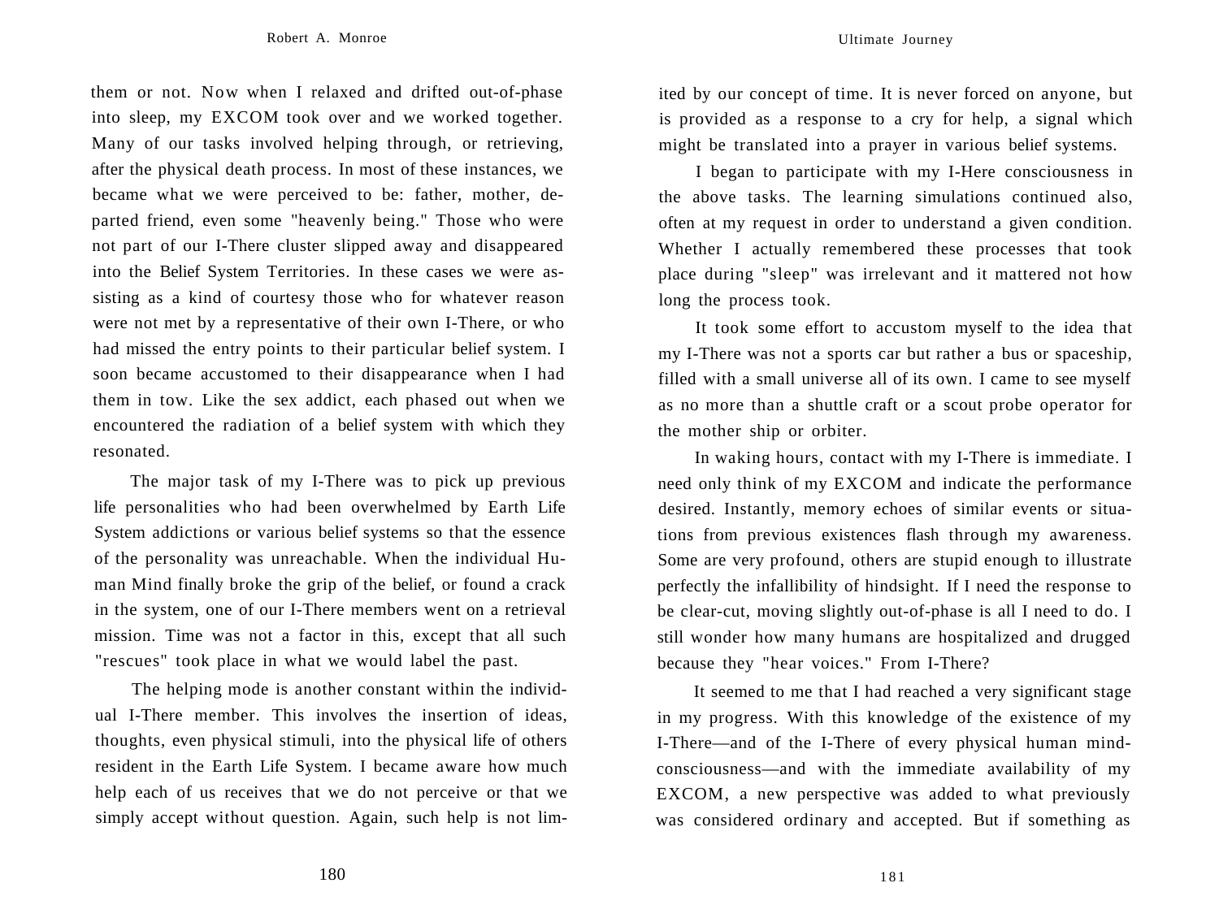them or not. Now when I relaxed and drifted out-of-phase into sleep, my EXCOM took over and we worked together. Many of our tasks involved helping through, or retrieving, after the physical death process. In most of these instances, we became what we were perceived to be: father, mother, departed friend, even some "heavenly being." Those who were not part of our I-There cluster slipped away and disappeared into the Belief System Territories. In these cases we were assisting as a kind of courtesy those who for whatever reason were not met by a representative of their own I-There, or who had missed the entry points to their particular belief system. I soon became accustomed to their disappearance when I had them in tow. Like the sex addict, each phased out when we encountered the radiation of a belief system with which they resonated.

The major task of my I-There was to pick up previous life personalities who had been overwhelmed by Earth Life System addictions or various belief systems so that the essence of the personality was unreachable. When the individual Human Mind finally broke the grip of the belief, or found a crack in the system, one of our I-There members went on a retrieval mission. Time was not a factor in this, except that all such "rescues" took place in what we would label the past.

The helping mode is another constant within the individual I-There member. This involves the insertion of ideas, thoughts, even physical stimuli, into the physical life of others resident in the Earth Life System. I became aware how much help each of us receives that we do not perceive or that we simply accept without question. Again, such help is not limited by our concept of time. It is never forced on anyone, but is provided as a response to a cry for help, a signal which might be translated into a prayer in various belief systems.

I began to participate with my I-Here consciousness in the above tasks. The learning simulations continued also, often at my request in order to understand a given condition. Whether I actually remembered these processes that took place during "sleep" was irrelevant and it mattered not how long the process took.

It took some effort to accustom myself to the idea that my I-There was not a sports car but rather a bus or spaceship, filled with a small universe all of its own. I came to see myself as no more than a shuttle craft or a scout probe operator for the mother ship or orbiter.

In waking hours, contact with my I-There is immediate. I need only think of my EXCOM and indicate the performance desired. Instantly, memory echoes of similar events or situations from previous existences flash through my awareness. Some are very profound, others are stupid enough to illustrate perfectly the infallibility of hindsight. If I need the response to be clear-cut, moving slightly out-of-phase is all I need to do. I still wonder how many humans are hospitalized and drugged because they "hear voices." From I-There?

It seemed to me that I had reached a very significant stage in my progress. With this knowledge of the existence of my I-There—and of the I-There of every physical human mind-consciousness—and with the immediate availability of my EXCOM, a new perspective was added to what previously was considered ordinary and accepted. But if something as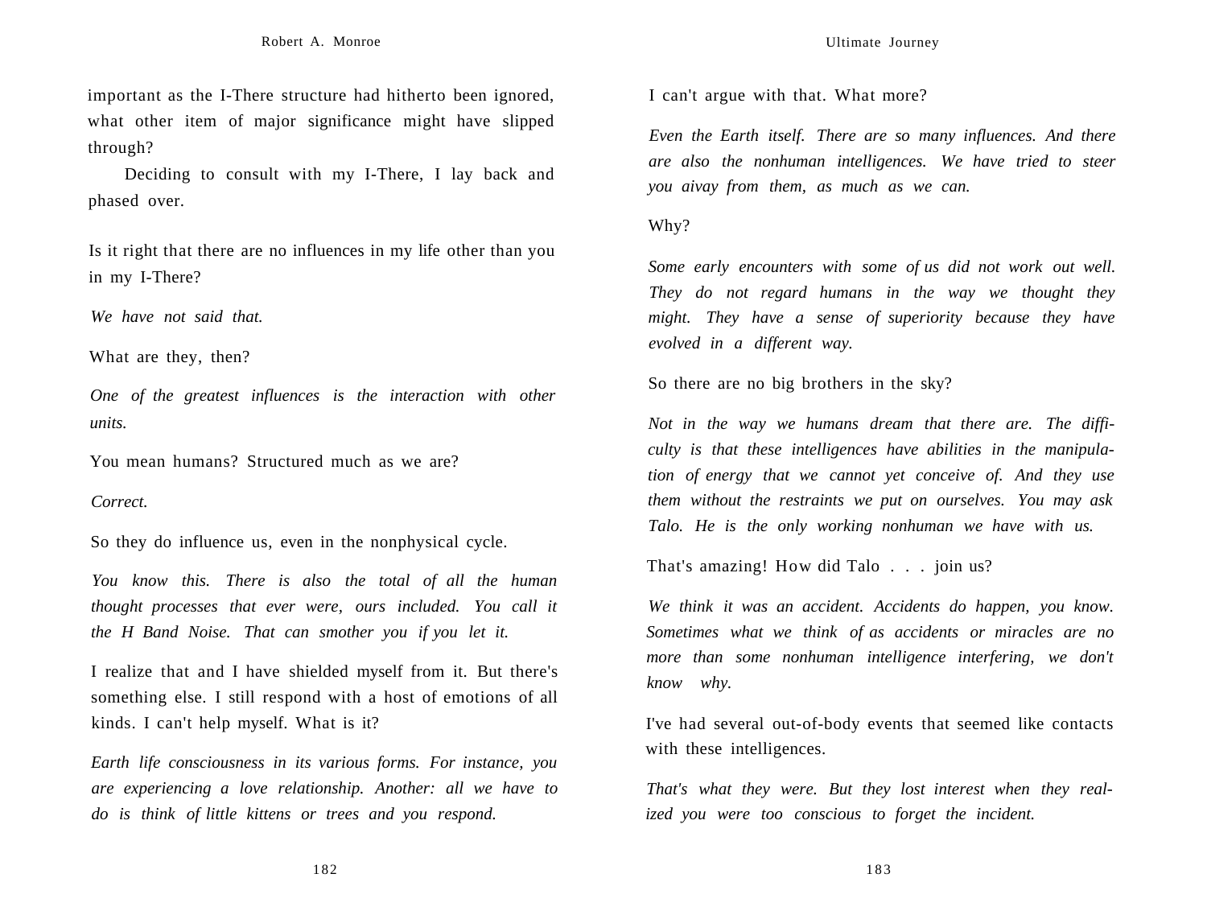important as the I-There structure had hitherto been ignored, what other item of major significance might have slipped through?

Deciding to consult with my I-There, I lay back and phased over.

Is it right that there are no influences in my life other than you in my I-There?

*We have not said that.*

What are they, then?

*One of the greatest influences is the interaction with other units.*

You mean humans? Structured much as we are?

*Correct.*

So they do influence us, even in the nonphysical cycle.

*You know this. There is also the total of all the human thought processes that ever were, ours included. You call it the H Band Noise. That can smother you if you let it.*

I realize that and I have shielded myself from it. But there's something else. I still respond with a host of emotions of all kinds. I can't help myself. What is it?

*Earth life consciousness in its various forms. For instance, you are experiencing a love relationship. Another: all we have to do is think of little kittens or trees and you respond.*

I can't argue with that. What more?

*Even the Earth itself. There are so many influences. And there are also the nonhuman intelligences. We have tried to steer you aivay from them, as much as we can.*

Why?

*Some early encounters with some of us did not work out well. They do not regard humans in the way we thought they might. They have a sense of superiority because they have evolved in a different way.*

So there are no big brothers in the sky?

*Not in the way we humans dream that there are. The difficulty is that these intelligences have abilities in the manipulation of energy that we cannot yet conceive of. And they use them without the restraints we put on ourselves. You may ask Talo. He is the only working nonhuman we have with us.*

That's amazing! How did Talo . . . join us?

*We think it was an accident. Accidents do happen, you know. Sometimes what we think of as accidents or miracles are no more than some nonhuman intelligence interfering, we don't know why.*

I've had several out-of-body events that seemed like contacts with these intelligences.

*That's what they were. But they lost interest when they realized you were too conscious to forget the incident.*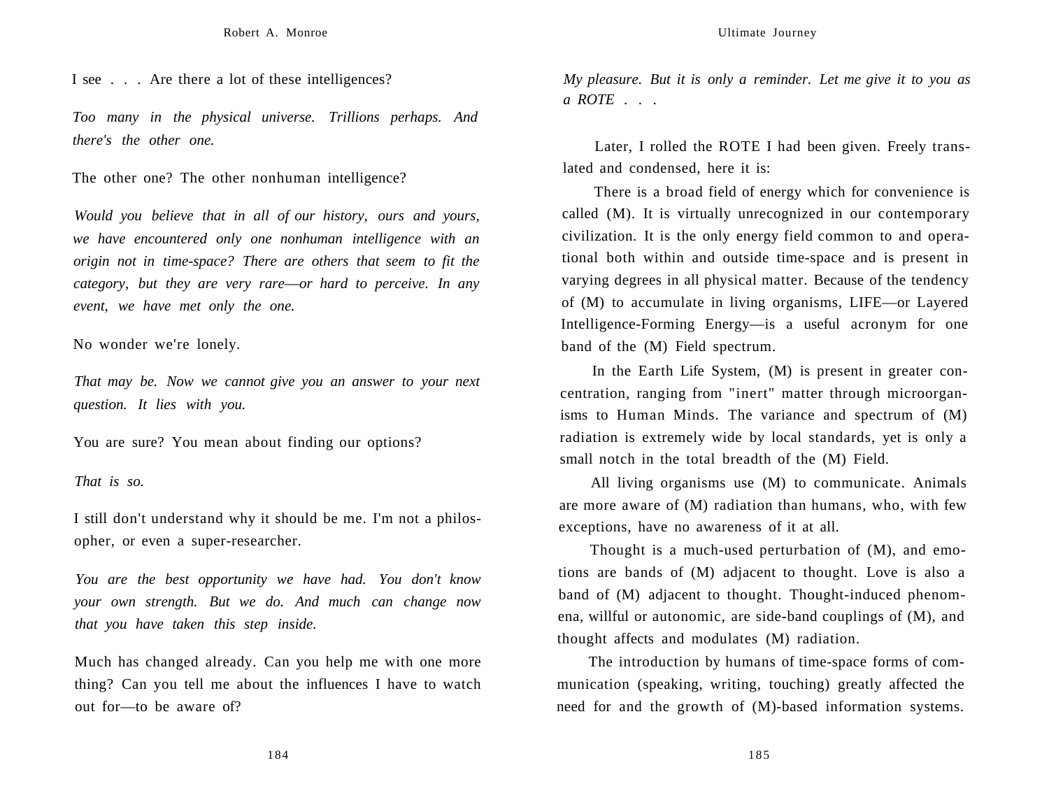I see . . . Are there a lot of these intelligences?

*Too many in the physical universe. Trillions perhaps. And there's the other one.*

The other one? The other nonhuman intelligence?

*Would you believe that in all of our history, ours and yours, we have encountered only one nonhuman intelligence with an origin not in time-space? There are others that seem to fit the category, but they are very rare—or hard to perceive. In any event, we have met only the one.*

No wonder we're lonely.

*That may be. Now we cannot give you an answer to your next question. It lies with you.*

You are sure? You mean about finding our options?

*That is so.*

I still don't understand why it should be me. I'm not a philosopher, or even a super-researcher.

*You are the best opportunity we have had. You don't know your own strength. But we do. And much can change now that you have taken this step inside.*

Much has changed already. Can you help me with one more thing? Can you tell me about the influences I have to watch out for—to be aware of?

*My pleasure. But it is only a reminder. Let me give it to you as a ROTE . . .*

Later, I rolled the ROTE I had been given. Freely translated and condensed, here it is:

There is a broad field of energy which for convenience is called (M). It is virtually unrecognized in our contemporary civilization. It is the only energy field common to and operational both within and outside time-space and is present in varying degrees in all physical matter. Because of the tendency of (M) to accumulate in living organisms, LIFE—or Layered Intelligence-Forming Energy—is a useful acronym for one band of the (M) Field spectrum.

In the Earth Life System, (M) is present in greater concentration, ranging from "inert" matter through microorganisms to Human Minds. The variance and spectrum of (M) radiation is extremely wide by local standards, yet is only a small notch in the total breadth of the (M) Field.

All living organisms use (M) to communicate. Animals are more aware of (M) radiation than humans, who, with few exceptions, have no awareness of it at all.

Thought is a much-used perturbation of (M), and emotions are bands of (M) adjacent to thought. Love is also a band of (M) adjacent to thought. Thought-induced phenomena, willful or autonomic, are side-band couplings of (M), and thought affects and modulates (M) radiation.

The introduction by humans of time-space forms of communication (speaking, writing, touching) greatly affected the need for and the growth of (M)-based information systems.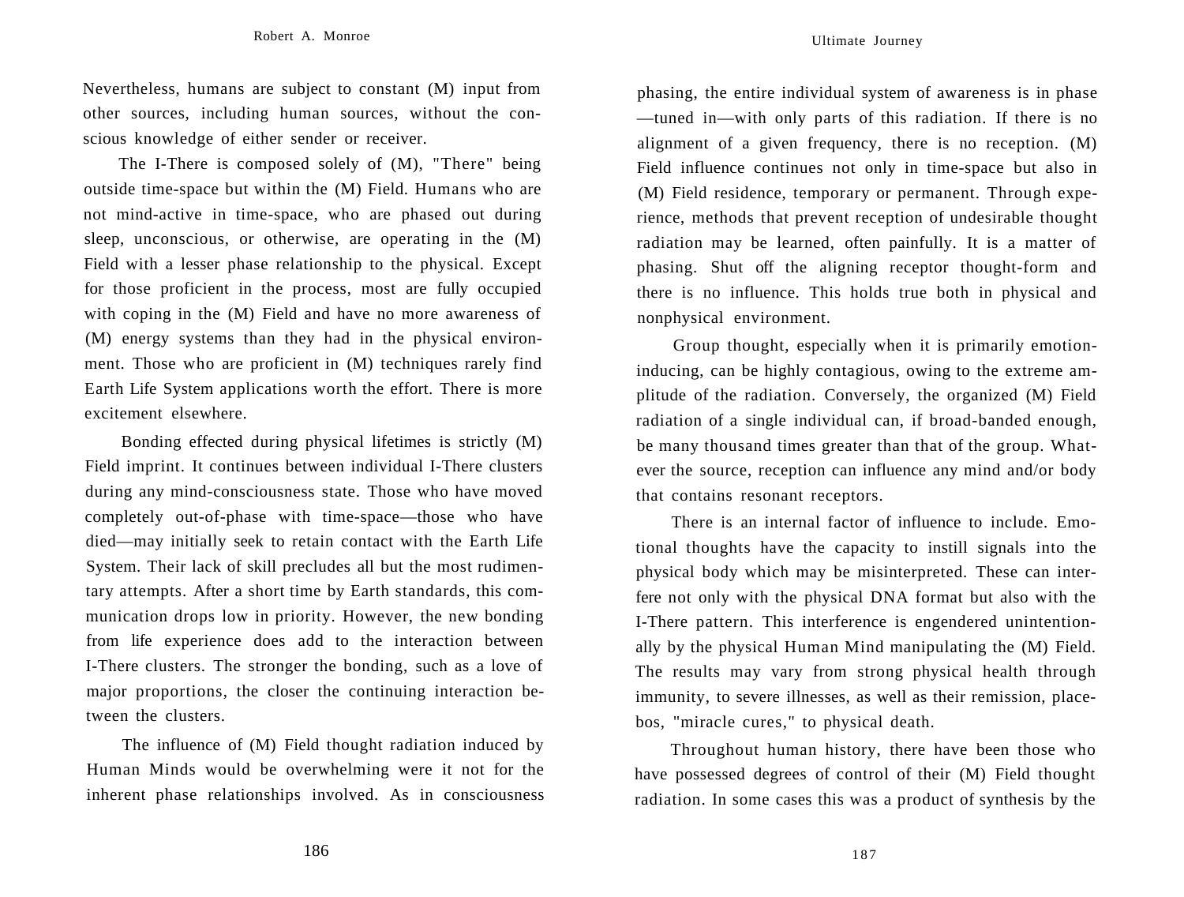Nevertheless, humans are subject to constant (M) input from other sources, including human sources, without the conscious knowledge of either sender or receiver.

The I-There is composed solely of (M), "There" being outside time-space but within the (M) Field. Humans who are not mind-active in time-space, who are phased out during sleep, unconscious, or otherwise, are operating in the (M) Field with a lesser phase relationship to the physical. Except for those proficient in the process, most are fully occupied with coping in the (M) Field and have no more awareness of (M) energy systems than they had in the physical environment. Those who are proficient in (M) techniques rarely find Earth Life System applications worth the effort. There is more excitement elsewhere.

Bonding effected during physical lifetimes is strictly (M) Field imprint. It continues between individual I-There clusters during any mind-consciousness state. Those who have moved completely out-of-phase with time-space—those who have died—may initially seek to retain contact with the Earth Life System. Their lack of skill precludes all but the most rudimentary attempts. After a short time by Earth standards, this communication drops low in priority. However, the new bonding from life experience does add to the interaction between I-There clusters. The stronger the bonding, such as a love of major proportions, the closer the continuing interaction between the clusters.

The influence of (M) Field thought radiation induced by Human Minds would be overwhelming were it not for the inherent phase relationships involved. As in consciousness phasing, the entire individual system of awareness is in phase—tuned in—with only parts of this radiation. If there is no alignment of a given frequency, there is no reception. (M) Field influence continues not only in time-space but also in (M) Field residence, temporary or permanent. Through experience, methods that prevent reception of undesirable thought radiation may be learned, often painfully. It is a matter of phasing. Shut off the aligning receptor thought-form and there is no influence. This holds true both in physical and nonphysical environment.

Group thought, especially when it is primarily emotion-inducing, can be highly contagious, owing to the extreme amplitude of the radiation. Conversely, the organized (M) Field radiation of a single individual can, if broad-banded enough, be many thousand times greater than that of the group. Whatever the source, reception can influence any mind and/or body that contains resonant receptors.

There is an internal factor of influence to include. Emotional thoughts have the capacity to instill signals into the physical body which may be misinterpreted. These can interfere not only with the physical DNA format but also with the I-There pattern. This interference is engendered unintentionally by the physical Human Mind manipulating the (M) Field. The results may vary from strong physical health through immunity, to severe illnesses, as well as their remission, placebos, "miracle cures," to physical death.

Throughout human history, there have been those who have possessed degrees of control of their (M) Field thought radiation. In some cases this was a product of synthesis by the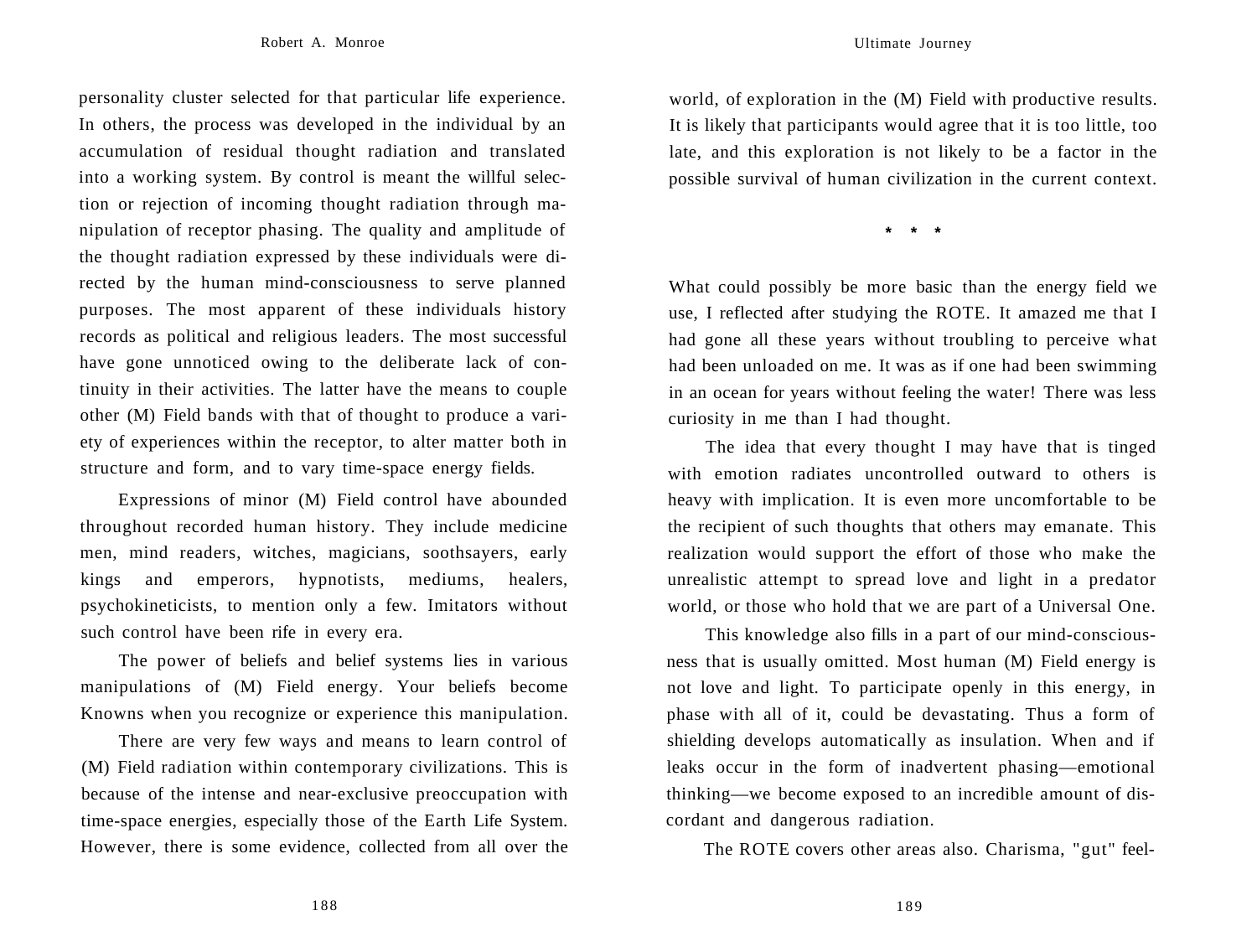personality cluster selected for that particular life experience. In others, the process was developed in the individual by an accumulation of residual thought radiation and translated into a working system. By control is meant the willful selection or rejection of incoming thought radiation through manipulation of receptor phasing. The quality and amplitude of the thought radiation expressed by these individuals were directed by the human mind-consciousness to serve planned purposes. The most apparent of these individuals history records as political and religious leaders. The most successful have gone unnoticed owing to the deliberate lack of continuity in their activities. The latter have the means to couple other (M) Field bands with that of thought to produce a variety of experiences within the receptor, to alter matter both in structure and form, and to vary time-space energy fields.

Expressions of minor (M) Field control have abounded throughout recorded human history. They include medicine men, mind readers, witches, magicians, soothsayers, early kings and emperors, hypnotists, mediums, healers, psychokineticists, to mention only a few. Imitators without such control have been rife in every era.

The power of beliefs and belief systems lies in various manipulations of (M) Field energy. Your beliefs become Knowns when you recognize or experience this manipulation.

There are very few ways and means to learn control of (M) Field radiation within contemporary civilizations. This is because of the intense and near-exclusive preoccupation with time-space energies, especially those of the Earth Life System. However, there is some evidence, collected from all over the world, of exploration in the (M) Field with productive results. It is likely that participants would agree that it is too little, too late, and this exploration is not likely to be a factor in the possible survival of human civilization in the current context.

\* \* \*

What could possibly be more basic than the energy field we use, I reflected after studying the ROTE. It amazed me that I had gone all these years without troubling to perceive what had been unloaded on me. It was as if one had been swimming in an ocean for years without feeling the water! There was less curiosity in me than I had thought.

The idea that every thought I may have that is tinged with emotion radiates uncontrolled outward to others is heavy with implication. It is even more uncomfortable to be the recipient of such thoughts that others may emanate. This realization would support the effort of those who make the unrealistic attempt to spread love and light in a predator world, or those who hold that we are part of a Universal One.

This knowledge also fills in a part of our mind-consciousness that is usually omitted. Most human (M) Field energy is not love and light. To participate openly in this energy, in phase with all of it, could be devastating. Thus a form of shielding develops automatically as insulation. When and if leaks occur in the form of inadvertent phasing—emotional thinking—we become exposed to an incredible amount of discordant and dangerous radiation.

The ROTE covers other areas also. Charisma, "gut" feel-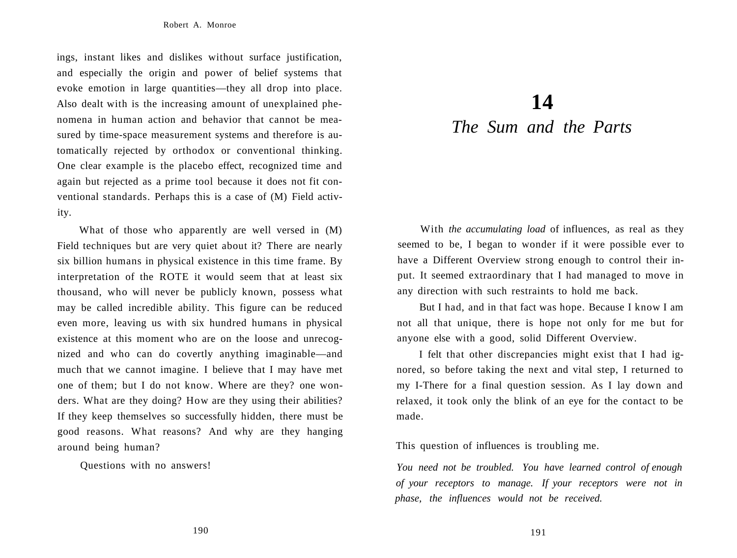ings, instant likes and dislikes without surface justification, and especially the origin and power of belief systems that evoke emotion in large quantities—they all drop into place. Also dealt with is the increasing amount of unexplained phenomena in human action and behavior that cannot be measured by time-space measurement systems and therefore is automatically rejected by orthodox or conventional thinking. One clear example is the placebo effect, recognized time and again but rejected as a prime tool because it does not fit conventional standards. Perhaps this is a case of (M) Field activity.

What of those who apparently are well versed in (M) Field techniques but are very quiet about it? There are nearly six billion humans in physical existence in this time frame. By interpretation of the ROTE it would seem that at least six thousand, who will never be publicly known, possess what may be called incredible ability. This figure can be reduced even more, leaving us with six hundred humans in physical existence at this moment who are on the loose and unrecognized and who can do covertly anything imaginable—and much that we cannot imagine. I believe that I may have met one of them; but I do not know. Where are they? one wonders. What are they doing? How are they using their abilities? If they keep themselves so successfully hidden, there must be good reasons. What reasons? And why are they hanging around being human?

Questions with no answers!

# 14
## *The Sum and the Parts*

With *the accumulating load* of influences, as real as they seemed to be, I began to wonder if it were possible ever to have a Different Overview strong enough to control their input. It seemed extraordinary that I had managed to move in any direction with such restraints to hold me back.

But I had, and in that fact was hope. Because I know I am not all that unique, there is hope not only for me but for anyone else with a good, solid Different Overview.

I felt that other discrepancies might exist that I had ignored, so before taking the next and vital step, I returned to my I-There for a final question session. As I lay down and relaxed, it took only the blink of an eye for the contact to be made.

This question of influences is troubling me.

*You need not be troubled. You have learned control of enough of your receptors to manage. If your receptors were not in phase, the influences would not be received.*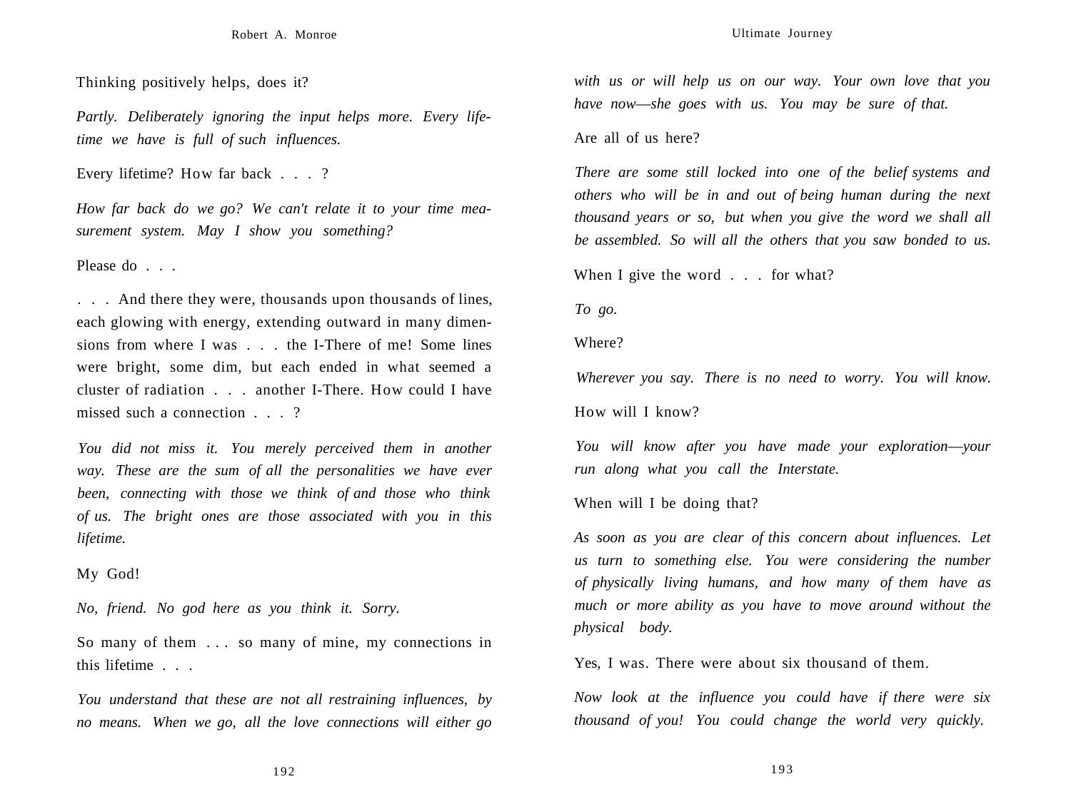Thinking positively helps, does it?

*Partly. Deliberately ignoring the input helps more. Every lifetime we have is full of such influences.*

Every lifetime? How far back . . . ?

*How far back do we go? We can't relate it to your time measurement system. May I show you something?*

Please do . . .

. . . And there they were, thousands upon thousands of lines, each glowing with energy, extending outward in many dimensions from where I was . . . the I-There of me! Some lines were bright, some dim, but each ended in what seemed a cluster of radiation . . . another I-There. How could I have missed such a connection . . . ?

*You did not miss it. You merely perceived them in another way. These are the sum of all the personalities we have ever been, connecting with those we think of and those who think of us. The bright ones are those associated with you in this lifetime.*

My God!

*No, friend. No god here as you think it. Sorry.*

So many of them . . . so many of mine, my connections in this lifetime . . .

*You understand that these are not all restraining influences, by no means. When we go, all the love connections will either go with us or will help us on our way. Your own love that you have now—she goes with us. You may be sure of that.*

Are all of us here?

*There are some still locked into one of the belief systems and others who will be in and out of being human during the next thousand years or so, but when you give the word we shall all be assembled. So will all the others that you saw bonded to us.*

When I give the word . . . for what?

*To go.*

Where?

*Wherever you say. There is no need to worry. You will know.*

How will I know?

*You will know after you have made your exploration—your run along what you call the Interstate.*

When will I be doing that?

*As soon as you are clear of this concern about influences. Let us turn to something else. You were considering the number of physically living humans, and how many of them have as much or more ability as you have to move around without the physical body.*

Yes, I was. There were about six thousand of them.

*Now look at the influence you could have if there were six thousand of you! You could change the world very quickly.*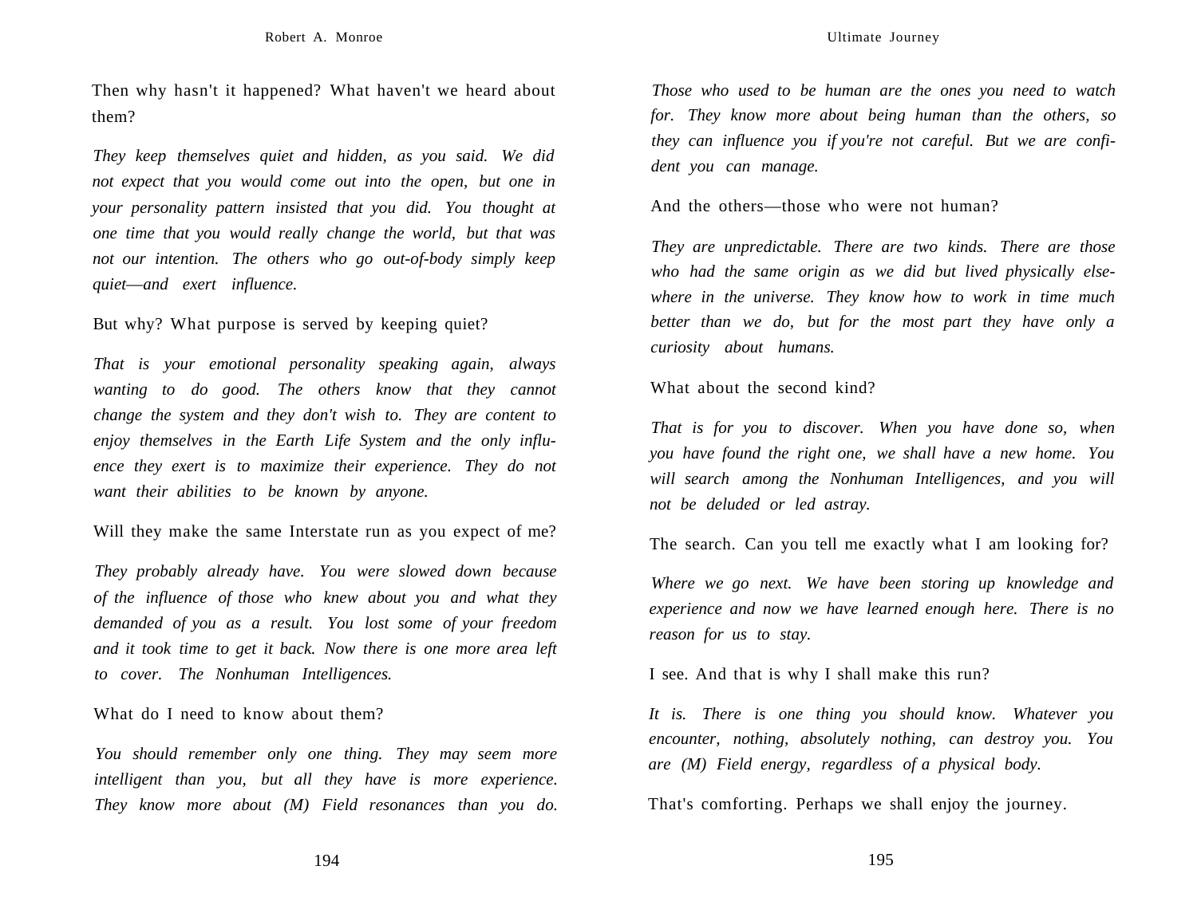Then why hasn't it happened? What haven't we heard about them?

*They keep themselves quiet and hidden, as you said. We did not expect that you would come out into the open, but one in your personality pattern insisted that you did. You thought at one time that you would really change the world, but that was not our intention. The others who go out-of-body simply keep quiet—and exert influence.*

But why? What purpose is served by keeping quiet?

*That is your emotional personality speaking again, always wanting to do good. The others know that they cannot change the system and they don't wish to. They are content to enjoy themselves in the Earth Life System and the only influence they exert is to maximize their experience. They do not want their abilities to be known by anyone.*

Will they make the same Interstate run as you expect of me?

*They probably already have. You were slowed down because of the influence of those who knew about you and what they demanded of you as a result. You lost some of your freedom and it took time to get it back. Now there is one more area left to cover. The Nonhuman Intelligences.*

What do I need to know about them?

*You should remember only one thing. They may seem more intelligent than you, but all they have is more experience. They know more about (M) Field resonances than you do. Those who used to be human are the ones you need to watch for. They know more about being human than the others, so they can influence you if you're not careful. But we are confident you can manage.*

And the others—those who were not human?

*They are unpredictable. There are two kinds. There are those who had the same origin as we did but lived physically elsewhere in the universe. They know how to work in time much better than we do, but for the most part they have only a curiosity about humans.*

What about the second kind?

*That is for you to discover. When you have done so, when you have found the right one, we shall have a new home. You will search among the Nonhuman Intelligences, and you will not be deluded or led astray.*

The search. Can you tell me exactly what I am looking for?

*Where we go next. We have been storing up knowledge and experience and now we have learned enough here. There is no reason for us to stay.*

I see. And that is why I shall make this run?

*It is. There is one thing you should know. Whatever you encounter, nothing, absolutely nothing, can destroy you. You are (M) Field energy, regardless of a physical body.*

That's comforting. Perhaps we shall enjoy the journey.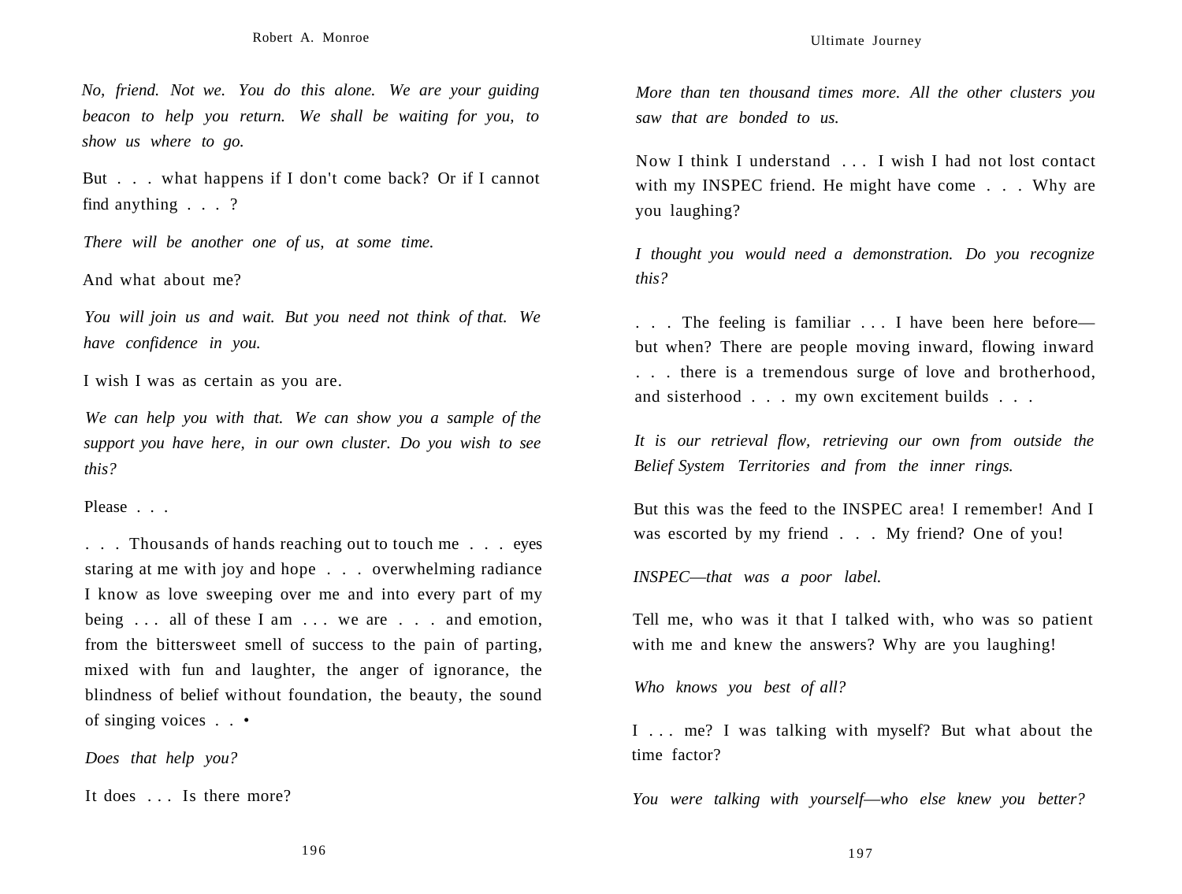*No, friend. Not we. You do this alone. We are your guiding beacon to help you return. We shall be waiting for you, to show us where to go.*

But . . . what happens if I don't come back? Or if I cannot find anything . . . ?

*There will be another one of us, at some time.*

And what about me?

*You will join us and wait. But you need not think of that. We have confidence in you.*

I wish I was as certain as you are.

*We can help you with that. We can show you a sample of the support you have here, in our own cluster. Do you wish to see this?*

Please . . .

. . . Thousands of hands reaching out to touch me . . . eyes staring at me with joy and hope . . . overwhelming radiance I know as love sweeping over me and into every part of my being . . . all of these I am . . . we are . . . and emotion, from the bittersweet smell of success to the pain of parting, mixed with fun and laughter, the anger of ignorance, the blindness of belief without foundation, the beauty, the sound of singing voices . . •

*Does that help you?*

It does . . . Is there more?

*More than ten thousand times more. All the other clusters you saw that are bonded to us.*

Now I think I understand . . . I wish I had not lost contact with my INSPEC friend. He might have come . . . Why are you laughing?

*I thought you would need a demonstration. Do you recognize this?*

. . . The feeling is familiar . . . I have been here before—but when? There are people moving inward, flowing inward . . . there is a tremendous surge of love and brotherhood, and sisterhood . . . my own excitement builds . . .

*It is our retrieval flow, retrieving our own from outside the Belief System Territories and from the inner rings.*

But this was the feed to the INSPEC area! I remember! And I was escorted by my friend . . . My friend? One of you!

*INSPEC—that was a poor label.*

Tell me, who was it that I talked with, who was so patient with me and knew the answers? Why are you laughing!

*Who knows you best of all?*

I . . . me? I was talking with myself? But what about the time factor?

*You were talking with yourself—who else knew you better?*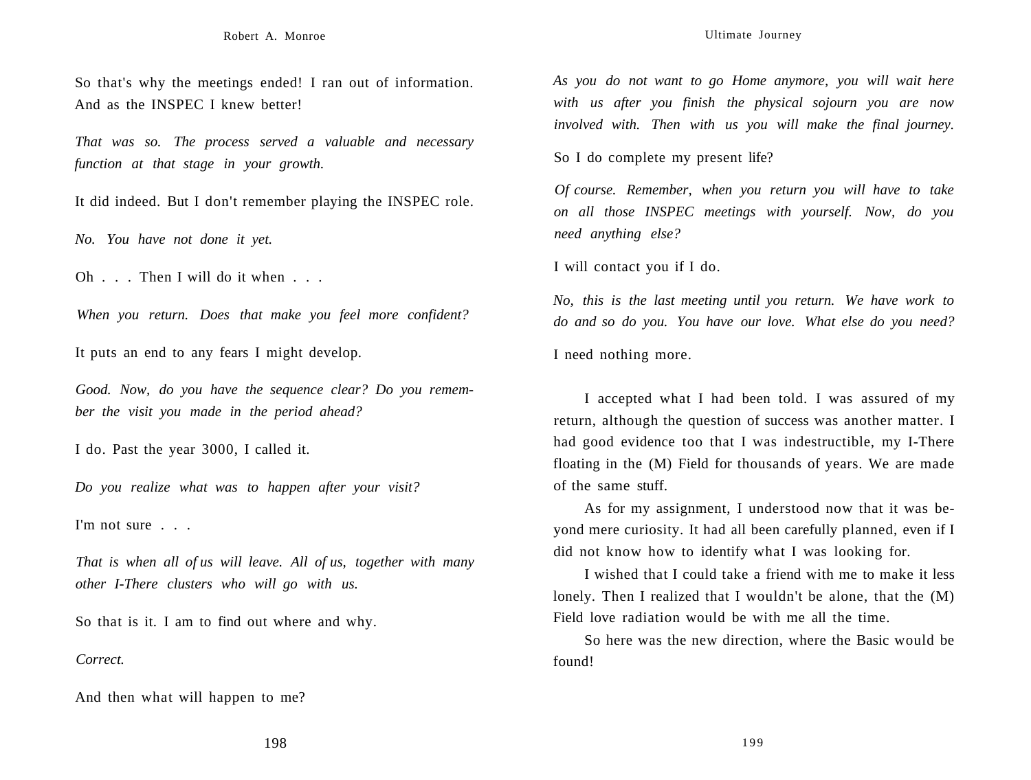So that's why the meetings ended! I ran out of information. And as the INSPEC I knew better!

*That was so. The process served a valuable and necessary function at that stage in your growth.*

It did indeed. But I don't remember playing the INSPEC role.

*No. You have not done it yet.*

Oh . . . Then I will do it when . . .

*When you return. Does that make you feel more confident?*

It puts an end to any fears I might develop.

*Good. Now, do you have the sequence clear? Do you remember the visit you made in the period ahead?*

I do. Past the year 3000, I called it.

*Do you realize what was to happen after your visit?*

I'm not sure . . .

*That is when all of us will leave. All of us, together with many other I-There clusters who will go with us.*

So that is it. I am to find out where and why.

*Correct.*

And then what will happen to me?

*As you do not want to go Home anymore, you will wait here with us after you finish the physical sojourn you are now involved with. Then with us you will make the final journey.*

So I do complete my present life?

*Of course. Remember, when you return you will have to take on all those INSPEC meetings with yourself. Now, do you need anything else?*

I will contact you if I do.

*No, this is the last meeting until you return. We have work to do and so do you. You have our love. What else do you need?*

I need nothing more.

I accepted what I had been told. I was assured of my return, although the question of success was another matter. I had good evidence too that I was indestructible, my I-There floating in the (M) Field for thousands of years. We are made of the same stuff.

As for my assignment, I understood now that it was beyond mere curiosity. It had all been carefully planned, even if I did not know how to identify what I was looking for.

I wished that I could take a friend with me to make it less lonely. Then I realized that I wouldn't be alone, that the (M) Field love radiation would be with me all the time.

So here was the new direction, where the Basic would be found!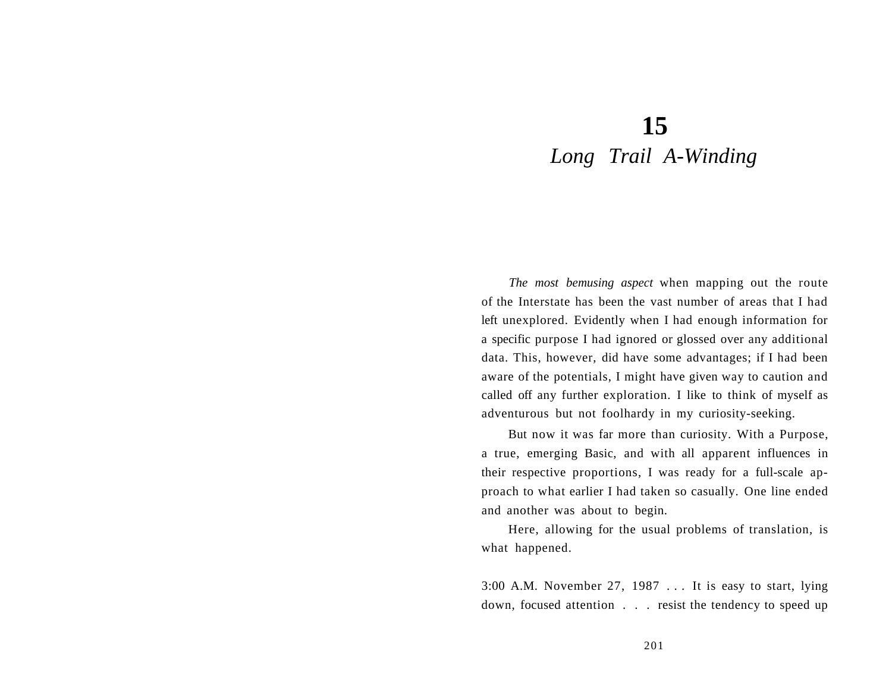# 15

## *Long Trail A-Winding*

*The most bemusing aspect* when mapping out the route of the Interstate has been the vast number of areas that I had left unexplored. Evidently when I had enough information for a specific purpose I had ignored or glossed over any additional data. This, however, did have some advantages; if I had been aware of the potentials, I might have given way to caution and called off any further exploration. I like to think of myself as adventurous but not foolhardy in my curiosity-seeking.

But now it was far more than curiosity. With a Purpose, a true, emerging Basic, and with all apparent influences in their respective proportions, I was ready for a full-scale approach to what earlier I had taken so casually. One line ended and another was about to begin.

Here, allowing for the usual problems of translation, is what happened.

3:00 A.M. November 27, 1987 . . . It is easy to start, lying down, focused attention . . . resist the tendency to speed up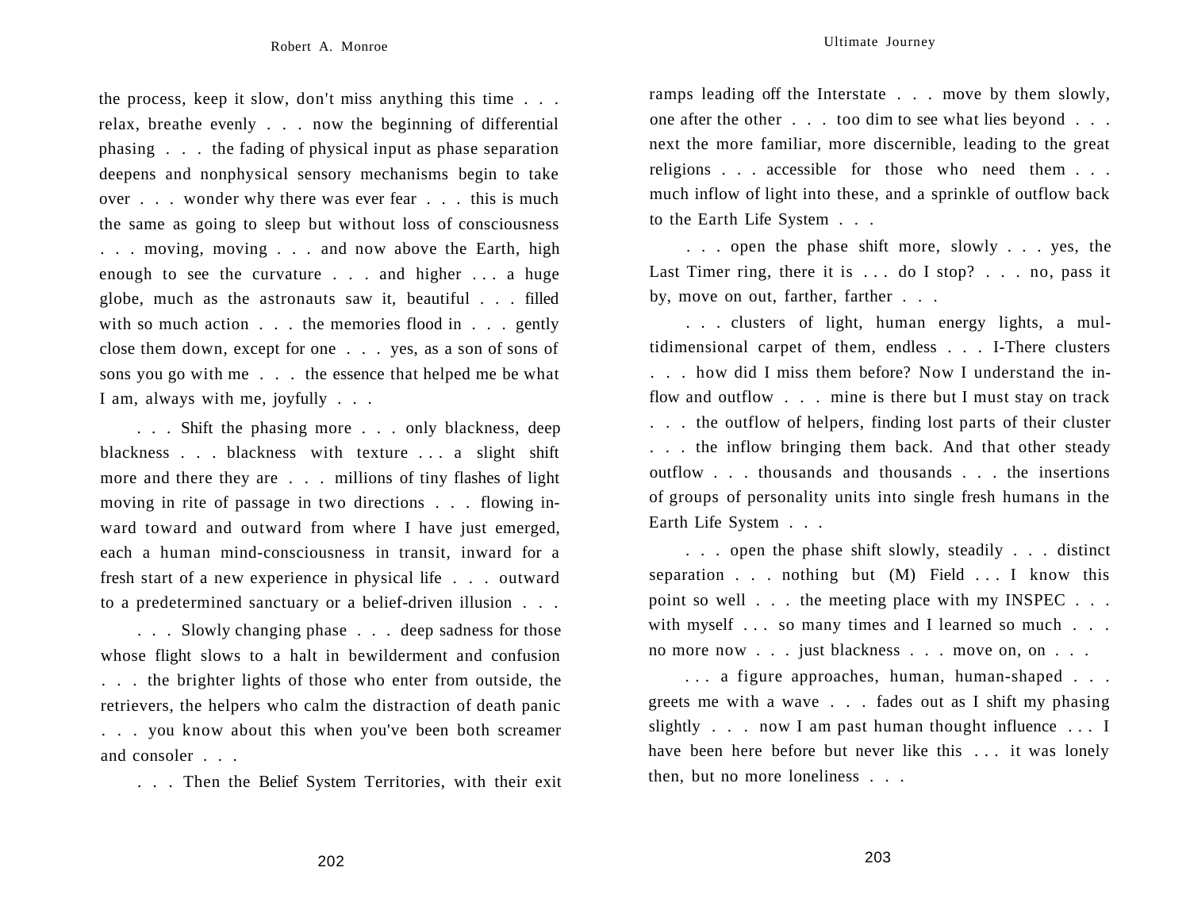the process, keep it slow, don't miss anything this time . . . relax, breathe evenly . . . now the beginning of differential phasing . . . the fading of physical input as phase separation deepens and nonphysical sensory mechanisms begin to take over . . . wonder why there was ever fear . . . this is much the same as going to sleep but without loss of consciousness . . . moving, moving . . . and now above the Earth, high enough to see the curvature . . . and higher . . . a huge globe, much as the astronauts saw it, beautiful . . . filled with so much action . . . the memories flood in . . . gently close them down, except for one . . . yes, as a son of sons of sons you go with me . . . the essence that helped me be what I am, always with me, joyfully . . .

. . . Shift the phasing more . . . only blackness, deep blackness . . . blackness with texture . . . a slight shift more and there they are . . . millions of tiny flashes of light moving in rite of passage in two directions . . . flowing inward toward and outward from where I have just emerged, each a human mind-consciousness in transit, inward for a fresh start of a new experience in physical life . . . outward to a predetermined sanctuary or a belief-driven illusion . . .

. . . Slowly changing phase . . . deep sadness for those whose flight slows to a halt in bewilderment and confusion . . . the brighter lights of those who enter from outside, the retrievers, the helpers who calm the distraction of death panic . . . you know about this when you've been both screamer and consoler . . .

. . . Then the Belief System Territories, with their exit ramps leading off the Interstate . . . move by them slowly, one after the other . . . too dim to see what lies beyond . . . next the more familiar, more discernible, leading to the great religions . . . accessible for those who need them . . . much inflow of light into these, and a sprinkle of outflow back to the Earth Life System . . .

. . . open the phase shift more, slowly . . . yes, the Last Timer ring, there it is . . . do I stop? . . . no, pass it by, move on out, farther, farther . . .

. . . clusters of light, human energy lights, a multidimensional carpet of them, endless . . . I-There clusters . . . how did I miss them before? Now I understand the inflow and outflow . . . mine is there but I must stay on track . . . the outflow of helpers, finding lost parts of their cluster . . . the inflow bringing them back. And that other steady outflow . . . thousands and thousands . . . the insertions of groups of personality units into single fresh humans in the Earth Life System . . .

. . . open the phase shift slowly, steadily . . . distinct separation . . . nothing but (M) Field . . . I know this point so well . . . the meeting place with my INSPEC . . . with myself . . . so many times and I learned so much . . . no more now . . . just blackness . . . move on, on . . .

. . . a figure approaches, human, human-shaped . . . greets me with a wave . . . fades out as I shift my phasing slightly . . . now I am past human thought influence . . . I have been here before but never like this . . . it was lonely then, but no more loneliness . . .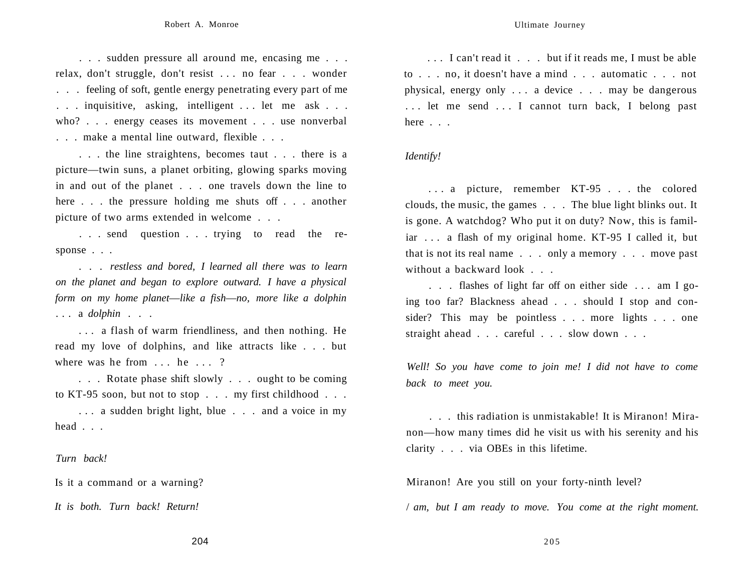. . . sudden pressure all around me, encasing me . . . relax, don't struggle, don't resist . . . no fear . . . wonder . . . feeling of soft, gentle energy penetrating every part of me . . . inquisitive, asking, intelligent . . . let me ask . . . who? . . . energy ceases its movement . . . use nonverbal . . . make a mental line outward, flexible . . .

. . . the line straightens, becomes taut . . . there is a picture—twin suns, a planet orbiting, glowing sparks moving in and out of the planet . . . one travels down the line to here . . . the pressure holding me shuts off . . . another picture of two arms extended in welcome . . .

. . . send question . . . trying to read the response . . .

. . . *restless and bored, I learned all there was to learn on the planet and began to explore outward. I have a physical form on my home planet—like a fish—no, more like a dolphin* . . . a *dolphin* . . .

. . . a flash of warm friendliness, and then nothing. He read my love of dolphins, and like attracts like . . . but where was he from . . . he . . . ?

. . . Rotate phase shift slowly . . . ought to be coming to KT-95 soon, but not to stop . . . my first childhood . . .

. . . a sudden bright light, blue . . . and a voice in my head . . .

*Turn back!*

Is it a command or a warning?

*It is both. Turn back! Return!*

. . . I can't read it . . . but if it reads me, I must be able to . . . no, it doesn't have a mind . . . automatic . . . not physical, energy only . . . a device . . . may be dangerous . . . let me send . . . I cannot turn back, I belong past here . . .

*Identify!*

. . . a picture, remember KT-95 . . . the colored clouds, the music, the games . . . The blue light blinks out. It is gone. A watchdog? Who put it on duty? Now, this is familiar . . . a flash of my original home. KT-95 I called it, but that is not its real name . . . only a memory . . . move past without a backward look . . .

. . . flashes of light far off on either side . . . am I going too far? Blackness ahead . . . should I stop and consider? This may be pointless . . . more lights . . . one straight ahead . . . careful . . . slow down . . .

*Well! So you have come to join me! I did not have to come back to meet you.*

. . . this radiation is unmistakable! It is Miranon! Miranon—how many times did he visit us with his serenity and his clarity . . . via OBEs in this lifetime.

Miranon! Are you still on your forty-ninth level?

*I am, but I am ready to move. You come at the right moment.*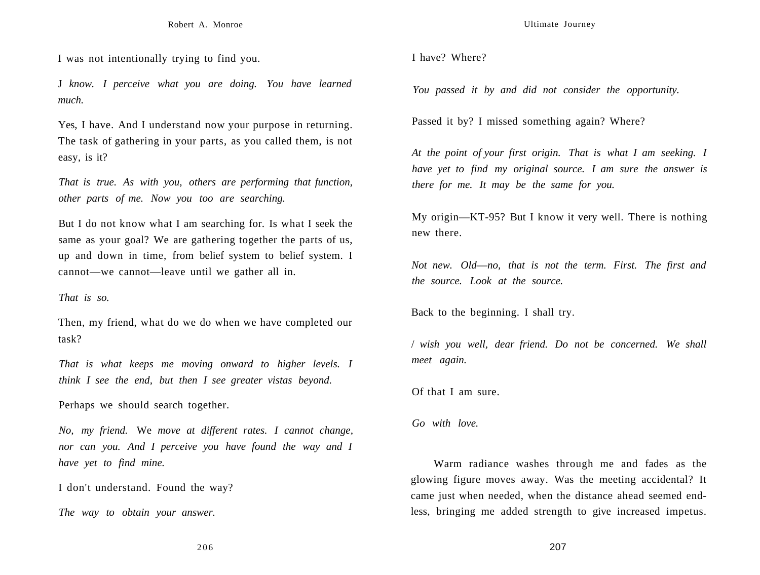I was not intentionally trying to find you.

J *know. I perceive what you are doing. You have learned much.*

Yes, I have. And I understand now your purpose in returning. The task of gathering in your parts, as you called them, is not easy, is it?

*That is true. As with you, others are performing that function, other parts of me. Now you too are searching.*

But I do not know what I am searching for. Is what I seek the same as your goal? We are gathering together the parts of us, up and down in time, from belief system to belief system. I cannot—we cannot—leave until we gather all in.

*That is so.*

Then, my friend, what do we do when we have completed our task?

*That is what keeps me moving onward to higher levels. I think I see the end, but then I see greater vistas beyond.*

Perhaps we should search together.

*No, my friend.* We *move at different rates. I cannot change, nor can you. And I perceive you have found the way and I have yet to find mine.*

I don't understand. Found the way?

*The way to obtain your answer.*

I have? Where?

*You passed it by and did not consider the opportunity.*

Passed it by? I missed something again? Where?

*At the point of your first origin. That is what I am seeking. I have yet to find my original source. I am sure the answer is there for me. It may be the same for you.*

My origin—KT-95? But I know it very well. There is nothing new there.

*Not new. Old—no, that is not the term. First. The first and the source. Look at the source.*

Back to the beginning. I shall try.

/ *wish you well, dear friend. Do not be concerned. We shall meet again.*

Of that I am sure.

*Go with love.*

Warm radiance washes through me and fades as the glowing figure moves away. Was the meeting accidental? It came just when needed, when the distance ahead seemed endless, bringing me added strength to give increased impetus.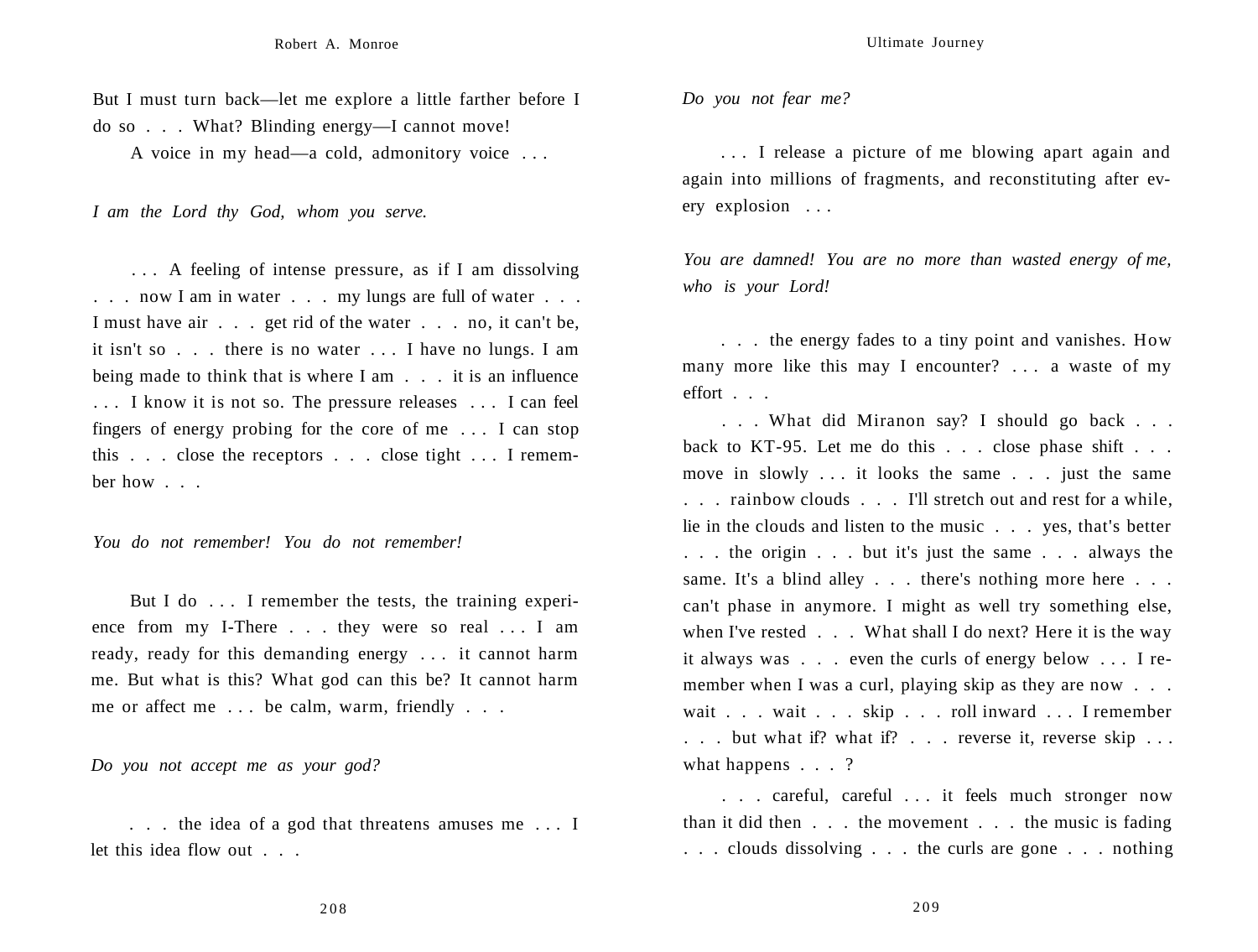But I must turn back—let me explore a little farther before I do so . . . What? Blinding energy—I cannot move!

A voice in my head—a cold, admonitory voice . . .

*I am the Lord thy God, whom you serve.*

. . . A feeling of intense pressure, as if I am dissolving . . . now I am in water . . . my lungs are full of water . . . I must have air . . . get rid of the water . . . no, it can't be, it isn't so . . . there is no water . . . I have no lungs. I am being made to think that is where I am . . . it is an influence . . . I know it is not so. The pressure releases . . . I can feel fingers of energy probing for the core of me . . . I can stop this . . . close the receptors . . . close tight . . . I remember how . . .

*You do not remember! You do not remember!*

But I do . . . I remember the tests, the training experience from my I-There . . . they were so real . . . I am ready, ready for this demanding energy . . . it cannot harm me. But what is this? What god can this be? It cannot harm me or affect me . . . be calm, warm, friendly . . .

*Do you not accept me as your god?*

. . . the idea of a god that threatens amuses me . . . I let this idea flow out . . .

*Do you not fear me?*

. . . I release a picture of me blowing apart again and again into millions of fragments, and reconstituting after every explosion . . .

*You are damned! You are no more than wasted energy of me, who is your Lord!*

. . . the energy fades to a tiny point and vanishes. How many more like this may I encounter? . . . a waste of my effort . . .

. . . What did Miranon say? I should go back . . . back to KT-95. Let me do this . . . close phase shift . . . move in slowly . . . it looks the same . . . just the same . . . rainbow clouds . . . I'll stretch out and rest for a while, lie in the clouds and listen to the music . . . yes, that's better . . . the origin . . . but it's just the same . . . always the same. It's a blind alley . . . there's nothing more here . . . can't phase in anymore. I might as well try something else, when I've rested . . . What shall I do next? Here it is the way it always was . . . even the curls of energy below . . . I remember when I was a curl, playing skip as they are now . . . wait . . . wait . . . skip . . . roll inward . . . I remember . . . but what if? what if? . . . reverse it, reverse skip . . . what happens . . . ?

. . . careful, careful . . . it feels much stronger now than it did then . . . the movement . . . the music is fading . . . clouds dissolving . . . the curls are gone . . . nothing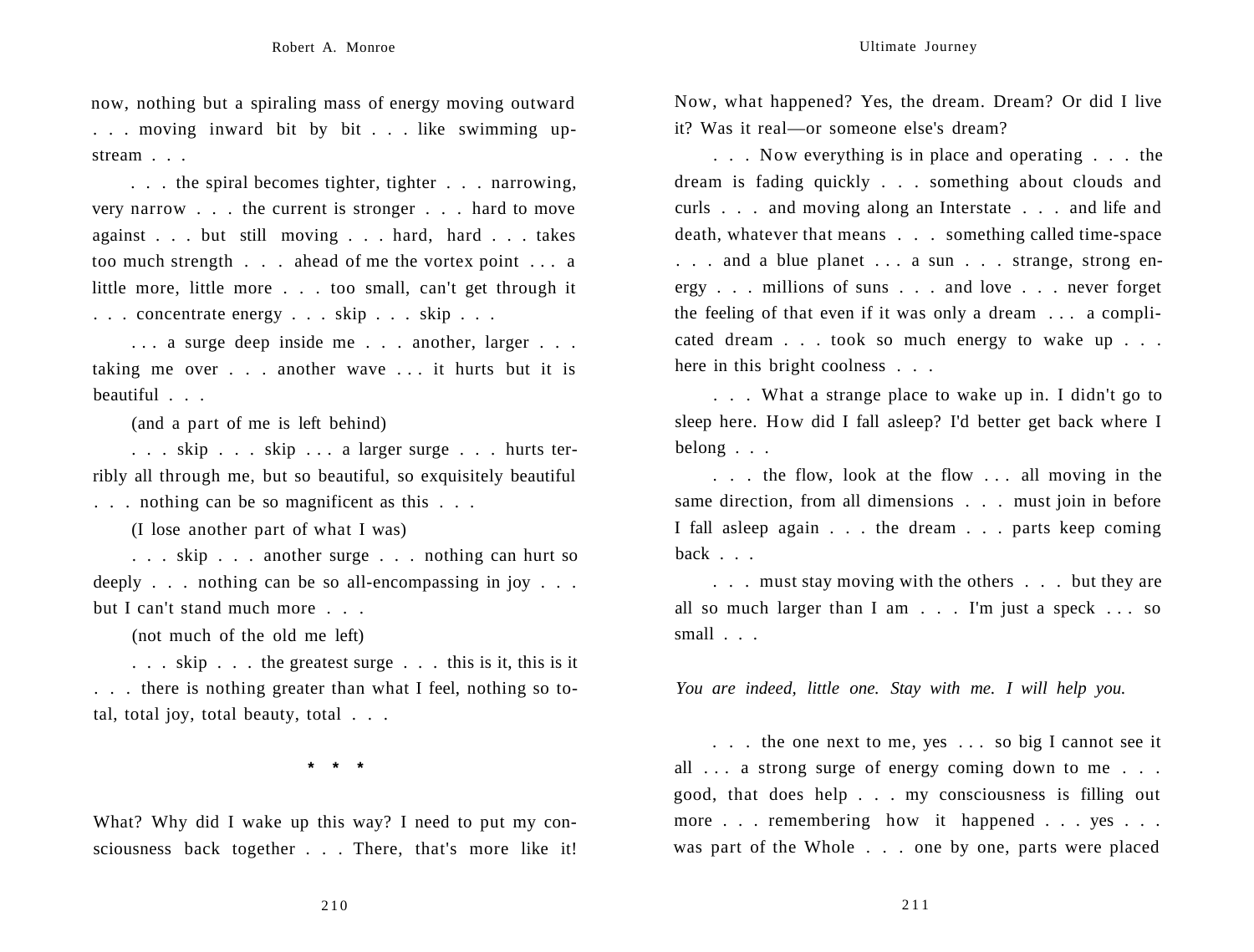now, nothing but a spiraling mass of energy moving outward . . . moving inward bit by bit . . . like swimming upstream . . .

. . . the spiral becomes tighter, tighter . . . narrowing, very narrow . . . the current is stronger . . . hard to move against . . . but still moving . . . hard, hard . . . takes too much strength . . . ahead of me the vortex point . . . a little more, little more . . . too small, can't get through it . . . concentrate energy . . . skip . . . skip . . .

. . . a surge deep inside me . . . another, larger . . . taking me over . . . another wave . . . it hurts but it is beautiful . . .

(and a part of me is left behind)

. . . skip . . . skip . . . a larger surge . . . hurts terribly all through me, but so beautiful, so exquisitely beautiful . . . nothing can be so magnificent as this . . .

(I lose another part of what I was)

. . . skip . . . another surge . . . nothing can hurt so deeply . . . nothing can be so all-encompassing in joy . . . but I can't stand much more . . .

(not much of the old me left)

. . . skip . . . the greatest surge . . . this is it, this is it . . . there is nothing greater than what I feel, nothing so total, total joy, total beauty, total . . .

\* \* \*

What? Why did I wake up this way? I need to put my consciousness back together . . . There, that's more like it! Now, what happened? Yes, the dream. Dream? Or did I live it? Was it real—or someone else's dream?

. . . Now everything is in place and operating . . . the dream is fading quickly . . . something about clouds and curls . . . and moving along an Interstate . . . and life and death, whatever that means . . . something called time-space . . . and a blue planet . . . a sun . . . strange, strong energy . . . millions of suns . . . and love . . . never forget the feeling of that even if it was only a dream . . . a complicated dream . . . took so much energy to wake up . . . here in this bright coolness . . .

. . . What a strange place to wake up in. I didn't go to sleep here. How did I fall asleep? I'd better get back where I belong . . .

. . . the flow, look at the flow . . . all moving in the same direction, from all dimensions . . . must join in before I fall asleep again . . . the dream . . . parts keep coming back . . .

. . . must stay moving with the others . . . but they are all so much larger than I am . . . I'm just a speck . . . so small . . .

*You are indeed, little one. Stay with me. I will help you.*

. . . the one next to me, yes . . . so big I cannot see it all . . . a strong surge of energy coming down to me . . . good, that does help . . . my consciousness is filling out more . . . remembering how it happened . . . yes . . . was part of the Whole . . . one by one, parts were placed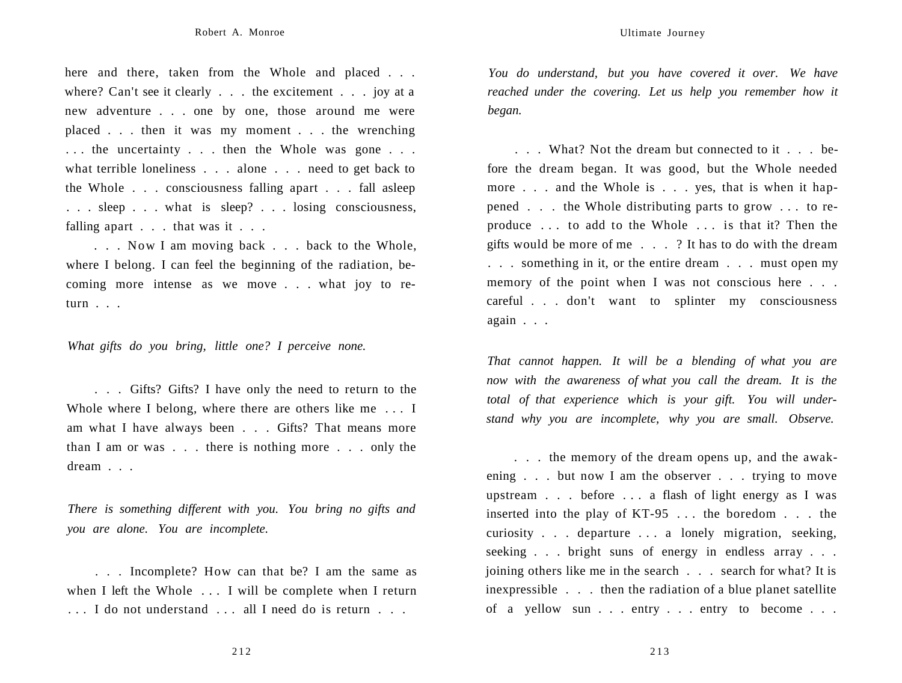here and there, taken from the Whole and placed . . . where? Can't see it clearly . . . the excitement . . . joy at a new adventure . . . one by one, those around me were placed . . . then it was my moment . . . the wrenching . . . the uncertainty . . . then the Whole was gone . . . what terrible loneliness . . . alone . . . need to get back to the Whole . . . consciousness falling apart . . . fall asleep . . . sleep . . . what is sleep? . . . losing consciousness, falling apart . . . that was it . . .

. . . Now I am moving back . . . back to the Whole, where I belong. I can feel the beginning of the radiation, becoming more intense as we move . . . what joy to return . . .

*What gifts do you bring, little one? I perceive none.*

. . . Gifts? Gifts? I have only the need to return to the Whole where I belong, where there are others like me . . . I am what I have always been . . . Gifts? That means more than I am or was . . . there is nothing more . . . only the dream . . .

*There is something different with you. You bring no gifts and you are alone. You are incomplete.*

. . . Incomplete? How can that be? I am the same as when I left the Whole . . . I will be complete when I return . . . I do not understand . . . all I need do is return . . .

*You do understand, but you have covered it over. We have reached under the covering. Let us help you remember how it began.*

. . . What? Not the dream but connected to it . . . before the dream began. It was good, but the Whole needed more . . . and the Whole is . . . yes, that is when it happened . . . the Whole distributing parts to grow . . . to reproduce . . . to add to the Whole . . . is that it? Then the gifts would be more of me . . . ? It has to do with the dream . . . something in it, or the entire dream . . . must open my memory of the point when I was not conscious here . . . careful . . . don't want to splinter my consciousness again . . .

*That cannot happen. It will be a blending of what you are now with the awareness of what you call the dream. It is the total of that experience which is your gift. You will understand why you are incomplete, why you are small. Observe.*

. . . the memory of the dream opens up, and the awakening . . . but now I am the observer . . . trying to move upstream . . . before . . . a flash of light energy as I was inserted into the play of KT-95 . . . the boredom . . . the curiosity . . . departure . . . a lonely migration, seeking, seeking . . . bright suns of energy in endless array . . . joining others like me in the search . . . search for what? It is inexpressible . . . then the radiation of a blue planet satellite of a yellow sun . . . entry . . . entry to become . . .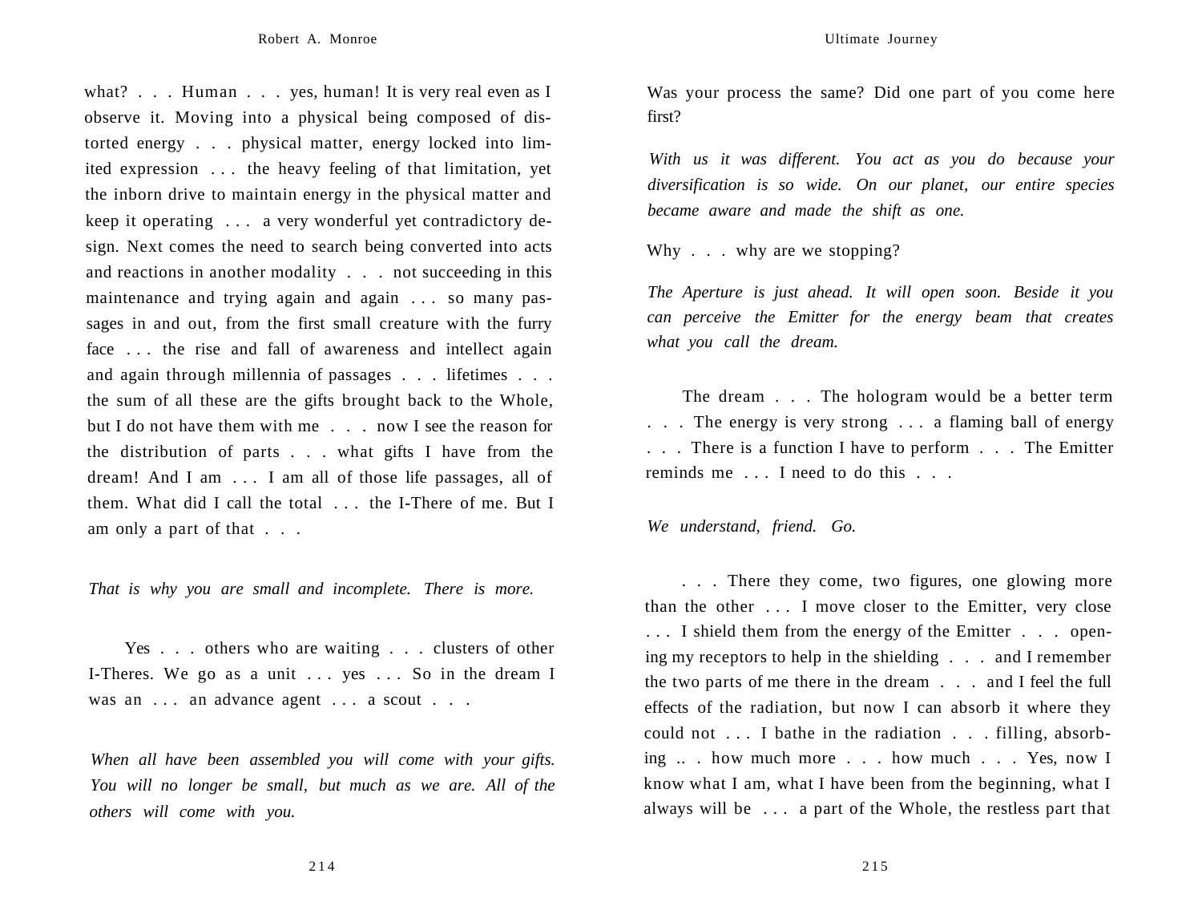what? . . . Human . . . yes, human! It is very real even as I observe it. Moving into a physical being composed of distorted energy . . . physical matter, energy locked into limited expression . . . the heavy feeling of that limitation, yet the inborn drive to maintain energy in the physical matter and keep it operating . . . a very wonderful yet contradictory design. Next comes the need to search being converted into acts and reactions in another modality . . . not succeeding in this maintenance and trying again and again . . . so many passages in and out, from the first small creature with the furry face . . . the rise and fall of awareness and intellect again and again through millennia of passages . . . lifetimes . . . the sum of all these are the gifts brought back to the Whole, but I do not have them with me . . . now I see the reason for the distribution of parts . . . what gifts I have from the dream! And I am . . . I am all of those life passages, all of them. What did I call the total . . . the I-There of me. But I am only a part of that . . .

*That is why you are small and incomplete. There is more.*

Yes . . . others who are waiting . . . clusters of other I-Theres. We go as a unit . . . yes . . . So in the dream I was an . . . an advance agent . . . a scout . . .

*When all have been assembled you will come with your gifts. You will no longer be small, but much as we are. All of the others will come with you.*

Was your process the same? Did one part of you come here first?

*With us it was different. You act as you do because your diversification is so wide. On our planet, our entire species became aware and made the shift as one.*

Why . . . why are we stopping?

*The Aperture is just ahead. It will open soon. Beside it you can perceive the Emitter for the energy beam that creates what you call the dream.*

The dream . . . The hologram would be a better term . . . The energy is very strong . . . a flaming ball of energy . . . There is a function I have to perform . . . The Emitter reminds me . . . I need to do this . . .

*We understand, friend. Go.*

. . . There they come, two figures, one glowing more than the other . . . I move closer to the Emitter, very close . . . I shield them from the energy of the Emitter . . . opening my receptors to help in the shielding . . . and I remember the two parts of me there in the dream . . . and I feel the full effects of the radiation, but now I can absorb it where they could not . . . I bathe in the radiation . . . filling, absorbing .. . how much more . . . how much . . . Yes, now I know what I am, what I have been from the beginning, what I always will be . . . a part of the Whole, the restless part that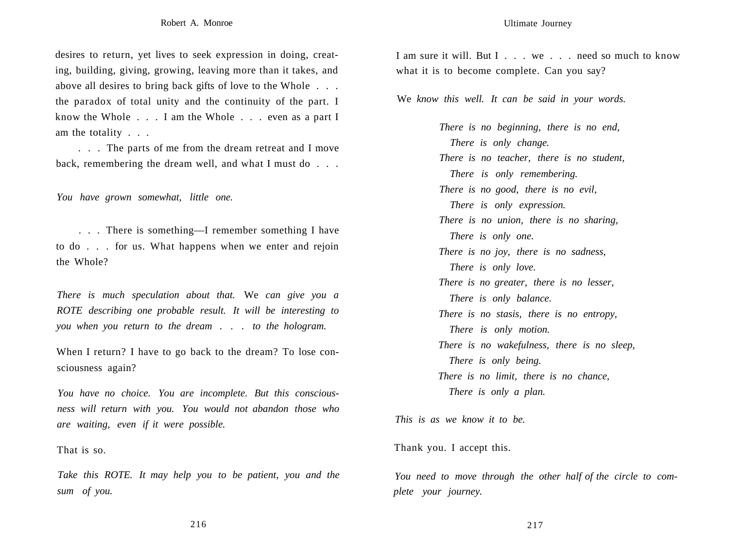desires to return, yet lives to seek expression in doing, creating, building, giving, growing, leaving more than it takes, and above all desires to bring back gifts of love to the Whole . . . the paradox of total unity and the continuity of the part. I know the Whole . . . I am the Whole . . . even as a part I am the totality . . .

. . . The parts of me from the dream retreat and I move back, remembering the dream well, and what I must do . . .

*You have grown somewhat, little one.*

. . . There is something—I remember something I have to do . . . for us. What happens when we enter and rejoin the Whole?

*There is much speculation about that.* We *can give you a ROTE describing one probable result. It will be interesting to you when you return to the dream . . . to the hologram.*

When I return? I have to go back to the dream? To lose consciousness again?

*You have no choice. You are incomplete. But this consciousness will return with you. You would not abandon those who are waiting, even if it were possible.*

That is so.

*Take this ROTE. It may help you to be patient, you and the sum of you.*

I am sure it will. But I . . . we . . . need so much to know what it is to become complete. Can you say?

We *know this well. It can be said in your words.*

*There is no beginning, there is no end,*
*There is only change.*
*There is no teacher, there is no student,*
*There is only remembering.*
*There is no good, there is no evil,*
*There is only expression.*
*There is no union, there is no sharing,*
*There is only one.*
*There is no joy, there is no sadness,*
*There is only love.*
*There is no greater, there is no lesser,*
*There is only balance.*
*There is no stasis, there is no entropy,*
*There is only motion.*
*There is no wakefulness, there is no sleep,*
*There is only being.*
*There is no limit, there is no chance,*
*There is only a plan.*

*This is as we know it to be.*

Thank you. I accept this.

*You need to move through the other half of the circle to complete your journey.*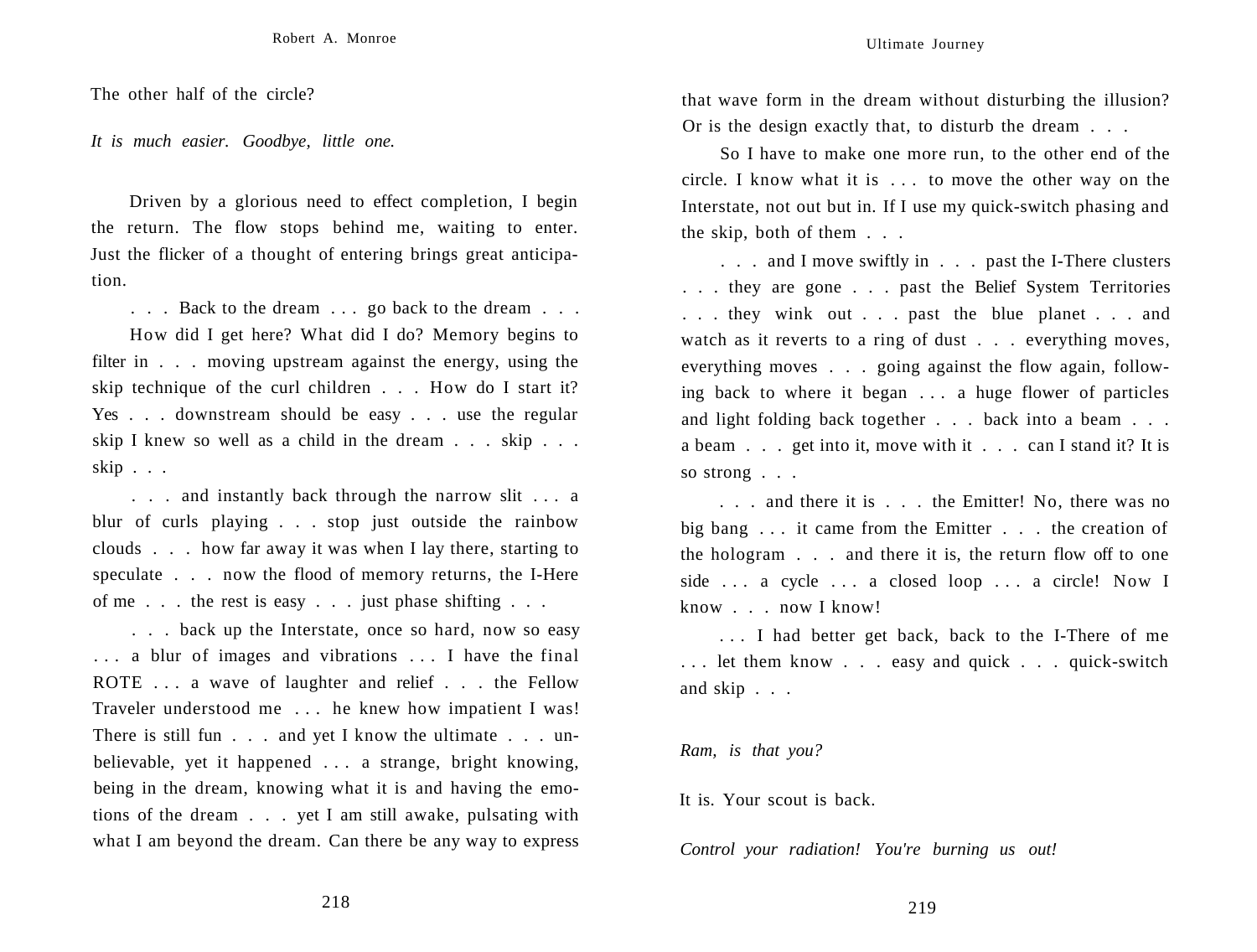The other half of the circle?

*It is much easier. Goodbye, little one.*

Driven by a glorious need to effect completion, I begin the return. The flow stops behind me, waiting to enter. Just the flicker of a thought of entering brings great anticipation.

. . . Back to the dream . . . go back to the dream . . .

How did I get here? What did I do? Memory begins to filter in . . . moving upstream against the energy, using the skip technique of the curl children . . . How do I start it? Yes . . . downstream should be easy . . . use the regular skip I knew so well as a child in the dream . . . skip . . . skip . . .

. . . and instantly back through the narrow slit . . . a blur of curls playing . . . stop just outside the rainbow clouds . . . how far away it was when I lay there, starting to speculate . . . now the flood of memory returns, the I-Here of me . . . the rest is easy . . . just phase shifting . . .

. . . back up the Interstate, once so hard, now so easy . . . a blur of images and vibrations . . . I have the final ROTE . . . a wave of laughter and relief . . . the Fellow Traveler understood me . . . he knew how impatient I was! There is still fun . . . and yet I know the ultimate . . . unbelievable, yet it happened . . . a strange, bright knowing, being in the dream, knowing what it is and having the emotions of the dream . . . yet I am still awake, pulsating with what I am beyond the dream. Can there be any way to express that wave form in the dream without disturbing the illusion? Or is the design exactly that, to disturb the dream . . .

So I have to make one more run, to the other end of the circle. I know what it is . . . to move the other way on the Interstate, not out but in. If I use my quick-switch phasing and the skip, both of them . . .

. . . and I move swiftly in . . . past the I-There clusters . . . they are gone . . . past the Belief System Territories . . . they wink out . . . past the blue planet . . . and watch as it reverts to a ring of dust . . . everything moves, everything moves . . . going against the flow again, following back to where it began . . . a huge flower of particles and light folding back together . . . back into a beam . . . a beam . . . get into it, move with it . . . can I stand it? It is so strong . . .

. . . and there it is . . . the Emitter! No, there was no big bang . . . it came from the Emitter . . . the creation of the hologram . . . and there it is, the return flow off to one side . . . a cycle . . . a closed loop . . . a circle! Now I know . . . now I know!

. . . I had better get back, back to the I-There of me . . . let them know . . . easy and quick . . . quick-switch and skip . . .

*Ram, is that you?*

It is. Your scout is back.

*Control your radiation! You're burning us out!*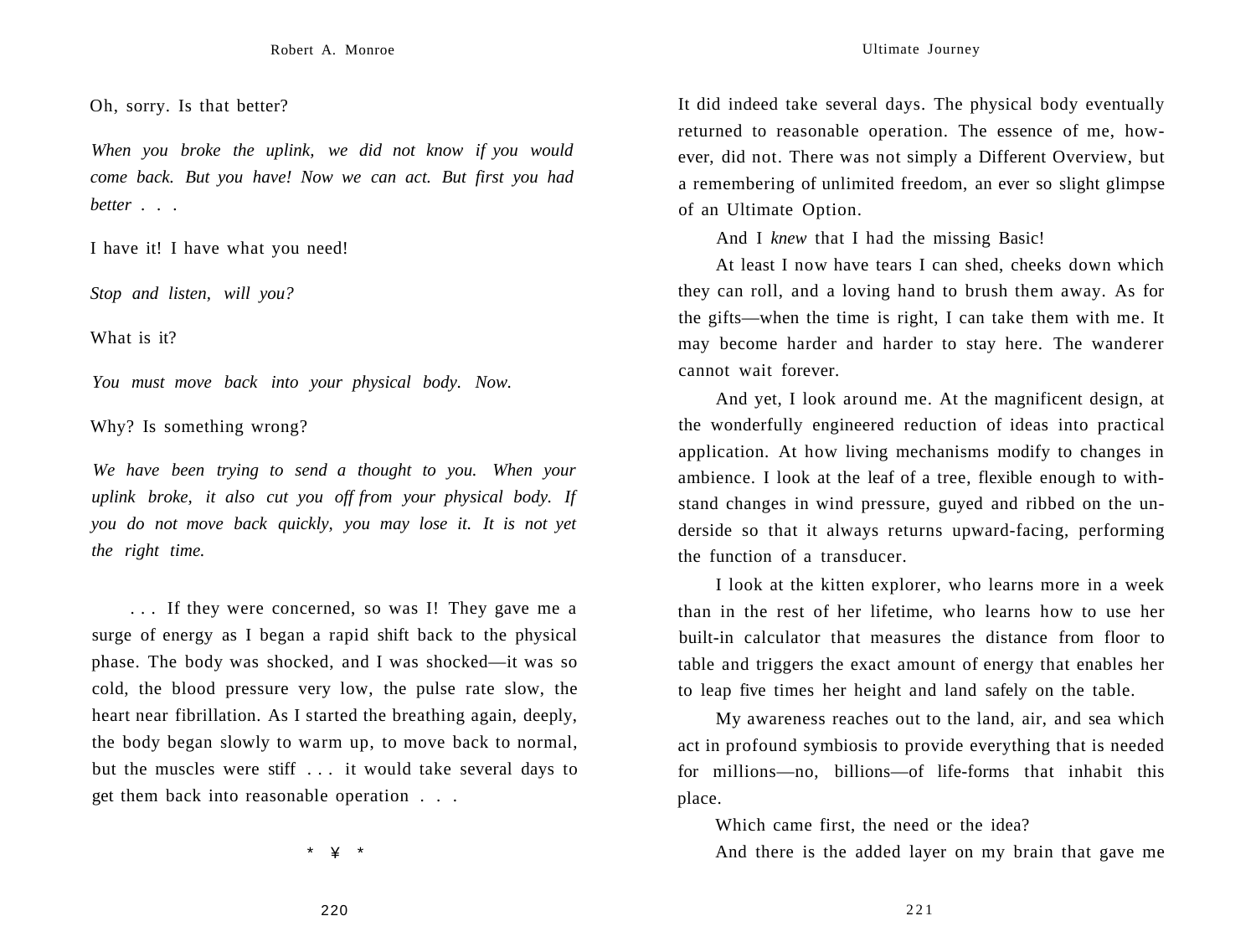Oh, sorry. Is that better?

*When you broke the uplink, we did not know if you would come back. But you have! Now we can act. But first you had better . . .*

I have it! I have what you need!

*Stop and listen, will you?*

What is it?

*You must move back into your physical body. Now.*

Why? Is something wrong?

*We have been trying to send a thought to you. When your uplink broke, it also cut you off from your physical body. If you do not move back quickly, you may lose it. It is not yet the right time.*

. . . If they were concerned, so was I! They gave me a surge of energy as I began a rapid shift back to the physical phase. The body was shocked, and I was shocked—it was so cold, the blood pressure very low, the pulse rate slow, the heart near fibrillation. As I started the breathing again, deeply, the body began slowly to warm up, to move back to normal, but the muscles were stiff . . . it would take several days to get them back into reasonable operation . . .

\* ¥ \*

It did indeed take several days. The physical body eventually returned to reasonable operation. The essence of me, however, did not. There was not simply a Different Overview, but a remembering of unlimited freedom, an ever so slight glimpse of an Ultimate Option.

And I *knew* that I had the missing Basic!

At least I now have tears I can shed, cheeks down which they can roll, and a loving hand to brush them away. As for the gifts—when the time is right, I can take them with me. It may become harder and harder to stay here. The wanderer cannot wait forever.

And yet, I look around me. At the magnificent design, at the wonderfully engineered reduction of ideas into practical application. At how living mechanisms modify to changes in ambience. I look at the leaf of a tree, flexible enough to withstand changes in wind pressure, guyed and ribbed on the underside so that it always returns upward-facing, performing the function of a transducer.

I look at the kitten explorer, who learns more in a week than in the rest of her lifetime, who learns how to use her built-in calculator that measures the distance from floor to table and triggers the exact amount of energy that enables her to leap five times her height and land safely on the table.

My awareness reaches out to the land, air, and sea which act in profound symbiosis to provide everything that is needed for millions—no, billions—of life-forms that inhabit this place.

Which came first, the need or the idea?

And there is the added layer on my brain that gave me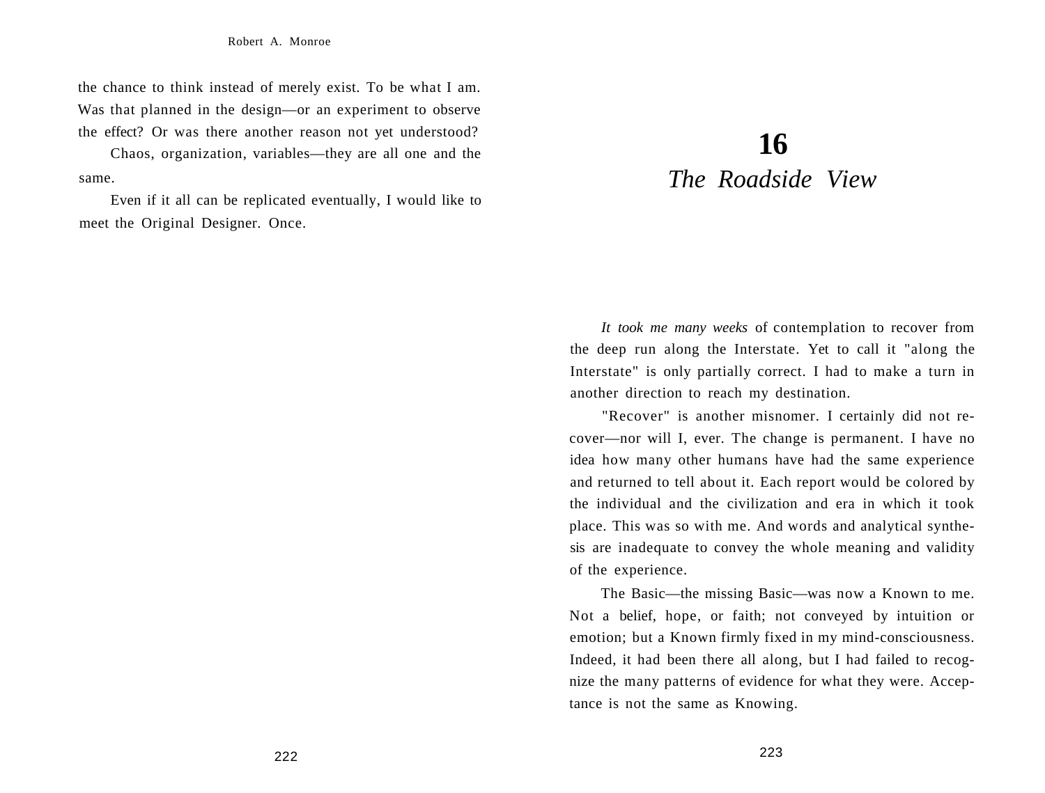the chance to think instead of merely exist. To be what I am. Was that planned in the design—or an experiment to observe the effect? Or was there another reason not yet understood?

Chaos, organization, variables—they are all one and the same.

Even if it all can be replicated eventually, I would like to meet the Original Designer. Once.

# 16
## *The Roadside View*

*It took me many weeks* of contemplation to recover from the deep run along the Interstate. Yet to call it "along the Interstate" is only partially correct. I had to make a turn in another direction to reach my destination.

"Recover" is another misnomer. I certainly did not recover—nor will I, ever. The change is permanent. I have no idea how many other humans have had the same experience and returned to tell about it. Each report would be colored by the individual and the civilization and era in which it took place. This was so with me. And words and analytical synthesis are inadequate to convey the whole meaning and validity of the experience.

The Basic—the missing Basic—was now a Known to me. Not a belief, hope, or faith; not conveyed by intuition or emotion; but a Known firmly fixed in my mind-consciousness. Indeed, it had been there all along, but I had failed to recognize the many patterns of evidence for what they were. Acceptance is not the same as Knowing.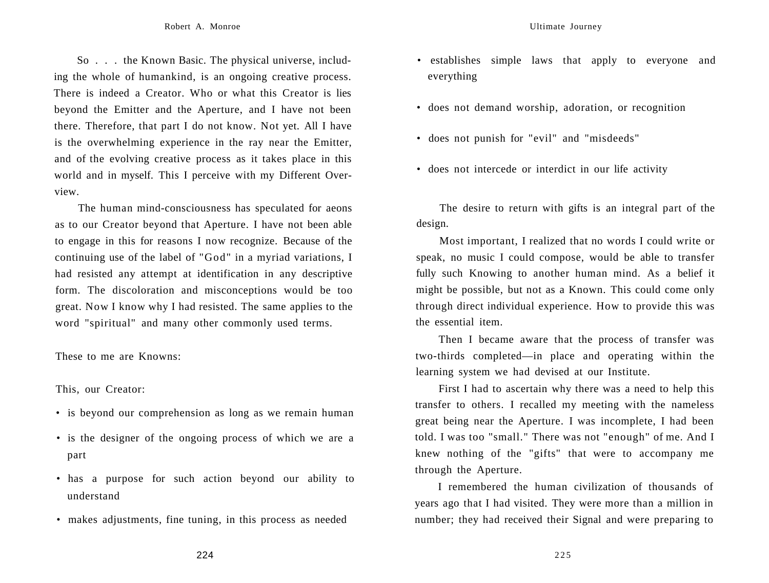So . . . the Known Basic. The physical universe, including the whole of humankind, is an ongoing creative process. There is indeed a Creator. Who or what this Creator is lies beyond the Emitter and the Aperture, and I have not been there. Therefore, that part I do not know. Not yet. All I have is the overwhelming experience in the ray near the Emitter, and of the evolving creative process as it takes place in this world and in myself. This I perceive with my Different Overview.

The human mind-consciousness has speculated for aeons as to our Creator beyond that Aperture. I have not been able to engage in this for reasons I now recognize. Because of the continuing use of the label of "God" in a myriad variations, I had resisted any attempt at identification in any descriptive form. The discoloration and misconceptions would be too great. Now I know why I had resisted. The same applies to the word "spiritual" and many other commonly used terms.

These to me are Knowns:

This, our Creator:

- is beyond our comprehension as long as we remain human
- is the designer of the ongoing process of which we are a part
- has a purpose for such action beyond our ability to understand
- makes adjustments, fine tuning, in this process as needed
- establishes simple laws that apply to everyone and everything
- does not demand worship, adoration, or recognition
- does not punish for "evil" and "misdeeds"
- does not intercede or interdict in our life activity

The desire to return with gifts is an integral part of the design.

Most important, I realized that no words I could write or speak, no music I could compose, would be able to transfer fully such Knowing to another human mind. As a belief it might be possible, but not as a Known. This could come only through direct individual experience. How to provide this was the essential item.

Then I became aware that the process of transfer was two-thirds completed—in place and operating within the learning system we had devised at our Institute.

First I had to ascertain why there was a need to help this transfer to others. I recalled my meeting with the nameless great being near the Aperture. I was incomplete, I had been told. I was too "small." There was not "enough" of me. And I knew nothing of the "gifts" that were to accompany me through the Aperture.

I remembered the human civilization of thousands of years ago that I had visited. They were more than a million in number; they had received their Signal and were preparing to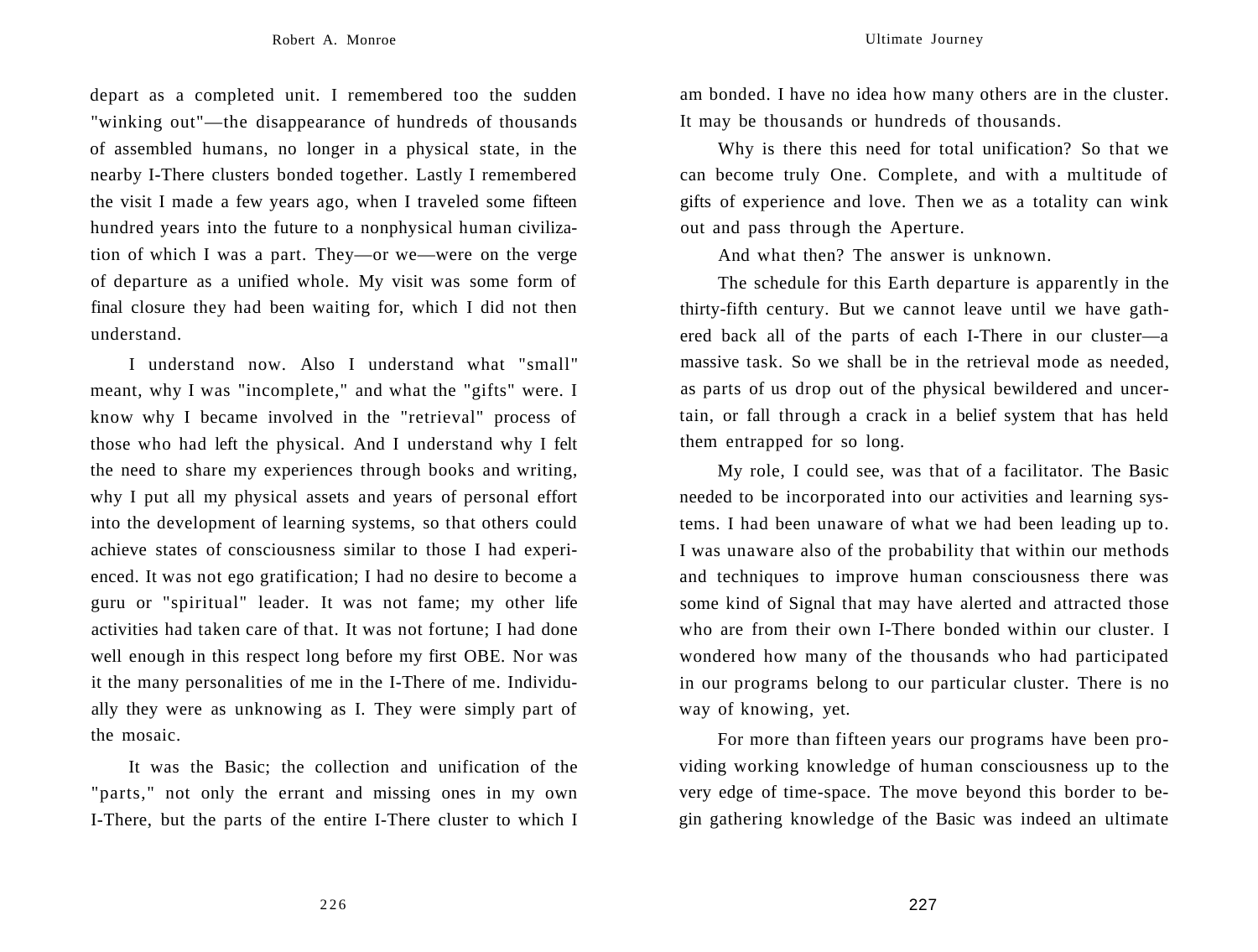depart as a completed unit. I remembered too the sudden "winking out"—the disappearance of hundreds of thousands of assembled humans, no longer in a physical state, in the nearby I-There clusters bonded together. Lastly I remembered the visit I made a few years ago, when I traveled some fifteen hundred years into the future to a nonphysical human civilization of which I was a part. They—or we—were on the verge of departure as a unified whole. My visit was some form of final closure they had been waiting for, which I did not then understand.

I understand now. Also I understand what "small" meant, why I was "incomplete," and what the "gifts" were. I know why I became involved in the "retrieval" process of those who had left the physical. And I understand why I felt the need to share my experiences through books and writing, why I put all my physical assets and years of personal effort into the development of learning systems, so that others could achieve states of consciousness similar to those I had experienced. It was not ego gratification; I had no desire to become a guru or "spiritual" leader. It was not fame; my other life activities had taken care of that. It was not fortune; I had done well enough in this respect long before my first OBE. Nor was it the many personalities of me in the I-There of me. Individually they were as unknowing as I. They were simply part of the mosaic.

It was the Basic; the collection and unification of the "parts," not only the errant and missing ones in my own I-There, but the parts of the entire I-There cluster to which I am bonded. I have no idea how many others are in the cluster. It may be thousands or hundreds of thousands.

Why is there this need for total unification? So that we can become truly One. Complete, and with a multitude of gifts of experience and love. Then we as a totality can wink out and pass through the Aperture.

And what then? The answer is unknown.

The schedule for this Earth departure is apparently in the thirty-fifth century. But we cannot leave until we have gathered back all of the parts of each I-There in our cluster—a massive task. So we shall be in the retrieval mode as needed, as parts of us drop out of the physical bewildered and uncertain, or fall through a crack in a belief system that has held them entrapped for so long.

My role, I could see, was that of a facilitator. The Basic needed to be incorporated into our activities and learning systems. I had been unaware of what we had been leading up to. I was unaware also of the probability that within our methods and techniques to improve human consciousness there was some kind of Signal that may have alerted and attracted those who are from their own I-There bonded within our cluster. I wondered how many of the thousands who had participated in our programs belong to our particular cluster. There is no way of knowing, yet.

For more than fifteen years our programs have been providing working knowledge of human consciousness up to the very edge of time-space. The move beyond this border to begin gathering knowledge of the Basic was indeed an ultimate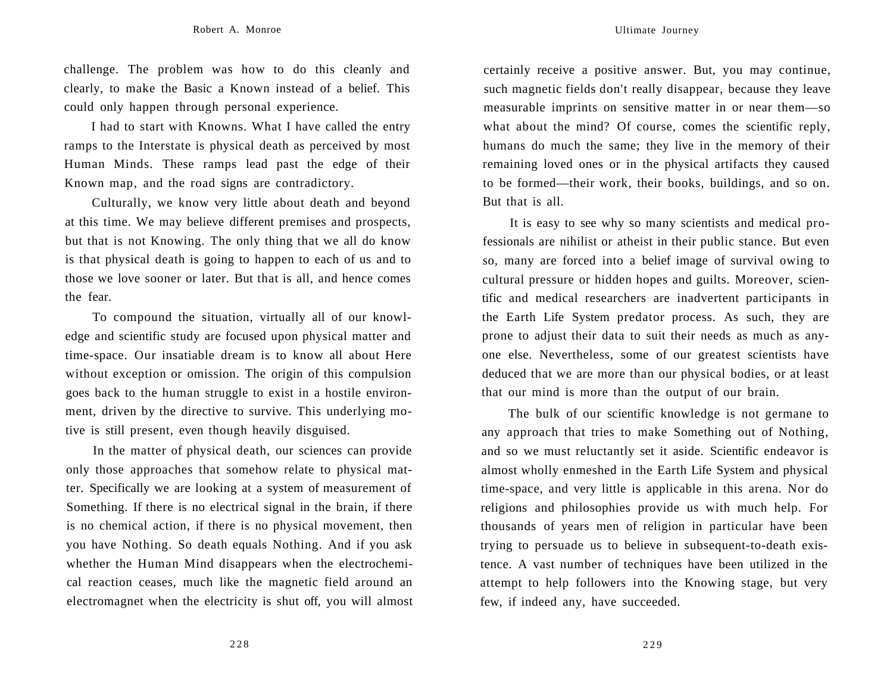challenge. The problem was how to do this cleanly and clearly, to make the Basic a Known instead of a belief. This could only happen through personal experience.

I had to start with Knowns. What I have called the entry ramps to the Interstate is physical death as perceived by most Human Minds. These ramps lead past the edge of their Known map, and the road signs are contradictory.

Culturally, we know very little about death and beyond at this time. We may believe different premises and prospects, but that is not Knowing. The only thing that we all do know is that physical death is going to happen to each of us and to those we love sooner or later. But that is all, and hence comes the fear.

To compound the situation, virtually all of our knowledge and scientific study are focused upon physical matter and time-space. Our insatiable dream is to know all about Here without exception or omission. The origin of this compulsion goes back to the human struggle to exist in a hostile environment, driven by the directive to survive. This underlying motive is still present, even though heavily disguised.

In the matter of physical death, our sciences can provide only those approaches that somehow relate to physical matter. Specifically we are looking at a system of measurement of Something. If there is no electrical signal in the brain, if there is no chemical action, if there is no physical movement, then you have Nothing. So death equals Nothing. And if you ask whether the Human Mind disappears when the electrochemical reaction ceases, much like the magnetic field around an electromagnet when the electricity is shut off, you will almost certainly receive a positive answer. But, you may continue, such magnetic fields don't really disappear, because they leave measurable imprints on sensitive matter in or near them—so what about the mind? Of course, comes the scientific reply, humans do much the same; they live in the memory of their remaining loved ones or in the physical artifacts they caused to be formed—their work, their books, buildings, and so on. But that is all.

It is easy to see why so many scientists and medical professionals are nihilist or atheist in their public stance. But even so, many are forced into a belief image of survival owing to cultural pressure or hidden hopes and guilts. Moreover, scientific and medical researchers are inadvertent participants in the Earth Life System predator process. As such, they are prone to adjust their data to suit their needs as much as anyone else. Nevertheless, some of our greatest scientists have deduced that we are more than our physical bodies, or at least that our mind is more than the output of our brain.

The bulk of our scientific knowledge is not germane to any approach that tries to make Something out of Nothing, and so we must reluctantly set it aside. Scientific endeavor is almost wholly enmeshed in the Earth Life System and physical time-space, and very little is applicable in this arena. Nor do religions and philosophies provide us with much help. For thousands of years men of religion in particular have been trying to persuade us to believe in subsequent-to-death existence. A vast number of techniques have been utilized in the attempt to help followers into the Knowing stage, but very few, if indeed any, have succeeded.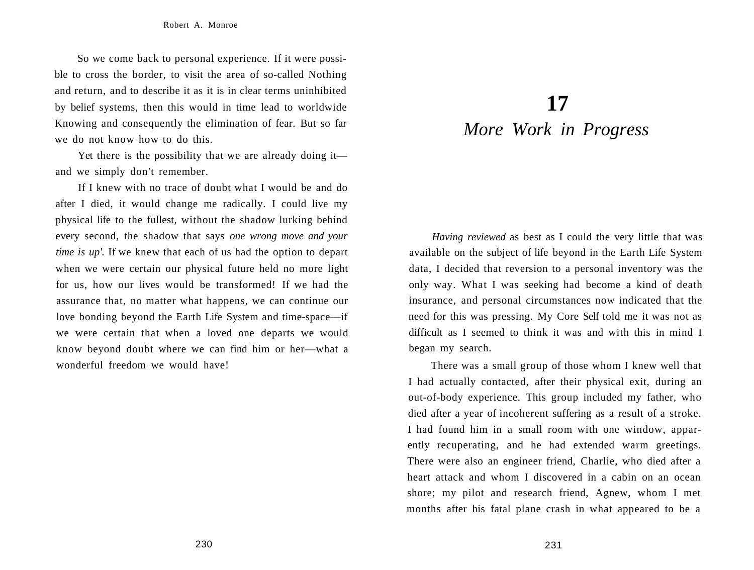So we come back to personal experience. If it were possible to cross the border, to visit the area of so-called Nothing and return, and to describe it as it is in clear terms uninhibited by belief systems, then this would in time lead to worldwide Knowing and consequently the elimination of fear. But so far we do not know how to do this.

Yet there is the possibility that we are already doing it—and we simply don't remember.

If I knew with no trace of doubt what I would be and do after I died, it would change me radically. I could live my physical life to the fullest, without the shadow lurking behind every second, the shadow that says *one wrong move and your time is up'.* If we knew that each of us had the option to depart when we were certain our physical future held no more light for us, how our lives would be transformed! If we had the assurance that, no matter what happens, we can continue our love bonding beyond the Earth Life System and time-space—if we were certain that when a loved one departs we would know beyond doubt where we can find him or her—what a wonderful freedom we would have!

# 17
## *More Work in Progress*

*Having reviewed* as best as I could the very little that was available on the subject of life beyond in the Earth Life System data, I decided that reversion to a personal inventory was the only way. What I was seeking had become a kind of death insurance, and personal circumstances now indicated that the need for this was pressing. My Core Self told me it was not as difficult as I seemed to think it was and with this in mind I began my search.

There was a small group of those whom I knew well that I had actually contacted, after their physical exit, during an out-of-body experience. This group included my father, who died after a year of incoherent suffering as a result of a stroke. I had found him in a small room with one window, apparently recuperating, and he had extended warm greetings. There were also an engineer friend, Charlie, who died after a heart attack and whom I discovered in a cabin on an ocean shore; my pilot and research friend, Agnew, whom I met months after his fatal plane crash in what appeared to be a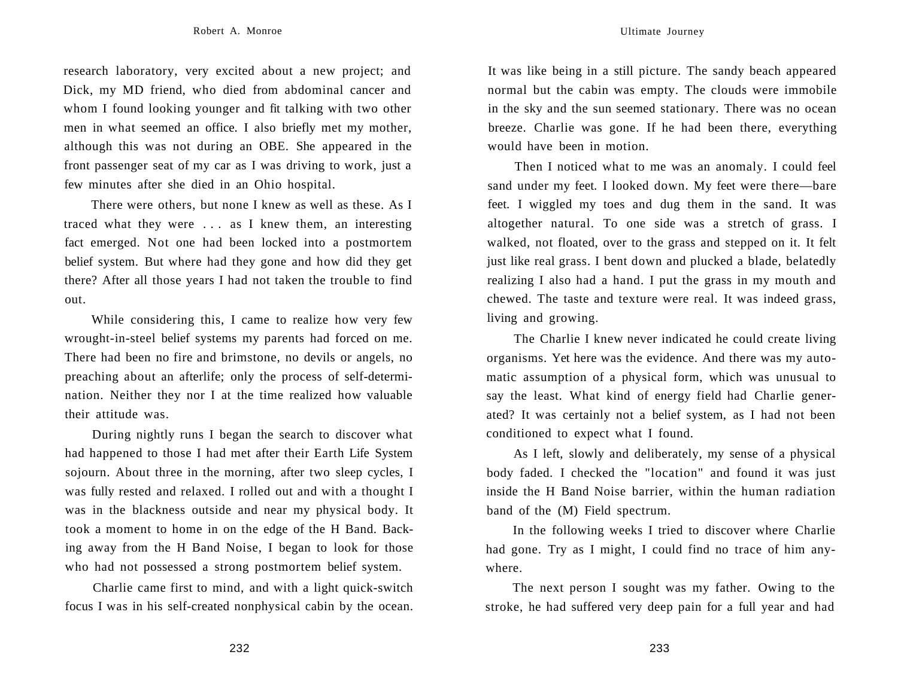research laboratory, very excited about a new project; and Dick, my MD friend, who died from abdominal cancer and whom I found looking younger and fit talking with two other men in what seemed an office. I also briefly met my mother, although this was not during an OBE. She appeared in the front passenger seat of my car as I was driving to work, just a few minutes after she died in an Ohio hospital.

There were others, but none I knew as well as these. As I traced what they were . . . as I knew them, an interesting fact emerged. Not one had been locked into a postmortem belief system. But where had they gone and how did they get there? After all those years I had not taken the trouble to find out.

While considering this, I came to realize how very few wrought-in-steel belief systems my parents had forced on me. There had been no fire and brimstone, no devils or angels, no preaching about an afterlife; only the process of self-determination. Neither they nor I at the time realized how valuable their attitude was.

During nightly runs I began the search to discover what had happened to those I had met after their Earth Life System sojourn. About three in the morning, after two sleep cycles, I was fully rested and relaxed. I rolled out and with a thought I was in the blackness outside and near my physical body. It took a moment to home in on the edge of the H Band. Backing away from the H Band Noise, I began to look for those who had not possessed a strong postmortem belief system.

Charlie came first to mind, and with a light quick-switch focus I was in his self-created nonphysical cabin by the ocean. It was like being in a still picture. The sandy beach appeared normal but the cabin was empty. The clouds were immobile in the sky and the sun seemed stationary. There was no ocean breeze. Charlie was gone. If he had been there, everything would have been in motion.

Then I noticed what to me was an anomaly. I could feel sand under my feet. I looked down. My feet were there—bare feet. I wiggled my toes and dug them in the sand. It was altogether natural. To one side was a stretch of grass. I walked, not floated, over to the grass and stepped on it. It felt just like real grass. I bent down and plucked a blade, belatedly realizing I also had a hand. I put the grass in my mouth and chewed. The taste and texture were real. It was indeed grass, living and growing.

The Charlie I knew never indicated he could create living organisms. Yet here was the evidence. And there was my automatic assumption of a physical form, which was unusual to say the least. What kind of energy field had Charlie generated? It was certainly not a belief system, as I had not been conditioned to expect what I found.

As I left, slowly and deliberately, my sense of a physical body faded. I checked the "location" and found it was just inside the H Band Noise barrier, within the human radiation band of the (M) Field spectrum.

In the following weeks I tried to discover where Charlie had gone. Try as I might, I could find no trace of him anywhere.

The next person I sought was my father. Owing to the stroke, he had suffered very deep pain for a full year and had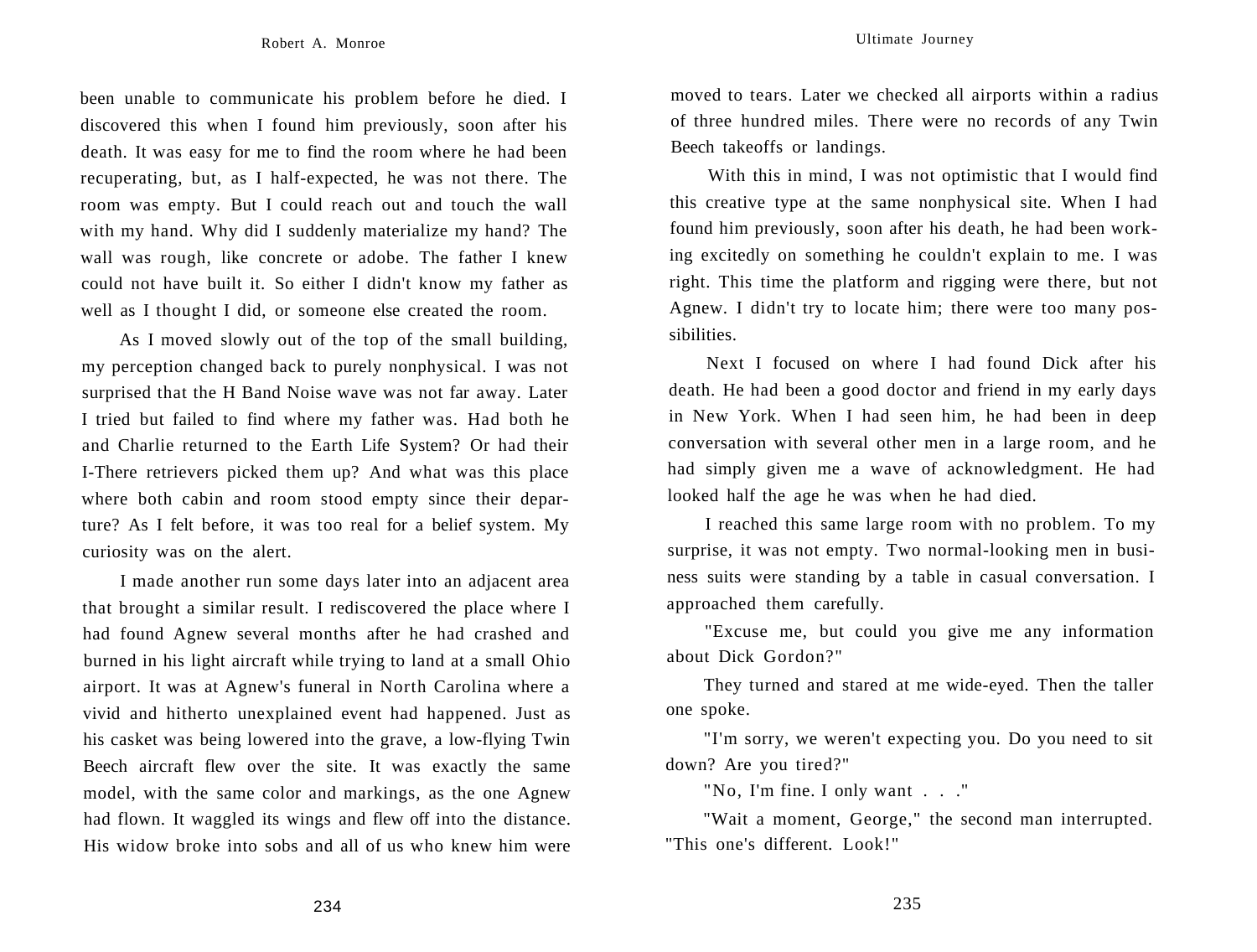been unable to communicate his problem before he died. I discovered this when I found him previously, soon after his death. It was easy for me to find the room where he had been recuperating, but, as I half-expected, he was not there. The room was empty. But I could reach out and touch the wall with my hand. Why did I suddenly materialize my hand? The wall was rough, like concrete or adobe. The father I knew could not have built it. So either I didn't know my father as well as I thought I did, or someone else created the room.

As I moved slowly out of the top of the small building, my perception changed back to purely nonphysical. I was not surprised that the H Band Noise wave was not far away. Later I tried but failed to find where my father was. Had both he and Charlie returned to the Earth Life System? Or had their I-There retrievers picked them up? And what was this place where both cabin and room stood empty since their departure? As I felt before, it was too real for a belief system. My curiosity was on the alert.

I made another run some days later into an adjacent area that brought a similar result. I rediscovered the place where I had found Agnew several months after he had crashed and burned in his light aircraft while trying to land at a small Ohio airport. It was at Agnew's funeral in North Carolina where a vivid and hitherto unexplained event had happened. Just as his casket was being lowered into the grave, a low-flying Twin Beech aircraft flew over the site. It was exactly the same model, with the same color and markings, as the one Agnew had flown. It waggled its wings and flew off into the distance. His widow broke into sobs and all of us who knew him were moved to tears. Later we checked all airports within a radius of three hundred miles. There were no records of any Twin Beech takeoffs or landings.

With this in mind, I was not optimistic that I would find this creative type at the same nonphysical site. When I had found him previously, soon after his death, he had been working excitedly on something he couldn't explain to me. I was right. This time the platform and rigging were there, but not Agnew. I didn't try to locate him; there were too many possibilities.

Next I focused on where I had found Dick after his death. He had been a good doctor and friend in my early days in New York. When I had seen him, he had been in deep conversation with several other men in a large room, and he had simply given me a wave of acknowledgment. He had looked half the age he was when he had died.

I reached this same large room with no problem. To my surprise, it was not empty. Two normal-looking men in business suits were standing by a table in casual conversation. I approached them carefully.

"Excuse me, but could you give me any information about Dick Gordon?"

They turned and stared at me wide-eyed. Then the taller one spoke.

"I'm sorry, we weren't expecting you. Do you need to sit down? Are you tired?"

"No, I'm fine. I only want . . ."

"Wait a moment, George," the second man interrupted. "This one's different. Look!"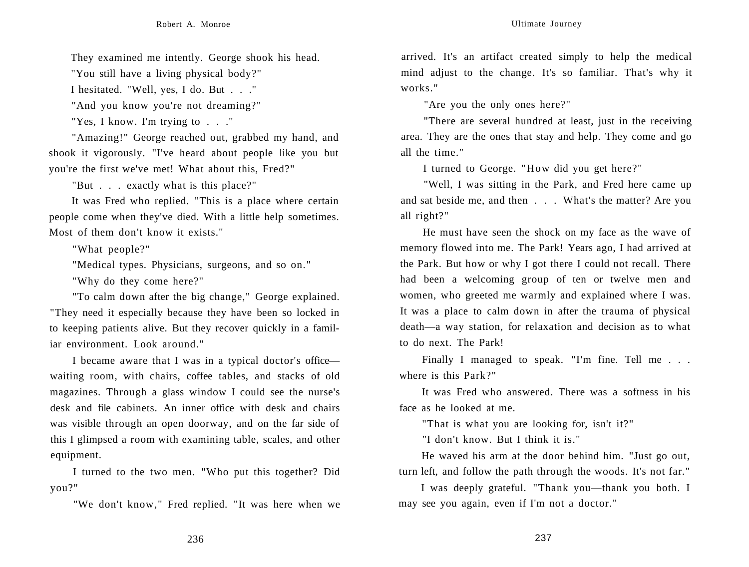They examined me intently. George shook his head.

"You still have a living physical body?"

I hesitated. "Well, yes, I do. But . . ."

"And you know you're not dreaming?"

"Yes, I know. I'm trying to . . ."

"Amazing!" George reached out, grabbed my hand, and shook it vigorously. "I've heard about people like you but you're the first we've met! What about this, Fred?"

"But . . . exactly what is this place?"

It was Fred who replied. "This is a place where certain people come when they've died. With a little help sometimes. Most of them don't know it exists."

"What people?"

"Medical types. Physicians, surgeons, and so on."

"Why do they come here?"

"To calm down after the big change," George explained. "They need it especially because they have been so locked in to keeping patients alive. But they recover quickly in a familiar environment. Look around."

I became aware that I was in a typical doctor's office—waiting room, with chairs, coffee tables, and stacks of old magazines. Through a glass window I could see the nurse's desk and file cabinets. An inner office with desk and chairs was visible through an open doorway, and on the far side of this I glimpsed a room with examining table, scales, and other equipment.

I turned to the two men. "Who put this together? Did you?"

"We don't know," Fred replied. "It was here when we arrived. It's an artifact created simply to help the medical mind adjust to the change. It's so familiar. That's why it works."

"Are you the only ones here?"

"There are several hundred at least, just in the receiving area. They are the ones that stay and help. They come and go all the time."

I turned to George. "How did you get here?"

"Well, I was sitting in the Park, and Fred here came up and sat beside me, and then . . . What's the matter? Are you all right?"

He must have seen the shock on my face as the wave of memory flowed into me. The Park! Years ago, I had arrived at the Park. But how or why I got there I could not recall. There had been a welcoming group of ten or twelve men and women, who greeted me warmly and explained where I was. It was a place to calm down in after the trauma of physical death—a way station, for relaxation and decision as to what to do next. The Park!

Finally I managed to speak. "I'm fine. Tell me . . . where is this Park?"

It was Fred who answered. There was a softness in his face as he looked at me.

"That is what you are looking for, isn't it?"

"I don't know. But I think it is."

He waved his arm at the door behind him. "Just go out, turn left, and follow the path through the woods. It's not far."

I was deeply grateful. "Thank you—thank you both. I may see you again, even if I'm not a doctor."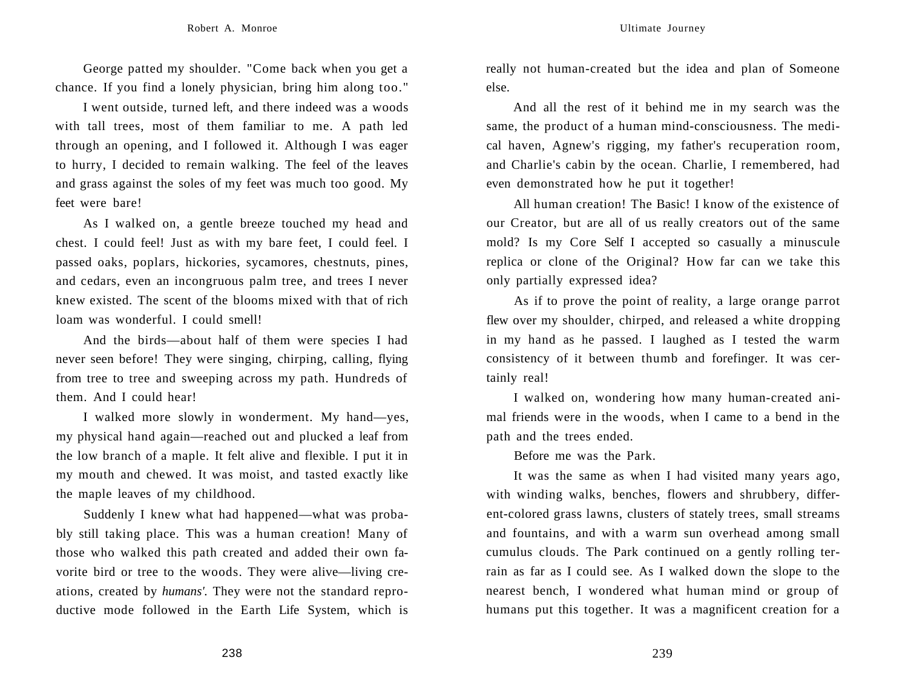George patted my shoulder. "Come back when you get a chance. If you find a lonely physician, bring him along too."

I went outside, turned left, and there indeed was a woods with tall trees, most of them familiar to me. A path led through an opening, and I followed it. Although I was eager to hurry, I decided to remain walking. The feel of the leaves and grass against the soles of my feet was much too good. My feet were bare!

As I walked on, a gentle breeze touched my head and chest. I could feel! Just as with my bare feet, I could feel. I passed oaks, poplars, hickories, sycamores, chestnuts, pines, and cedars, even an incongruous palm tree, and trees I never knew existed. The scent of the blooms mixed with that of rich loam was wonderful. I could smell!

And the birds—about half of them were species I had never seen before! They were singing, chirping, calling, flying from tree to tree and sweeping across my path. Hundreds of them. And I could hear!

I walked more slowly in wonderment. My hand—yes, my physical hand again—reached out and plucked a leaf from the low branch of a maple. It felt alive and flexible. I put it in my mouth and chewed. It was moist, and tasted exactly like the maple leaves of my childhood.

Suddenly I knew what had happened—what was probably still taking place. This was a human creation! Many of those who walked this path created and added their own favorite bird or tree to the woods. They were alive—living creations, created by *humans'.* They were not the standard reproductive mode followed in the Earth Life System, which is really not human-created but the idea and plan of Someone else.

And all the rest of it behind me in my search was the same, the product of a human mind-consciousness. The medical haven, Agnew's rigging, my father's recuperation room, and Charlie's cabin by the ocean. Charlie, I remembered, had even demonstrated how he put it together!

All human creation! The Basic! I know of the existence of our Creator, but are all of us really creators out of the same mold? Is my Core Self I accepted so casually a minuscule replica or clone of the Original? How far can we take this only partially expressed idea?

As if to prove the point of reality, a large orange parrot flew over my shoulder, chirped, and released a white dropping in my hand as he passed. I laughed as I tested the warm consistency of it between thumb and forefinger. It was certainly real!

I walked on, wondering how many human-created animal friends were in the woods, when I came to a bend in the path and the trees ended.

Before me was the Park.

It was the same as when I had visited many years ago, with winding walks, benches, flowers and shrubbery, different-colored grass lawns, clusters of stately trees, small streams and fountains, and with a warm sun overhead among small cumulus clouds. The Park continued on a gently rolling terrain as far as I could see. As I walked down the slope to the nearest bench, I wondered what human mind or group of humans put this together. It was a magnificent creation for a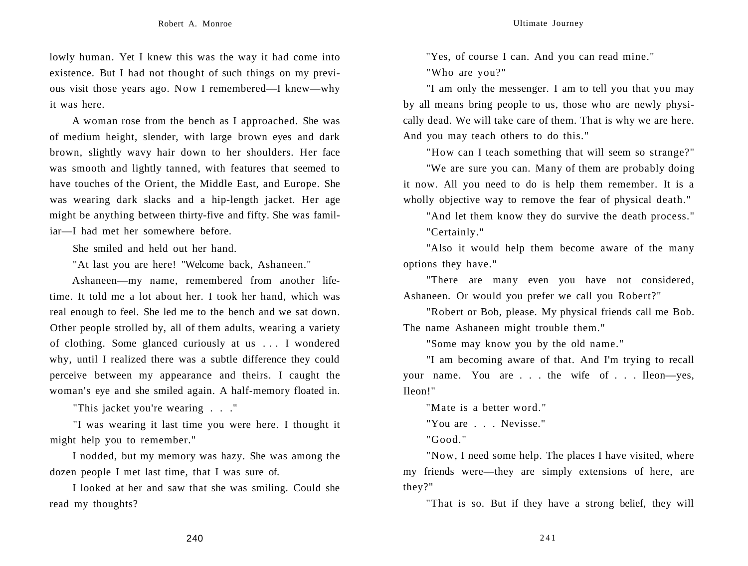lowly human. Yet I knew this was the way it had come into existence. But I had not thought of such things on my previous visit those years ago. Now I remembered—I knew—why it was here.

A woman rose from the bench as I approached. She was of medium height, slender, with large brown eyes and dark brown, slightly wavy hair down to her shoulders. Her face was smooth and lightly tanned, with features that seemed to have touches of the Orient, the Middle East, and Europe. She was wearing dark slacks and a hip-length jacket. Her age might be anything between thirty-five and fifty. She was familiar—I had met her somewhere before.

She smiled and held out her hand.

"At last you are here! "Welcome back, Ashaneen."

Ashaneen—my name, remembered from another lifetime. It told me a lot about her. I took her hand, which was real enough to feel. She led me to the bench and we sat down. Other people strolled by, all of them adults, wearing a variety of clothing. Some glanced curiously at us . . . I wondered why, until I realized there was a subtle difference they could perceive between my appearance and theirs. I caught the woman's eye and she smiled again. A half-memory floated in.

"This jacket you're wearing . . ."

"I was wearing it last time you were here. I thought it might help you to remember."

I nodded, but my memory was hazy. She was among the dozen people I met last time, that I was sure of.

I looked at her and saw that she was smiling. Could she read my thoughts?

"Yes, of course I can. And you can read mine."

"Who are you?"

"I am only the messenger. I am to tell you that you may by all means bring people to us, those who are newly physically dead. We will take care of them. That is why we are here. And you may teach others to do this."

"How can I teach something that will seem so strange?"

"We are sure you can. Many of them are probably doing it now. All you need to do is help them remember. It is a wholly objective way to remove the fear of physical death."

"And let them know they do survive the death process."

"Certainly."

"Also it would help them become aware of the many options they have."

"There are many even you have not considered, Ashaneen. Or would you prefer we call you Robert?"

"Robert or Bob, please. My physical friends call me Bob. The name Ashaneen might trouble them."

"Some may know you by the old name."

"I am becoming aware of that. And I'm trying to recall your name. You are . . . the wife of . . . Ileon—yes, Ileon!"

"Mate is a better word."

"You are . . . Nevisse."

"Good."

"Now, I need some help. The places I have visited, where my friends were—they are simply extensions of here, are they?"

"That is so. But if they have a strong belief, they will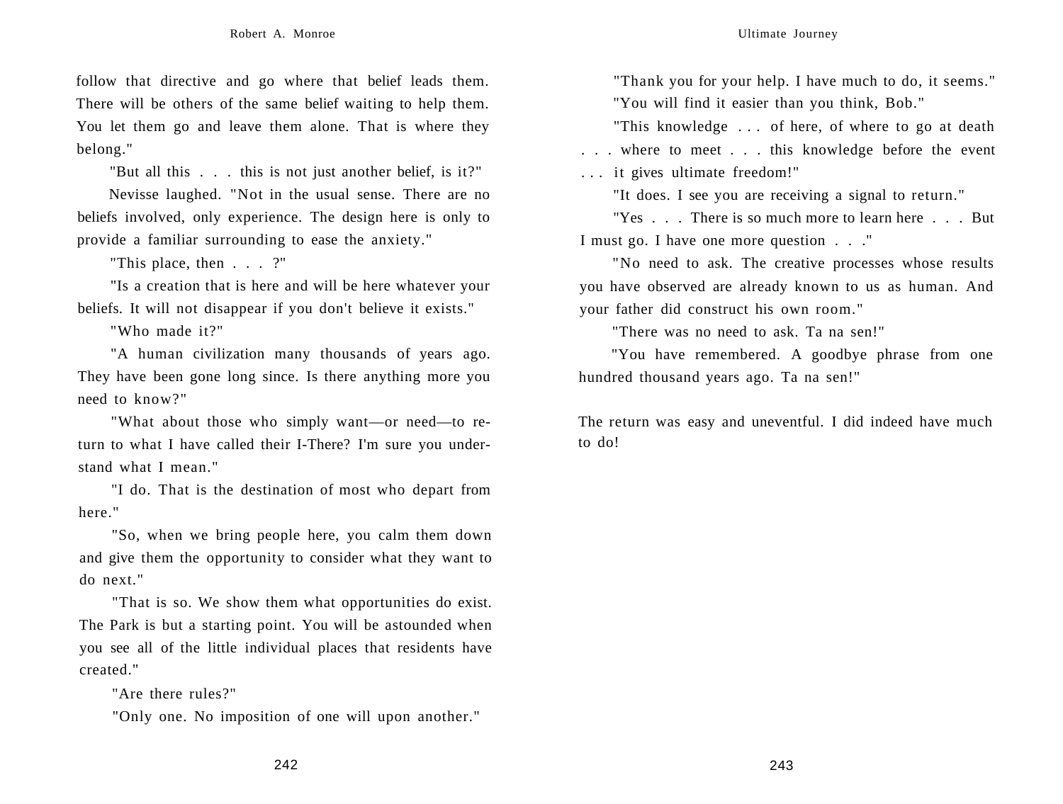follow that directive and go where that belief leads them. There will be others of the same belief waiting to help them. You let them go and leave them alone. That is where they belong."

"But all this . . . this is not just another belief, is it?"

Nevisse laughed. "Not in the usual sense. There are no beliefs involved, only experience. The design here is only to provide a familiar surrounding to ease the anxiety."

"This place, then . . . ?"

"Is a creation that is here and will be here whatever your beliefs. It will not disappear if you don't believe it exists."

"Who made it?"

"A human civilization many thousands of years ago. They have been gone long since. Is there anything more you need to know?"

"What about those who simply want—or need—to return to what I have called their I-There? I'm sure you understand what I mean."

"I do. That is the destination of most who depart from here."

"So, when we bring people here, you calm them down and give them the opportunity to consider what they want to do next."

"That is so. We show them what opportunities do exist. The Park is but a starting point. You will be astounded when you see all of the little individual places that residents have created."

"Are there rules?"

"Only one. No imposition of one will upon another."

"Thank you for your help. I have much to do, it seems."

"You will find it easier than you think, Bob."

"This knowledge . . . of here, of where to go at death . . . where to meet . . . this knowledge before the event . . . it gives ultimate freedom!"

"It does. I see you are receiving a signal to return."

"Yes . . . There is so much more to learn here . . . But I must go. I have one more question . . ."

"No need to ask. The creative processes whose results you have observed are already known to us as human. And your father did construct his own room."

"There was no need to ask. Ta na sen!"

"You have remembered. A goodbye phrase from one hundred thousand years ago. Ta na sen!"

The return was easy and uneventful. I did indeed have much to do!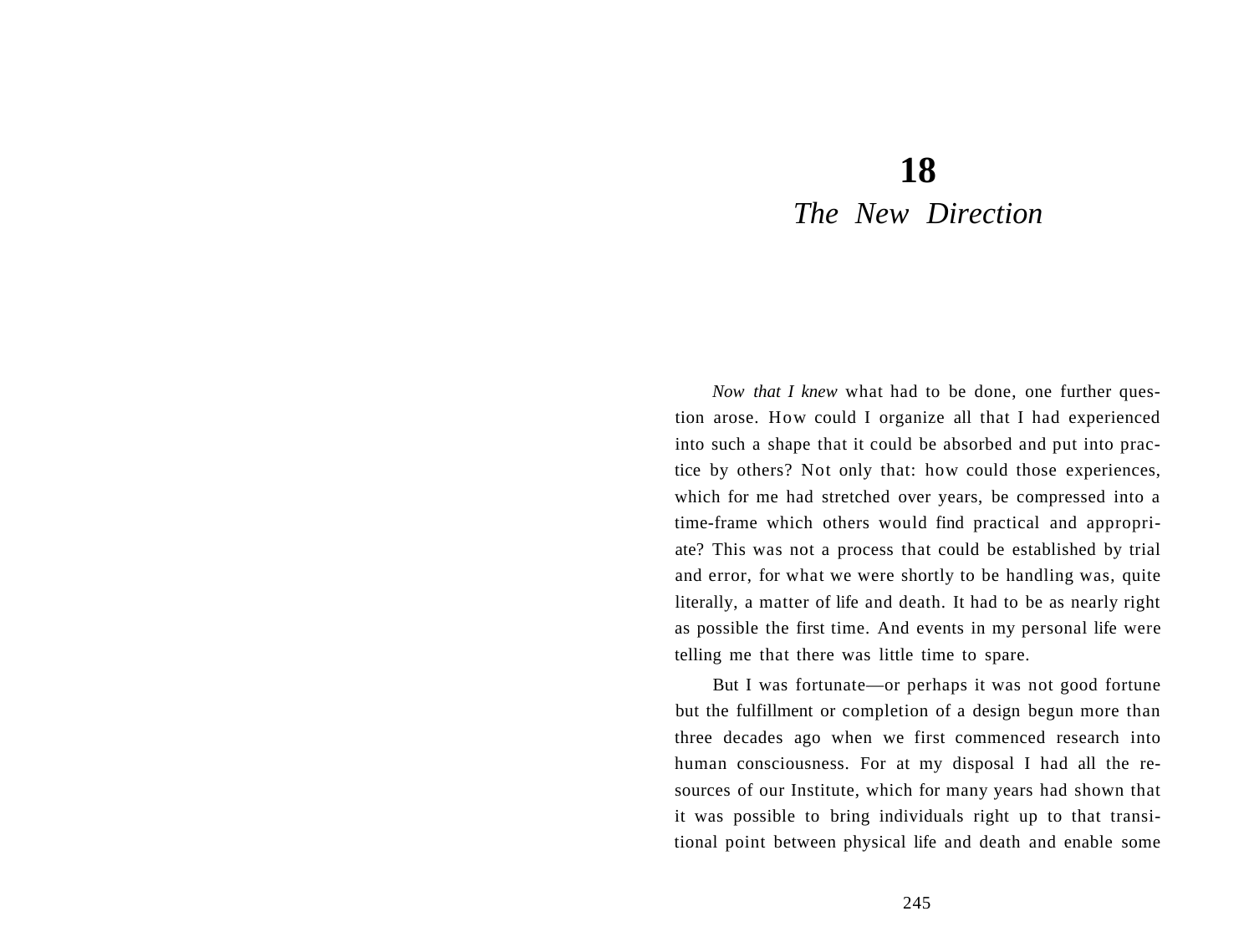# 18

## *The New Direction*

*Now that I knew* what had to be done, one further question arose. How could I organize all that I had experienced into such a shape that it could be absorbed and put into practice by others? Not only that: how could those experiences, which for me had stretched over years, be compressed into a time-frame which others would find practical and appropriate? This was not a process that could be established by trial and error, for what we were shortly to be handling was, quite literally, a matter of life and death. It had to be as nearly right as possible the first time. And events in my personal life were telling me that there was little time to spare.

But I was fortunate—or perhaps it was not good fortune but the fulfillment or completion of a design begun more than three decades ago when we first commenced research into human consciousness. For at my disposal I had all the resources of our Institute, which for many years had shown that it was possible to bring individuals right up to that transitional point between physical life and death and enable some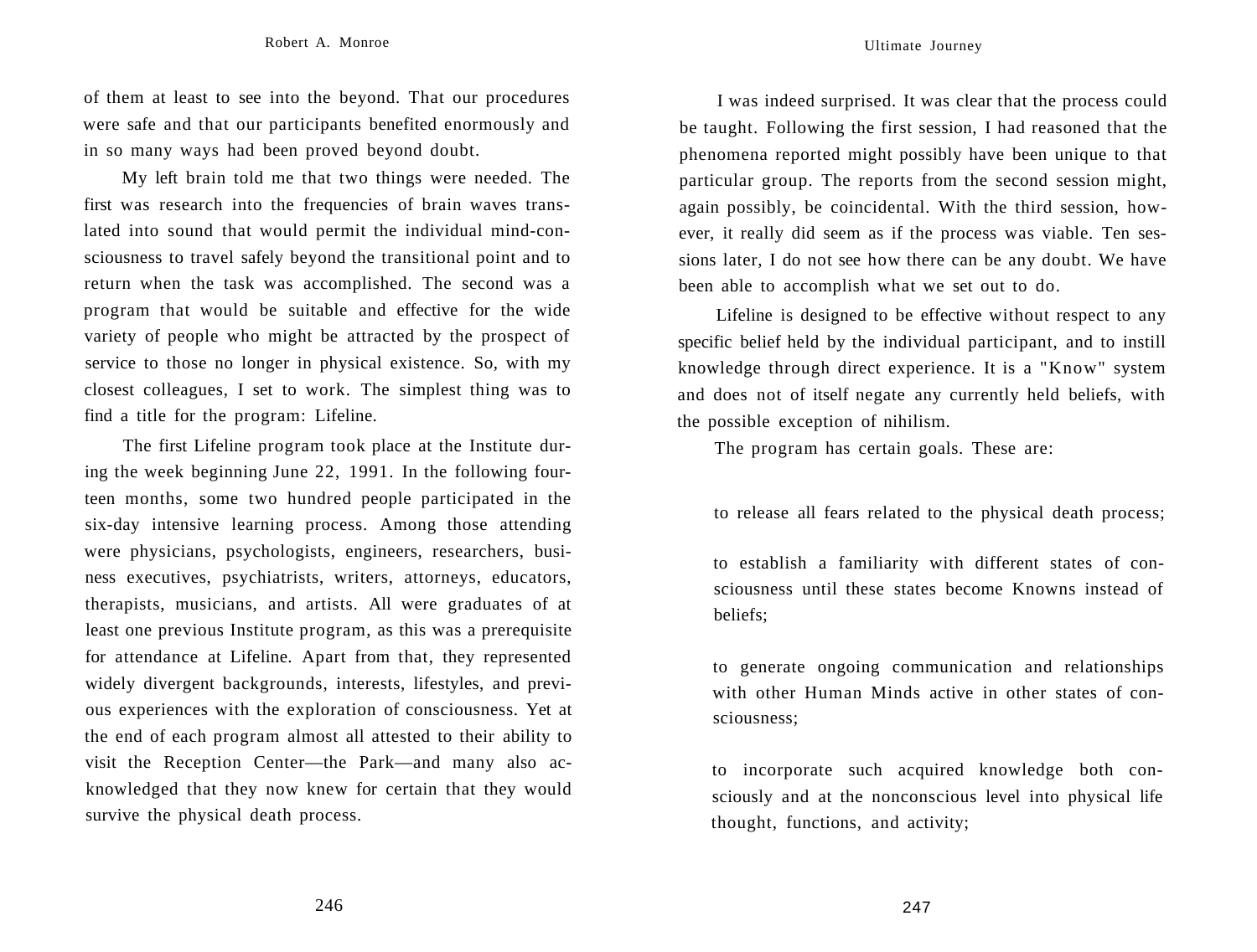of them at least to see into the beyond. That our procedures were safe and that our participants benefited enormously and in so many ways had been proved beyond doubt.

My left brain told me that two things were needed. The first was research into the frequencies of brain waves translated into sound that would permit the individual mind-consciousness to travel safely beyond the transitional point and to return when the task was accomplished. The second was a program that would be suitable and effective for the wide variety of people who might be attracted by the prospect of service to those no longer in physical existence. So, with my closest colleagues, I set to work. The simplest thing was to find a title for the program: Lifeline.

The first Lifeline program took place at the Institute during the week beginning June 22, 1991. In the following fourteen months, some two hundred people participated in the six-day intensive learning process. Among those attending were physicians, psychologists, engineers, researchers, business executives, psychiatrists, writers, attorneys, educators, therapists, musicians, and artists. All were graduates of at least one previous Institute program, as this was a prerequisite for attendance at Lifeline. Apart from that, they represented widely divergent backgrounds, interests, lifestyles, and previous experiences with the exploration of consciousness. Yet at the end of each program almost all attested to their ability to visit the Reception Center—the Park—and many also acknowledged that they now knew for certain that they would survive the physical death process.

I was indeed surprised. It was clear that the process could be taught. Following the first session, I had reasoned that the phenomena reported might possibly have been unique to that particular group. The reports from the second session might, again possibly, be coincidental. With the third session, however, it really did seem as if the process was viable. Ten sessions later, I do not see how there can be any doubt. We have been able to accomplish what we set out to do.

Lifeline is designed to be effective without respect to any specific belief held by the individual participant, and to instill knowledge through direct experience. It is a "Know" system and does not of itself negate any currently held beliefs, with the possible exception of nihilism.

The program has certain goals. These are:

to release all fears related to the physical death process;

to establish a familiarity with different states of consciousness until these states become Knowns instead of beliefs;

to generate ongoing communication and relationships with other Human Minds active in other states of consciousness;

to incorporate such acquired knowledge both consciously and at the nonconscious level into physical life thought, functions, and activity;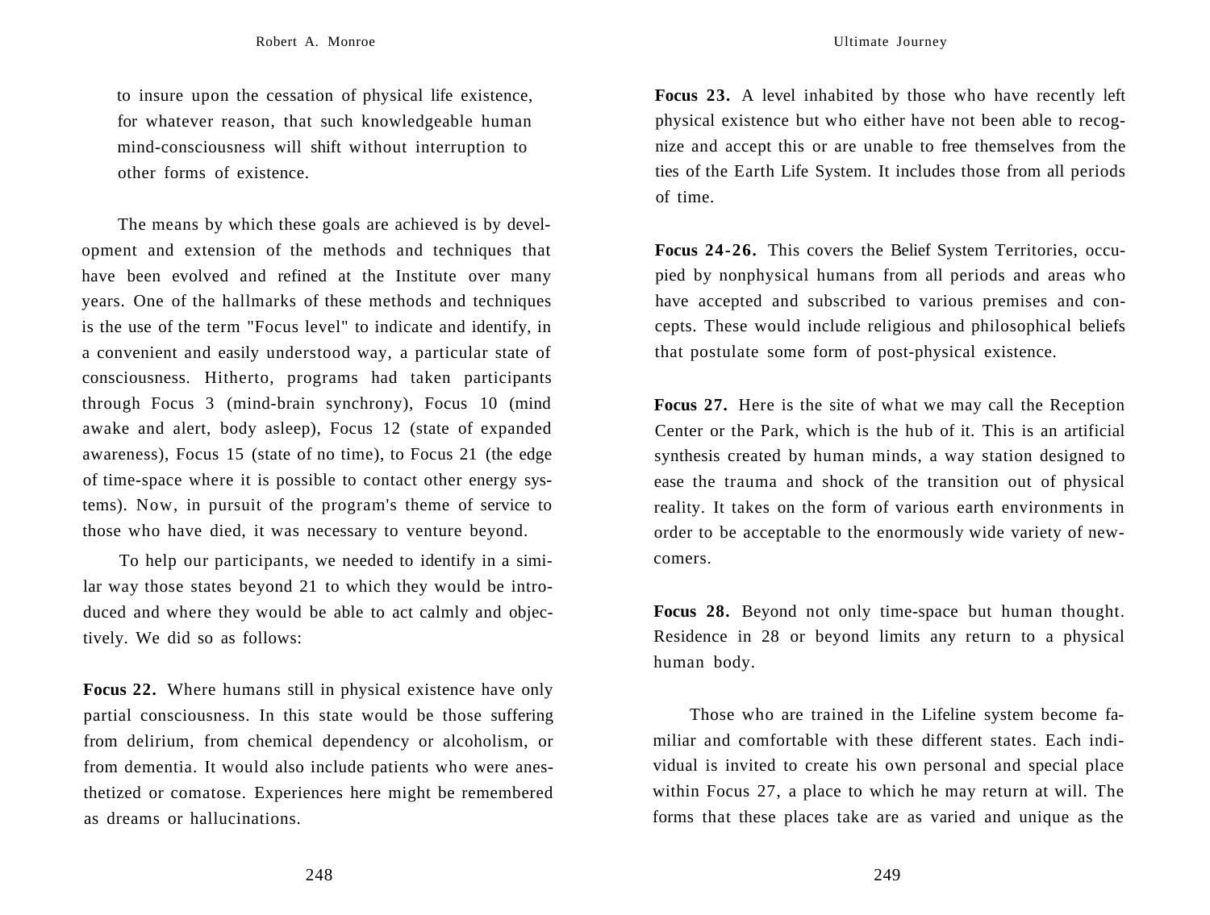to insure upon the cessation of physical life existence, for whatever reason, that such knowledgeable human mind-consciousness will shift without interruption to other forms of existence.

The means by which these goals are achieved is by development and extension of the methods and techniques that have been evolved and refined at the Institute over many years. One of the hallmarks of these methods and techniques is the use of the term "Focus level" to indicate and identify, in a convenient and easily understood way, a particular state of consciousness. Hitherto, programs had taken participants through Focus 3 (mind-brain synchrony), Focus 10 (mind awake and alert, body asleep), Focus 12 (state of expanded awareness), Focus 15 (state of no time), to Focus 21 (the edge of time-space where it is possible to contact other energy systems). Now, in pursuit of the program's theme of service to those who have died, it was necessary to venture beyond.

To help our participants, we needed to identify in a similar way those states beyond 21 to which they would be introduced and where they would be able to act calmly and objectively. We did so as follows:

**Focus 22.** Where humans still in physical existence have only partial consciousness. In this state would be those suffering from delirium, from chemical dependency or alcoholism, or from dementia. It would also include patients who were anesthetized or comatose. Experiences here might be remembered as dreams or hallucinations.

**Focus 23.** A level inhabited by those who have recently left physical existence but who either have not been able to recognize and accept this or are unable to free themselves from the ties of the Earth Life System. It includes those from all periods of time.

**Focus 24-26.** This covers the Belief System Territories, occupied by nonphysical humans from all periods and areas who have accepted and subscribed to various premises and concepts. These would include religious and philosophical beliefs that postulate some form of post-physical existence.

**Focus 27.** Here is the site of what we may call the Reception Center or the Park, which is the hub of it. This is an artificial synthesis created by human minds, a way station designed to ease the trauma and shock of the transition out of physical reality. It takes on the form of various earth environments in order to be acceptable to the enormously wide variety of newcomers.

**Focus 28.** Beyond not only time-space but human thought. Residence in 28 or beyond limits any return to a physical human body.

Those who are trained in the Lifeline system become familiar and comfortable with these different states. Each individual is invited to create his own personal and special place within Focus 27, a place to which he may return at will. The forms that these places take are as varied and unique as the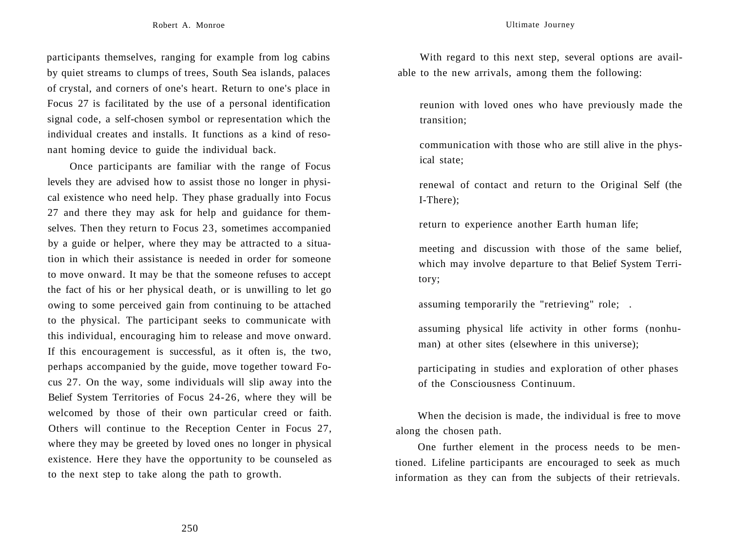participants themselves, ranging for example from log cabins by quiet streams to clumps of trees, South Sea islands, palaces of crystal, and corners of one's heart. Return to one's place in Focus 27 is facilitated by the use of a personal identification signal code, a self-chosen symbol or representation which the individual creates and installs. It functions as a kind of resonant homing device to guide the individual back.

Once participants are familiar with the range of Focus levels they are advised how to assist those no longer in physical existence who need help. They phase gradually into Focus 27 and there they may ask for help and guidance for themselves. Then they return to Focus 23, sometimes accompanied by a guide or helper, where they may be attracted to a situation in which their assistance is needed in order for someone to move onward. It may be that the someone refuses to accept the fact of his or her physical death, or is unwilling to let go owing to some perceived gain from continuing to be attached to the physical. The participant seeks to communicate with this individual, encouraging him to release and move onward. If this encouragement is successful, as it often is, the two, perhaps accompanied by the guide, move together toward Focus 27. On the way, some individuals will slip away into the Belief System Territories of Focus 24-26, where they will be welcomed by those of their own particular creed or faith. Others will continue to the Reception Center in Focus 27, where they may be greeted by loved ones no longer in physical existence. Here they have the opportunity to be counseled as to the next step to take along the path to growth.

With regard to this next step, several options are available to the new arrivals, among them the following:

- reunion with loved ones who have previously made the transition;
- communication with those who are still alive in the physical state;
- renewal of contact and return to the Original Self (the I-There);
- return to experience another Earth human life;
- meeting and discussion with those of the same belief, which may involve departure to that Belief System Territory;
- assuming temporarily the "retrieving" role;
- assuming physical life activity in other forms (nonhuman) at other sites (elsewhere in this universe);
- participating in studies and exploration of other phases of the Consciousness Continuum.

When the decision is made, the individual is free to move along the chosen path.

One further element in the process needs to be mentioned. Lifeline participants are encouraged to seek as much information as they can from the subjects of their retrievals.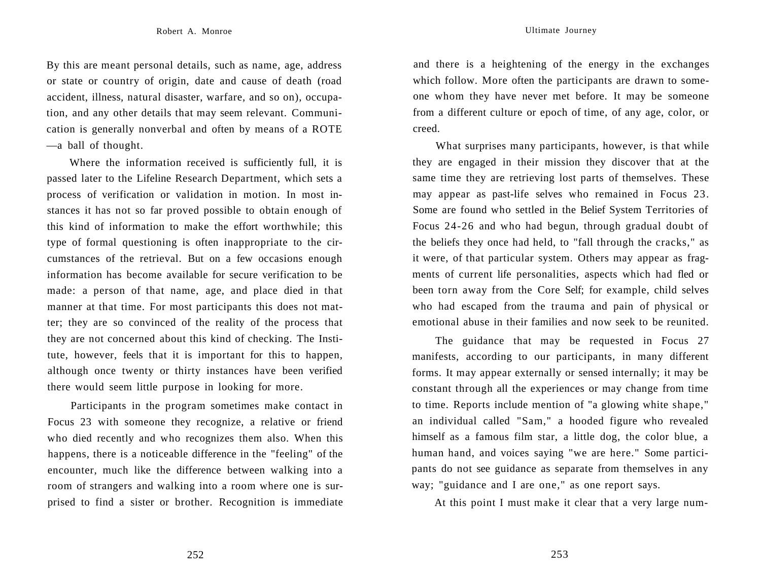By this are meant personal details, such as name, age, address or state or country of origin, date and cause of death (road accident, illness, natural disaster, warfare, and so on), occupation, and any other details that may seem relevant. Communication is generally nonverbal and often by means of a ROTE—a ball of thought.

Where the information received is sufficiently full, it is passed later to the Lifeline Research Department, which sets a process of verification or validation in motion. In most instances it has not so far proved possible to obtain enough of this kind of information to make the effort worthwhile; this type of formal questioning is often inappropriate to the circumstances of the retrieval. But on a few occasions enough information has become available for secure verification to be made: a person of that name, age, and place died in that manner at that time. For most participants this does not matter; they are so convinced of the reality of the process that they are not concerned about this kind of checking. The Institute, however, feels that it is important for this to happen, although once twenty or thirty instances have been verified there would seem little purpose in looking for more.

Participants in the program sometimes make contact in Focus 23 with someone they recognize, a relative or friend who died recently and who recognizes them also. When this happens, there is a noticeable difference in the "feeling" of the encounter, much like the difference between walking into a room of strangers and walking into a room where one is surprised to find a sister or brother. Recognition is immediate and there is a heightening of the energy in the exchanges which follow. More often the participants are drawn to someone whom they have never met before. It may be someone from a different culture or epoch of time, of any age, color, or creed.

What surprises many participants, however, is that while they are engaged in their mission they discover that at the same time they are retrieving lost parts of themselves. These may appear as past-life selves who remained in Focus 23. Some are found who settled in the Belief System Territories of Focus 24-26 and who had begun, through gradual doubt of the beliefs they once had held, to "fall through the cracks," as it were, of that particular system. Others may appear as fragments of current life personalities, aspects which had fled or been torn away from the Core Self; for example, child selves who had escaped from the trauma and pain of physical or emotional abuse in their families and now seek to be reunited.

The guidance that may be requested in Focus 27 manifests, according to our participants, in many different forms. It may appear externally or sensed internally; it may be constant through all the experiences or may change from time to time. Reports include mention of "a glowing white shape," an individual called "Sam," a hooded figure who revealed himself as a famous film star, a little dog, the color blue, a human hand, and voices saying "we are here." Some participants do not see guidance as separate from themselves in any way; "guidance and I are one," as one report says.

At this point I must make it clear that a very large num-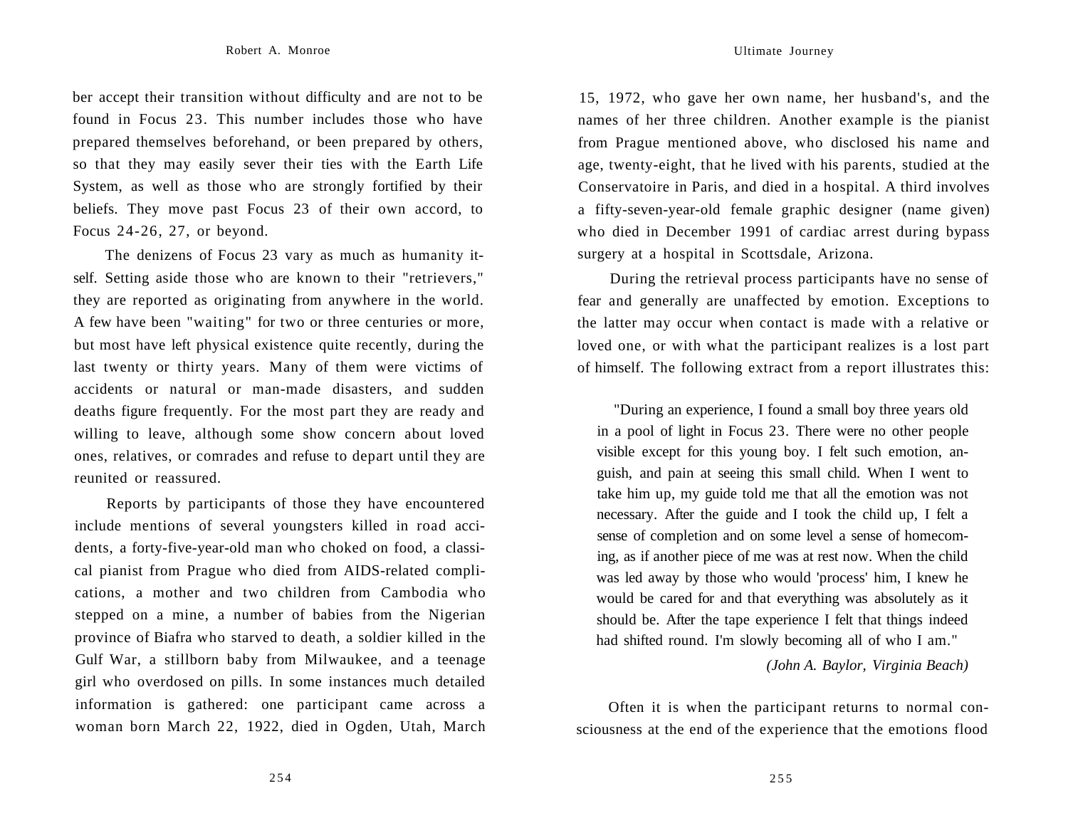ber accept their transition without difficulty and are not to be found in Focus 23. This number includes those who have prepared themselves beforehand, or been prepared by others, so that they may easily sever their ties with the Earth Life System, as well as those who are strongly fortified by their beliefs. They move past Focus 23 of their own accord, to Focus 24-26, 27, or beyond.

The denizens of Focus 23 vary as much as humanity itself. Setting aside those who are known to their "retrievers," they are reported as originating from anywhere in the world. A few have been "waiting" for two or three centuries or more, but most have left physical existence quite recently, during the last twenty or thirty years. Many of them were victims of accidents or natural or man-made disasters, and sudden deaths figure frequently. For the most part they are ready and willing to leave, although some show concern about loved ones, relatives, or comrades and refuse to depart until they are reunited or reassured.

Reports by participants of those they have encountered include mentions of several youngsters killed in road accidents, a forty-five-year-old man who choked on food, a classical pianist from Prague who died from AIDS-related complications, a mother and two children from Cambodia who stepped on a mine, a number of babies from the Nigerian province of Biafra who starved to death, a soldier killed in the Gulf War, a stillborn baby from Milwaukee, and a teenage girl who overdosed on pills. In some instances much detailed information is gathered: one participant came across a woman born March 22, 1922, died in Ogden, Utah, March 15, 1972, who gave her own name, her husband's, and the names of her three children. Another example is the pianist from Prague mentioned above, who disclosed his name and age, twenty-eight, that he lived with his parents, studied at the Conservatoire in Paris, and died in a hospital. A third involves a fifty-seven-year-old female graphic designer (name given) who died in December 1991 of cardiac arrest during bypass surgery at a hospital in Scottsdale, Arizona.

During the retrieval process participants have no sense of fear and generally are unaffected by emotion. Exceptions to the latter may occur when contact is made with a relative or loved one, or with what the participant realizes is a lost part of himself. The following extract from a report illustrates this:

> "During an experience, I found a small boy three years old in a pool of light in Focus 23. There were no other people visible except for this young boy. I felt such emotion, anguish, and pain at seeing this small child. When I went to take him up, my guide told me that all the emotion was not necessary. After the guide and I took the child up, I felt a sense of completion and on some level a sense of homecoming, as if another piece of me was at rest now. When the child was led away by those who would 'process' him, I knew he would be cared for and that everything was absolutely as it should be. After the tape experience I felt that things indeed had shifted round. I'm slowly becoming all of who I am."
>
> *(John A. Baylor, Virginia Beach)*

Often it is when the participant returns to normal consciousness at the end of the experience that the emotions flood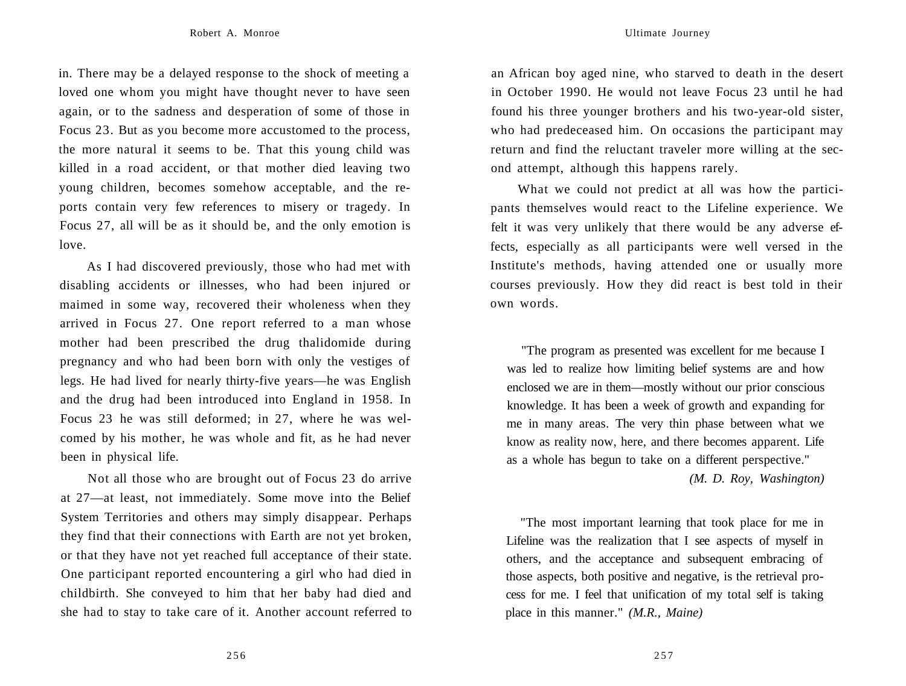in. There may be a delayed response to the shock of meeting a loved one whom you might have thought never to have seen again, or to the sadness and desperation of some of those in Focus 23. But as you become more accustomed to the process, the more natural it seems to be. That this young child was killed in a road accident, or that mother died leaving two young children, becomes somehow acceptable, and the reports contain very few references to misery or tragedy. In Focus 27, all will be as it should be, and the only emotion is love.

As I had discovered previously, those who had met with disabling accidents or illnesses, who had been injured or maimed in some way, recovered their wholeness when they arrived in Focus 27. One report referred to a man whose mother had been prescribed the drug thalidomide during pregnancy and who had been born with only the vestiges of legs. He had lived for nearly thirty-five years—he was English and the drug had been introduced into England in 1958. In Focus 23 he was still deformed; in 27, where he was welcomed by his mother, he was whole and fit, as he had never been in physical life.

Not all those who are brought out of Focus 23 do arrive at 27—at least, not immediately. Some move into the Belief System Territories and others may simply disappear. Perhaps they find that their connections with Earth are not yet broken, or that they have not yet reached full acceptance of their state. One participant reported encountering a girl who had died in childbirth. She conveyed to him that her baby had died and she had to stay to take care of it. Another account referred to an African boy aged nine, who starved to death in the desert in October 1990. He would not leave Focus 23 until he had found his three younger brothers and his two-year-old sister, who had predeceased him. On occasions the participant may return and find the reluctant traveler more willing at the second attempt, although this happens rarely.

What we could not predict at all was how the participants themselves would react to the Lifeline experience. We felt it was very unlikely that there would be any adverse effects, especially as all participants were well versed in the Institute's methods, having attended one or usually more courses previously. How they did react is best told in their own words.

> "The program as presented was excellent for me because I was led to realize how limiting belief systems are and how enclosed we are in them—mostly without our prior conscious knowledge. It has been a week of growth and expanding for me in many areas. The very thin phase between what we know as reality now, here, and there becomes apparent. Life as a whole has begun to take on a different perspective."
>
> *(M. D. Roy, Washington)*

> "The most important learning that took place for me in Lifeline was the realization that I see aspects of myself in others, and the acceptance and subsequent embracing of those aspects, both positive and negative, is the retrieval process for me. I feel that unification of my total self is taking place in this manner." *(M.R., Maine)*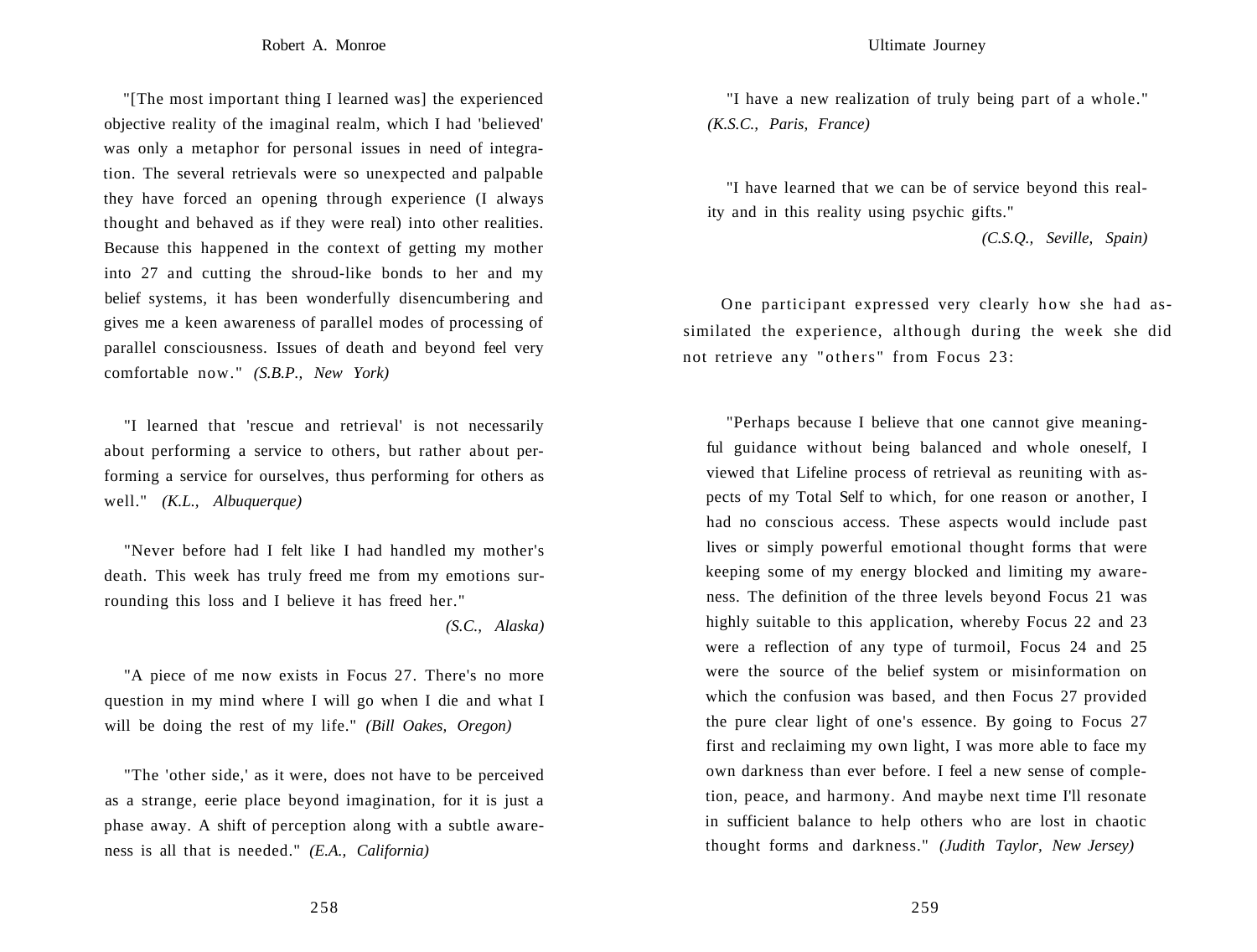"[The most important thing I learned was] the experienced objective reality of the imaginal realm, which I had 'believed' was only a metaphor for personal issues in need of integration. The several retrievals were so unexpected and palpable they have forced an opening through experience (I always thought and behaved as if they were real) into other realities. Because this happened in the context of getting my mother into 27 and cutting the shroud-like bonds to her and my belief systems, it has been wonderfully disencumbering and gives me a keen awareness of parallel modes of processing of parallel consciousness. Issues of death and beyond feel very comfortable now." *(S.B.P., New York)*

"I learned that 'rescue and retrieval' is not necessarily about performing a service to others, but rather about performing a service for ourselves, thus performing for others as well." *(K.L., Albuquerque)*

"Never before had I felt like I had handled my mother's death. This week has truly freed me from my emotions surrounding this loss and I believe it has freed her."

*(S.C., Alaska)*

"A piece of me now exists in Focus 27. There's no more question in my mind where I will go when I die and what I will be doing the rest of my life." *(Bill Oakes, Oregon)*

"The 'other side,' as it were, does not have to be perceived as a strange, eerie place beyond imagination, for it is just a phase away. A shift of perception along with a subtle awareness is all that is needed." *(E.A., California)*

"I have a new realization of truly being part of a whole." *(K.S.C., Paris, France)*

"I have learned that we can be of service beyond this reality and in this reality using psychic gifts."

*(C.S.Q., Seville, Spain)*

One participant expressed very clearly how she had assimilated the experience, although during the week she did not retrieve any "others" from Focus 23:

"Perhaps because I believe that one cannot give meaningful guidance without being balanced and whole oneself, I viewed that Lifeline process of retrieval as reuniting with aspects of my Total Self to which, for one reason or another, I had no conscious access. These aspects would include past lives or simply powerful emotional thought forms that were keeping some of my energy blocked and limiting my awareness. The definition of the three levels beyond Focus 21 was highly suitable to this application, whereby Focus 22 and 23 were a reflection of any type of turmoil, Focus 24 and 25 were the source of the belief system or misinformation on which the confusion was based, and then Focus 27 provided the pure clear light of one's essence. By going to Focus 27 first and reclaiming my own light, I was more able to face my own darkness than ever before. I feel a new sense of completion, peace, and harmony. And maybe next time I'll resonate in sufficient balance to help others who are lost in chaotic thought forms and darkness." *(Judith Taylor, New Jersey)*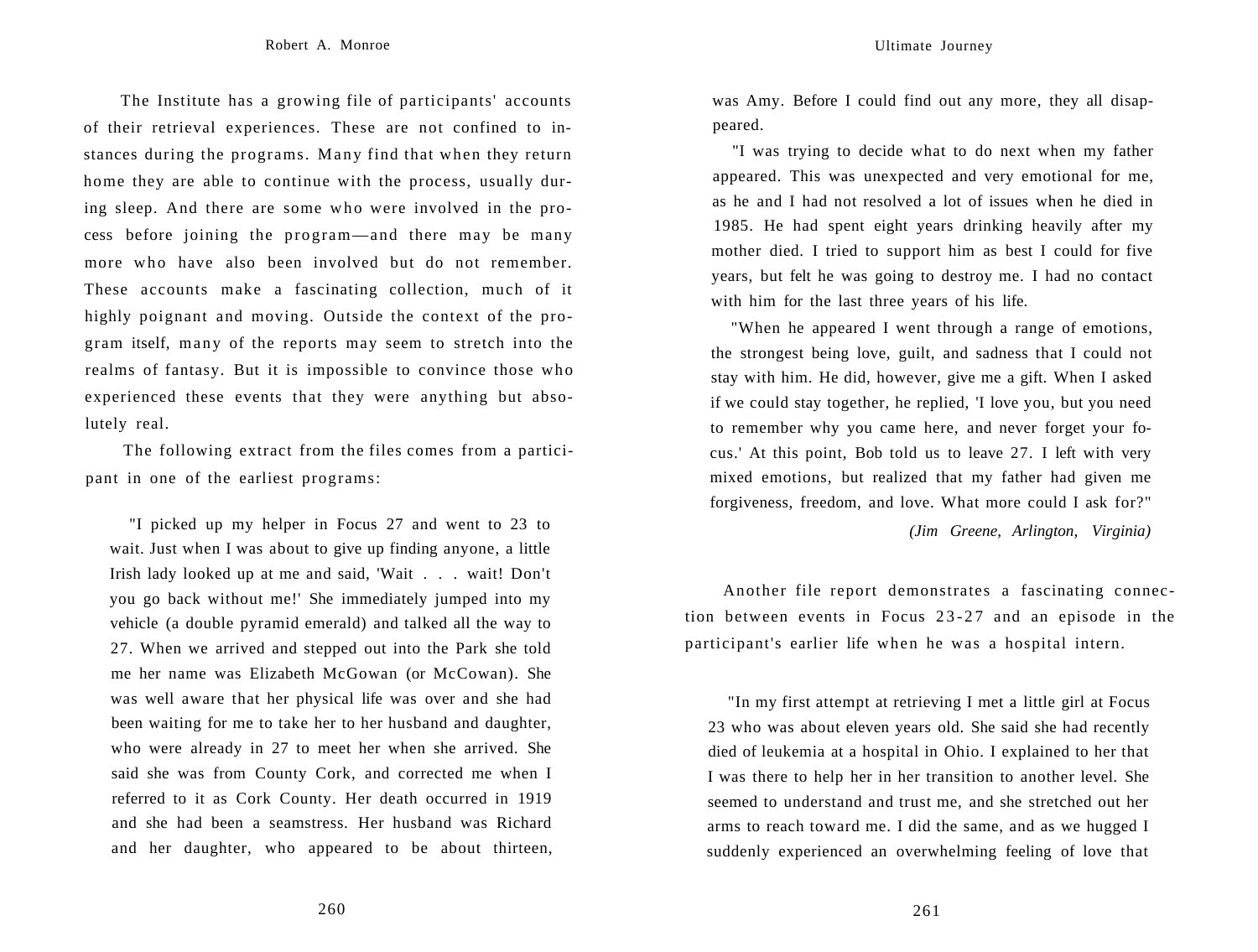The Institute has a growing file of participants' accounts of their retrieval experiences. These are not confined to instances during the programs. Many find that when they return home they are able to continue with the process, usually during sleep. And there are some who were involved in the process before joining the program—and there may be many more who have also been involved but do not remember. These accounts make a fascinating collection, much of it highly poignant and moving. Outside the context of the program itself, many of the reports may seem to stretch into the realms of fantasy. But it is impossible to convince those who experienced these events that they were anything but absolutely real.

The following extract from the files comes from a participant in one of the earliest programs:

> "I picked up my helper in Focus 27 and went to 23 to wait. Just when I was about to give up finding anyone, a little Irish lady looked up at me and said, 'Wait . . . wait! Don't you go back without me!' She immediately jumped into my vehicle (a double pyramid emerald) and talked all the way to 27. When we arrived and stepped out into the Park she told me her name was Elizabeth McGowan (or McCowan). She was well aware that her physical life was over and she had been waiting for me to take her to her husband and daughter, who were already in 27 to meet her when she arrived. She said she was from County Cork, and corrected me when I referred to it as Cork County. Her death occurred in 1919 and she had been a seamstress. Her husband was Richard and her daughter, who appeared to be about thirteen, was Amy. Before I could find out any more, they all disappeared.
>
> "I was trying to decide what to do next when my father appeared. This was unexpected and very emotional for me, as he and I had not resolved a lot of issues when he died in 1985. He had spent eight years drinking heavily after my mother died. I tried to support him as best I could for five years, but felt he was going to destroy me. I had no contact with him for the last three years of his life.
>
> "When he appeared I went through a range of emotions, the strongest being love, guilt, and sadness that I could not stay with him. He did, however, give me a gift. When I asked if we could stay together, he replied, 'I love you, but you need to remember why you came here, and never forget your focus.' At this point, Bob told us to leave 27. I left with very mixed emotions, but realized that my father had given me forgiveness, freedom, and love. What more could I ask for?"
>
> *(Jim Greene, Arlington, Virginia)*

Another file report demonstrates a fascinating connection between events in Focus 23-27 and an episode in the participant's earlier life when he was a hospital intern.

> "In my first attempt at retrieving I met a little girl at Focus 23 who was about eleven years old. She said she had recently died of leukemia at a hospital in Ohio. I explained to her that I was there to help her in her transition to another level. She seemed to understand and trust me, and she stretched out her arms to reach toward me. I did the same, and as we hugged I suddenly experienced an overwhelming feeling of love that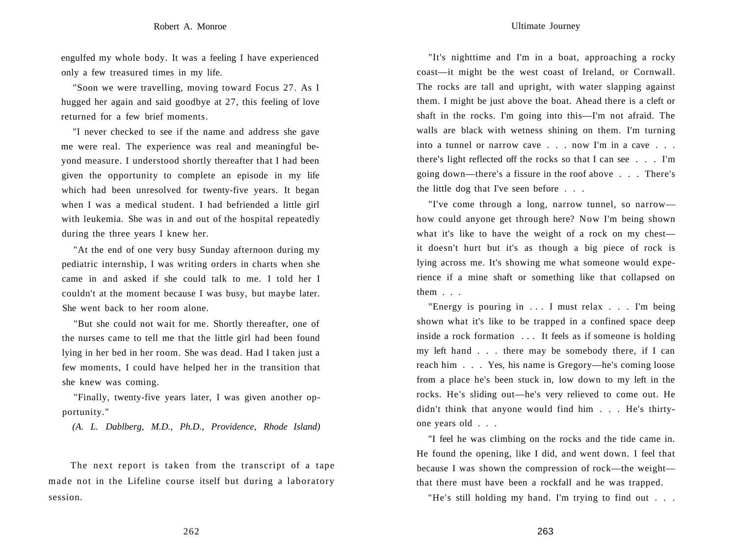engulfed my whole body. It was a feeling I have experienced only a few treasured times in my life.

"Soon we were travelling, moving toward Focus 27. As I hugged her again and said goodbye at 27, this feeling of love returned for a few brief moments.

"I never checked to see if the name and address she gave me were real. The experience was real and meaningful beyond measure. I understood shortly thereafter that I had been given the opportunity to complete an episode in my life which had been unresolved for twenty-five years. It began when I was a medical student. I had befriended a little girl with leukemia. She was in and out of the hospital repeatedly during the three years I knew her.

"At the end of one very busy Sunday afternoon during my pediatric internship, I was writing orders in charts when she came in and asked if she could talk to me. I told her I couldn't at the moment because I was busy, but maybe later. She went back to her room alone.

"But she could not wait for me. Shortly thereafter, one of the nurses came to tell me that the little girl had been found lying in her bed in her room. She was dead. Had I taken just a few moments, I could have helped her in the transition that she knew was coming.

"Finally, twenty-five years later, I was given another opportunity."

*(A. L. Dablberg, M.D., Ph.D., Providence, Rhode Island)*

The next report is taken from the transcript of a tape made not in the Lifeline course itself but during a laboratory session.

"It's nighttime and I'm in a boat, approaching a rocky coast—it might be the west coast of Ireland, or Cornwall. The rocks are tall and upright, with water slapping against them. I might be just above the boat. Ahead there is a cleft or shaft in the rocks. I'm going into this—I'm not afraid. The walls are black with wetness shining on them. I'm turning into a tunnel or narrow cave . . . now I'm in a cave . . . there's light reflected off the rocks so that I can see . . . I'm going down—there's a fissure in the roof above . . . There's the little dog that I've seen before . . .

"I've come through a long, narrow tunnel, so narrow—how could anyone get through here? Now I'm being shown what it's like to have the weight of a rock on my chest—it doesn't hurt but it's as though a big piece of rock is lying across me. It's showing me what someone would experience if a mine shaft or something like that collapsed on them . . .

"Energy is pouring in . . . I must relax . . . I'm being shown what it's like to be trapped in a confined space deep inside a rock formation . . . It feels as if someone is holding my left hand . . . there may be somebody there, if I can reach him . . . Yes, his name is Gregory—he's coming loose from a place he's been stuck in, low down to my left in the rocks. He's sliding out—he's very relieved to come out. He didn't think that anyone would find him . . . He's thirty-one years old . . .

"I feel he was climbing on the rocks and the tide came in. He found the opening, like I did, and went down. I feel that because I was shown the compression of rock—the weight—that there must have been a rockfall and he was trapped.

"He's still holding my hand. I'm trying to find out . . .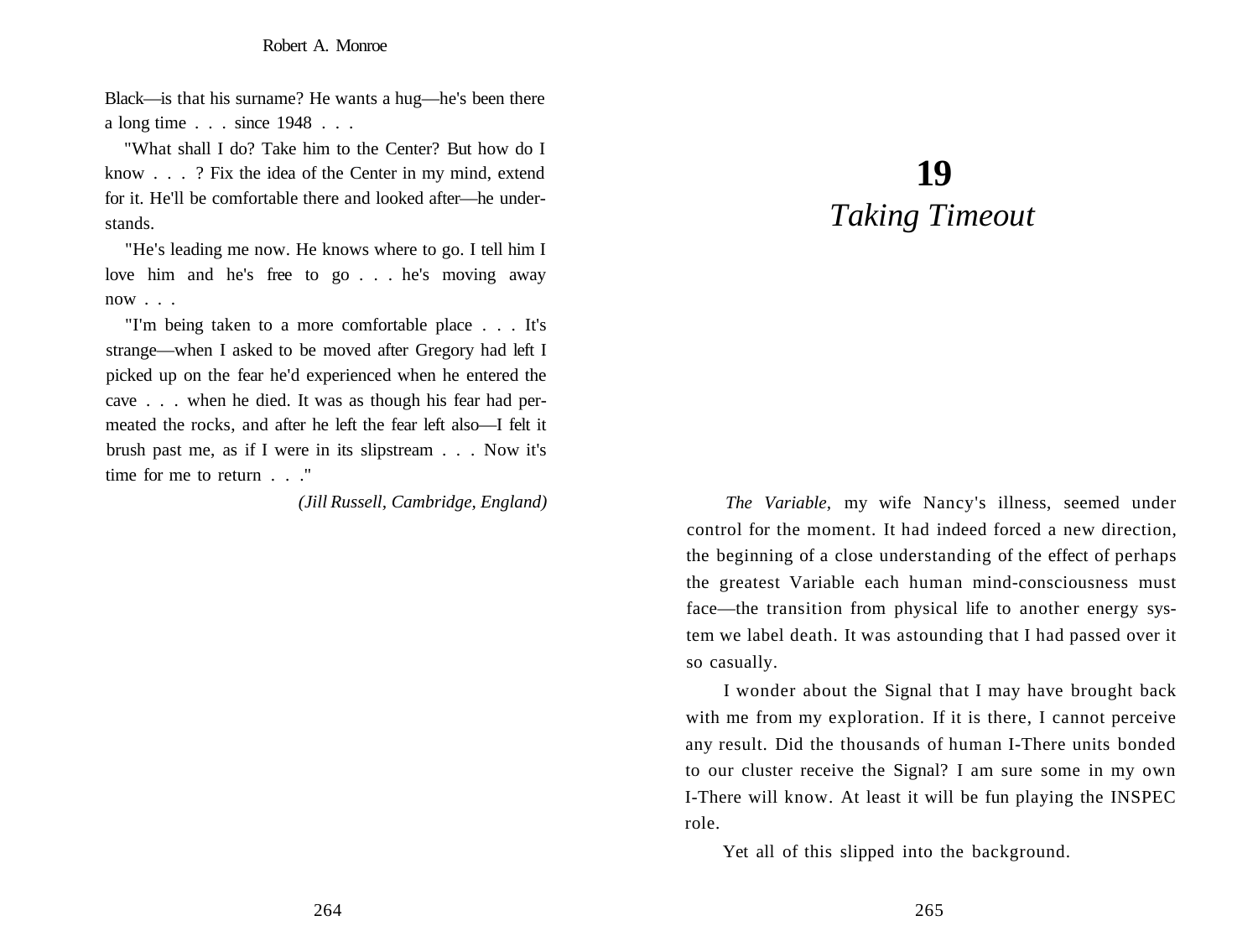Black—is that his surname? He wants a hug—he's been there a long time . . . since 1948 . . .

"What shall I do? Take him to the Center? But how do I know . . . ? Fix the idea of the Center in my mind, extend for it. He'll be comfortable there and looked after—he understands.

"He's leading me now. He knows where to go. I tell him I love him and he's free to go . . . he's moving away now . . .

"I'm being taken to a more comfortable place . . . It's strange—when I asked to be moved after Gregory had left I picked up on the fear he'd experienced when he entered the cave . . . when he died. It was as though his fear had permeated the rocks, and after he left the fear left also—I felt it brush past me, as if I were in its slipstream . . . Now it's time for me to return . . ."

*(Jill Russell, Cambridge, England)*

# 19
# *Taking Timeout*

*The Variable*, my wife Nancy's illness, seemed under control for the moment. It had indeed forced a new direction, the beginning of a close understanding of the effect of perhaps the greatest Variable each human mind-consciousness must face—the transition from physical life to another energy system we label death. It was astounding that I had passed over it so casually.

I wonder about the Signal that I may have brought back with me from my exploration. If it is there, I cannot perceive any result. Did the thousands of human I-There units bonded to our cluster receive the Signal? I am sure some in my own I-There will know. At least it will be fun playing the INSPEC role.

Yet all of this slipped into the background.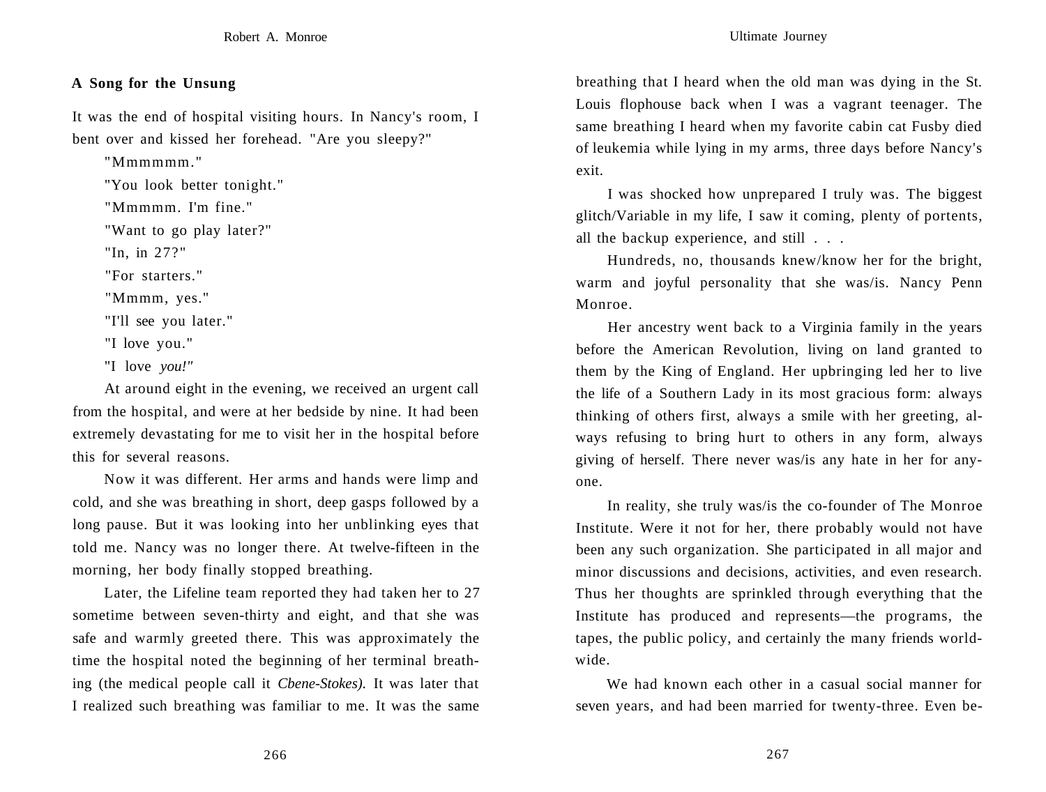### A Song for the Unsung

It was the end of hospital visiting hours. In Nancy's room, I bent over and kissed her forehead. "Are you sleepy?"

"Mmmmmm."

"You look better tonight."

"Mmmmm. I'm fine."

"Want to go play later?"

"In, in 27?"

"For starters."

"Mmmm, yes."

"I'll see you later."

"I love you."

"I love *you!"*

At around eight in the evening, we received an urgent call from the hospital, and were at her bedside by nine. It had been extremely devastating for me to visit her in the hospital before this for several reasons.

Now it was different. Her arms and hands were limp and cold, and she was breathing in short, deep gasps followed by a long pause. But it was looking into her unblinking eyes that told me. Nancy was no longer there. At twelve-fifteen in the morning, her body finally stopped breathing.

Later, the Lifeline team reported they had taken her to 27 sometime between seven-thirty and eight, and that she was safe and warmly greeted there. This was approximately the time the hospital noted the beginning of her terminal breathing (the medical people call it *Cbene-Stokes).* It was later that I realized such breathing was familiar to me. It was the same breathing that I heard when the old man was dying in the St. Louis flophouse back when I was a vagrant teenager. The same breathing I heard when my favorite cabin cat Fusby died of leukemia while lying in my arms, three days before Nancy's exit.

I was shocked how unprepared I truly was. The biggest glitch/Variable in my life, I saw it coming, plenty of portents, all the backup experience, and still . . .

Hundreds, no, thousands knew/know her for the bright, warm and joyful personality that she was/is. Nancy Penn Monroe.

Her ancestry went back to a Virginia family in the years before the American Revolution, living on land granted to them by the King of England. Her upbringing led her to live the life of a Southern Lady in its most gracious form: always thinking of others first, always a smile with her greeting, always refusing to bring hurt to others in any form, always giving of herself. There never was/is any hate in her for anyone.

In reality, she truly was/is the co-founder of The Monroe Institute. Were it not for her, there probably would not have been any such organization. She participated in all major and minor discussions and decisions, activities, and even research. Thus her thoughts are sprinkled through everything that the Institute has produced and represents—the programs, the tapes, the public policy, and certainly the many friends worldwide.

We had known each other in a casual social manner for seven years, and had been married for twenty-three. Even be-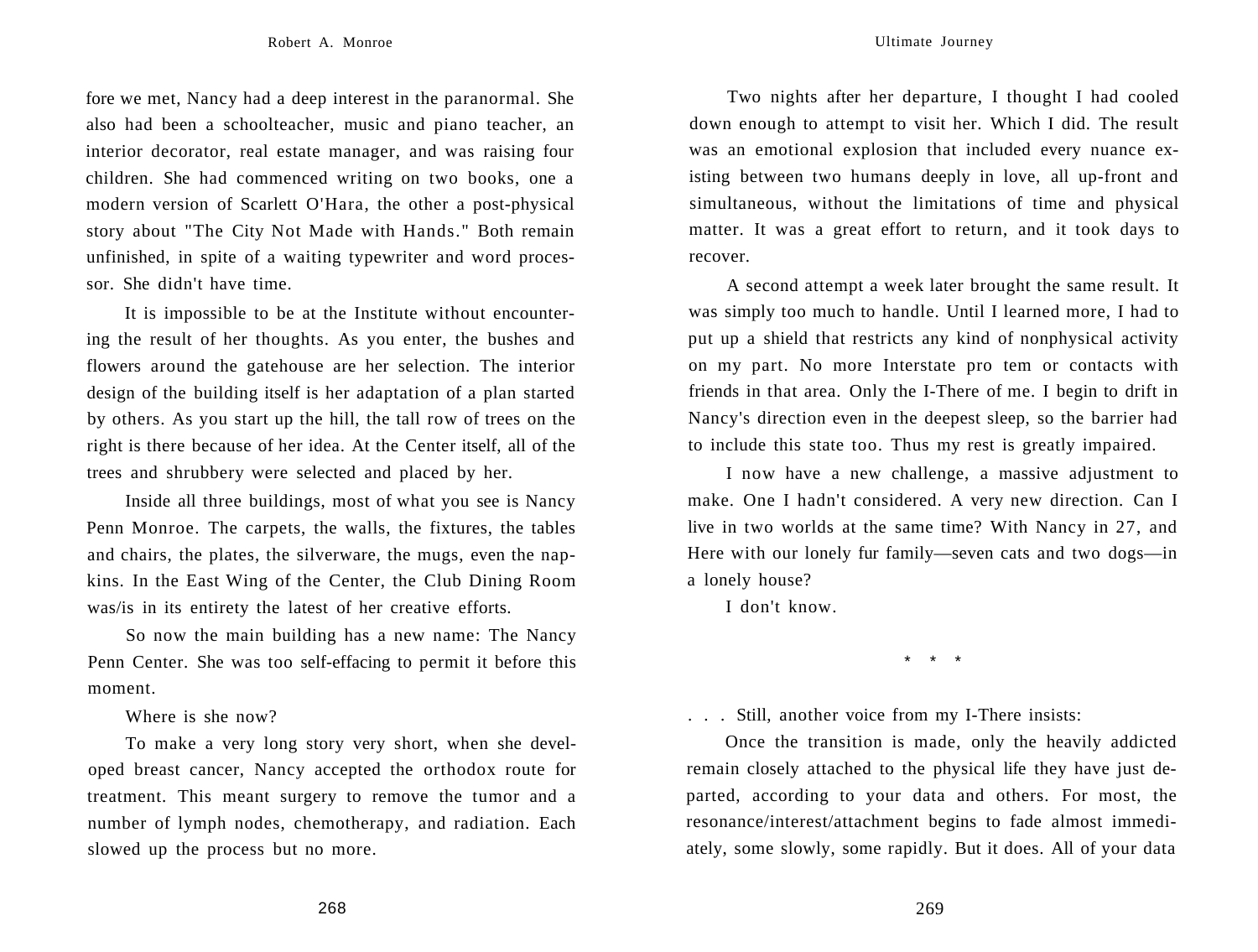fore we met, Nancy had a deep interest in the paranormal. She also had been a schoolteacher, music and piano teacher, an interior decorator, real estate manager, and was raising four children. She had commenced writing on two books, one a modern version of Scarlett O'Hara, the other a post-physical story about "The City Not Made with Hands." Both remain unfinished, in spite of a waiting typewriter and word processor. She didn't have time.

It is impossible to be at the Institute without encountering the result of her thoughts. As you enter, the bushes and flowers around the gatehouse are her selection. The interior design of the building itself is her adaptation of a plan started by others. As you start up the hill, the tall row of trees on the right is there because of her idea. At the Center itself, all of the trees and shrubbery were selected and placed by her.

Inside all three buildings, most of what you see is Nancy Penn Monroe. The carpets, the walls, the fixtures, the tables and chairs, the plates, the silverware, the mugs, even the napkins. In the East Wing of the Center, the Club Dining Room was/is in its entirety the latest of her creative efforts.

So now the main building has a new name: The Nancy Penn Center. She was too self-effacing to permit it before this moment.

Where is she now?

To make a very long story very short, when she developed breast cancer, Nancy accepted the orthodox route for treatment. This meant surgery to remove the tumor and a number of lymph nodes, chemotherapy, and radiation. Each slowed up the process but no more.

Two nights after her departure, I thought I had cooled down enough to attempt to visit her. Which I did. The result was an emotional explosion that included every nuance existing between two humans deeply in love, all up-front and simultaneous, without the limitations of time and physical matter. It was a great effort to return, and it took days to recover.

A second attempt a week later brought the same result. It was simply too much to handle. Until I learned more, I had to put up a shield that restricts any kind of nonphysical activity on my part. No more Interstate pro tem or contacts with friends in that area. Only the I-There of me. I begin to drift in Nancy's direction even in the deepest sleep, so the barrier had to include this state too. Thus my rest is greatly impaired.

I now have a new challenge, a massive adjustment to make. One I hadn't considered. A very new direction. Can I live in two worlds at the same time? With Nancy in 27, and Here with our lonely fur family—seven cats and two dogs—in a lonely house?

I don't know.

\* \* \*

. . . Still, another voice from my I-There insists:

Once the transition is made, only the heavily addicted remain closely attached to the physical life they have just departed, according to your data and others. For most, the resonance/interest/attachment begins to fade almost immediately, some slowly, some rapidly. But it does. All of your data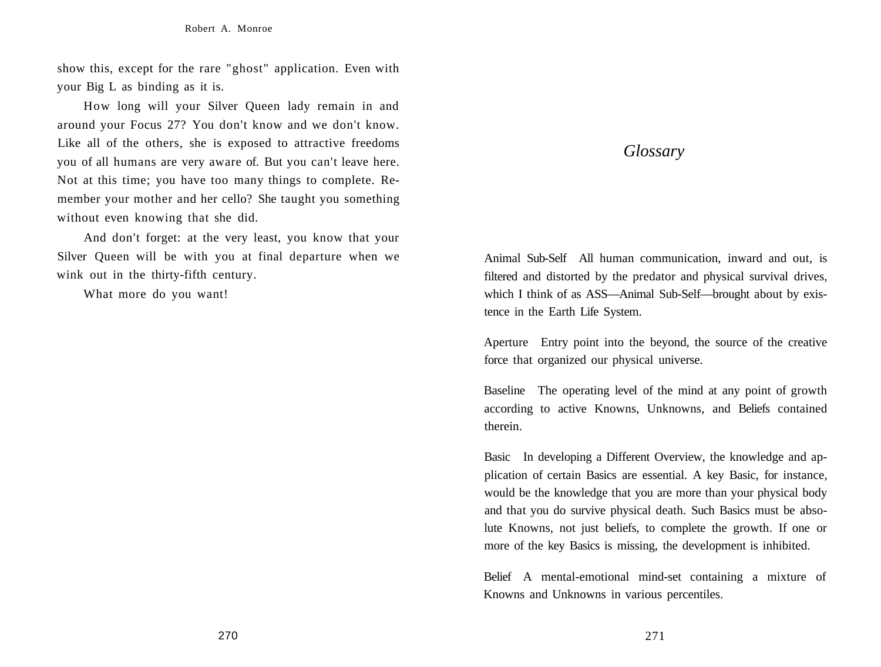show this, except for the rare "ghost" application. Even with your Big L as binding as it is.

How long will your Silver Queen lady remain in and around your Focus 27? You don't know and we don't know. Like all of the others, she is exposed to attractive freedoms you of all humans are very aware of. But you can't leave here. Not at this time; you have too many things to complete. Remember your mother and her cello? She taught you something without even knowing that she did.

And don't forget: at the very least, you know that your Silver Queen will be with you at final departure when we wink out in the thirty-fifth century.

What more do you want!

# *Glossary*

Animal Sub-Self All human communication, inward and out, is filtered and distorted by the predator and physical survival drives, which I think of as ASS—Animal Sub-Self—brought about by existence in the Earth Life System.

Aperture Entry point into the beyond, the source of the creative force that organized our physical universe.

Baseline The operating level of the mind at any point of growth according to active Knowns, Unknowns, and Beliefs contained therein.

Basic In developing a Different Overview, the knowledge and application of certain Basics are essential. A key Basic, for instance, would be the knowledge that you are more than your physical body and that you do survive physical death. Such Basics must be absolute Knowns, not just beliefs, to complete the growth. If one or more of the key Basics is missing, the development is inhibited.

Belief A mental-emotional mind-set containing a mixture of Knowns and Unknowns in various percentiles.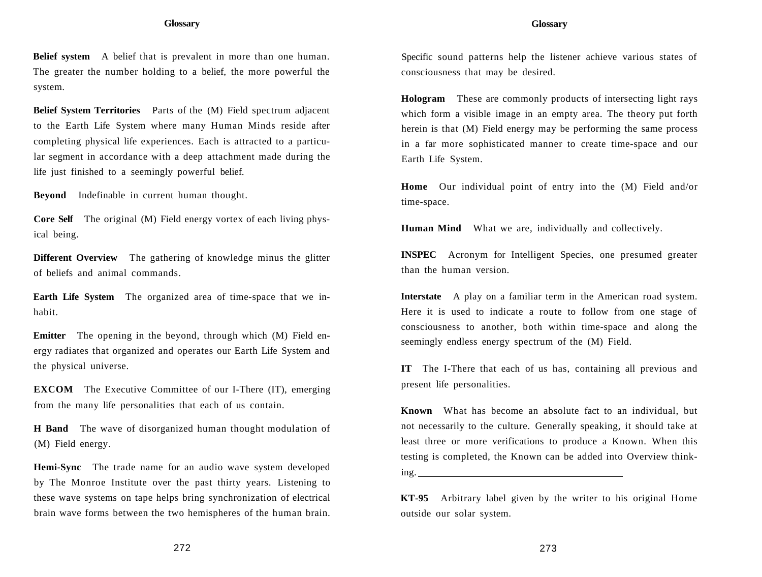**Belief system** A belief that is prevalent in more than one human. The greater the number holding to a belief, the more powerful the system.

**Belief System Territories** Parts of the (M) Field spectrum adjacent to the Earth Life System where many Human Minds reside after completing physical life experiences. Each is attracted to a particular segment in accordance with a deep attachment made during the life just finished to a seemingly powerful belief.

**Beyond** Indefinable in current human thought.

**Core Self** The original (M) Field energy vortex of each living physical being.

**Different Overview** The gathering of knowledge minus the glitter of beliefs and animal commands.

**Earth Life System** The organized area of time-space that we inhabit.

**Emitter** The opening in the beyond, through which (M) Field energy radiates that organized and operates our Earth Life System and the physical universe.

**EXCOM** The Executive Committee of our I-There (IT), emerging from the many life personalities that each of us contain.

**H Band** The wave of disorganized human thought modulation of (M) Field energy.

**Hemi-Sync** The trade name for an audio wave system developed by The Monroe Institute over the past thirty years. Listening to these wave systems on tape helps bring synchronization of electrical brain wave forms between the two hemispheres of the human brain. Specific sound patterns help the listener achieve various states of consciousness that may be desired.

**Hologram** These are commonly products of intersecting light rays which form a visible image in an empty area. The theory put forth herein is that (M) Field energy may be performing the same process in a far more sophisticated manner to create time-space and our Earth Life System.

**Home** Our individual point of entry into the (M) Field and/or time-space.

**Human Mind** What we are, individually and collectively.

**INSPEC** Acronym for Intelligent Species, one presumed greater than the human version.

**Interstate** A play on a familiar term in the American road system. Here it is used to indicate a route to follow from one stage of consciousness to another, both within time-space and along the seemingly endless energy spectrum of the (M) Field.

**IT** The I-There that each of us has, containing all previous and present life personalities.

**Known** What has become an absolute fact to an individual, but not necessarily to the culture. Generally speaking, it should take at least three or more verifications to produce a Known. When this testing is completed, the Known can be added into Overview thinking.

**KT-95** Arbitrary label given by the writer to his original Home outside our solar system.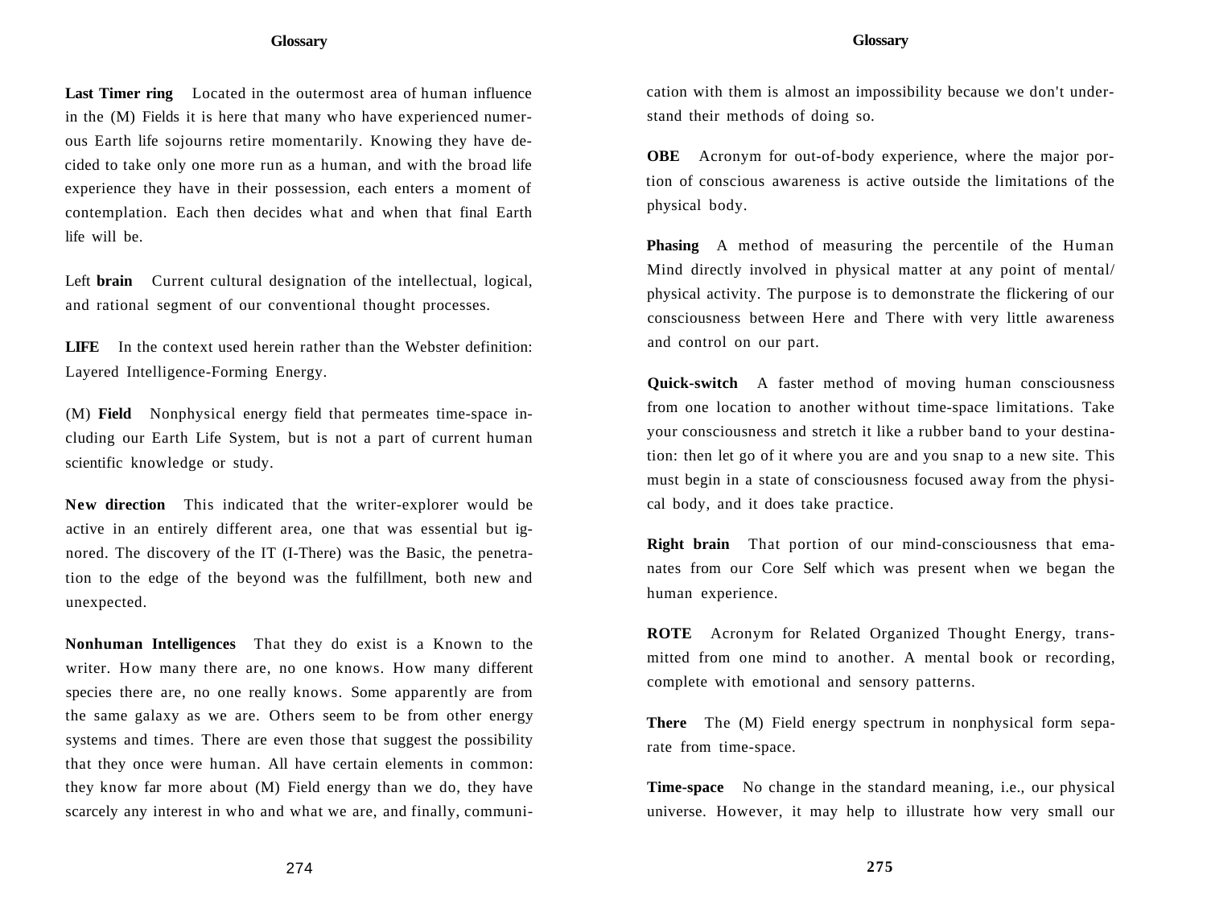**Last Timer ring** Located in the outermost area of human influence in the (M) Fields it is here that many who have experienced numerous Earth life sojourns retire momentarily. Knowing they have decided to take only one more run as a human, and with the broad life experience they have in their possession, each enters a moment of contemplation. Each then decides what and when that final Earth life will be.

Left **brain** Current cultural designation of the intellectual, logical, and rational segment of our conventional thought processes.

**LIFE** In the context used herein rather than the Webster definition: Layered Intelligence-Forming Energy.

(M) **Field** Nonphysical energy field that permeates time-space including our Earth Life System, but is not a part of current human scientific knowledge or study.

**New direction** This indicated that the writer-explorer would be active in an entirely different area, one that was essential but ignored. The discovery of the IT (I-There) was the Basic, the penetration to the edge of the beyond was the fulfillment, both new and unexpected.

**Nonhuman Intelligences** That they do exist is a Known to the writer. How many there are, no one knows. How many different species there are, no one really knows. Some apparently are from the same galaxy as we are. Others seem to be from other energy systems and times. There are even those that suggest the possibility that they once were human. All have certain elements in common: they know far more about (M) Field energy than we do, they have scarcely any interest in who and what we are, and finally, communication with them is almost an impossibility because we don't understand their methods of doing so.

**OBE** Acronym for out-of-body experience, where the major portion of conscious awareness is active outside the limitations of the physical body.

**Phasing** A method of measuring the percentile of the Human Mind directly involved in physical matter at any point of mental/physical activity. The purpose is to demonstrate the flickering of our consciousness between Here and There with very little awareness and control on our part.

**Quick-switch** A faster method of moving human consciousness from one location to another without time-space limitations. Take your consciousness and stretch it like a rubber band to your destination: then let go of it where you are and you snap to a new site. This must begin in a state of consciousness focused away from the physical body, and it does take practice.

**Right brain** That portion of our mind-consciousness that emanates from our Core Self which was present when we began the human experience.

**ROTE** Acronym for Related Organized Thought Energy, transmitted from one mind to another. A mental book or recording, complete with emotional and sensory patterns.

**There** The (M) Field energy spectrum in nonphysical form separate from time-space.

**Time-space** No change in the standard meaning, i.e., our physical universe. However, it may help to illustrate how very small our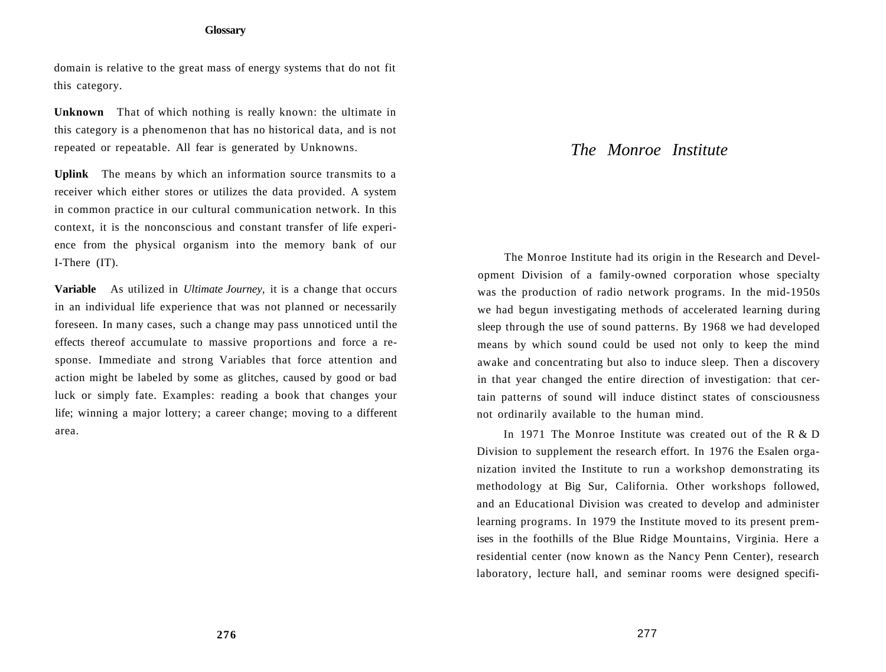domain is relative to the great mass of energy systems that do not fit this category.

**Unknown** That of which nothing is really known: the ultimate in this category is a phenomenon that has no historical data, and is not repeated or repeatable. All fear is generated by Unknowns.

**Uplink** The means by which an information source transmits to a receiver which either stores or utilizes the data provided. A system in common practice in our cultural communication network. In this context, it is the nonconscious and constant transfer of life experience from the physical organism into the memory bank of our I-There (IT).

**Variable** As utilized in *Ultimate Journey,* it is a change that occurs in an individual life experience that was not planned or necessarily foreseen. In many cases, such a change may pass unnoticed until the effects thereof accumulate to massive proportions and force a response. Immediate and strong Variables that force attention and action might be labeled by some as glitches, caused by good or bad luck or simply fate. Examples: reading a book that changes your life; winning a major lottery; a career change; moving to a different area.

# *The Monroe Institute*

The Monroe Institute had its origin in the Research and Development Division of a family-owned corporation whose specialty was the production of radio network programs. In the mid-1950s we had begun investigating methods of accelerated learning during sleep through the use of sound patterns. By 1968 we had developed means by which sound could be used not only to keep the mind awake and concentrating but also to induce sleep. Then a discovery in that year changed the entire direction of investigation: that certain patterns of sound will induce distinct states of consciousness not ordinarily available to the human mind.

In 1971 The Monroe Institute was created out of the R & D Division to supplement the research effort. In 1976 the Esalen organization invited the Institute to run a workshop demonstrating its methodology at Big Sur, California. Other workshops followed, and an Educational Division was created to develop and administer learning programs. In 1979 the Institute moved to its present premises in the foothills of the Blue Ridge Mountains, Virginia. Here a residential center (now known as the Nancy Penn Center), research laboratory, lecture hall, and seminar rooms were designed specifi-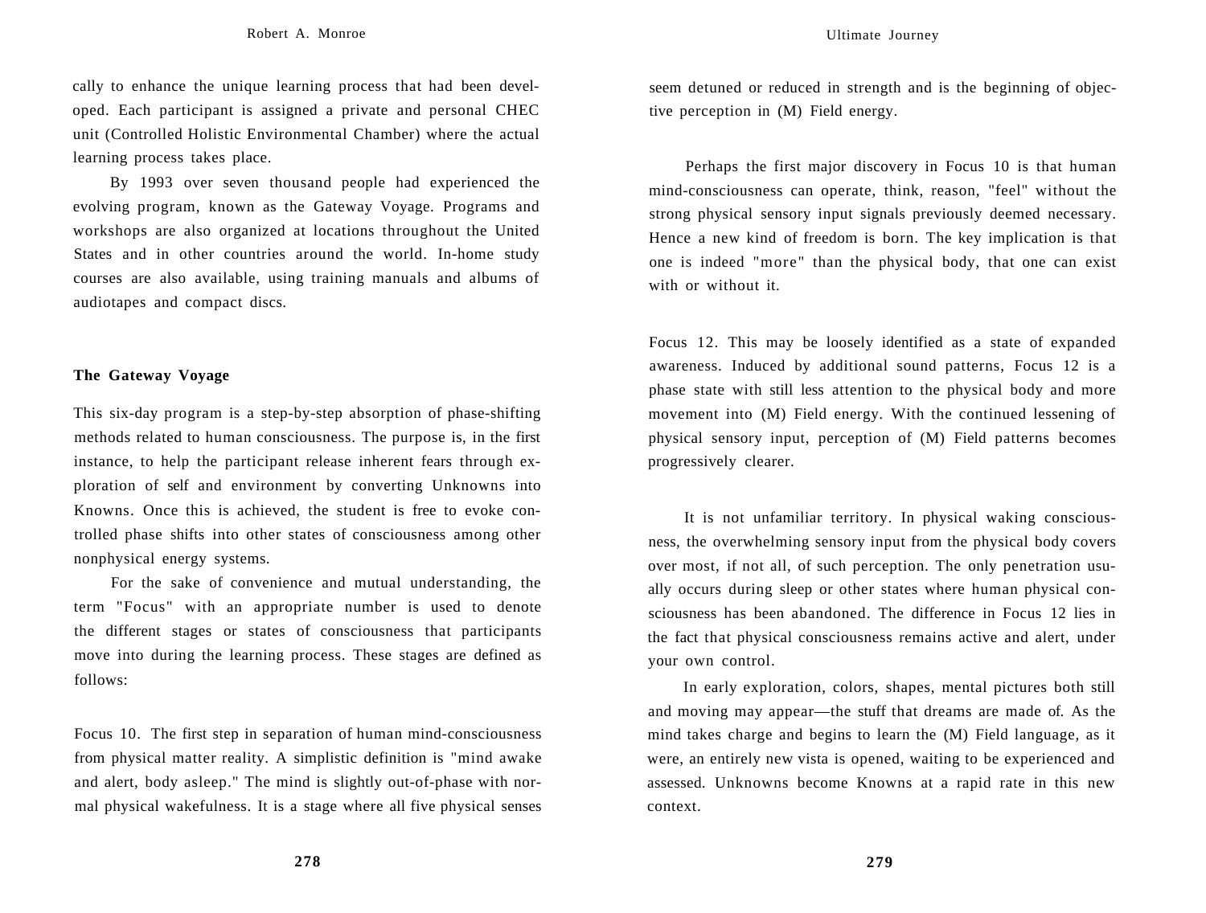cally to enhance the unique learning process that had been developed. Each participant is assigned a private and personal CHEC unit (Controlled Holistic Environmental Chamber) where the actual learning process takes place.

By 1993 over seven thousand people had experienced the evolving program, known as the Gateway Voyage. Programs and workshops are also organized at locations throughout the United States and in other countries around the world. In-home study courses are also available, using training manuals and albums of audiotapes and compact discs.

### The Gateway Voyage

This six-day program is a step-by-step absorption of phase-shifting methods related to human consciousness. The purpose is, in the first instance, to help the participant release inherent fears through exploration of self and environment by converting Unknowns into Knowns. Once this is achieved, the student is free to evoke controlled phase shifts into other states of consciousness among other nonphysical energy systems.

For the sake of convenience and mutual understanding, the term "Focus" with an appropriate number is used to denote the different stages or states of consciousness that participants move into during the learning process. These stages are defined as follows:

Focus 10. The first step in separation of human mind-consciousness from physical matter reality. A simplistic definition is "mind awake and alert, body asleep." The mind is slightly out-of-phase with normal physical wakefulness. It is a stage where all five physical senses seem detuned or reduced in strength and is the beginning of objective perception in (M) Field energy.

Perhaps the first major discovery in Focus 10 is that human mind-consciousness can operate, think, reason, "feel" without the strong physical sensory input signals previously deemed necessary. Hence a new kind of freedom is born. The key implication is that one is indeed "more" than the physical body, that one can exist with or without it.

Focus 12. This may be loosely identified as a state of expanded awareness. Induced by additional sound patterns, Focus 12 is a phase state with still less attention to the physical body and more movement into (M) Field energy. With the continued lessening of physical sensory input, perception of (M) Field patterns becomes progressively clearer.

It is not unfamiliar territory. In physical waking consciousness, the overwhelming sensory input from the physical body covers over most, if not all, of such perception. The only penetration usually occurs during sleep or other states where human physical consciousness has been abandoned. The difference in Focus 12 lies in the fact that physical consciousness remains active and alert, under your own control.

In early exploration, colors, shapes, mental pictures both still and moving may appear—the stuff that dreams are made of. As the mind takes charge and begins to learn the (M) Field language, as it were, an entirely new vista is opened, waiting to be experienced and assessed. Unknowns become Knowns at a rapid rate in this new context.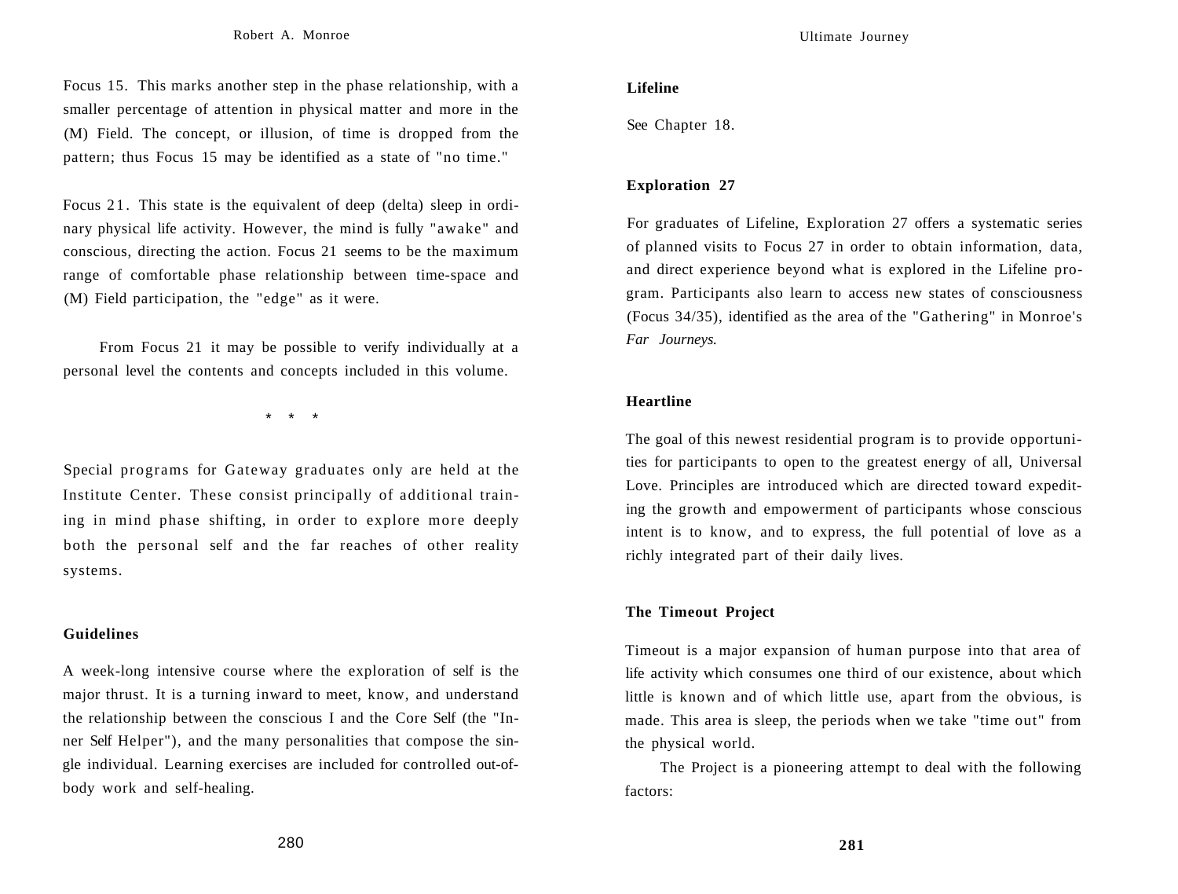Focus 15. This marks another step in the phase relationship, with a smaller percentage of attention in physical matter and more in the (M) Field. The concept, or illusion, of time is dropped from the pattern; thus Focus 15 may be identified as a state of "no time."

Focus 21. This state is the equivalent of deep (delta) sleep in ordinary physical life activity. However, the mind is fully "awake" and conscious, directing the action. Focus 21 seems to be the maximum range of comfortable phase relationship between time-space and (M) Field participation, the "edge" as it were.

From Focus 21 it may be possible to verify individually at a personal level the contents and concepts included in this volume.

\* \* \*

Special programs for Gateway graduates only are held at the Institute Center. These consist principally of additional training in mind phase shifting, in order to explore more deeply both the personal self and the far reaches of other reality systems.

### Guidelines

A week-long intensive course where the exploration of self is the major thrust. It is a turning inward to meet, know, and understand the relationship between the conscious I and the Core Self (the "Inner Self Helper"), and the many personalities that compose the single individual. Learning exercises are included for controlled out-of-body work and self-healing.

### Lifeline

See Chapter 18.

### Exploration 27

For graduates of Lifeline, Exploration 27 offers a systematic series of planned visits to Focus 27 in order to obtain information, data, and direct experience beyond what is explored in the Lifeline program. Participants also learn to access new states of consciousness (Focus 34/35), identified as the area of the "Gathering" in Monroe's *Far Journeys.*

### Heartline

The goal of this newest residential program is to provide opportunities for participants to open to the greatest energy of all, Universal Love. Principles are introduced which are directed toward expediting the growth and empowerment of participants whose conscious intent is to know, and to express, the full potential of love as a richly integrated part of their daily lives.

### The Timeout Project

Timeout is a major expansion of human purpose into that area of life activity which consumes one third of our existence, about which little is known and of which little use, apart from the obvious, is made. This area is sleep, the periods when we take "time out" from the physical world.

The Project is a pioneering attempt to deal with the following factors: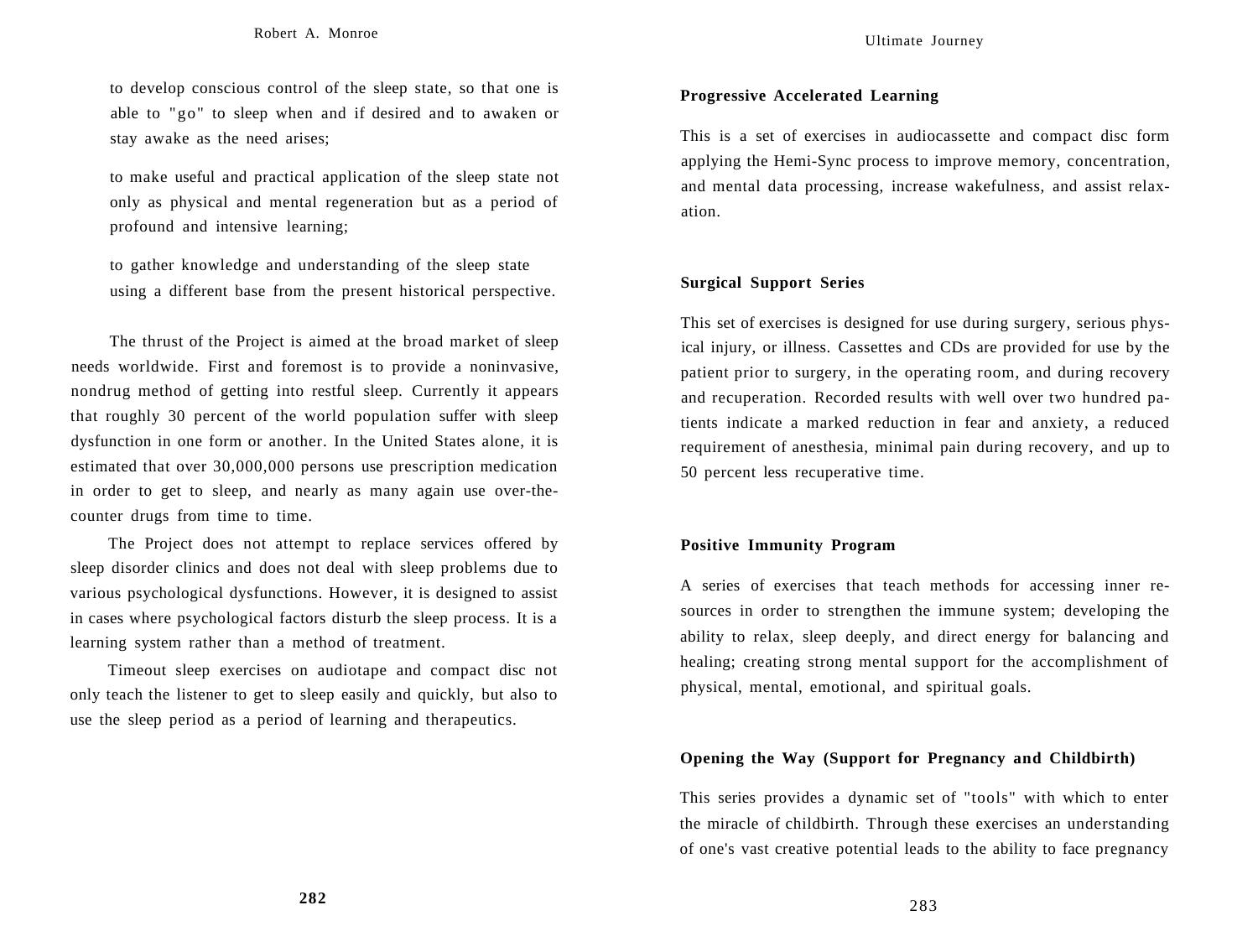to develop conscious control of the sleep state, so that one is able to "go" to sleep when and if desired and to awaken or stay awake as the need arises;

to make useful and practical application of the sleep state not only as physical and mental regeneration but as a period of profound and intensive learning;

to gather knowledge and understanding of the sleep state using a different base from the present historical perspective.

The thrust of the Project is aimed at the broad market of sleep needs worldwide. First and foremost is to provide a noninvasive, nondrug method of getting into restful sleep. Currently it appears that roughly 30 percent of the world population suffer with sleep dysfunction in one form or another. In the United States alone, it is estimated that over 30,000,000 persons use prescription medication in order to get to sleep, and nearly as many again use over-the-counter drugs from time to time.

The Project does not attempt to replace services offered by sleep disorder clinics and does not deal with sleep problems due to various psychological dysfunctions. However, it is designed to assist in cases where psychological factors disturb the sleep process. It is a learning system rather than a method of treatment.

Timeout sleep exercises on audiotape and compact disc not only teach the listener to get to sleep easily and quickly, but also to use the sleep period as a period of learning and therapeutics.

**Progressive Accelerated Learning**

This is a set of exercises in audiocassette and compact disc form applying the Hemi-Sync process to improve memory, concentration, and mental data processing, increase wakefulness, and assist relaxation.

**Surgical Support Series**

This set of exercises is designed for use during surgery, serious physical injury, or illness. Cassettes and CDs are provided for use by the patient prior to surgery, in the operating room, and during recovery and recuperation. Recorded results with well over two hundred patients indicate a marked reduction in fear and anxiety, a reduced requirement of anesthesia, minimal pain during recovery, and up to 50 percent less recuperative time.

**Positive Immunity Program**

A series of exercises that teach methods for accessing inner resources in order to strengthen the immune system; developing the ability to relax, sleep deeply, and direct energy for balancing and healing; creating strong mental support for the accomplishment of physical, mental, emotional, and spiritual goals.

**Opening the Way (Support for Pregnancy and Childbirth)**

This series provides a dynamic set of "tools" with which to enter the miracle of childbirth. Through these exercises an understanding of one's vast creative potential leads to the ability to face pregnancy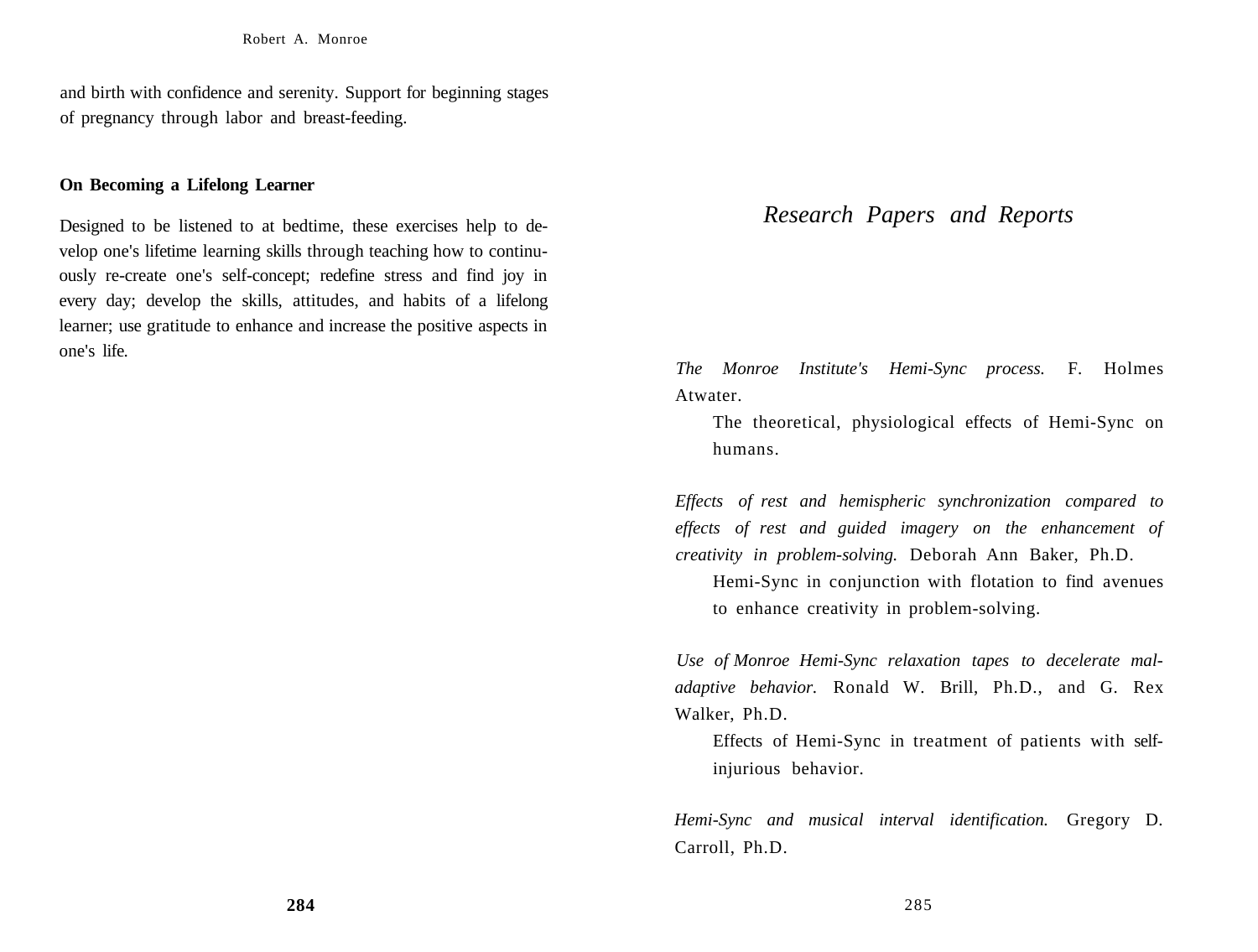and birth with confidence and serenity. Support for beginning stages of pregnancy through labor and breast-feeding.

**On Becoming a Lifelong Learner**

Designed to be listened to at bedtime, these exercises help to develop one's lifetime learning skills through teaching how to continuously re-create one's self-concept; redefine stress and find joy in every day; develop the skills, attitudes, and habits of a lifelong learner; use gratitude to enhance and increase the positive aspects in one's life.

# *Research Papers and Reports*

*The Monroe Institute's Hemi-Sync process.* F. Holmes Atwater.

The theoretical, physiological effects of Hemi-Sync on humans.

*Effects of rest and hemispheric synchronization compared to effects of rest and guided imagery on the enhancement of creativity in problem-solving.* Deborah Ann Baker, Ph.D.

Hemi-Sync in conjunction with flotation to find avenues to enhance creativity in problem-solving.

*Use of Monroe Hemi-Sync relaxation tapes to decelerate maladaptive behavior.* Ronald W. Brill, Ph.D., and G. Rex Walker, Ph.D.

Effects of Hemi-Sync in treatment of patients with self-injurious behavior.

*Hemi-Sync and musical interval identification.* Gregory D. Carroll, Ph.D.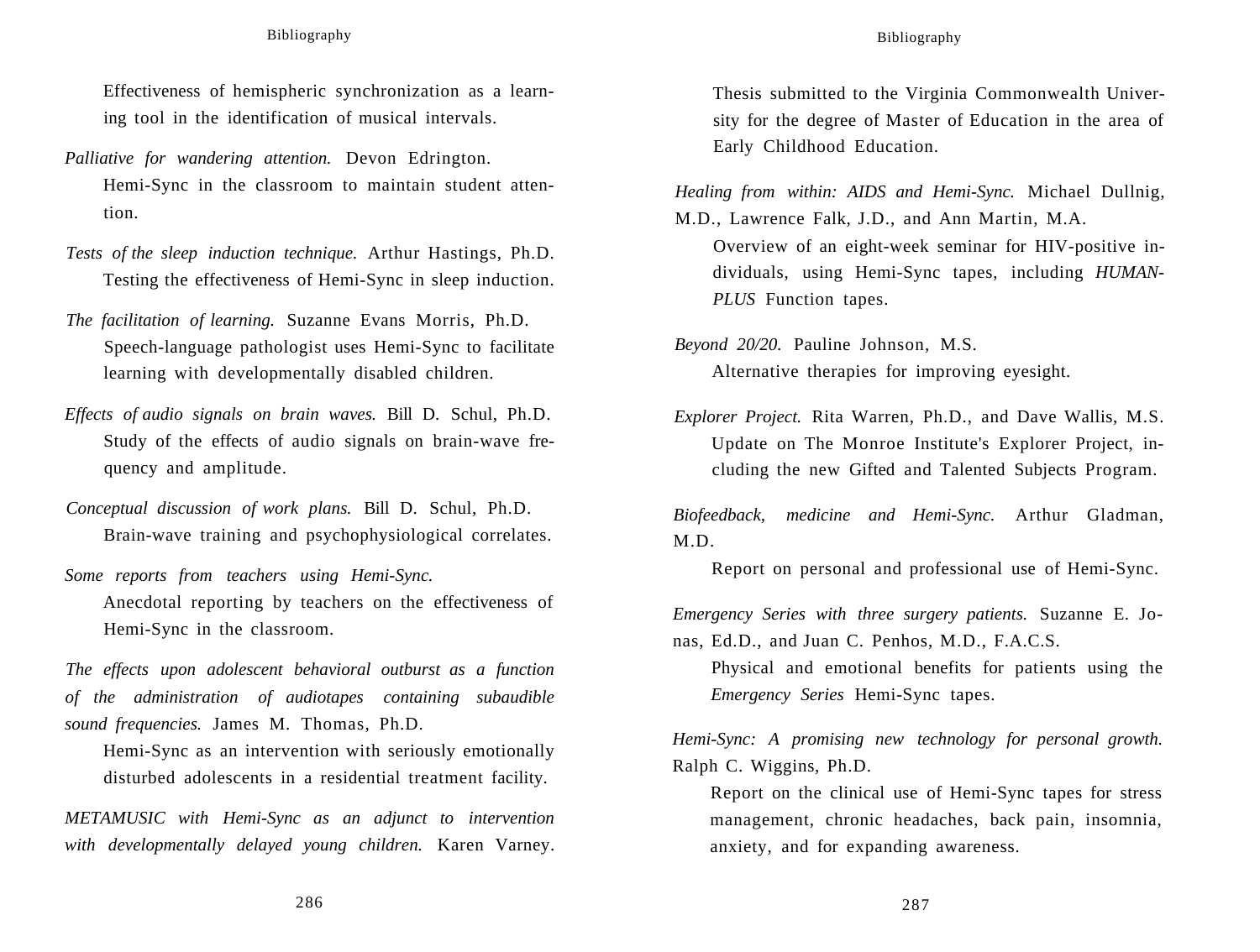Effectiveness of hemispheric synchronization as a learning tool in the identification of musical intervals.

*Palliative for wandering attention.* Devon Edrington.
Hemi-Sync in the classroom to maintain student attention.

*Tests of the sleep induction technique.* Arthur Hastings, Ph.D.
Testing the effectiveness of Hemi-Sync in sleep induction.

*The facilitation of learning.* Suzanne Evans Morris, Ph.D.
Speech-language pathologist uses Hemi-Sync to facilitate learning with developmentally disabled children.

*Effects of audio signals on brain waves.* Bill D. Schul, Ph.D.
Study of the effects of audio signals on brain-wave frequency and amplitude.

*Conceptual discussion of work plans.* Bill D. Schul, Ph.D.
Brain-wave training and psychophysiological correlates.

*Some reports from teachers using Hemi-Sync.*
Anecdotal reporting by teachers on the effectiveness of Hemi-Sync in the classroom.

*The effects upon adolescent behavioral outburst as a function of the administration of audiotapes containing subaudible sound frequencies.* James M. Thomas, Ph.D.
Hemi-Sync as an intervention with seriously emotionally disturbed adolescents in a residential treatment facility.

*METAMUSIC with Hemi-Sync as an adjunct to intervention with developmentally delayed young children.* Karen Varney.
Thesis submitted to the Virginia Commonwealth University for the degree of Master of Education in the area of Early Childhood Education.

*Healing from within: AIDS and Hemi-Sync.* Michael Dullnig, M.D., Lawrence Falk, J.D., and Ann Martin, M.A.
Overview of an eight-week seminar for HIV-positive individuals, using Hemi-Sync tapes, including *HUMAN-PLUS* Function tapes.

*Beyond 20/20.* Pauline Johnson, M.S.
Alternative therapies for improving eyesight.

*Explorer Project.* Rita Warren, Ph.D., and Dave Wallis, M.S.
Update on The Monroe Institute's Explorer Project, including the new Gifted and Talented Subjects Program.

*Biofeedback, medicine and Hemi-Sync.* Arthur Gladman, M.D.
Report on personal and professional use of Hemi-Sync.

*Emergency Series with three surgery patients.* Suzanne E. Jonas, Ed.D., and Juan C. Penhos, M.D., F.A.C.S.
Physical and emotional benefits for patients using the *Emergency Series* Hemi-Sync tapes.

*Hemi-Sync: A promising new technology for personal growth.* Ralph C. Wiggins, Ph.D.
Report on the clinical use of Hemi-Sync tapes for stress management, chronic headaches, back pain, insomnia, anxiety, and for expanding awareness.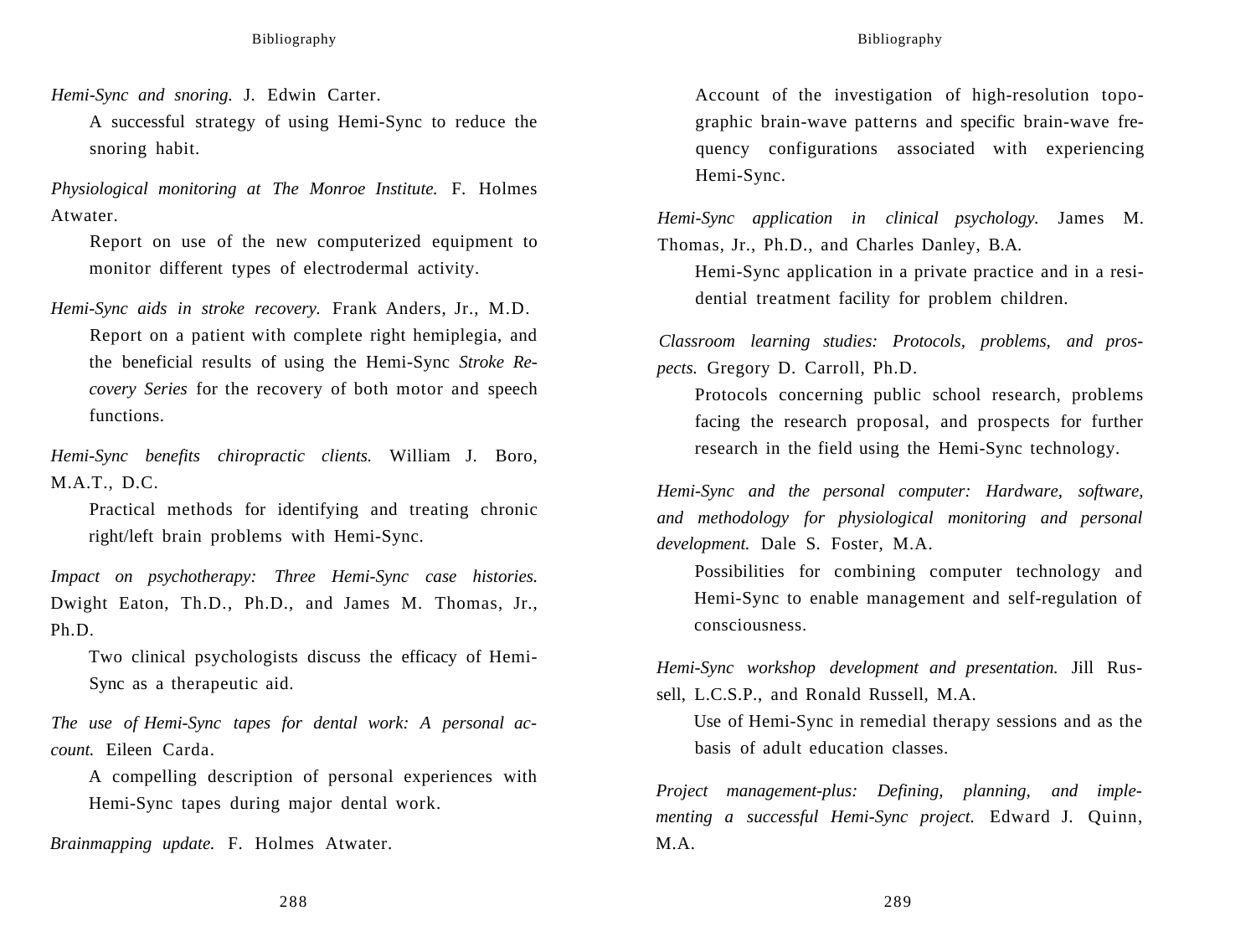*Hemi-Sync and snoring.* J. Edwin Carter.

A successful strategy of using Hemi-Sync to reduce the snoring habit.

*Physiological monitoring at The Monroe Institute.* F. Holmes Atwater.

Report on use of the new computerized equipment to monitor different types of electrodermal activity.

*Hemi-Sync aids in stroke recovery.* Frank Anders, Jr., M.D.

Report on a patient with complete right hemiplegia, and the beneficial results of using the Hemi-Sync *Stroke Recovery Series* for the recovery of both motor and speech functions.

*Hemi-Sync benefits chiropractic clients.* William J. Boro, M.A.T., D.C.

Practical methods for identifying and treating chronic right/left brain problems with Hemi-Sync.

*Impact on psychotherapy: Three Hemi-Sync case histories.* Dwight Eaton, Th.D., Ph.D., and James M. Thomas, Jr., Ph.D.

Two clinical psychologists discuss the efficacy of Hemi-Sync as a therapeutic aid.

*The use of Hemi-Sync tapes for dental work: A personal account.* Eileen Carda.

A compelling description of personal experiences with Hemi-Sync tapes during major dental work.

*Brainmapping update.* F. Holmes Atwater.

Account of the investigation of high-resolution topographic brain-wave patterns and specific brain-wave frequency configurations associated with experiencing Hemi-Sync.

*Hemi-Sync application in clinical psychology.* James M. Thomas, Jr., Ph.D., and Charles Danley, B.A.

Hemi-Sync application in a private practice and in a residential treatment facility for problem children.

*Classroom learning studies: Protocols, problems, and prospects.* Gregory D. Carroll, Ph.D.

Protocols concerning public school research, problems facing the research proposal, and prospects for further research in the field using the Hemi-Sync technology.

*Hemi-Sync and the personal computer: Hardware, software, and methodology for physiological monitoring and personal development.* Dale S. Foster, M.A.

Possibilities for combining computer technology and Hemi-Sync to enable management and self-regulation of consciousness.

*Hemi-Sync workshop development and presentation.* Jill Russell, L.C.S.P., and Ronald Russell, M.A.

Use of Hemi-Sync in remedial therapy sessions and as the basis of adult education classes.

*Project management-plus: Defining, planning, and implementing a successful Hemi-Sync project.* Edward J. Quinn, M.A.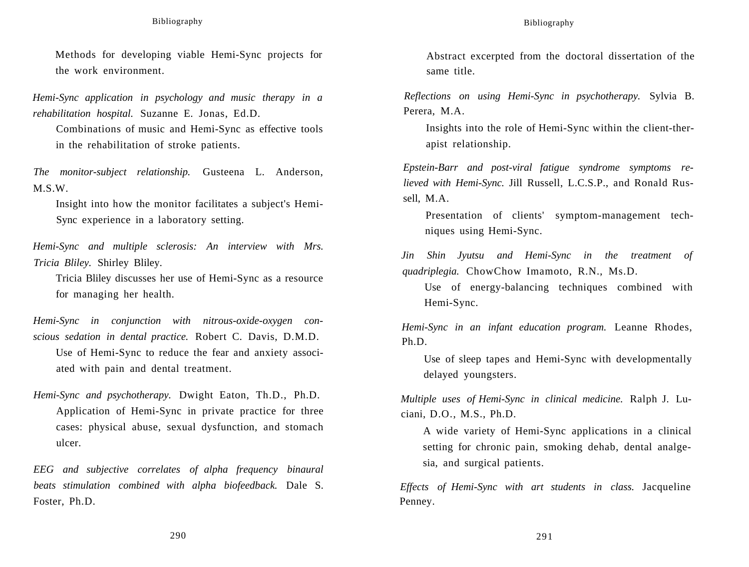Methods for developing viable Hemi-Sync projects for the work environment.

*Hemi-Sync application in psychology and music therapy in a rehabilitation hospital.* Suzanne E. Jonas, Ed.D.

Combinations of music and Hemi-Sync as effective tools in the rehabilitation of stroke patients.

*The monitor-subject relationship.* Gusteena L. Anderson, M.S.W.

Insight into how the monitor facilitates a subject's Hemi-Sync experience in a laboratory setting.

*Hemi-Sync and multiple sclerosis: An interview with Mrs. Tricia Bliley.* Shirley Bliley.

Tricia Bliley discusses her use of Hemi-Sync as a resource for managing her health.

*Hemi-Sync in conjunction with nitrous-oxide-oxygen conscious sedation in dental practice.* Robert C. Davis, D.M.D.

Use of Hemi-Sync to reduce the fear and anxiety associated with pain and dental treatment.

*Hemi-Sync and psychotherapy.* Dwight Eaton, Th.D., Ph.D.

Application of Hemi-Sync in private practice for three cases: physical abuse, sexual dysfunction, and stomach ulcer.

*EEG and subjective correlates of alpha frequency binaural beats stimulation combined with alpha biofeedback.* Dale S. Foster, Ph.D.

Abstract excerpted from the doctoral dissertation of the same title.

*Reflections on using Hemi-Sync in psychotherapy.* Sylvia B. Perera, M.A.

Insights into the role of Hemi-Sync within the client-therapist relationship.

*Epstein-Barr and post-viral fatigue syndrome symptoms relieved with Hemi-Sync.* Jill Russell, L.C.S.P., and Ronald Russell, M.A.

Presentation of clients' symptom-management techniques using Hemi-Sync.

*Jin Shin Jyutsu and Hemi-Sync in the treatment of quadriplegia.* ChowChow Imamoto, R.N., Ms.D.

Use of energy-balancing techniques combined with Hemi-Sync.

*Hemi-Sync in an infant education program.* Leanne Rhodes, Ph.D.

Use of sleep tapes and Hemi-Sync with developmentally delayed youngsters.

*Multiple uses of Hemi-Sync in clinical medicine.* Ralph J. Luciani, D.O., M.S., Ph.D.

A wide variety of Hemi-Sync applications in a clinical setting for chronic pain, smoking dehab, dental analgesia, and surgical patients.

*Effects of Hemi-Sync with art students in class.* Jacqueline Penney.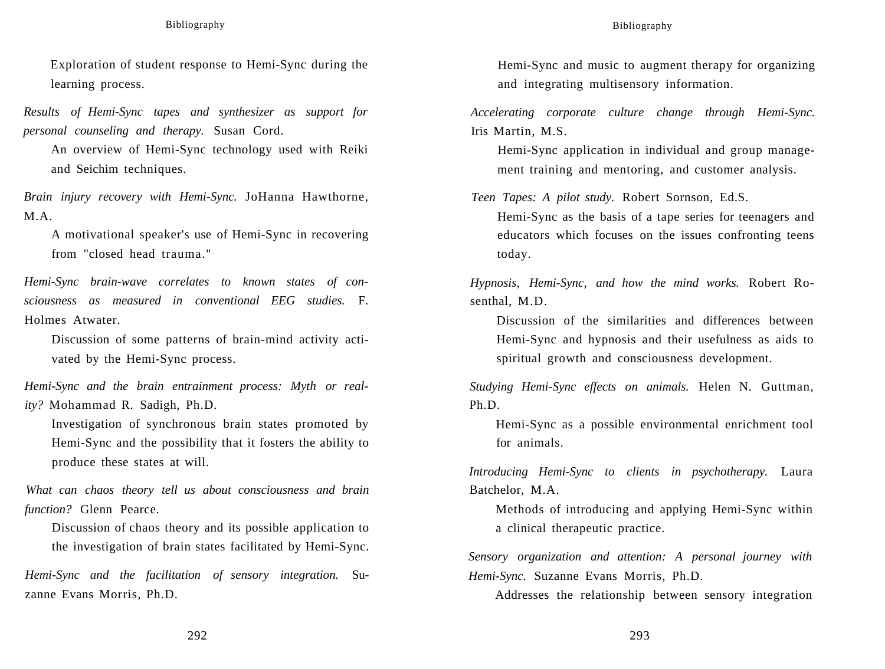Exploration of student response to Hemi-Sync during the learning process.

*Results of Hemi-Sync tapes and synthesizer as support for personal counseling and therapy.* Susan Cord.

An overview of Hemi-Sync technology used with Reiki and Seichim techniques.

*Brain injury recovery with Hemi-Sync.* JoHanna Hawthorne, M.A.

A motivational speaker's use of Hemi-Sync in recovering from "closed head trauma."

*Hemi-Sync brain-wave correlates to known states of consciousness as measured in conventional EEG studies.* F. Holmes Atwater.

Discussion of some patterns of brain-mind activity activated by the Hemi-Sync process.

*Hemi-Sync and the brain entrainment process: Myth or reality?* Mohammad R. Sadigh, Ph.D.

Investigation of synchronous brain states promoted by Hemi-Sync and the possibility that it fosters the ability to produce these states at will.

*What can chaos theory tell us about consciousness and brain function?* Glenn Pearce.

Discussion of chaos theory and its possible application to the investigation of brain states facilitated by Hemi-Sync.

*Hemi-Sync and the facilitation of sensory integration.* Suzanne Evans Morris, Ph.D.

Hemi-Sync and music to augment therapy for organizing and integrating multisensory information.

*Accelerating corporate culture change through Hemi-Sync.* Iris Martin, M.S.

Hemi-Sync application in individual and group management training and mentoring, and customer analysis.

*Teen Tapes: A pilot study.* Robert Sornson, Ed.S.

Hemi-Sync as the basis of a tape series for teenagers and educators which focuses on the issues confronting teens today.

*Hypnosis, Hemi-Sync, and how the mind works.* Robert Rosenthal, M.D.

Discussion of the similarities and differences between Hemi-Sync and hypnosis and their usefulness as aids to spiritual growth and consciousness development.

*Studying Hemi-Sync effects on animals.* Helen N. Guttman, Ph.D.

Hemi-Sync as a possible environmental enrichment tool for animals.

*Introducing Hemi-Sync to clients in psychotherapy.* Laura Batchelor, M.A.

Methods of introducing and applying Hemi-Sync within a clinical therapeutic practice.

*Sensory organization and attention: A personal journey with Hemi-Sync.* Suzanne Evans Morris, Ph.D.

Addresses the relationship between sensory integration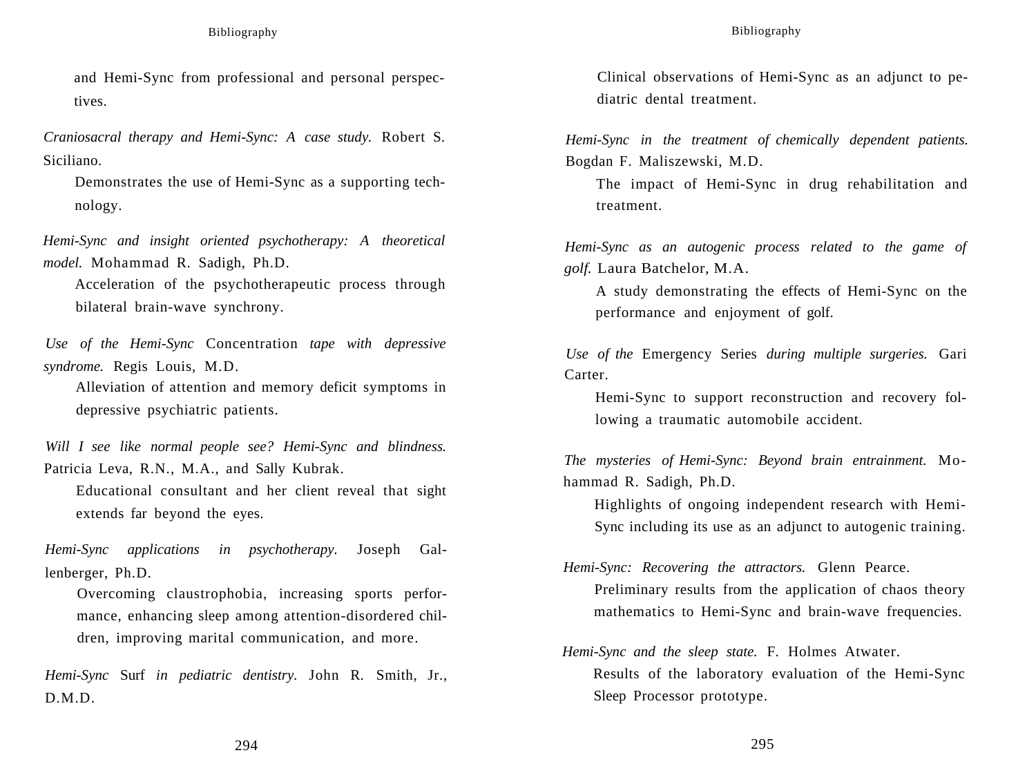and Hemi-Sync from professional and personal perspectives.

*Craniosacral therapy and Hemi-Sync: A case study.* Robert S. Siciliano.

Demonstrates the use of Hemi-Sync as a supporting technology.

*Hemi-Sync and insight oriented psychotherapy: A theoretical model.* Mohammad R. Sadigh, Ph.D.

Acceleration of the psychotherapeutic process through bilateral brain-wave synchrony.

*Use of the Hemi-Sync* Concentration *tape with depressive syndrome.* Regis Louis, M.D.

Alleviation of attention and memory deficit symptoms in depressive psychiatric patients.

*Will I see like normal people see? Hemi-Sync and blindness.* Patricia Leva, R.N., M.A., and Sally Kubrak.

Educational consultant and her client reveal that sight extends far beyond the eyes.

*Hemi-Sync applications in psychotherapy.* Joseph Gallenberger, Ph.D.

Overcoming claustrophobia, increasing sports performance, enhancing sleep among attention-disordered children, improving marital communication, and more.

*Hemi-Sync* Surf *in pediatric dentistry.* John R. Smith, Jr., D.M.D.

Clinical observations of Hemi-Sync as an adjunct to pediatric dental treatment.

*Hemi-Sync in the treatment of chemically dependent patients.* Bogdan F. Maliszewski, M.D.

The impact of Hemi-Sync in drug rehabilitation and treatment.

*Hemi-Sync as an autogenic process related to the game of golf.* Laura Batchelor, M.A.

A study demonstrating the effects of Hemi-Sync on the performance and enjoyment of golf.

*Use of the* Emergency Series *during multiple surgeries.* Gari Carter.

Hemi-Sync to support reconstruction and recovery following a traumatic automobile accident.

*The mysteries of Hemi-Sync: Beyond brain entrainment.* Mohammad R. Sadigh, Ph.D.

Highlights of ongoing independent research with Hemi-Sync including its use as an adjunct to autogenic training.

*Hemi-Sync: Recovering the attractors.* Glenn Pearce.

Preliminary results from the application of chaos theory mathematics to Hemi-Sync and brain-wave frequencies.

*Hemi-Sync and the sleep state.* F. Holmes Atwater.

Results of the laboratory evaluation of the Hemi-Sync Sleep Processor prototype.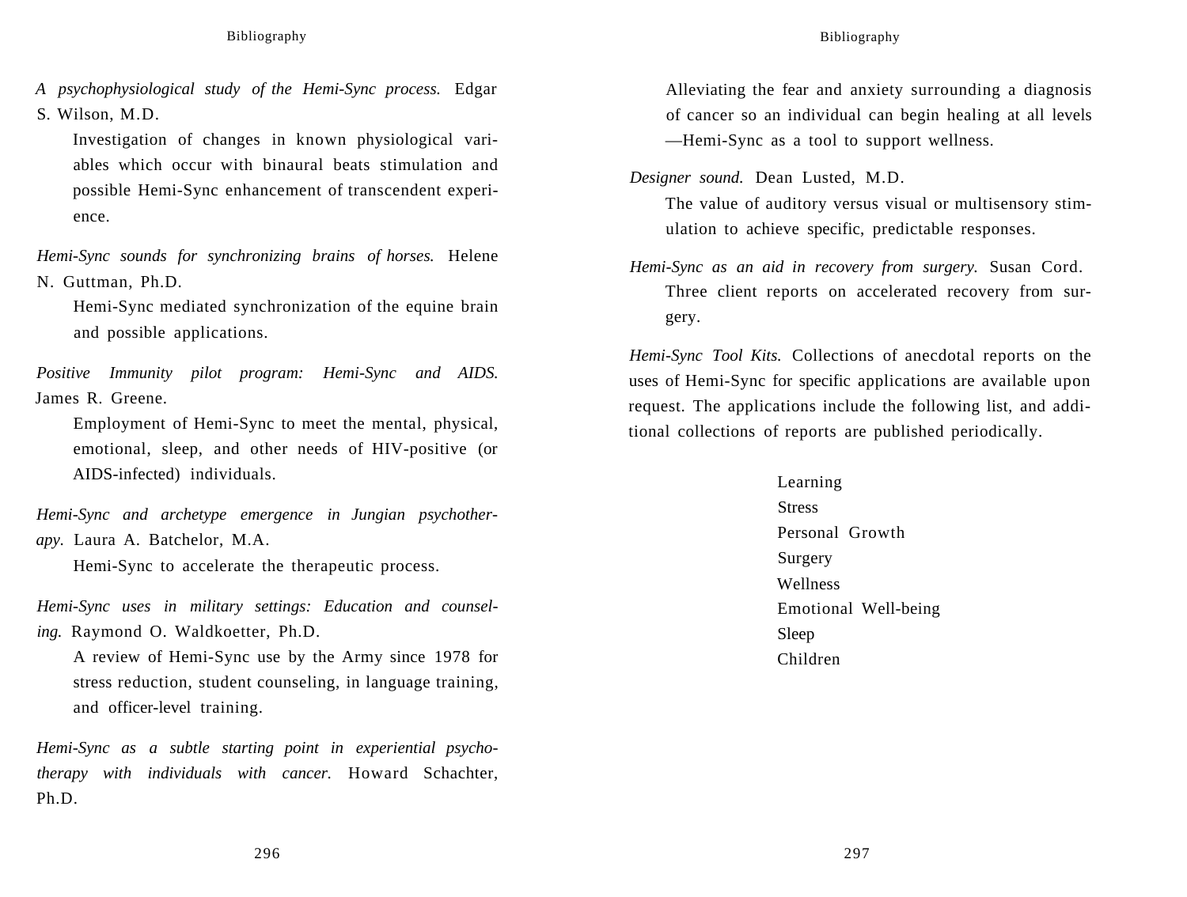*A psychophysiological study of the Hemi-Sync process.* Edgar S. Wilson, M.D.

Investigation of changes in known physiological variables which occur with binaural beats stimulation and possible Hemi-Sync enhancement of transcendent experience.

*Hemi-Sync sounds for synchronizing brains of horses.* Helene N. Guttman, Ph.D.

Hemi-Sync mediated synchronization of the equine brain and possible applications.

*Positive Immunity pilot program: Hemi-Sync and AIDS.* James R. Greene.

Employment of Hemi-Sync to meet the mental, physical, emotional, sleep, and other needs of HIV-positive (or AIDS-infected) individuals.

*Hemi-Sync and archetype emergence in Jungian psychotherapy.* Laura A. Batchelor, M.A.

Hemi-Sync to accelerate the therapeutic process.

*Hemi-Sync uses in military settings: Education and counseling.* Raymond O. Waldkoetter, Ph.D.

A review of Hemi-Sync use by the Army since 1978 for stress reduction, student counseling, in language training, and officer-level training.

*Hemi-Sync as a subtle starting point in experiential psychotherapy with individuals with cancer.* Howard Schachter, Ph.D.

Alleviating the fear and anxiety surrounding a diagnosis of cancer so an individual can begin healing at all levels —Hemi-Sync as a tool to support wellness.

*Designer sound.* Dean Lusted, M.D.

The value of auditory versus visual or multisensory stimulation to achieve specific, predictable responses.

*Hemi-Sync as an aid in recovery from surgery.* Susan Cord.

Three client reports on accelerated recovery from surgery.

*Hemi-Sync Tool Kits.* Collections of anecdotal reports on the uses of Hemi-Sync for specific applications are available upon request. The applications include the following list, and additional collections of reports are published periodically.

Learning
Stress
Personal Growth
Surgery
Wellness
Emotional Well-being
Sleep
Children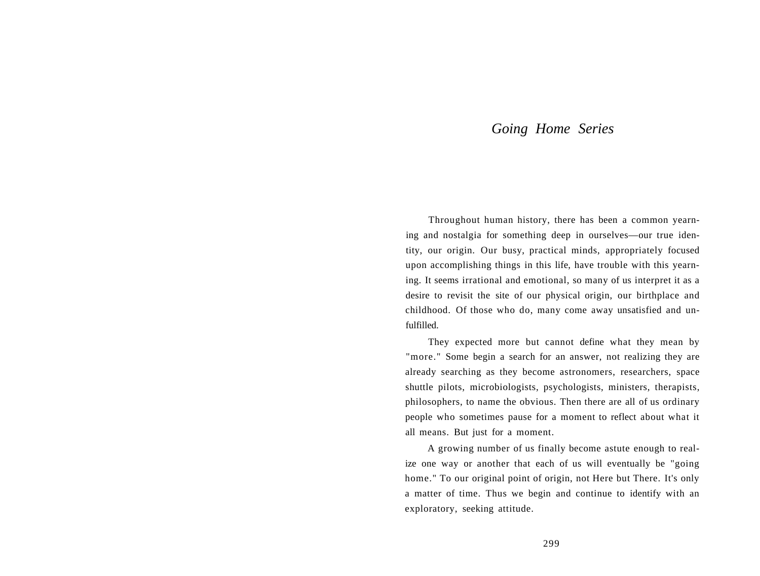# *Going Home Series*

Throughout human history, there has been a common yearning and nostalgia for something deep in ourselves—our true identity, our origin. Our busy, practical minds, appropriately focused upon accomplishing things in this life, have trouble with this yearning. It seems irrational and emotional, so many of us interpret it as a desire to revisit the site of our physical origin, our birthplace and childhood. Of those who do, many come away unsatisfied and unfulfilled.

They expected more but cannot define what they mean by "more." Some begin a search for an answer, not realizing they are already searching as they become astronomers, researchers, space shuttle pilots, microbiologists, psychologists, ministers, therapists, philosophers, to name the obvious. Then there are all of us ordinary people who sometimes pause for a moment to reflect about what it all means. But just for a moment.

A growing number of us finally become astute enough to realize one way or another that each of us will eventually be "going home." To our original point of origin, not Here but There. It's only a matter of time. Thus we begin and continue to identify with an exploratory, seeking attitude.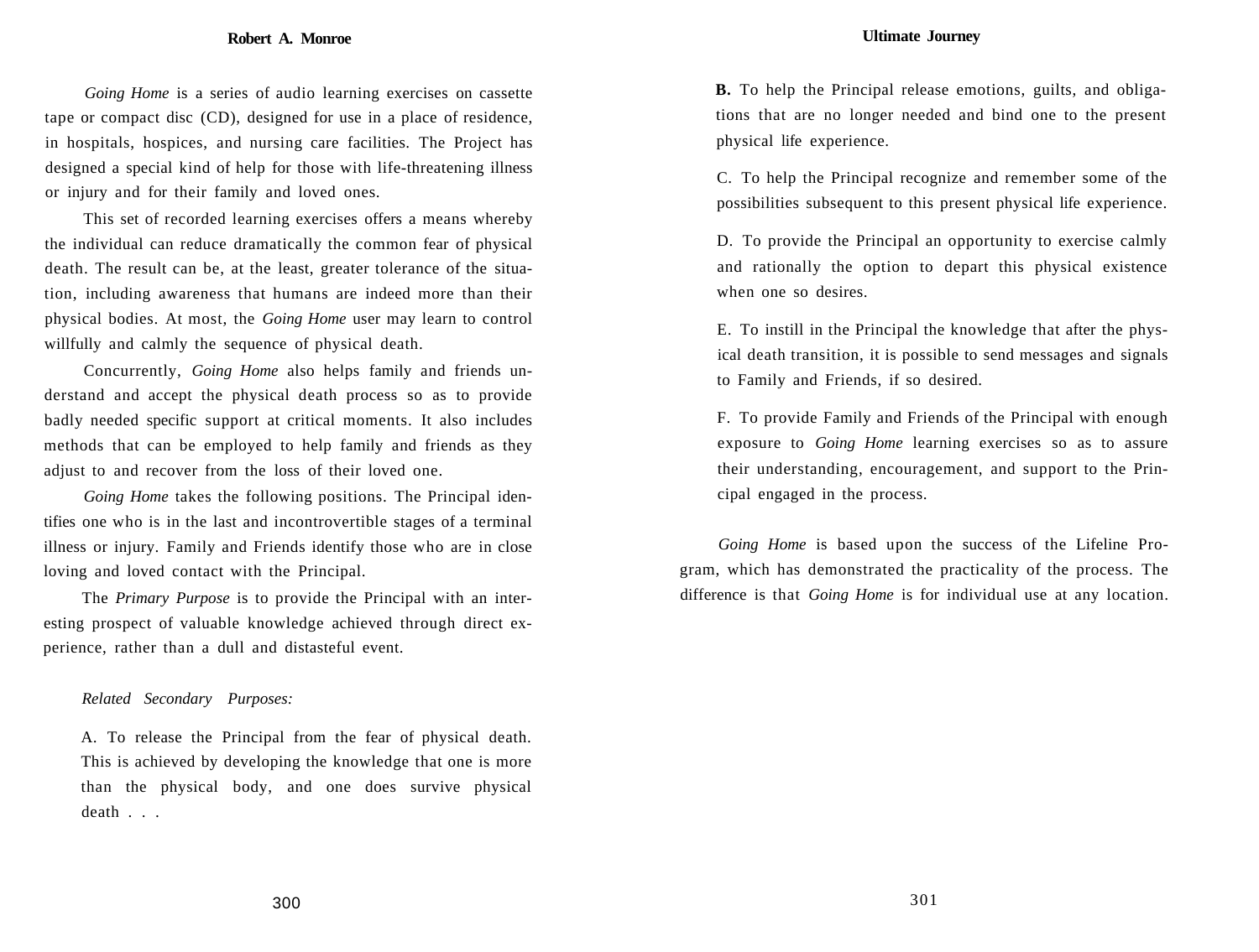*Going Home* is a series of audio learning exercises on cassette tape or compact disc (CD), designed for use in a place of residence, in hospitals, hospices, and nursing care facilities. The Project has designed a special kind of help for those with life-threatening illness or injury and for their family and loved ones.

This set of recorded learning exercises offers a means whereby the individual can reduce dramatically the common fear of physical death. The result can be, at the least, greater tolerance of the situation, including awareness that humans are indeed more than their physical bodies. At most, the *Going Home* user may learn to control willfully and calmly the sequence of physical death.

Concurrently, *Going Home* also helps family and friends understand and accept the physical death process so as to provide badly needed specific support at critical moments. It also includes methods that can be employed to help family and friends as they adjust to and recover from the loss of their loved one.

*Going Home* takes the following positions. The Principal identifies one who is in the last and incontrovertible stages of a terminal illness or injury. Family and Friends identify those who are in close loving and loved contact with the Principal.

The *Primary Purpose* is to provide the Principal with an interesting prospect of valuable knowledge achieved through direct experience, rather than a dull and distasteful event.

*Related Secondary Purposes:*

A. To release the Principal from the fear of physical death. This is achieved by developing the knowledge that one is more than the physical body, and one does survive physical death . . .

**B.** To help the Principal release emotions, guilts, and obligations that are no longer needed and bind one to the present physical life experience.

C. To help the Principal recognize and remember some of the possibilities subsequent to this present physical life experience.

D. To provide the Principal an opportunity to exercise calmly and rationally the option to depart this physical existence when one so desires.

E. To instill in the Principal the knowledge that after the physical death transition, it is possible to send messages and signals to Family and Friends, if so desired.

F. To provide Family and Friends of the Principal with enough exposure to *Going Home* learning exercises so as to assure their understanding, encouragement, and support to the Principal engaged in the process.

*Going Home* is based upon the success of the Lifeline Program, which has demonstrated the practicality of the process. The difference is that *Going Home* is for individual use at any location.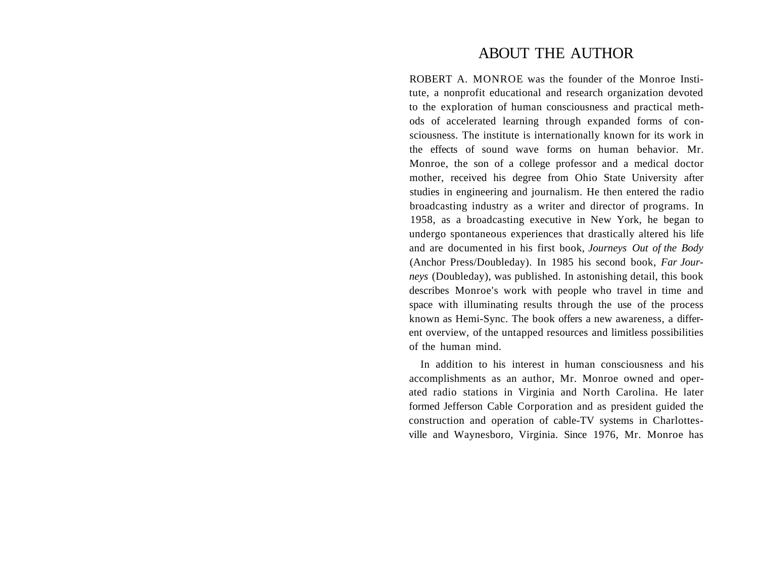# ABOUT THE AUTHOR

ROBERT A. MONROE was the founder of the Monroe Institute, a nonprofit educational and research organization devoted to the exploration of human consciousness and practical methods of accelerated learning through expanded forms of consciousness. The institute is internationally known for its work in the effects of sound wave forms on human behavior. Mr. Monroe, the son of a college professor and a medical doctor mother, received his degree from Ohio State University after studies in engineering and journalism. He then entered the radio broadcasting industry as a writer and director of programs. In 1958, as a broadcasting executive in New York, he began to undergo spontaneous experiences that drastically altered his life and are documented in his first book, *Journeys Out of the Body* (Anchor Press/Doubleday). In 1985 his second book, *Far Journeys* (Doubleday), was published. In astonishing detail, this book describes Monroe's work with people who travel in time and space with illuminating results through the use of the process known as Hemi-Sync. The book offers a new awareness, a different overview, of the untapped resources and limitless possibilities of the human mind.

In addition to his interest in human consciousness and his accomplishments as an author, Mr. Monroe owned and operated radio stations in Virginia and North Carolina. He later formed Jefferson Cable Corporation and as president guided the construction and operation of cable-TV systems in Charlottesville and Waynesboro, Virginia. Since 1976, Mr. Monroe has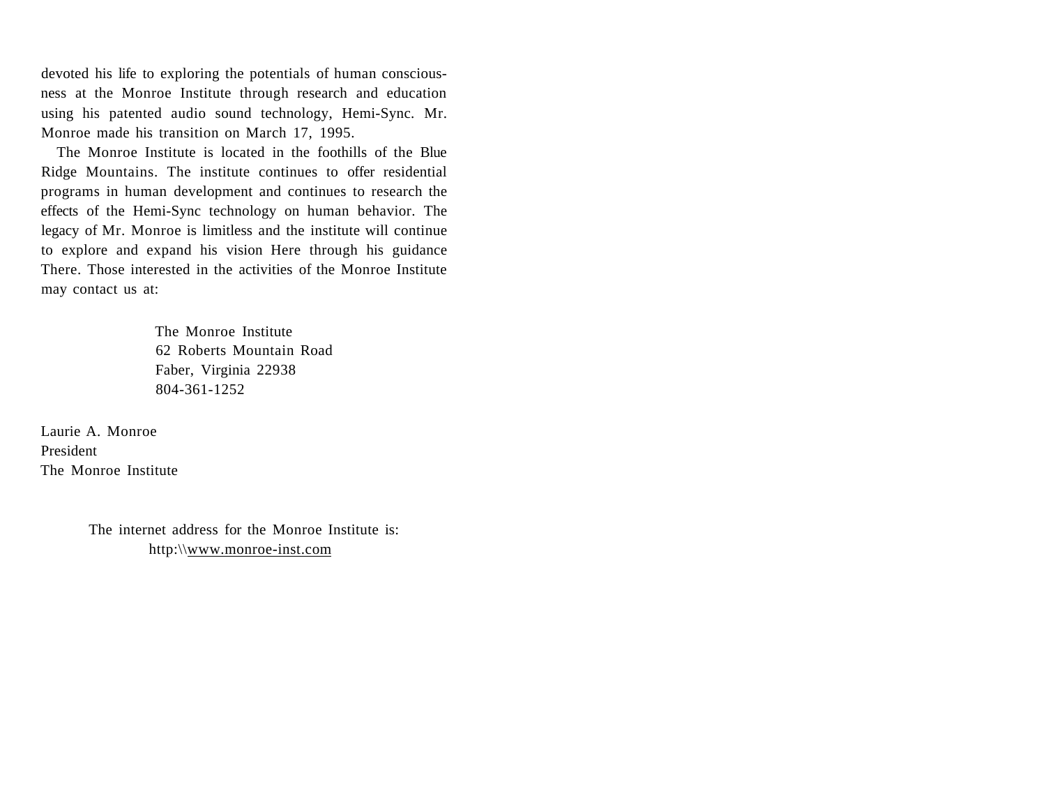devoted his life to exploring the potentials of human consciousness at the Monroe Institute through research and education using his patented audio sound technology, Hemi-Sync. Mr. Monroe made his transition on March 17, 1995.

The Monroe Institute is located in the foothills of the Blue Ridge Mountains. The institute continues to offer residential programs in human development and continues to research the effects of the Hemi-Sync technology on human behavior. The legacy of Mr. Monroe is limitless and the institute will continue to explore and expand his vision Here through his guidance There. Those interested in the activities of the Monroe Institute may contact us at:

The Monroe Institute  
62 Roberts Mountain Road  
Faber, Virginia 22938  
804-361-1252

Laurie A. Monroe  
President  
The Monroe Institute

The internet address for the Monroe Institute is:  
http:\\www.monroe-inst.com